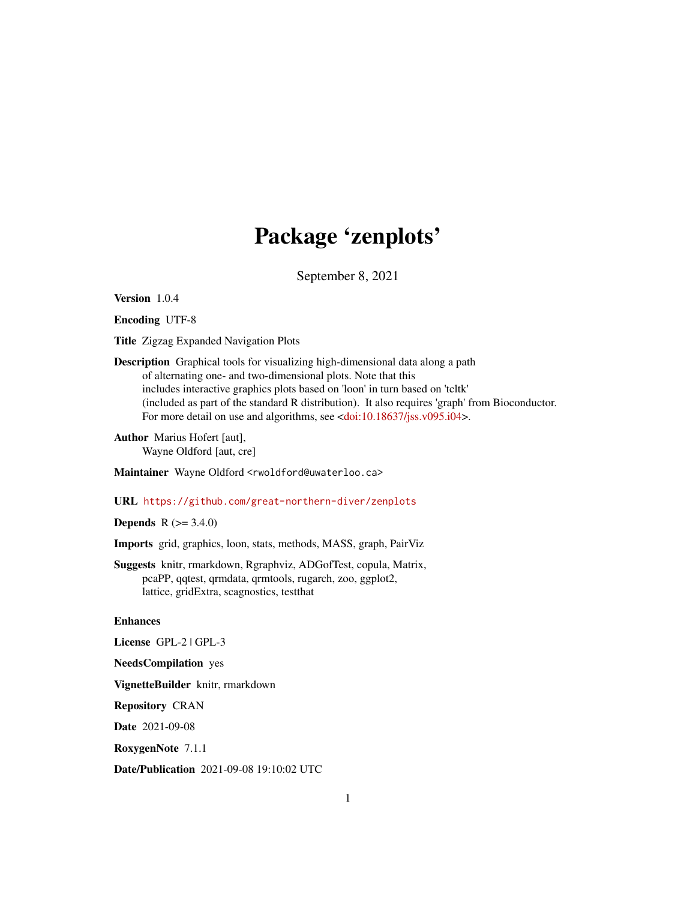# Package 'zenplots'

September 8, 2021

**Version** 1.0.4

**Encoding** UTF-8

**Title** Zigzag Expanded Navigation Plots

**Description** Graphical tools for visualizing high-dimensional data along a path of alternating one- and two-dimensional plots. Note that this includes interactive graphics plots based on 'loon' in turn based on 'tcltk' (included as part of the standard R distribution). It also requires 'graph' from Bioconductor. For more detail on use and algorithms, see <doi:10.18637/jss.v095.i04>.

**Author** Marius Hofert [aut],
Wayne Oldford [aut, cre]

**Maintainer** Wayne Oldford <rwoldford@uwaterloo.ca>

**URL** https://github.com/great-northern-diver/zenplots

**Depends** R (>= 3.4.0)

**Imports** grid, graphics, loon, stats, methods, MASS, graph, PairViz

**Suggests** knitr, rmarkdown, Rgraphviz, ADGofTest, copula, Matrix, pcaPP, qqtest, qrmdata, qrmtools, rugarch, zoo, ggplot2, lattice, gridExtra, scagnostics, testthat

**Enhances**

**License** GPL-2 | GPL-3

**NeedsCompilation** yes

**VignetteBuilder** knitr, rmarkdown

**Repository** CRAN

**Date** 2021-09-08

**RoxygenNote** 7.1.1

**Date/Publication** 2021-09-08 19:10:02 UTC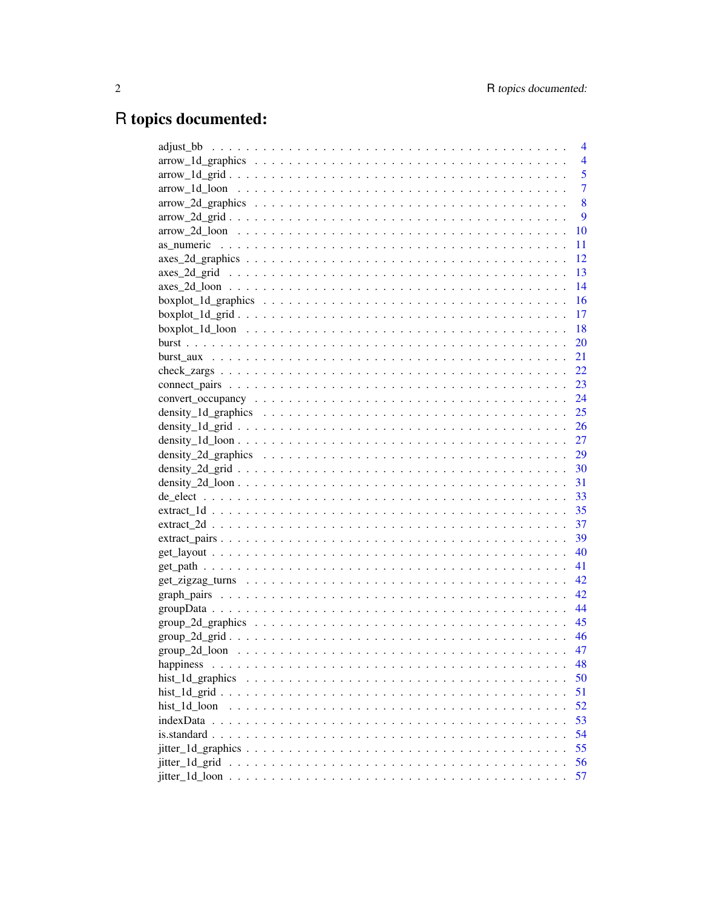# R topics documented:

| | |
|---|---|
| adjust_bb | 4 |
| arrow_1d_graphics | 4 |
| arrow_1d_grid | 5 |
| arrow_1d_loon | 7 |
| arrow_2d_graphics | 8 |
| arrow_2d_grid | 9 |
| arrow_2d_loon | 10 |
| as_numeric | 11 |
| axes_2d_graphics | 12 |
| axes_2d_grid | 13 |
| axes_2d_loon | 14 |
| boxplot_1d_graphics | 16 |
| boxplot_1d_grid | 17 |
| boxplot_1d_loon | 18 |
| burst | 20 |
| burst_aux | 21 |
| check_zargs | 22 |
| connect_pairs | 23 |
| convert_occupancy | 24 |
| density_1d_graphics | 25 |
| density_1d_grid | 26 |
| density_1d_loon | 27 |
| density_2d_graphics | 29 |
| density_2d_grid | 30 |
| density_2d_loon | 31 |
| de_elect | 33 |
| extract_1d | 35 |
| extract_2d | 37 |
| extract_pairs | 39 |
| get_layout | 40 |
| get_path | 41 |
| get_zigzag_turns | 42 |
| graph_pairs | 42 |
| groupData | 44 |
| group_2d_graphics | 45 |
| group_2d_grid | 46 |
| group_2d_loon | 47 |
| happiness | 48 |
| hist_1d_graphics | 50 |
| hist_1d_grid | 51 |
| hist_1d_loon | 52 |
| indexData | 53 |
| is.standard | 54 |
| jitter_1d_graphics | 55 |
| jitter_1d_grid | 56 |
| jitter_1d_loon | 57 |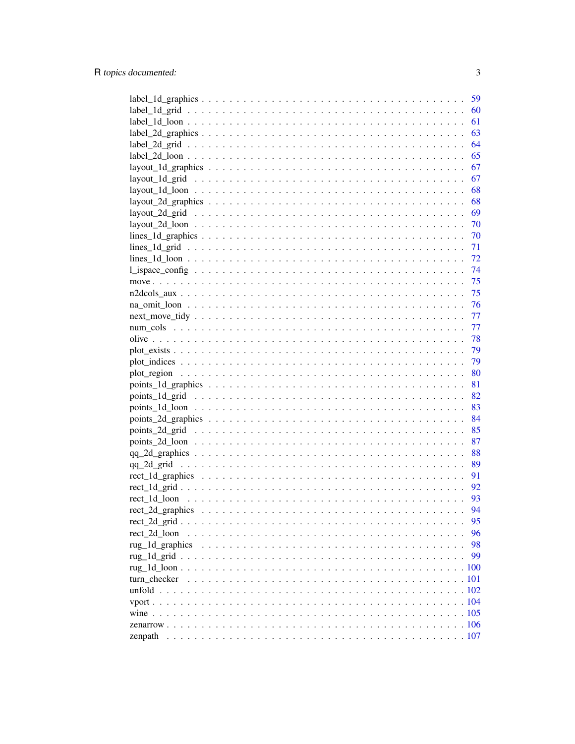label_1d_graphics . . . . . . . . . . . . . . . . . . . . . . . . . . . . . . . . . 59
label_1d_grid . . . . . . . . . . . . . . . . . . . . . . . . . . . . . . . . . . . 60
label_1d_loon . . . . . . . . . . . . . . . . . . . . . . . . . . . . . . . . . . . 61
label_2d_graphics . . . . . . . . . . . . . . . . . . . . . . . . . . . . . . . . . 63
label_2d_grid . . . . . . . . . . . . . . . . . . . . . . . . . . . . . . . . . . . 64
label_2d_loon . . . . . . . . . . . . . . . . . . . . . . . . . . . . . . . . . . . 65
layout_1d_graphics . . . . . . . . . . . . . . . . . . . . . . . . . . . . . . . . 67
layout_1d_grid . . . . . . . . . . . . . . . . . . . . . . . . . . . . . . . . . . 67
layout_1d_loon . . . . . . . . . . . . . . . . . . . . . . . . . . . . . . . . . . 68
layout_2d_graphics . . . . . . . . . . . . . . . . . . . . . . . . . . . . . . . . 68
layout_2d_grid . . . . . . . . . . . . . . . . . . . . . . . . . . . . . . . . . . 69
layout_2d_loon . . . . . . . . . . . . . . . . . . . . . . . . . . . . . . . . . . 70
lines_1d_graphics . . . . . . . . . . . . . . . . . . . . . . . . . . . . . . . . . 70
lines_1d_grid . . . . . . . . . . . . . . . . . . . . . . . . . . . . . . . . . . . 71
lines_1d_loon . . . . . . . . . . . . . . . . . . . . . . . . . . . . . . . . . . . 72
l_ispace_config . . . . . . . . . . . . . . . . . . . . . . . . . . . . . . . . . . 74
move . . . . . . . . . . . . . . . . . . . . . . . . . . . . . . . . . . . . . . . 75
n2dcols_aux . . . . . . . . . . . . . . . . . . . . . . . . . . . . . . . . . . . . 75
na_omit_loon . . . . . . . . . . . . . . . . . . . . . . . . . . . . . . . . . . . 76
next_move_tidy . . . . . . . . . . . . . . . . . . . . . . . . . . . . . . . . . . 77
num_cols . . . . . . . . . . . . . . . . . . . . . . . . . . . . . . . . . . . . . 77
olive . . . . . . . . . . . . . . . . . . . . . . . . . . . . . . . . . . . . . . . 78
plot_exists . . . . . . . . . . . . . . . . . . . . . . . . . . . . . . . . . . . . 79
plot_indices . . . . . . . . . . . . . . . . . . . . . . . . . . . . . . . . . . . 79
plot_region . . . . . . . . . . . . . . . . . . . . . . . . . . . . . . . . . . . . 80
points_1d_graphics . . . . . . . . . . . . . . . . . . . . . . . . . . . . . . . . 81
points_1d_grid . . . . . . . . . . . . . . . . . . . . . . . . . . . . . . . . . . 82
points_1d_loon . . . . . . . . . . . . . . . . . . . . . . . . . . . . . . . . . . 83
points_2d_graphics . . . . . . . . . . . . . . . . . . . . . . . . . . . . . . . . 84
points_2d_grid . . . . . . . . . . . . . . . . . . . . . . . . . . . . . . . . . . 85
points_2d_loon . . . . . . . . . . . . . . . . . . . . . . . . . . . . . . . . . . 87
qq_2d_graphics . . . . . . . . . . . . . . . . . . . . . . . . . . . . . . . . . . 88
qq_2d_grid . . . . . . . . . . . . . . . . . . . . . . . . . . . . . . . . . . . . 89
rect_1d_graphics . . . . . . . . . . . . . . . . . . . . . . . . . . . . . . . . . 91
rect_1d_grid . . . . . . . . . . . . . . . . . . . . . . . . . . . . . . . . . . . 92
rect_1d_loon . . . . . . . . . . . . . . . . . . . . . . . . . . . . . . . . . . . 93
rect_2d_graphics . . . . . . . . . . . . . . . . . . . . . . . . . . . . . . . . . 94
rect_2d_grid . . . . . . . . . . . . . . . . . . . . . . . . . . . . . . . . . . . 95
rect_2d_loon . . . . . . . . . . . . . . . . . . . . . . . . . . . . . . . . . . . 96
rug_1d_graphics . . . . . . . . . . . . . . . . . . . . . . . . . . . . . . . . . 98
rug_1d_grid . . . . . . . . . . . . . . . . . . . . . . . . . . . . . . . . . . . . 99
rug_1d_loon . . . . . . . . . . . . . . . . . . . . . . . . . . . . . . . . . . . . 100
turn_checker . . . . . . . . . . . . . . . . . . . . . . . . . . . . . . . . . . . 101
unfold . . . . . . . . . . . . . . . . . . . . . . . . . . . . . . . . . . . . . . . 102
vport . . . . . . . . . . . . . . . . . . . . . . . . . . . . . . . . . . . . . . . 104
wine . . . . . . . . . . . . . . . . . . . . . . . . . . . . . . . . . . . . . . . . 105
zenarrow . . . . . . . . . . . . . . . . . . . . . . . . . . . . . . . . . . . . . 106
zenpath . . . . . . . . . . . . . . . . . . . . . . . . . . . . . . . . . . . . . . 107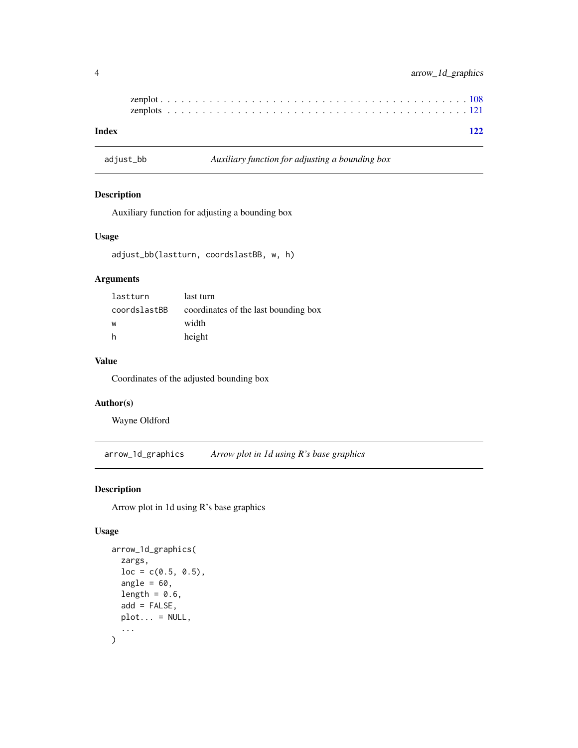zenplot . . . . . . . . . . . . . . . . . . . . . . . . . . . . . . . . . . . . . . . . . . 108
zenplots . . . . . . . . . . . . . . . . . . . . . . . . . . . . . . . . . . . . . . . . . . 121

**Index** **122**

---

`adjust_bb` *Auxiliary function for adjusting a bounding box*

---

### Description

Auxiliary function for adjusting a bounding box

### Usage

```
adjust_bb(lastturn, coordslastBB, w, h)
```

### Arguments

| | |
|---|---|
| `lastturn` | last turn |
| `coordslastBB` | coordinates of the last bounding box |
| `w` | width |
| `h` | height |

### Value

Coordinates of the adjusted bounding box

### Author(s)

Wayne Oldford

---

`arrow_1d_graphics` *Arrow plot in 1d using R's base graphics*

---

### Description

Arrow plot in 1d using R's base graphics

### Usage

```
arrow_1d_graphics(
  zargs,
  loc = c(0.5, 0.5),
  angle = 60,
  length = 0.6,
  add = FALSE,
  plot... = NULL,
  ...
)
```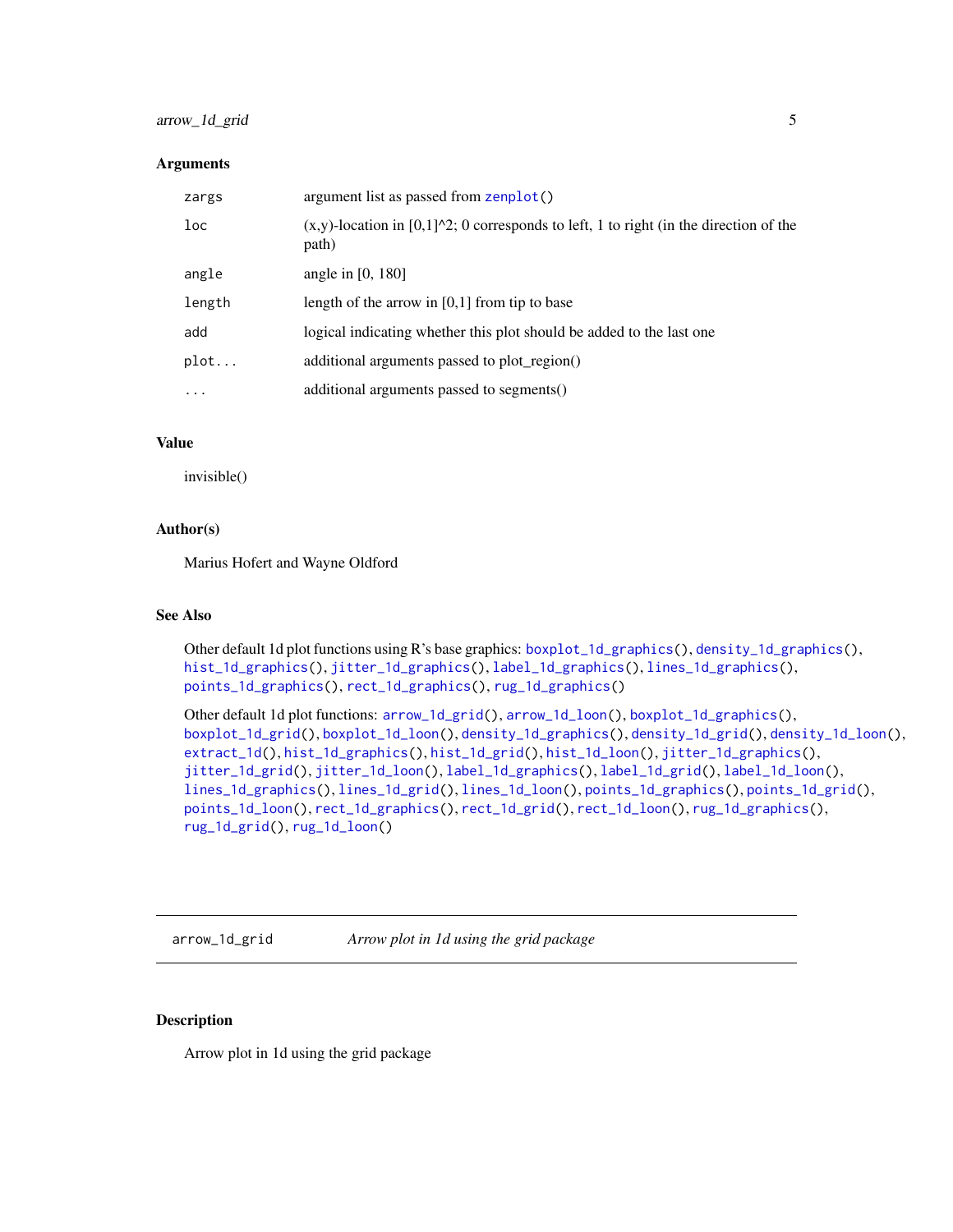### Arguments

| | |
|---|---|
| `zargs` | argument list as passed from `zenplot()` |
| `loc` | (x,y)-location in [0,1]^2; 0 corresponds to left, 1 to right (in the direction of the path) |
| `angle` | angle in [0, 180] |
| `length` | length of the arrow in [0,1] from tip to base |
| `add` | logical indicating whether this plot should be added to the last one |
| `plot...` | additional arguments passed to plot_region() |
| `...` | additional arguments passed to segments() |

### Value

invisible()

### Author(s)

Marius Hofert and Wayne Oldford

### See Also

Other default 1d plot functions using R's base graphics: `boxplot_1d_graphics()`, `density_1d_graphics()`, `hist_1d_graphics()`, `jitter_1d_graphics()`, `label_1d_graphics()`, `lines_1d_graphics()`, `points_1d_graphics()`, `rect_1d_graphics()`, `rug_1d_graphics()`

Other default 1d plot functions: `arrow_1d_grid()`, `arrow_1d_loon()`, `boxplot_1d_graphics()`, `boxplot_1d_grid()`, `boxplot_1d_loon()`, `density_1d_graphics()`, `density_1d_grid()`, `density_1d_loon()`, `extract_1d()`, `hist_1d_graphics()`, `hist_1d_grid()`, `hist_1d_loon()`, `jitter_1d_graphics()`, `jitter_1d_grid()`, `jitter_1d_loon()`, `label_1d_graphics()`, `label_1d_grid()`, `label_1d_loon()`, `lines_1d_graphics()`, `lines_1d_grid()`, `lines_1d_loon()`, `points_1d_graphics()`, `points_1d_grid()`, `points_1d_loon()`, `rect_1d_graphics()`, `rect_1d_grid()`, `rect_1d_loon()`, `rug_1d_graphics()`, `rug_1d_grid()`, `rug_1d_loon()`

---

## `arrow_1d_grid` *Arrow plot in 1d using the grid package*

### Description

Arrow plot in 1d using the grid package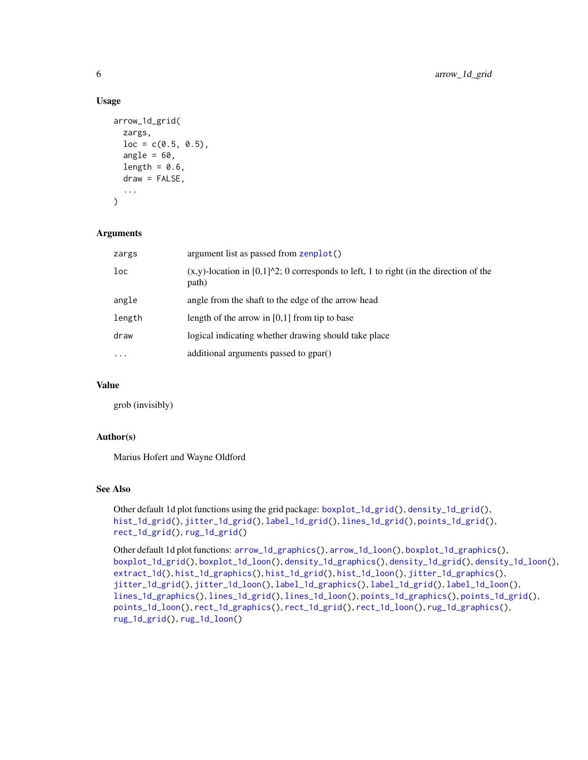### Usage

```
arrow_1d_grid(
  zargs,
  loc = c(0.5, 0.5),
  angle = 60,
  length = 0.6,
  draw = FALSE,
  ...
)
```

### Arguments

| | |
|---|---|
| zargs | argument list as passed from zenplot() |
| loc | (x,y)-location in $[0,1]^2$; 0 corresponds to left, 1 to right (in the direction of the path) |
| angle | angle from the shaft to the edge of the arrow head |
| length | length of the arrow in [0,1] from tip to base |
| draw | logical indicating whether drawing should take place |
| ... | additional arguments passed to gpar() |

### Value

grob (invisibly)

### Author(s)

Marius Hofert and Wayne Oldford

### See Also

Other default 1d plot functions using the grid package: boxplot_1d_grid(), density_1d_grid(), hist_1d_grid(), jitter_1d_grid(), label_1d_grid(), lines_1d_grid(), points_1d_grid(), rect_1d_grid(), rug_1d_grid()

Other default 1d plot functions: arrow_1d_graphics(), arrow_1d_loon(), boxplot_1d_graphics(), boxplot_1d_grid(), boxplot_1d_loon(), density_1d_graphics(), density_1d_grid(), density_1d_loon(), extract_1d(), hist_1d_graphics(), hist_1d_grid(), hist_1d_loon(), jitter_1d_graphics(), jitter_1d_grid(), jitter_1d_loon(), label_1d_graphics(), label_1d_grid(), label_1d_loon(), lines_1d_graphics(), lines_1d_grid(), lines_1d_loon(), points_1d_graphics(), points_1d_grid(), points_1d_loon(), rect_1d_graphics(), rect_1d_grid(), rect_1d_loon(), rug_1d_graphics(), rug_1d_grid(), rug_1d_loon()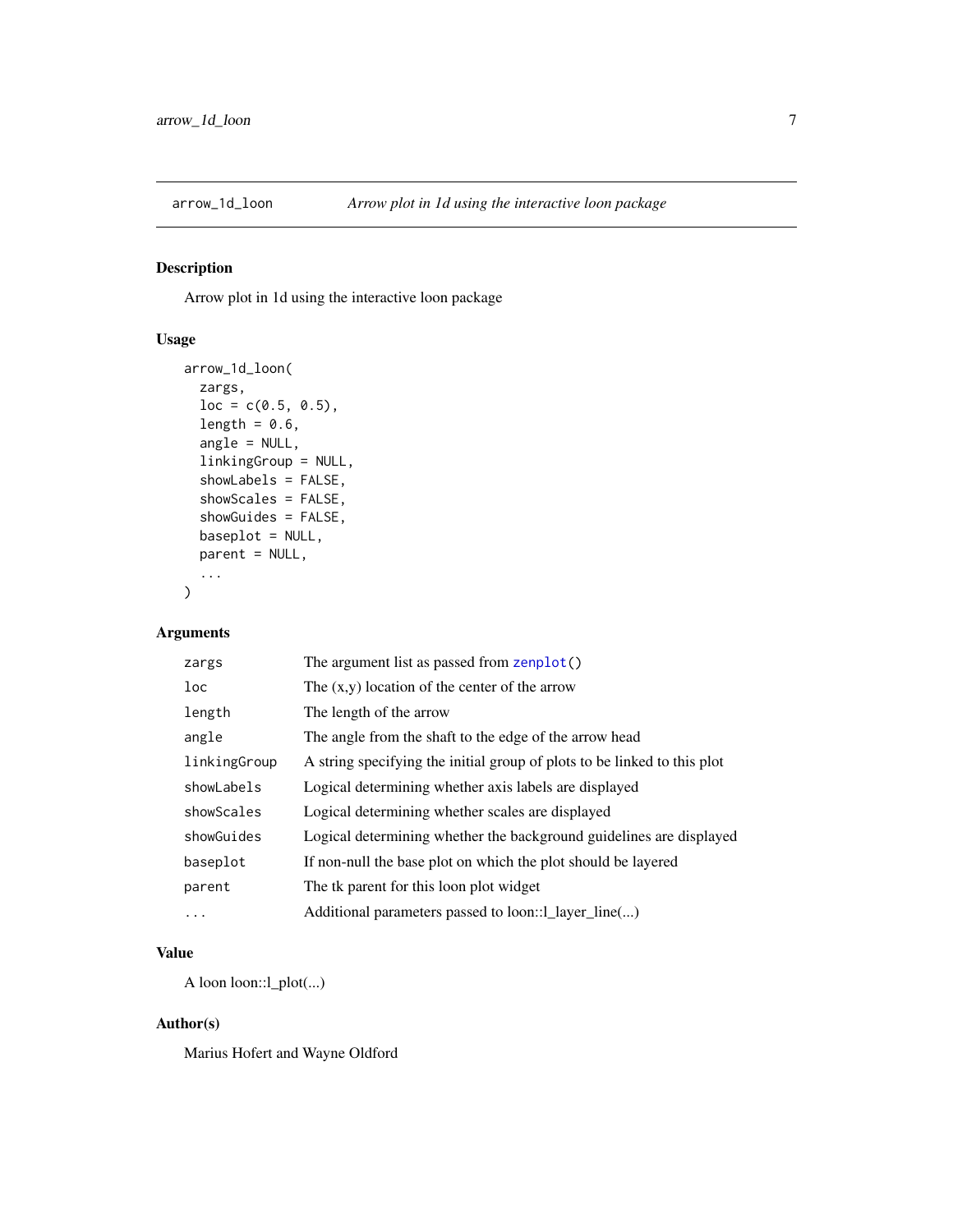## arrow_1d_loon — *Arrow plot in 1d using the interactive loon package*

### Description

Arrow plot in 1d using the interactive loon package

### Usage

```
arrow_1d_loon(
  zargs,
  loc = c(0.5, 0.5),
  length = 0.6,
  angle = NULL,
  linkingGroup = NULL,
  showLabels = FALSE,
  showScales = FALSE,
  showGuides = FALSE,
  baseplot = NULL,
  parent = NULL,
  ...
)
```

### Arguments

| | |
|---|---|
| `zargs` | The argument list as passed from `zenplot()` |
| `loc` | The (x,y) location of the center of the arrow |
| `length` | The length of the arrow |
| `angle` | The angle from the shaft to the edge of the arrow head |
| `linkingGroup` | A string specifying the initial group of plots to be linked to this plot |
| `showLabels` | Logical determining whether axis labels are displayed |
| `showScales` | Logical determining whether scales are displayed |
| `showGuides` | Logical determining whether the background guidelines are displayed |
| `baseplot` | If non-null the base plot on which the plot should be layered |
| `parent` | The tk parent for this loon plot widget |
| `...` | Additional parameters passed to loon::l_layer_line(...) |

### Value

A loon loon::l_plot(...)

### Author(s)

Marius Hofert and Wayne Oldford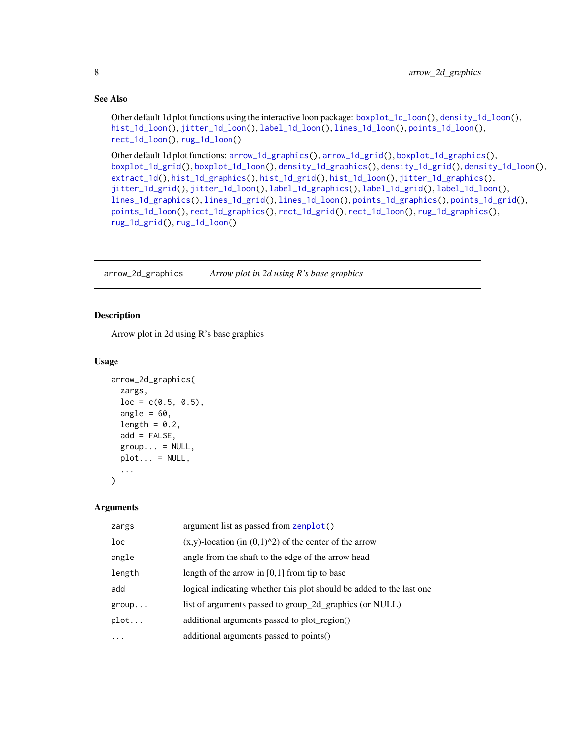## See Also

Other default 1d plot functions using the interactive loon package: `boxplot_1d_loon()`, `density_1d_loon()`, `hist_1d_loon()`, `jitter_1d_loon()`, `label_1d_loon()`, `lines_1d_loon()`, `points_1d_loon()`, `rect_1d_loon()`, `rug_1d_loon()`

Other default 1d plot functions: `arrow_1d_graphics()`, `arrow_1d_grid()`, `boxplot_1d_graphics()`, `boxplot_1d_grid()`, `boxplot_1d_loon()`, `density_1d_graphics()`, `density_1d_grid()`, `density_1d_loon()`, `extract_1d()`, `hist_1d_graphics()`, `hist_1d_grid()`, `hist_1d_loon()`, `jitter_1d_graphics()`, `jitter_1d_grid()`, `jitter_1d_loon()`, `label_1d_graphics()`, `label_1d_grid()`, `label_1d_loon()`, `lines_1d_graphics()`, `lines_1d_grid()`, `lines_1d_loon()`, `points_1d_graphics()`, `points_1d_grid()`, `points_1d_loon()`, `rect_1d_graphics()`, `rect_1d_grid()`, `rect_1d_loon()`, `rug_1d_graphics()`, `rug_1d_grid()`, `rug_1d_loon()`

---

# `arrow_2d_graphics` *Arrow plot in 2d using R's base graphics*

---

## Description

Arrow plot in 2d using R's base graphics

## Usage

```
arrow_2d_graphics(
  zargs,
  loc = c(0.5, 0.5),
  angle = 60,
  length = 0.2,
  add = FALSE,
  group... = NULL,
  plot... = NULL,
  ...
)
```

## Arguments

| | |
|---|---|
| `zargs` | argument list as passed from `zenplot()` |
| `loc` | (x,y)-location (in (0,1)^2) of the center of the arrow |
| `angle` | angle from the shaft to the edge of the arrow head |
| `length` | length of the arrow in [0,1] from tip to base |
| `add` | logical indicating whether this plot should be added to the last one |
| `group...` | list of arguments passed to group_2d_graphics (or NULL) |
| `plot...` | additional arguments passed to plot_region() |
| `...` | additional arguments passed to points() |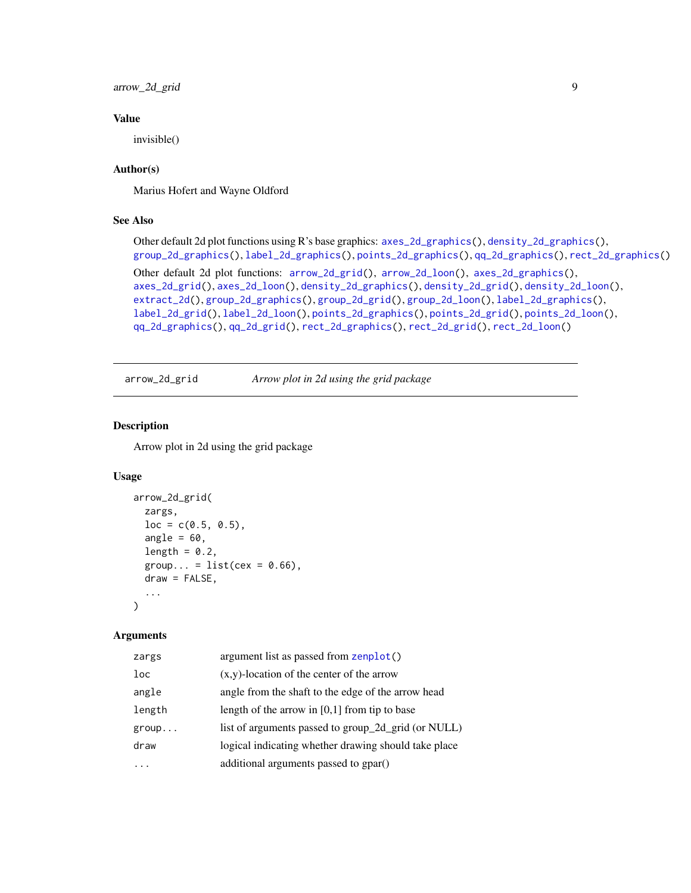### Value

invisible()

### Author(s)

Marius Hofert and Wayne Oldford

### See Also

Other default 2d plot functions using R's base graphics: axes_2d_graphics(), density_2d_graphics(), group_2d_graphics(), label_2d_graphics(), points_2d_graphics(), qq_2d_graphics(), rect_2d_graphics()

Other default 2d plot functions: arrow_2d_grid(), arrow_2d_loon(), axes_2d_graphics(), axes_2d_grid(), axes_2d_loon(), density_2d_graphics(), density_2d_grid(), density_2d_loon(), extract_2d(), group_2d_graphics(), group_2d_grid(), group_2d_loon(), label_2d_graphics(), label_2d_grid(), label_2d_loon(), points_2d_graphics(), points_2d_grid(), points_2d_loon(), qq_2d_graphics(), qq_2d_grid(), rect_2d_graphics(), rect_2d_grid(), rect_2d_loon()

---

## arrow_2d_grid — *Arrow plot in 2d using the grid package*

### Description

Arrow plot in 2d using the grid package

### Usage

```
arrow_2d_grid(
  zargs,
  loc = c(0.5, 0.5),
  angle = 60,
  length = 0.2,
  group... = list(cex = 0.66),
  draw = FALSE,
  ...
)
```

### Arguments

| | |
|---|---|
| zargs | argument list as passed from zenplot() |
| loc | (x,y)-location of the center of the arrow |
| angle | angle from the shaft to the edge of the arrow head |
| length | length of the arrow in [0,1] from tip to base |
| group... | list of arguments passed to group_2d_grid (or NULL) |
| draw | logical indicating whether drawing should take place |
| ... | additional arguments passed to gpar() |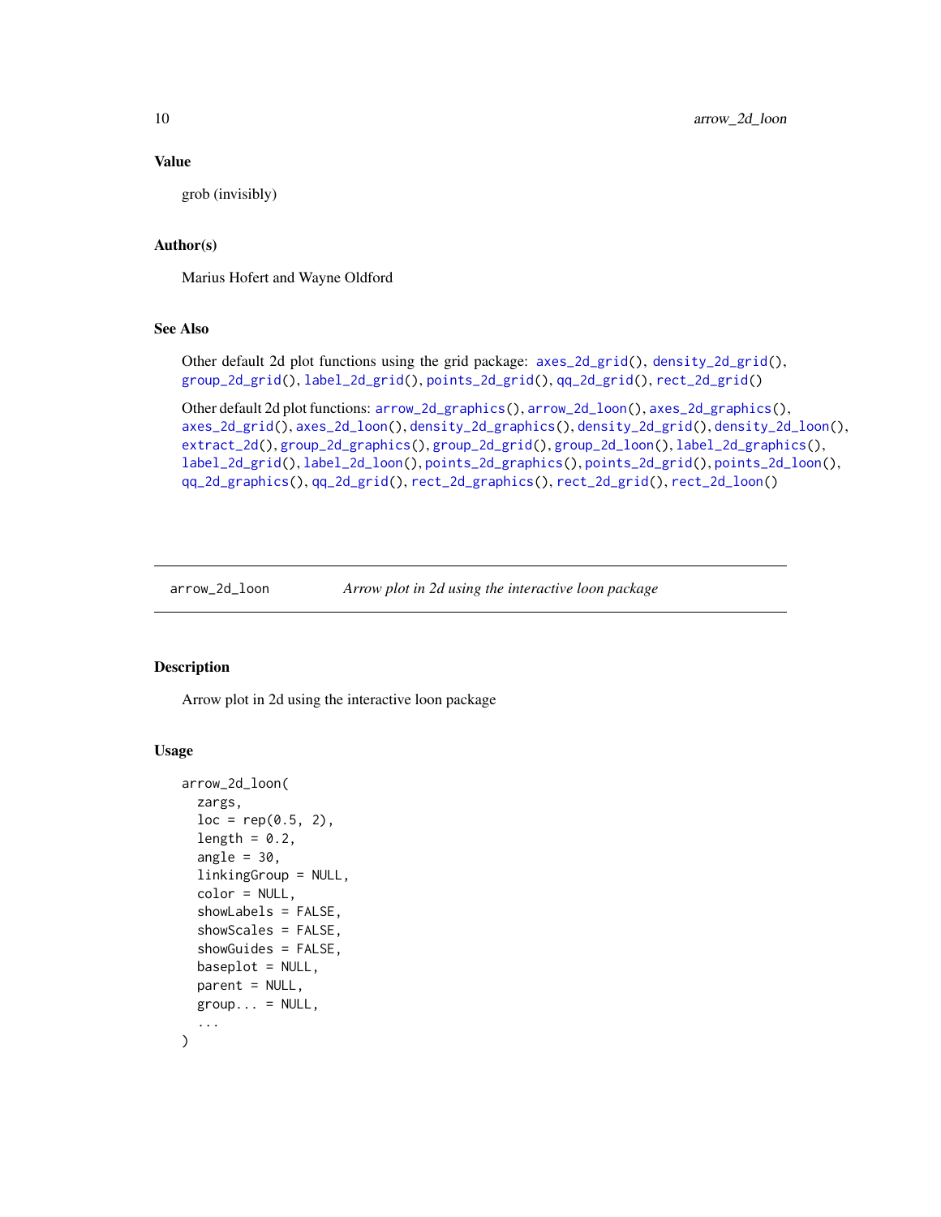### Value

grob (invisibly)

### Author(s)

Marius Hofert and Wayne Oldford

### See Also

Other default 2d plot functions using the grid package: `axes_2d_grid()`, `density_2d_grid()`, `group_2d_grid()`, `label_2d_grid()`, `points_2d_grid()`, `qq_2d_grid()`, `rect_2d_grid()`

Other default 2d plot functions: `arrow_2d_graphics()`, `arrow_2d_loon()`, `axes_2d_graphics()`, `axes_2d_grid()`, `axes_2d_loon()`, `density_2d_graphics()`, `density_2d_grid()`, `density_2d_loon()`, `extract_2d()`, `group_2d_graphics()`, `group_2d_grid()`, `group_2d_loon()`, `label_2d_graphics()`, `label_2d_grid()`, `label_2d_loon()`, `points_2d_graphics()`, `points_2d_grid()`, `points_2d_loon()`, `qq_2d_graphics()`, `qq_2d_grid()`, `rect_2d_graphics()`, `rect_2d_grid()`, `rect_2d_loon()`

---

## arrow_2d_loon — *Arrow plot in 2d using the interactive loon package*

### Description

Arrow plot in 2d using the interactive loon package

### Usage

```
arrow_2d_loon(
  zargs,
  loc = rep(0.5, 2),
  length = 0.2,
  angle = 30,
  linkingGroup = NULL,
  color = NULL,
  showLabels = FALSE,
  showScales = FALSE,
  showGuides = FALSE,
  baseplot = NULL,
  parent = NULL,
  group... = NULL,
  ...
)
```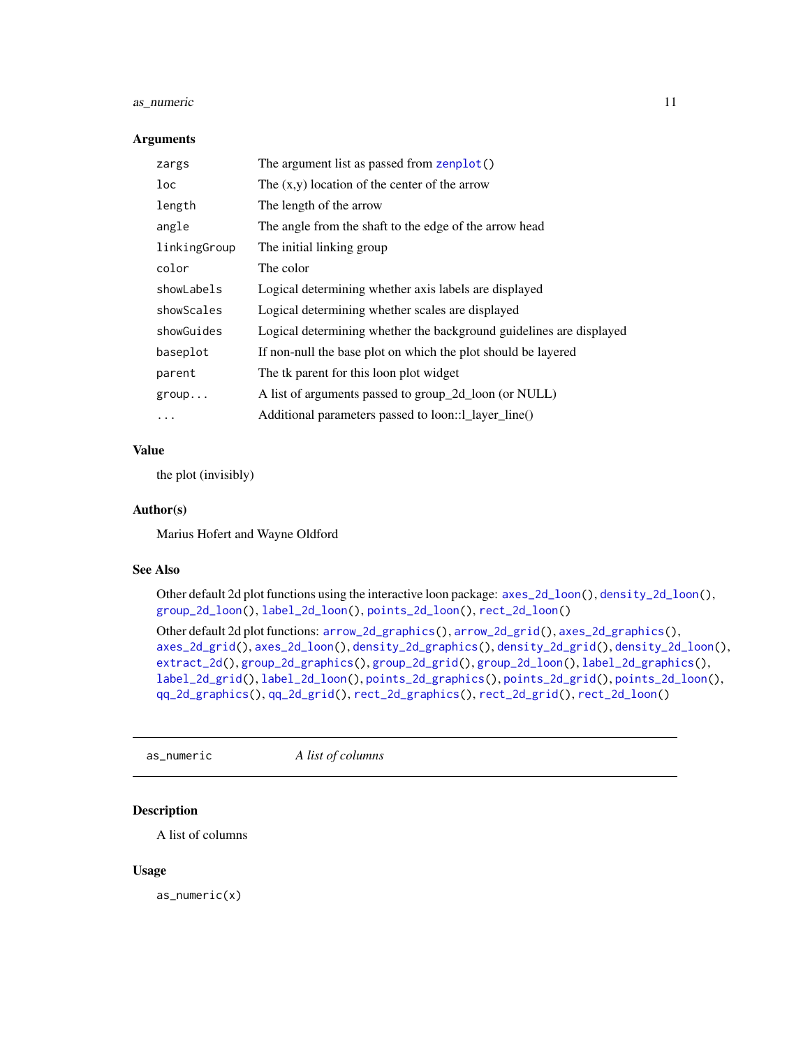### Arguments

| | |
|---|---|
| `zargs` | The argument list as passed from `zenplot()` |
| `loc` | The (x,y) location of the center of the arrow |
| `length` | The length of the arrow |
| `angle` | The angle from the shaft to the edge of the arrow head |
| `linkingGroup` | The initial linking group |
| `color` | The color |
| `showLabels` | Logical determining whether axis labels are displayed |
| `showScales` | Logical determining whether scales are displayed |
| `showGuides` | Logical determining whether the background guidelines are displayed |
| `baseplot` | If non-null the base plot on which the plot should be layered |
| `parent` | The tk parent for this loon plot widget |
| `group...` | A list of arguments passed to group_2d_loon (or NULL) |
| `...` | Additional parameters passed to loon::l_layer_line() |

### Value

the plot (invisibly)

### Author(s)

Marius Hofert and Wayne Oldford

### See Also

Other default 2d plot functions using the interactive loon package: `axes_2d_loon()`, `density_2d_loon()`, `group_2d_loon()`, `label_2d_loon()`, `points_2d_loon()`, `rect_2d_loon()`

Other default 2d plot functions: `arrow_2d_graphics()`, `arrow_2d_grid()`, `axes_2d_graphics()`, `axes_2d_grid()`, `axes_2d_loon()`, `density_2d_graphics()`, `density_2d_grid()`, `density_2d_loon()`, `extract_2d()`, `group_2d_graphics()`, `group_2d_grid()`, `group_2d_loon()`, `label_2d_graphics()`, `label_2d_grid()`, `label_2d_loon()`, `points_2d_graphics()`, `points_2d_grid()`, `points_2d_loon()`, `qq_2d_graphics()`, `qq_2d_grid()`, `rect_2d_graphics()`, `rect_2d_grid()`, `rect_2d_loon()`

---

## as_numeric — *A list of columns*

### Description

A list of columns

### Usage

```
as_numeric(x)
```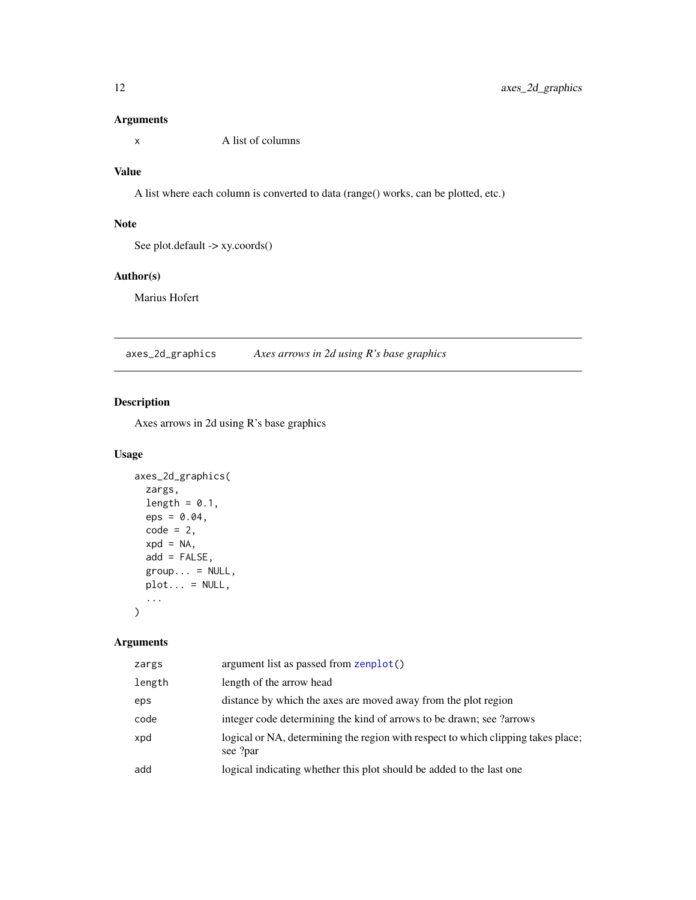### Arguments

| | |
|---|---|
| x | A list of columns |

### Value

A list where each column is converted to data (range() works, can be plotted, etc.)

### Note

See plot.default -> xy.coords()

### Author(s)

Marius Hofert

---

## axes_2d_graphics — *Axes arrows in 2d using R's base graphics*

---

### Description

Axes arrows in 2d using R's base graphics

### Usage

```
axes_2d_graphics(
  zargs,
  length = 0.1,
  eps = 0.04,
  code = 2,
  xpd = NA,
  add = FALSE,
  group... = NULL,
  plot... = NULL,
  ...
)
```

### Arguments

| | |
|---|---|
| zargs | argument list as passed from zenplot() |
| length | length of the arrow head |
| eps | distance by which the axes are moved away from the plot region |
| code | integer code determining the kind of arrows to be drawn; see ?arrows |
| xpd | logical or NA, determining the region with respect to which clipping takes place; see ?par |
| add | logical indicating whether this plot should be added to the last one |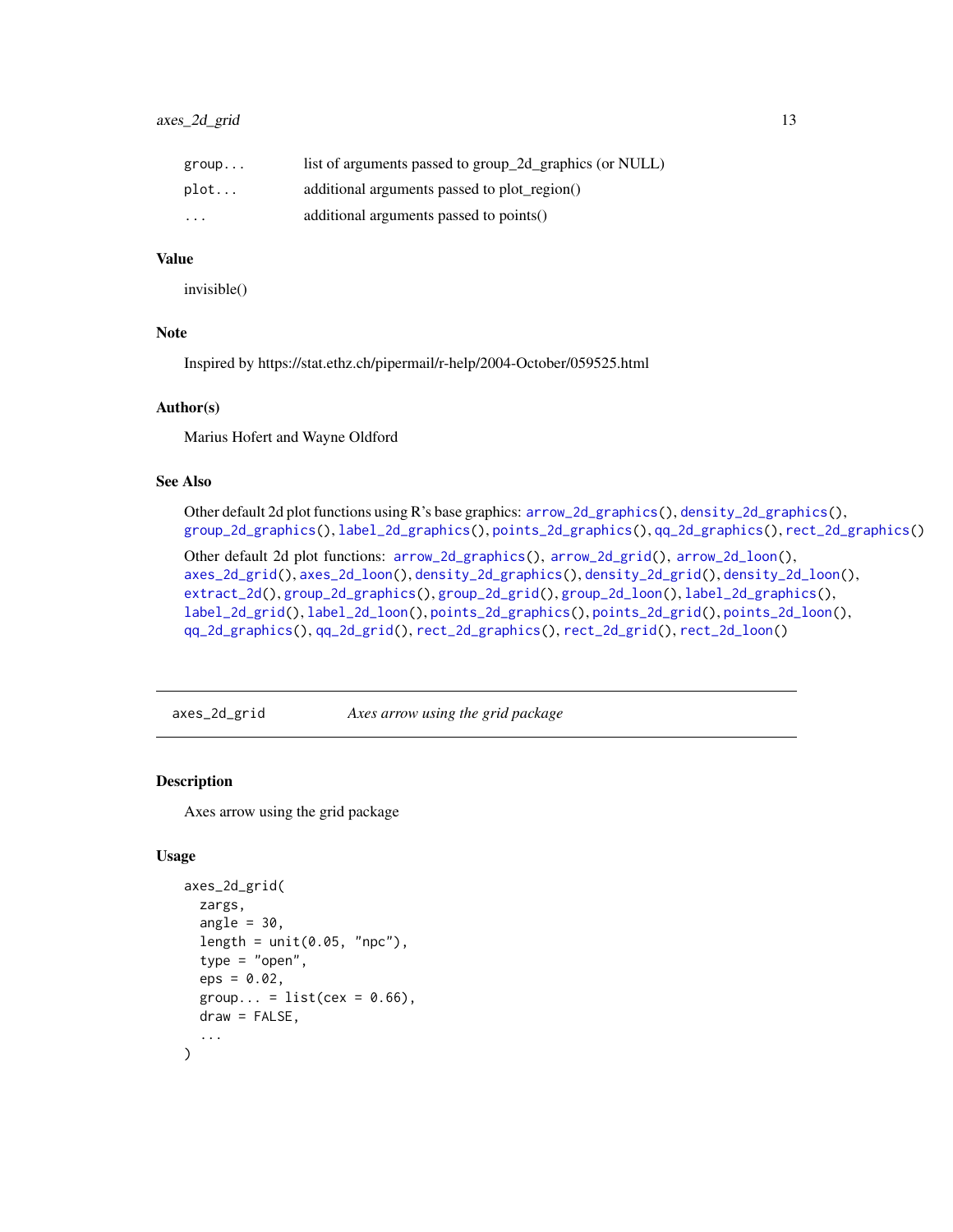| | |
|---|---|
| `group...` | list of arguments passed to group_2d_graphics (or NULL) |
| `plot...` | additional arguments passed to plot_region() |
| `...` | additional arguments passed to points() |

### Value

invisible()

### Note

Inspired by https://stat.ethz.ch/pipermail/r-help/2004-October/059525.html

### Author(s)

Marius Hofert and Wayne Oldford

### See Also

Other default 2d plot functions using R's base graphics: `arrow_2d_graphics()`, `density_2d_graphics()`, `group_2d_graphics()`, `label_2d_graphics()`, `points_2d_graphics()`, `qq_2d_graphics()`, `rect_2d_graphics()`

Other default 2d plot functions: `arrow_2d_graphics()`, `arrow_2d_grid()`, `arrow_2d_loon()`, `axes_2d_grid()`, `axes_2d_loon()`, `density_2d_graphics()`, `density_2d_grid()`, `density_2d_loon()`, `extract_2d()`, `group_2d_graphics()`, `group_2d_grid()`, `group_2d_loon()`, `label_2d_graphics()`, `label_2d_grid()`, `label_2d_loon()`, `points_2d_graphics()`, `points_2d_grid()`, `points_2d_loon()`, `qq_2d_graphics()`, `qq_2d_grid()`, `rect_2d_graphics()`, `rect_2d_grid()`, `rect_2d_loon()`

---

## `axes_2d_grid` *Axes arrow using the grid package*

### Description

Axes arrow using the grid package

### Usage

```
axes_2d_grid(
  zargs,
  angle = 30,
  length = unit(0.05, "npc"),
  type = "open",
  eps = 0.02,
  group... = list(cex = 0.66),
  draw = FALSE,
  ...
)
```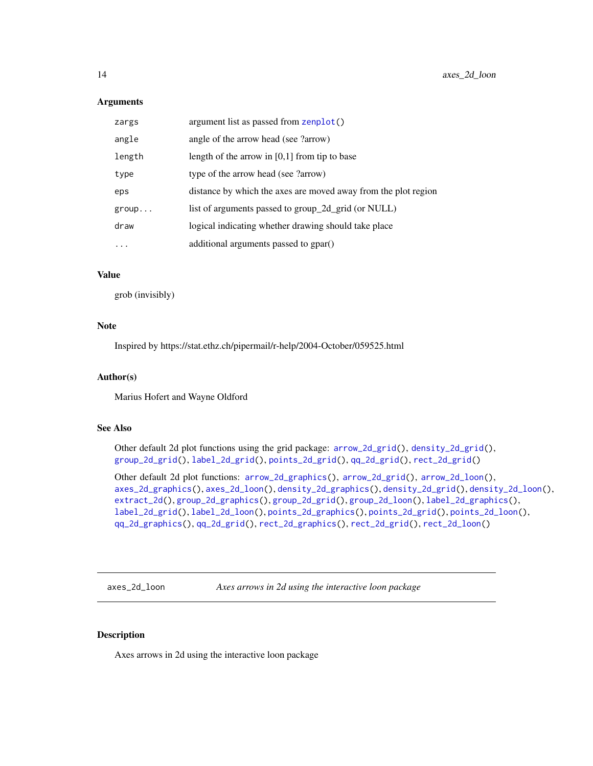### Arguments

| | |
|---|---|
| zargs | argument list as passed from zenplot() |
| angle | angle of the arrow head (see ?arrow) |
| length | length of the arrow in [0,1] from tip to base |
| type | type of the arrow head (see ?arrow) |
| eps | distance by which the axes are moved away from the plot region |
| group... | list of arguments passed to group_2d_grid (or NULL) |
| draw | logical indicating whether drawing should take place |
| ... | additional arguments passed to gpar() |

### Value

grob (invisibly)

### Note

Inspired by https://stat.ethz.ch/pipermail/r-help/2004-October/059525.html

### Author(s)

Marius Hofert and Wayne Oldford

### See Also

Other default 2d plot functions using the grid package: arrow_2d_grid(), density_2d_grid(), group_2d_grid(), label_2d_grid(), points_2d_grid(), qq_2d_grid(), rect_2d_grid()

Other default 2d plot functions: arrow_2d_graphics(), arrow_2d_grid(), arrow_2d_loon(), axes_2d_graphics(), axes_2d_loon(), density_2d_graphics(), density_2d_grid(), density_2d_loon(), extract_2d(), group_2d_graphics(), group_2d_grid(), group_2d_loon(), label_2d_graphics(), label_2d_grid(), label_2d_loon(), points_2d_graphics(), points_2d_grid(), points_2d_loon(), qq_2d_graphics(), qq_2d_grid(), rect_2d_graphics(), rect_2d_grid(), rect_2d_loon()

---

## axes_2d_loon — *Axes arrows in 2d using the interactive loon package*

### Description

Axes arrows in 2d using the interactive loon package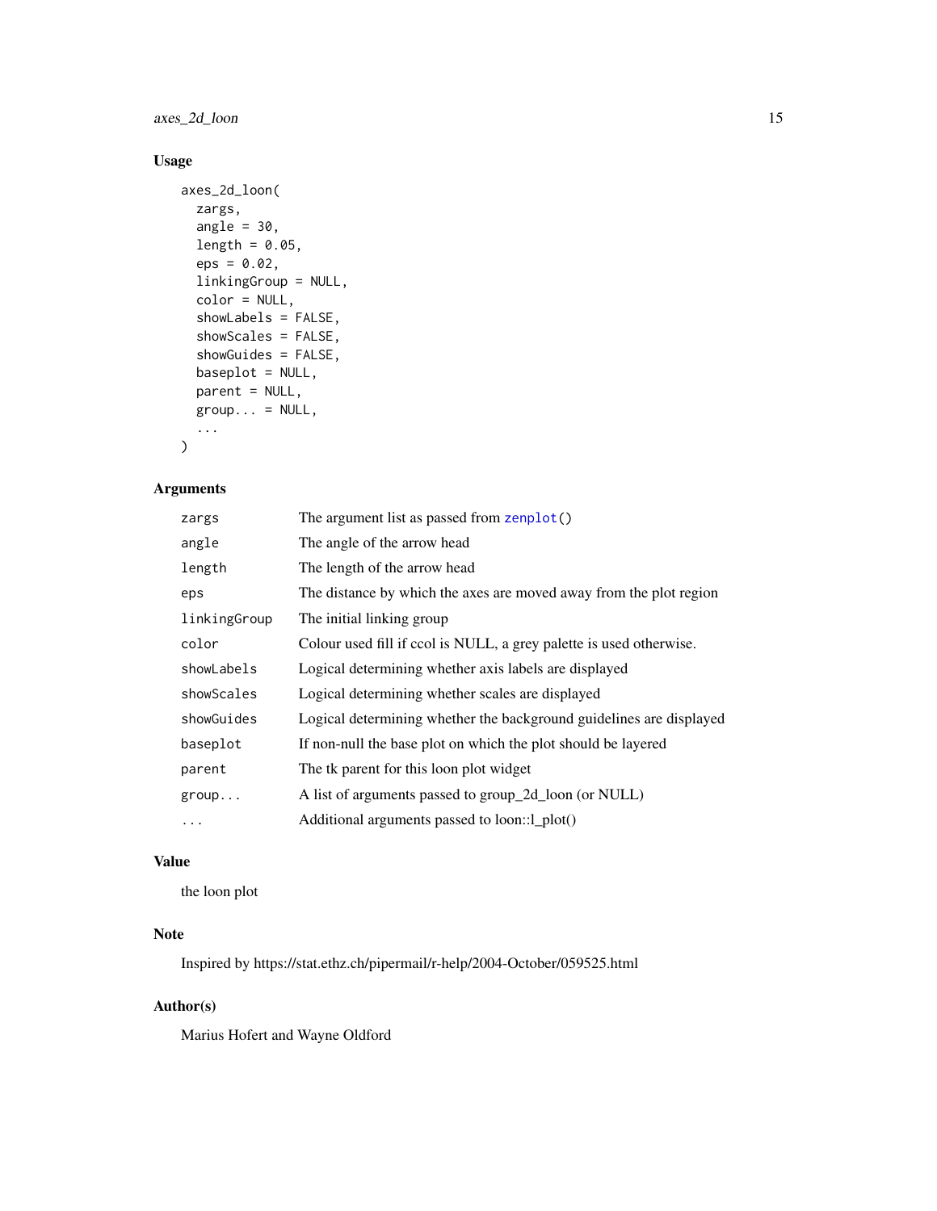## Usage

```
axes_2d_loon(
  zargs,
  angle = 30,
  length = 0.05,
  eps = 0.02,
  linkingGroup = NULL,
  color = NULL,
  showLabels = FALSE,
  showScales = FALSE,
  showGuides = FALSE,
  baseplot = NULL,
  parent = NULL,
  group... = NULL,
  ...
)
```

## Arguments

| Argument | Description |
|---|---|
| zargs | The argument list as passed from zenplot() |
| angle | The angle of the arrow head |
| length | The length of the arrow head |
| eps | The distance by which the axes are moved away from the plot region |
| linkingGroup | The initial linking group |
| color | Colour used fill if ccol is NULL, a grey palette is used otherwise. |
| showLabels | Logical determining whether axis labels are displayed |
| showScales | Logical determining whether scales are displayed |
| showGuides | Logical determining whether the background guidelines are displayed |
| baseplot | If non-null the base plot on which the plot should be layered |
| parent | The tk parent for this loon plot widget |
| group... | A list of arguments passed to group_2d_loon (or NULL) |
| ... | Additional arguments passed to loon::l_plot() |

## Value

the loon plot

## Note

Inspired by https://stat.ethz.ch/pipermail/r-help/2004-October/059525.html

## Author(s)

Marius Hofert and Wayne Oldford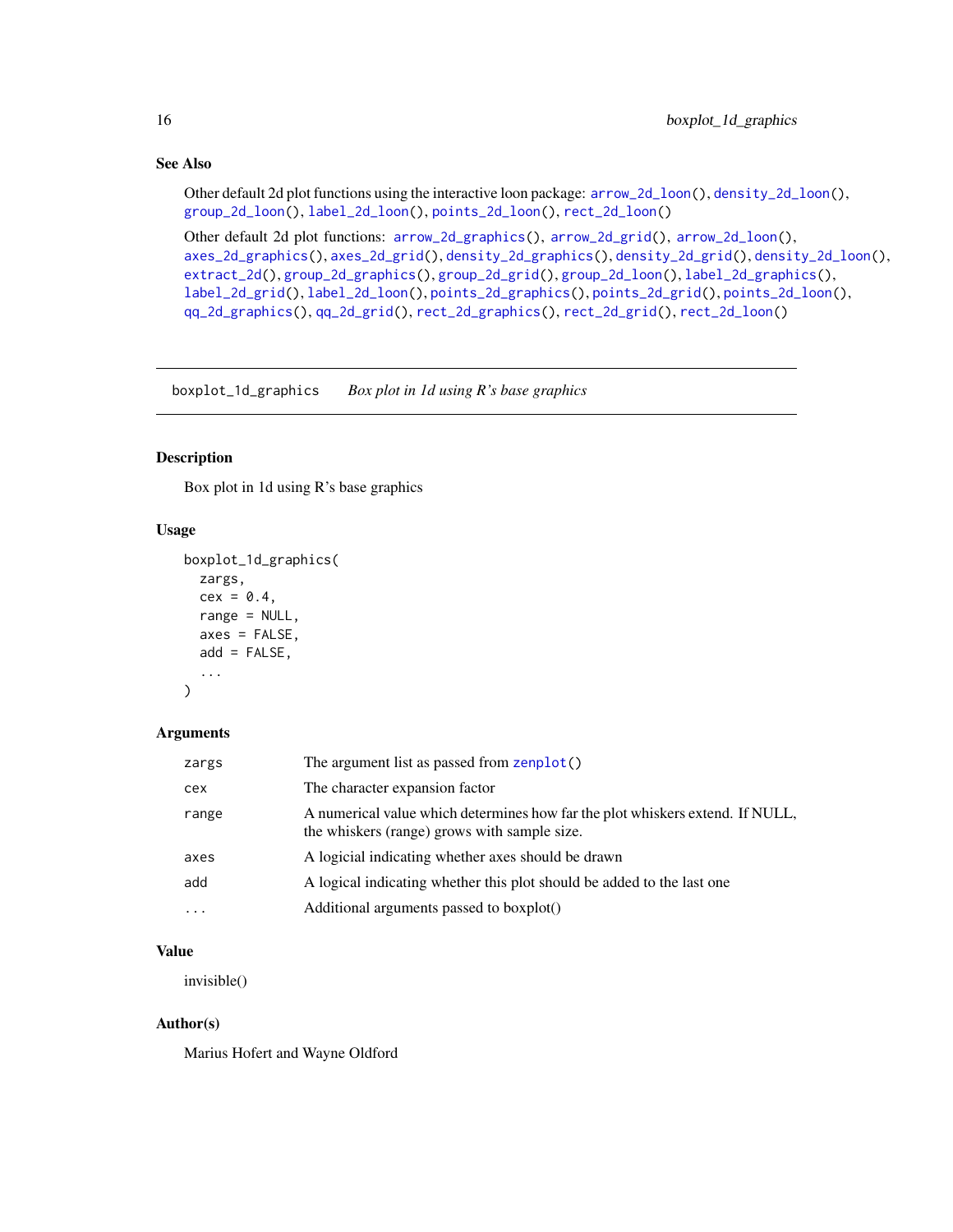## See Also

Other default 2d plot functions using the interactive loon package: `arrow_2d_loon()`, `density_2d_loon()`, `group_2d_loon()`, `label_2d_loon()`, `points_2d_loon()`, `rect_2d_loon()`

Other default 2d plot functions: `arrow_2d_graphics()`, `arrow_2d_grid()`, `arrow_2d_loon()`, `axes_2d_graphics()`, `axes_2d_grid()`, `density_2d_graphics()`, `density_2d_grid()`, `density_2d_loon()`, `extract_2d()`, `group_2d_graphics()`, `group_2d_grid()`, `group_2d_loon()`, `label_2d_graphics()`, `label_2d_grid()`, `label_2d_loon()`, `points_2d_graphics()`, `points_2d_grid()`, `points_2d_loon()`, `qq_2d_graphics()`, `qq_2d_grid()`, `rect_2d_graphics()`, `rect_2d_grid()`, `rect_2d_loon()`

---

# boxplot_1d_graphics — *Box plot in 1d using R's base graphics*

---

## Description

Box plot in 1d using R's base graphics

## Usage

```
boxplot_1d_graphics(
  zargs,
  cex = 0.4,
  range = NULL,
  axes = FALSE,
  add = FALSE,
  ...
)
```

## Arguments

| | |
|---|---|
| `zargs` | The argument list as passed from `zenplot()` |
| `cex` | The character expansion factor |
| `range` | A numerical value which determines how far the plot whiskers extend. If NULL, the whiskers (range) grows with sample size. |
| `axes` | A logicial indicating whether axes should be drawn |
| `add` | A logical indicating whether this plot should be added to the last one |
| `...` | Additional arguments passed to boxplot() |

## Value

invisible()

## Author(s)

Marius Hofert and Wayne Oldford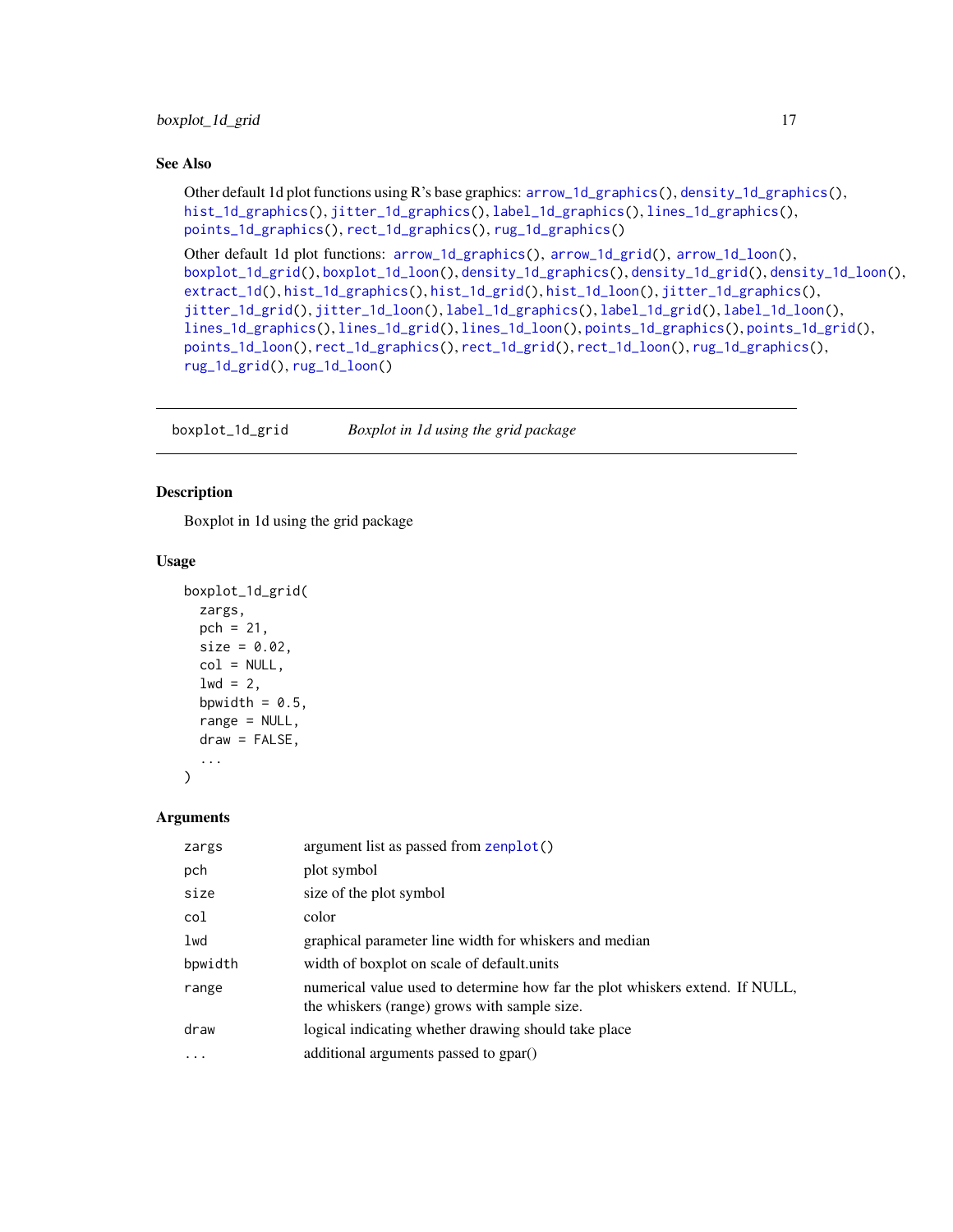## See Also

Other default 1d plot functions using R's base graphics: arrow_1d_graphics(), density_1d_graphics(), hist_1d_graphics(), jitter_1d_graphics(), label_1d_graphics(), lines_1d_graphics(), points_1d_graphics(), rect_1d_graphics(), rug_1d_graphics()

Other default 1d plot functions: arrow_1d_graphics(), arrow_1d_grid(), arrow_1d_loon(), boxplot_1d_grid(), boxplot_1d_loon(), density_1d_graphics(), density_1d_grid(), density_1d_loon(), extract_1d(), hist_1d_graphics(), hist_1d_grid(), hist_1d_loon(), jitter_1d_graphics(), jitter_1d_grid(), jitter_1d_loon(), label_1d_graphics(), label_1d_grid(), label_1d_loon(), lines_1d_graphics(), lines_1d_grid(), lines_1d_loon(), points_1d_graphics(), points_1d_grid(), points_1d_loon(), rect_1d_graphics(), rect_1d_grid(), rect_1d_loon(), rug_1d_graphics(), rug_1d_grid(), rug_1d_loon()

---

# boxplot_1d_grid    *Boxplot in 1d using the grid package*

## Description

Boxplot in 1d using the grid package

## Usage

```
boxplot_1d_grid(
  zargs,
  pch = 21,
  size = 0.02,
  col = NULL,
  lwd = 2,
  bpwidth = 0.5,
  range = NULL,
  draw = FALSE,
  ...
)
```

## Arguments

| | |
|---|---|
| zargs | argument list as passed from zenplot() |
| pch | plot symbol |
| size | size of the plot symbol |
| col | color |
| lwd | graphical parameter line width for whiskers and median |
| bpwidth | width of boxplot on scale of default.units |
| range | numerical value used to determine how far the plot whiskers extend. If NULL, the whiskers (range) grows with sample size. |
| draw | logical indicating whether drawing should take place |
| ... | additional arguments passed to gpar() |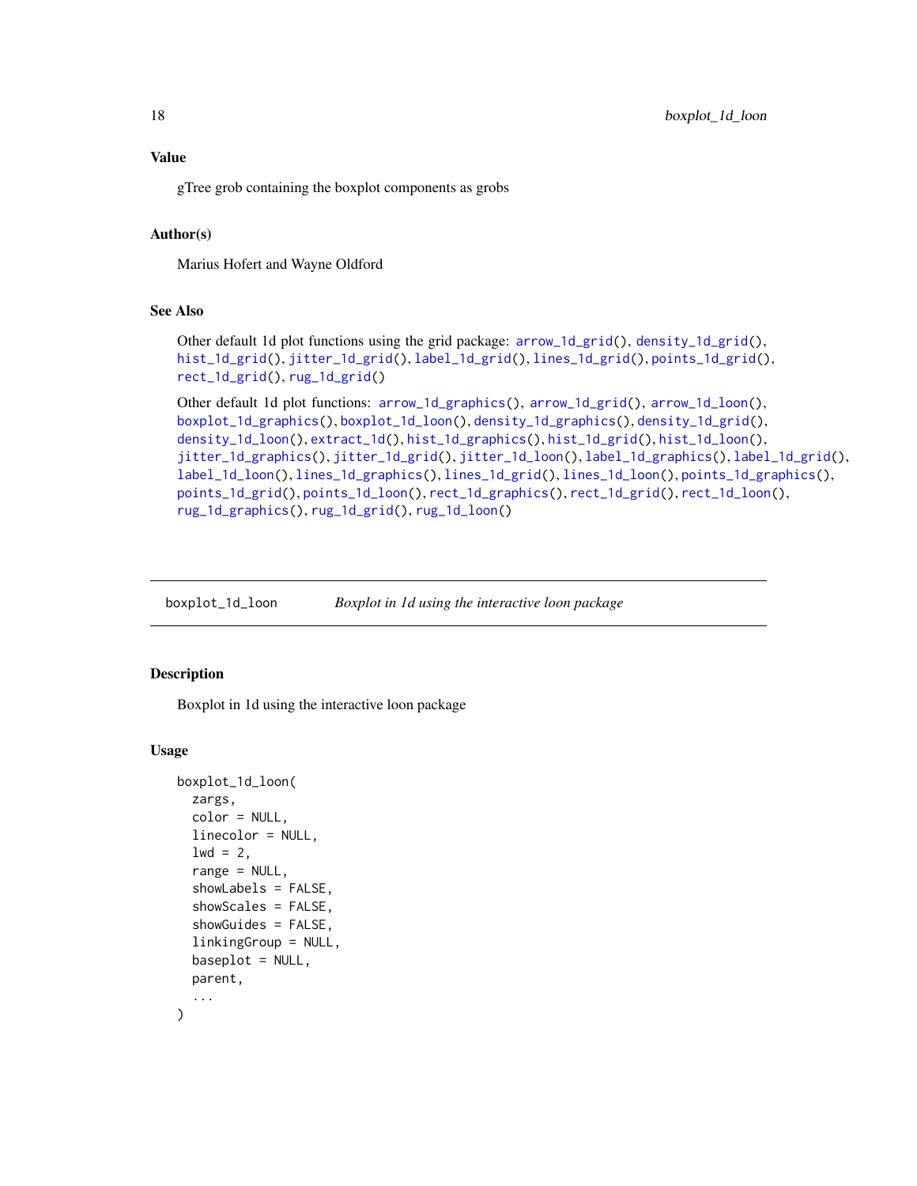## Value

gTree grob containing the boxplot components as grobs

## Author(s)

Marius Hofert and Wayne Oldford

## See Also

Other default 1d plot functions using the grid package: arrow_1d_grid(), density_1d_grid(), hist_1d_grid(), jitter_1d_grid(), label_1d_grid(), lines_1d_grid(), points_1d_grid(), rect_1d_grid(), rug_1d_grid()

Other default 1d plot functions: arrow_1d_graphics(), arrow_1d_grid(), arrow_1d_loon(), boxplot_1d_graphics(), boxplot_1d_loon(), density_1d_graphics(), density_1d_grid(), density_1d_loon(), extract_1d(), hist_1d_graphics(), hist_1d_grid(), hist_1d_loon(), jitter_1d_graphics(), jitter_1d_grid(), jitter_1d_loon(), label_1d_graphics(), label_1d_grid(), label_1d_loon(), lines_1d_graphics(), lines_1d_grid(), lines_1d_loon(), points_1d_graphics(), points_1d_grid(), points_1d_loon(), rect_1d_graphics(), rect_1d_grid(), rect_1d_loon(), rug_1d_graphics(), rug_1d_grid(), rug_1d_loon()

---

# boxplot_1d_loon — *Boxplot in 1d using the interactive loon package*

## Description

Boxplot in 1d using the interactive loon package

## Usage

```
boxplot_1d_loon(
  zargs,
  color = NULL,
  linecolor = NULL,
  lwd = 2,
  range = NULL,
  showLabels = FALSE,
  showScales = FALSE,
  showGuides = FALSE,
  linkingGroup = NULL,
  baseplot = NULL,
  parent,
  ...
)
```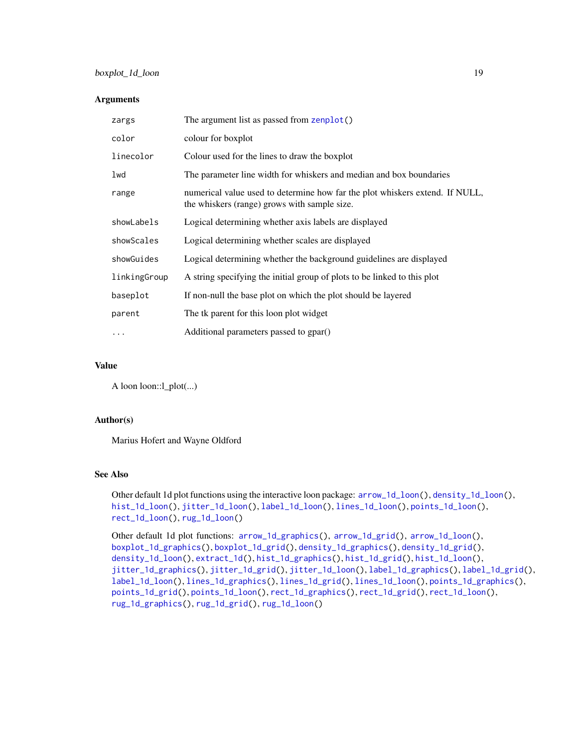### Arguments

| | |
|---|---|
| `zargs` | The argument list as passed from `zenplot()` |
| `color` | colour for boxplot |
| `linecolor` | Colour used for the lines to draw the boxplot |
| `lwd` | The parameter line width for whiskers and median and box boundaries |
| `range` | numerical value used to determine how far the plot whiskers extend. If NULL, the whiskers (range) grows with sample size. |
| `showLabels` | Logical determining whether axis labels are displayed |
| `showScales` | Logical determining whether scales are displayed |
| `showGuides` | Logical determining whether the background guidelines are displayed |
| `linkingGroup` | A string specifying the initial group of plots to be linked to this plot |
| `baseplot` | If non-null the base plot on which the plot should be layered |
| `parent` | The tk parent for this loon plot widget |
| `...` | Additional parameters passed to gpar() |

### Value

A loon loon::l_plot(...)

### Author(s)

Marius Hofert and Wayne Oldford

### See Also

Other default 1d plot functions using the interactive loon package: `arrow_1d_loon()`, `density_1d_loon()`, `hist_1d_loon()`, `jitter_1d_loon()`, `label_1d_loon()`, `lines_1d_loon()`, `points_1d_loon()`, `rect_1d_loon()`, `rug_1d_loon()`

Other default 1d plot functions: `arrow_1d_graphics()`, `arrow_1d_grid()`, `arrow_1d_loon()`, `boxplot_1d_graphics()`, `boxplot_1d_grid()`, `density_1d_graphics()`, `density_1d_grid()`, `density_1d_loon()`, `extract_1d()`, `hist_1d_graphics()`, `hist_1d_grid()`, `hist_1d_loon()`, `jitter_1d_graphics()`, `jitter_1d_grid()`, `jitter_1d_loon()`, `label_1d_graphics()`, `label_1d_grid()`, `label_1d_loon()`, `lines_1d_graphics()`, `lines_1d_grid()`, `lines_1d_loon()`, `points_1d_graphics()`, `points_1d_grid()`, `points_1d_loon()`, `rect_1d_graphics()`, `rect_1d_grid()`, `rect_1d_loon()`, `rug_1d_graphics()`, `rug_1d_grid()`, `rug_1d_loon()`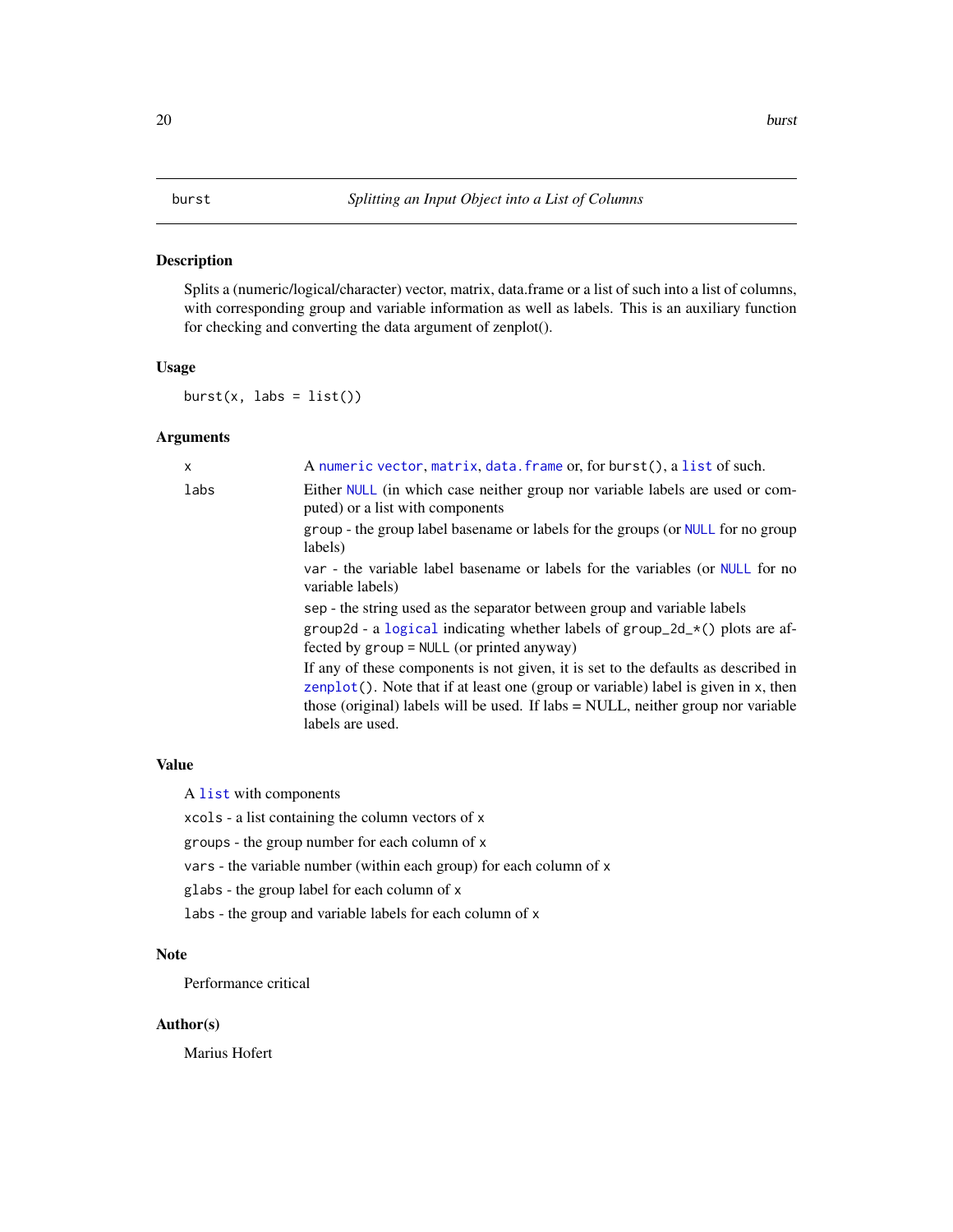# burst — *Splitting an Input Object into a List of Columns*

## Description

Splits a (numeric/logical/character) vector, matrix, data.frame or a list of such into a list of columns, with corresponding group and variable information as well as labels. This is an auxiliary function for checking and converting the data argument of zenplot().

## Usage

```
burst(x, labs = list())
```

## Arguments

| | |
|---|---|
| `x` | A `numeric` `vector`, `matrix`, `data.frame` or, for `burst()`, a `list` of such. |
| `labs` | Either `NULL` (in which case neither group nor variable labels are used or computed) or a list with components<br>`group` - the group label basename or labels for the groups (or `NULL` for no group labels)<br>`var` - the variable label basename or labels for the variables (or `NULL` for no variable labels)<br>`sep` - the string used as the separator between group and variable labels<br>`group2d` - a `logical` indicating whether labels of `group_2d_*()` plots are affected by `group = NULL` (or printed anyway)<br>If any of these components is not given, it is set to the defaults as described in `zenplot()`. Note that if at least one (group or variable) label is given in `x`, then those (original) labels will be used. If labs = NULL, neither group nor variable labels are used. |

## Value

A `list` with components

`xcols` - a list containing the column vectors of `x`

`groups` - the group number for each column of `x`

`vars` - the variable number (within each group) for each column of `x`

`glabs` - the group label for each column of `x`

`labs` - the group and variable labels for each column of `x`

## Note

Performance critical

## Author(s)

Marius Hofert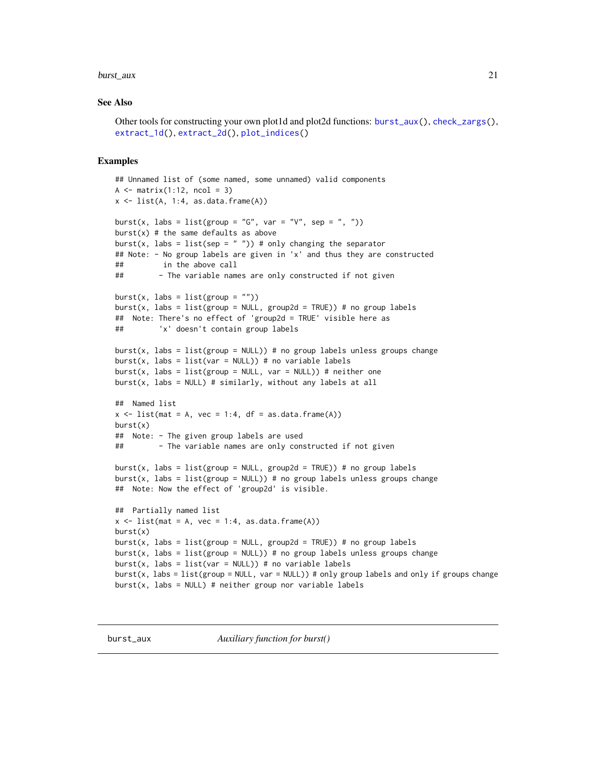### See Also

Other tools for constructing your own plot1d and plot2d functions: burst_aux(), check_zargs(), extract_1d(), extract_2d(), plot_indices()

### Examples

```
## Unnamed list of (some named, some unnamed) valid components
A <- matrix(1:12, ncol = 3)
x <- list(A, 1:4, as.data.frame(A))

burst(x, labs = list(group = "G", var = "V", sep = ", "))
burst(x) # the same defaults as above
burst(x, labs = list(sep = " ")) # only changing the separator
## Note: - No group labels are given in 'x' and thus they are constructed
##         in the above call
##        - The variable names are only constructed if not given

burst(x, labs = list(group = ""))
burst(x, labs = list(group = NULL, group2d = TRUE)) # no group labels
##  Note: There's no effect of 'group2d = TRUE' visible here as
##        'x' doesn't contain group labels

burst(x, labs = list(group = NULL)) # no group labels unless groups change
burst(x, labs = list(var = NULL)) # no variable labels
burst(x, labs = list(group = NULL, var = NULL)) # neither one
burst(x, labs = NULL) # similarly, without any labels at all

##  Named list
x <- list(mat = A, vec = 1:4, df = as.data.frame(A))
burst(x)
##  Note: - The given group labels are used
##        - The variable names are only constructed if not given

burst(x, labs = list(group = NULL, group2d = TRUE)) # no group labels
burst(x, labs = list(group = NULL)) # no group labels unless groups change
##  Note: Now the effect of 'group2d' is visible.

##  Partially named list
x <- list(mat = A, vec = 1:4, as.data.frame(A))
burst(x)
burst(x, labs = list(group = NULL, group2d = TRUE)) # no group labels
burst(x, labs = list(group = NULL)) # no group labels unless groups change
burst(x, labs = list(var = NULL)) # no variable labels
burst(x, labs = list(group = NULL, var = NULL)) # only group labels and only if groups change
burst(x, labs = NULL) # neither group nor variable labels
```

---

## burst_aux *Auxiliary function for burst()*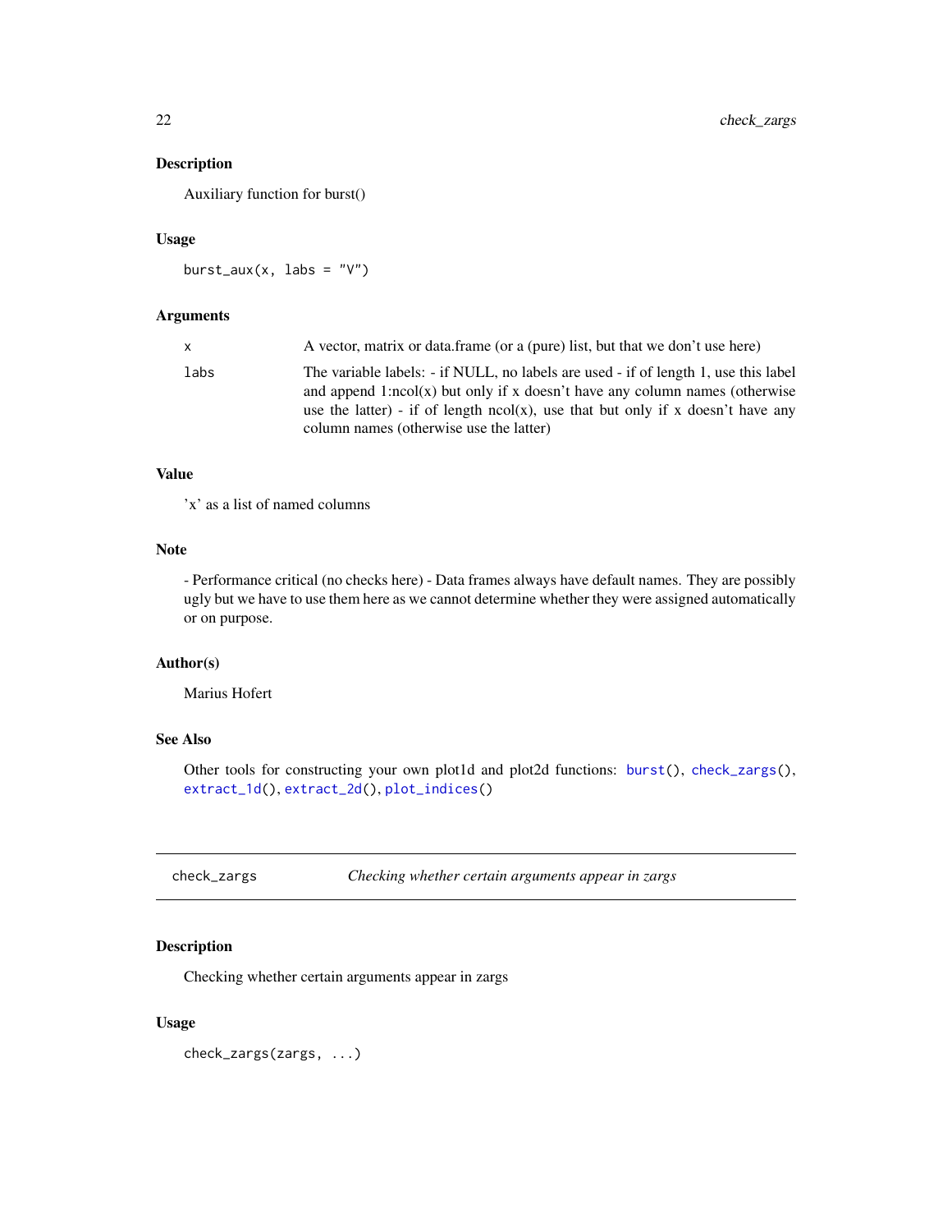### Description

Auxiliary function for burst()

### Usage

```
burst_aux(x, labs = "V")
```

### Arguments

| | |
|---|---|
| `x` | A vector, matrix or data.frame (or a (pure) list, but that we don't use here) |
| `labs` | The variable labels: - if NULL, no labels are used - if of length 1, use this label and append 1:ncol(x) but only if x doesn't have any column names (otherwise use the latter) - if of length ncol(x), use that but only if x doesn't have any column names (otherwise use the latter) |

### Value

'x' as a list of named columns

### Note

- Performance critical (no checks here) - Data frames always have default names. They are possibly ugly but we have to use them here as we cannot determine whether they were assigned automatically or on purpose.

### Author(s)

Marius Hofert

### See Also

Other tools for constructing your own plot1d and plot2d functions: `burst()`, `check_zargs()`, `extract_1d()`, `extract_2d()`, `plot_indices()`

---

## check_zargs — *Checking whether certain arguments appear in zargs*

### Description

Checking whether certain arguments appear in zargs

### Usage

```
check_zargs(zargs, ...)
```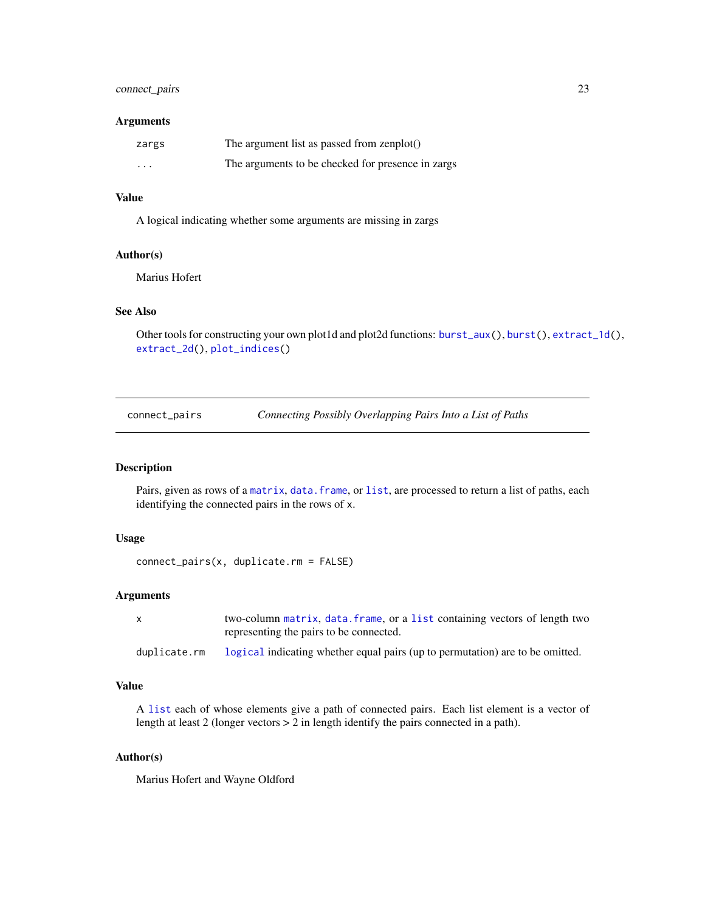### Arguments

| | |
|---|---|
| `zargs` | The argument list as passed from zenplot() |
| `...` | The arguments to be checked for presence in zargs |

### Value

A logical indicating whether some arguments are missing in zargs

### Author(s)

Marius Hofert

### See Also

Other tools for constructing your own plot1d and plot2d functions: `burst_aux()`, `burst()`, `extract_1d()`, `extract_2d()`, `plot_indices()`

---

## connect_pairs — *Connecting Possibly Overlapping Pairs Into a List of Paths*

### Description

Pairs, given as rows of a `matrix`, `data.frame`, or `list`, are processed to return a list of paths, each identifying the connected pairs in the rows of `x`.

### Usage

```
connect_pairs(x, duplicate.rm = FALSE)
```

### Arguments

| | |
|---|---|
| `x` | two-column `matrix`, `data.frame`, or a `list` containing vectors of length two representing the pairs to be connected. |
| `duplicate.rm` | `logical` indicating whether equal pairs (up to permutation) are to be omitted. |

### Value

A `list` each of whose elements give a path of connected pairs. Each list element is a vector of length at least 2 (longer vectors > 2 in length identify the pairs connected in a path).

### Author(s)

Marius Hofert and Wayne Oldford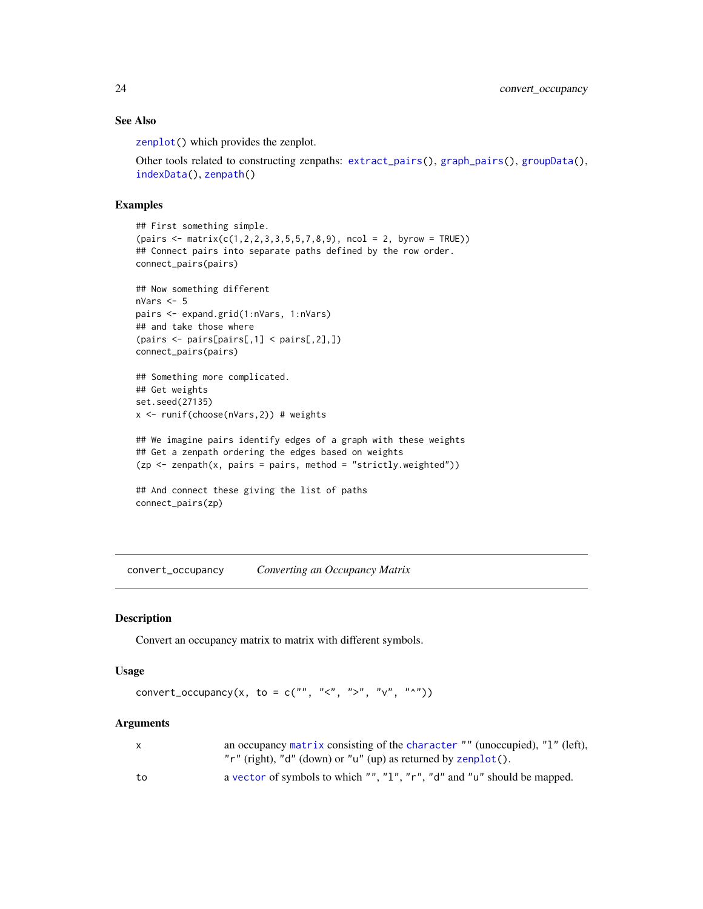### See Also

`zenplot()` which provides the zenplot.

Other tools related to constructing zenpaths: `extract_pairs()`, `graph_pairs()`, `groupData()`, `indexData()`, `zenpath()`

### Examples

```
## First something simple.
(pairs <- matrix(c(1,2,2,3,3,5,5,7,8,9), ncol = 2, byrow = TRUE))
## Connect pairs into separate paths defined by the row order.
connect_pairs(pairs)

## Now something different
nVars <- 5
pairs <- expand.grid(1:nVars, 1:nVars)
## and take those where
(pairs <- pairs[pairs[,1] < pairs[,2],])
connect_pairs(pairs)

## Something more complicated.
## Get weights
set.seed(27135)
x <- runif(choose(nVars,2)) # weights

## We imagine pairs identify edges of a graph with these weights
## Get a zenpath ordering the edges based on weights
(zp <- zenpath(x, pairs = pairs, method = "strictly.weighted"))

## And connect these giving the list of paths
connect_pairs(zp)
```

---

## convert_occupancy &emsp; *Converting an Occupancy Matrix*

### Description

Convert an occupancy matrix to matrix with different symbols.

### Usage

```
convert_occupancy(x, to = c("", "<", ">", "v", "^"))
```

### Arguments

| | |
|---|---|
| x | an occupancy `matrix` consisting of the `character` "" (unoccupied), "l" (left), "r" (right), "d" (down) or "u" (up) as returned by `zenplot()`. |
| to | a `vector` of symbols to which "", "l", "r", "d" and "u" should be mapped. |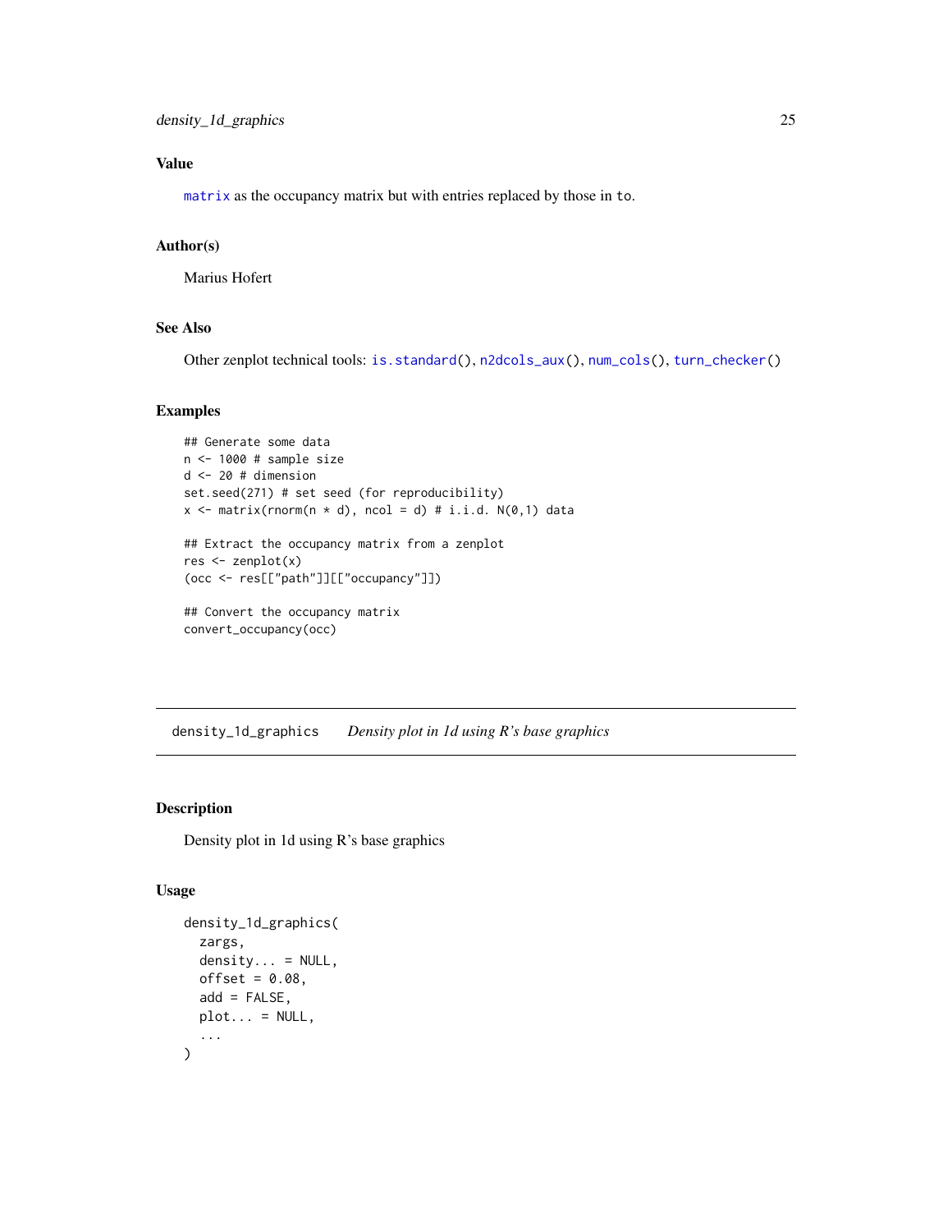## Value

`matrix` as the occupancy matrix but with entries replaced by those in `to`.

## Author(s)

Marius Hofert

## See Also

Other zenplot technical tools: `is.standard()`, `n2dcols_aux()`, `num_cols()`, `turn_checker()`

## Examples

```
## Generate some data
n <- 1000 # sample size
d <- 20 # dimension
set.seed(271) # set seed (for reproducibility)
x <- matrix(rnorm(n * d), ncol = d) # i.i.d. N(0,1) data

## Extract the occupancy matrix from a zenplot
res <- zenplot(x)
(occ <- res[["path"]][["occupancy"]])

## Convert the occupancy matrix
convert_occupancy(occ)
```

---

# density_1d_graphics    *Density plot in 1d using R's base graphics*

---

## Description

Density plot in 1d using R's base graphics

## Usage

```
density_1d_graphics(
  zargs,
  density... = NULL,
  offset = 0.08,
  add = FALSE,
  plot... = NULL,
  ...
)
```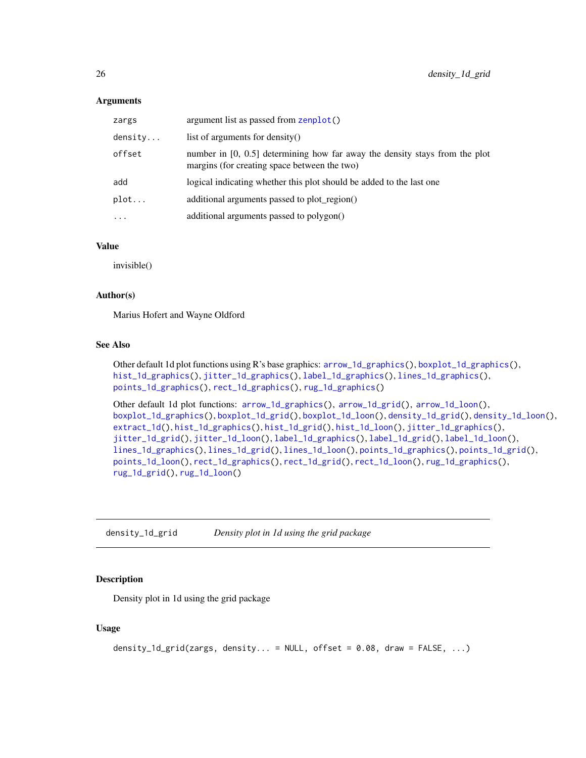### Arguments

| | |
|---|---|
| zargs | argument list as passed from zenplot() |
| density... | list of arguments for density() |
| offset | number in [0, 0.5] determining how far away the density stays from the plot margins (for creating space between the two) |
| add | logical indicating whether this plot should be added to the last one |
| plot... | additional arguments passed to plot_region() |
| ... | additional arguments passed to polygon() |

### Value

invisible()

### Author(s)

Marius Hofert and Wayne Oldford

### See Also

Other default 1d plot functions using R's base graphics: arrow_1d_graphics(), boxplot_1d_graphics(), hist_1d_graphics(), jitter_1d_graphics(), label_1d_graphics(), lines_1d_graphics(), points_1d_graphics(), rect_1d_graphics(), rug_1d_graphics()

Other default 1d plot functions: arrow_1d_graphics(), arrow_1d_grid(), arrow_1d_loon(), boxplot_1d_graphics(), boxplot_1d_grid(), boxplot_1d_loon(), density_1d_grid(), density_1d_loon(), extract_1d(), hist_1d_graphics(), hist_1d_grid(), hist_1d_loon(), jitter_1d_graphics(), jitter_1d_grid(), jitter_1d_loon(), label_1d_graphics(), label_1d_grid(), label_1d_loon(), lines_1d_graphics(), lines_1d_grid(), lines_1d_loon(), points_1d_graphics(), points_1d_grid(), points_1d_loon(), rect_1d_graphics(), rect_1d_grid(), rect_1d_loon(), rug_1d_graphics(), rug_1d_grid(), rug_1d_loon()

---

## density_1d_grid — *Density plot in 1d using the grid package*

### Description

Density plot in 1d using the grid package

### Usage

```
density_1d_grid(zargs, density... = NULL, offset = 0.08, draw = FALSE, ...)
```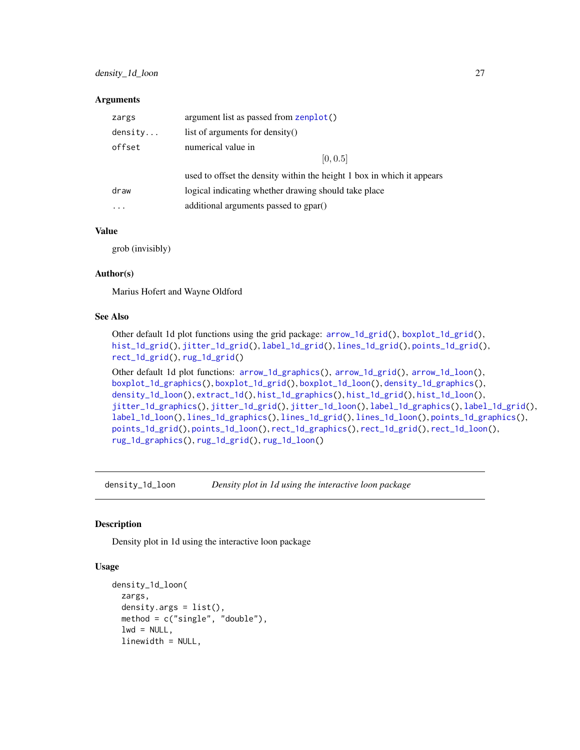### Arguments

| | |
|---|---|
| zargs | argument list as passed from zenplot() |
| density... | list of arguments for density() |
| offset | numerical value in $$[0, 0.5]$$ used to offset the density within the height 1 box in which it appears |
| draw | logical indicating whether drawing should take place |
| ... | additional arguments passed to gpar() |

### Value

grob (invisibly)

### Author(s)

Marius Hofert and Wayne Oldford

### See Also

Other default 1d plot functions using the grid package: arrow_1d_grid(), boxplot_1d_grid(), hist_1d_grid(), jitter_1d_grid(), label_1d_grid(), lines_1d_grid(), points_1d_grid(), rect_1d_grid(), rug_1d_grid()

Other default 1d plot functions: arrow_1d_graphics(), arrow_1d_grid(), arrow_1d_loon(), boxplot_1d_graphics(), boxplot_1d_grid(), boxplot_1d_loon(), density_1d_graphics(), density_1d_loon(), extract_1d(), hist_1d_graphics(), hist_1d_grid(), hist_1d_loon(), jitter_1d_graphics(), jitter_1d_grid(), jitter_1d_loon(), label_1d_graphics(), label_1d_grid(), label_1d_loon(), lines_1d_graphics(), lines_1d_grid(), lines_1d_loon(), points_1d_graphics(), points_1d_grid(), points_1d_loon(), rect_1d_graphics(), rect_1d_grid(), rect_1d_loon(), rug_1d_graphics(), rug_1d_grid(), rug_1d_loon()

---

## density_1d_loon    *Density plot in 1d using the interactive loon package*

### Description

Density plot in 1d using the interactive loon package

### Usage

```
density_1d_loon(
  zargs,
  density.args = list(),
  method = c("single", "double"),
  lwd = NULL,
  linewidth = NULL,
```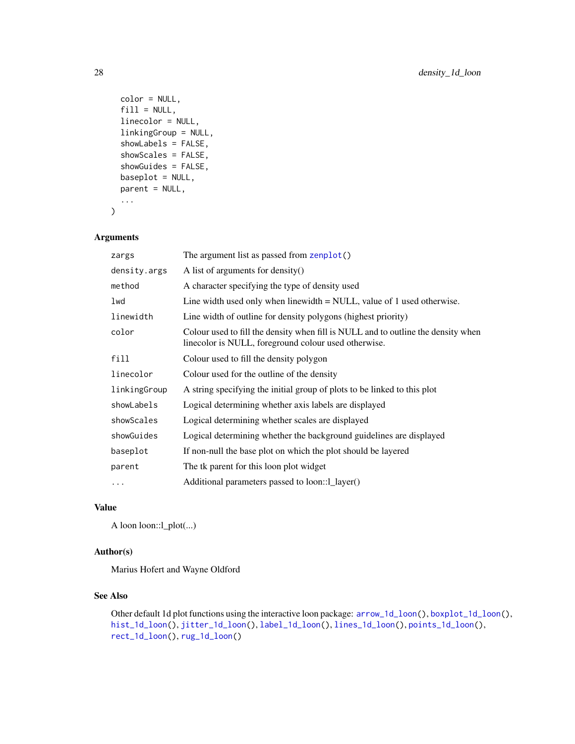```
  color = NULL,
  fill = NULL,
  linecolor = NULL,
  linkingGroup = NULL,
  showLabels = FALSE,
  showScales = FALSE,
  showGuides = FALSE,
  baseplot = NULL,
  parent = NULL,
  ...
)
```

### Arguments

| | |
|---|---|
| zargs | The argument list as passed from zenplot() |
| density.args | A list of arguments for density() |
| method | A character specifying the type of density used |
| lwd | Line width used only when linewidth = NULL, value of 1 used otherwise. |
| linewidth | Line width of outline for density polygons (highest priority) |
| color | Colour used to fill the density when fill is NULL and to outline the density when linecolor is NULL, foreground colour used otherwise. |
| fill | Colour used to fill the density polygon |
| linecolor | Colour used for the outline of the density |
| linkingGroup | A string specifying the initial group of plots to be linked to this plot |
| showLabels | Logical determining whether axis labels are displayed |
| showScales | Logical determining whether scales are displayed |
| showGuides | Logical determining whether the background guidelines are displayed |
| baseplot | If non-null the base plot on which the plot should be layered |
| parent | The tk parent for this loon plot widget |
| ... | Additional parameters passed to loon::l_layer() |

### Value

A loon loon::l_plot(...)

### Author(s)

Marius Hofert and Wayne Oldford

### See Also

Other default 1d plot functions using the interactive loon package: arrow_1d_loon(), boxplot_1d_loon(), hist_1d_loon(), jitter_1d_loon(), label_1d_loon(), lines_1d_loon(), points_1d_loon(), rect_1d_loon(), rug_1d_loon()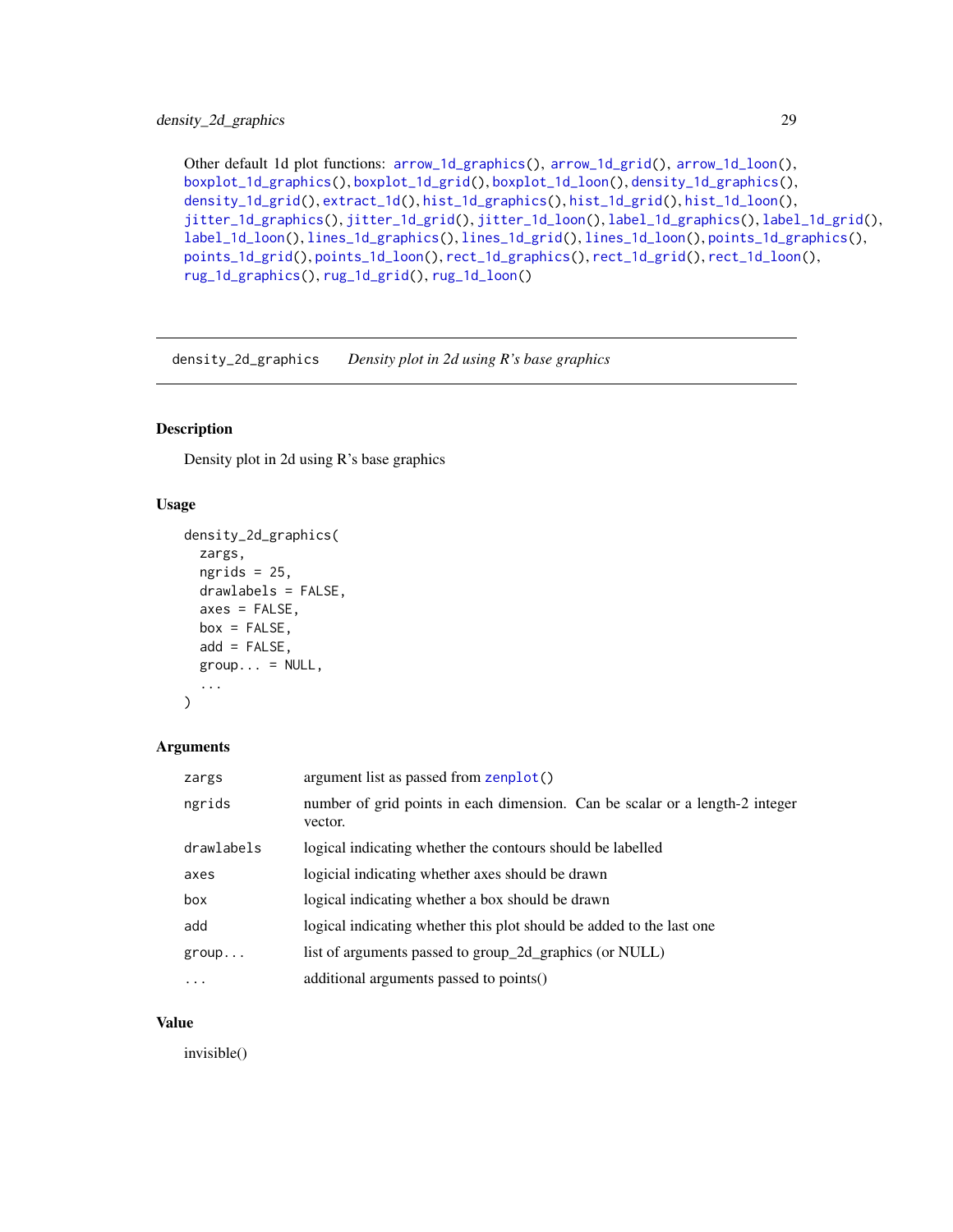Other default 1d plot functions: `arrow_1d_graphics()`, `arrow_1d_grid()`, `arrow_1d_loon()`, `boxplot_1d_graphics()`, `boxplot_1d_grid()`, `boxplot_1d_loon()`, `density_1d_graphics()`, `density_1d_grid()`, `extract_1d()`, `hist_1d_graphics()`, `hist_1d_grid()`, `hist_1d_loon()`, `jitter_1d_graphics()`, `jitter_1d_grid()`, `jitter_1d_loon()`, `label_1d_graphics()`, `label_1d_grid()`, `label_1d_loon()`, `lines_1d_graphics()`, `lines_1d_grid()`, `lines_1d_loon()`, `points_1d_graphics()`, `points_1d_grid()`, `points_1d_loon()`, `rect_1d_graphics()`, `rect_1d_grid()`, `rect_1d_loon()`, `rug_1d_graphics()`, `rug_1d_grid()`, `rug_1d_loon()`

---

## density_2d_graphics — *Density plot in 2d using R's base graphics*

---

### Description

Density plot in 2d using R's base graphics

### Usage

```
density_2d_graphics(
  zargs,
  ngrids = 25,
  drawlabels = FALSE,
  axes = FALSE,
  box = FALSE,
  add = FALSE,
  group... = NULL,
  ...
)
```

### Arguments

| | |
|---|---|
| `zargs` | argument list as passed from `zenplot()` |
| `ngrids` | number of grid points in each dimension. Can be scalar or a length-2 integer vector. |
| `drawlabels` | logical indicating whether the contours should be labelled |
| `axes` | logicial indicating whether axes should be drawn |
| `box` | logical indicating whether a box should be drawn |
| `add` | logical indicating whether this plot should be added to the last one |
| `group...` | list of arguments passed to group_2d_graphics (or NULL) |
| `...` | additional arguments passed to points() |

### Value

invisible()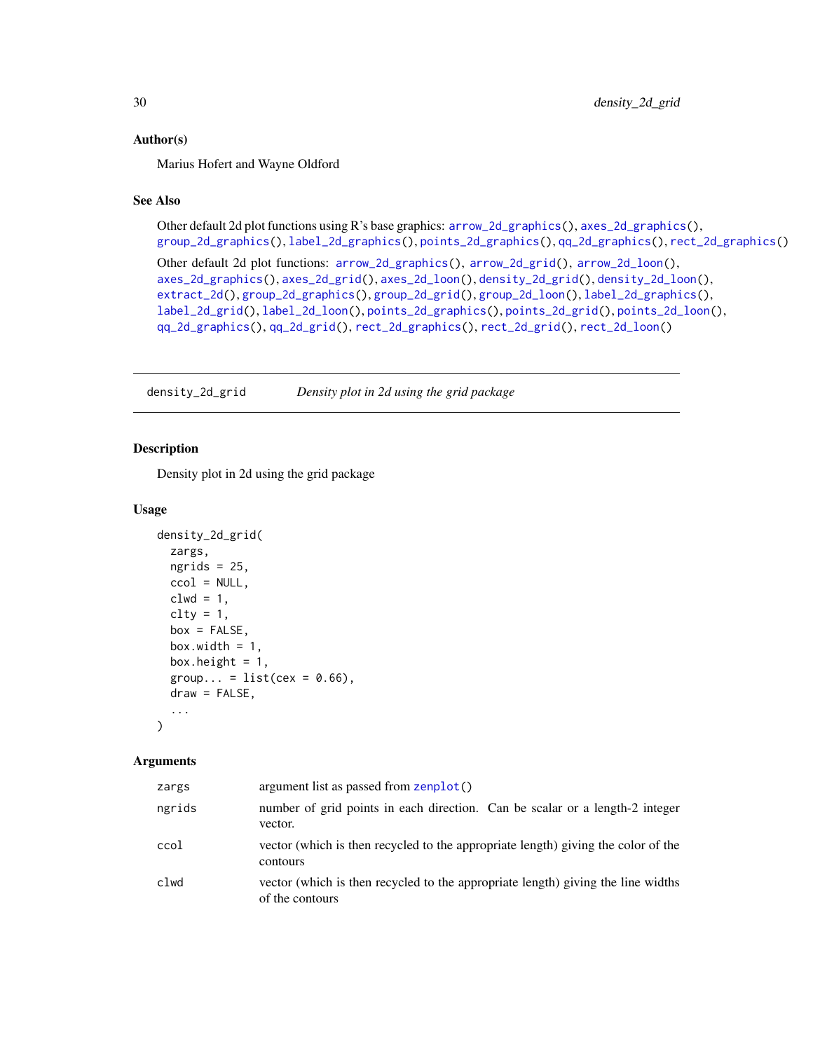### Author(s)

Marius Hofert and Wayne Oldford

### See Also

Other default 2d plot functions using R's base graphics: `arrow_2d_graphics()`, `axes_2d_graphics()`, `group_2d_graphics()`, `label_2d_graphics()`, `points_2d_graphics()`, `qq_2d_graphics()`, `rect_2d_graphics()`

Other default 2d plot functions: `arrow_2d_graphics()`, `arrow_2d_grid()`, `arrow_2d_loon()`, `axes_2d_graphics()`, `axes_2d_grid()`, `axes_2d_loon()`, `density_2d_grid()`, `density_2d_loon()`, `extract_2d()`, `group_2d_graphics()`, `group_2d_grid()`, `group_2d_loon()`, `label_2d_graphics()`, `label_2d_grid()`, `label_2d_loon()`, `points_2d_graphics()`, `points_2d_grid()`, `points_2d_loon()`, `qq_2d_graphics()`, `qq_2d_grid()`, `rect_2d_graphics()`, `rect_2d_grid()`, `rect_2d_loon()`

---

## density_2d_grid — *Density plot in 2d using the grid package*

### Description

Density plot in 2d using the grid package

### Usage

```
density_2d_grid(
  zargs,
  ngrids = 25,
  ccol = NULL,
  clwd = 1,
  clty = 1,
  box = FALSE,
  box.width = 1,
  box.height = 1,
  group... = list(cex = 0.66),
  draw = FALSE,
  ...
)
```

### Arguments

| | |
|---|---|
| zargs | argument list as passed from `zenplot()` |
| ngrids | number of grid points in each direction. Can be scalar or a length-2 integer vector. |
| ccol | vector (which is then recycled to the appropriate length) giving the color of the contours |
| clwd | vector (which is then recycled to the appropriate length) giving the line widths of the contours |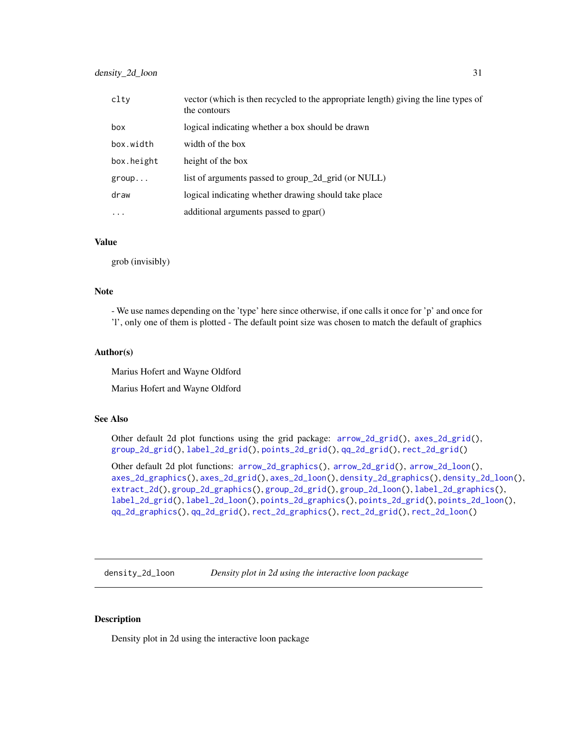| | |
|---|---|
| clty | vector (which is then recycled to the appropriate length) giving the line types of the contours |
| box | logical indicating whether a box should be drawn |
| box.width | width of the box |
| box.height | height of the box |
| group... | list of arguments passed to group_2d_grid (or NULL) |
| draw | logical indicating whether drawing should take place |
| ... | additional arguments passed to gpar() |

### Value

grob (invisibly)

### Note

- We use names depending on the 'type' here since otherwise, if one calls it once for 'p' and once for 'l', only one of them is plotted - The default point size was chosen to match the default of graphics

### Author(s)

Marius Hofert and Wayne Oldford

Marius Hofert and Wayne Oldford

### See Also

Other default 2d plot functions using the grid package: arrow_2d_grid(), axes_2d_grid(), group_2d_grid(), label_2d_grid(), points_2d_grid(), qq_2d_grid(), rect_2d_grid()

Other default 2d plot functions: arrow_2d_graphics(), arrow_2d_grid(), arrow_2d_loon(), axes_2d_graphics(), axes_2d_grid(), axes_2d_loon(), density_2d_graphics(), density_2d_loon(), extract_2d(), group_2d_graphics(), group_2d_grid(), group_2d_loon(), label_2d_graphics(), label_2d_grid(), label_2d_loon(), points_2d_graphics(), points_2d_grid(), points_2d_loon(), qq_2d_graphics(), qq_2d_grid(), rect_2d_graphics(), rect_2d_grid(), rect_2d_loon()

---

## density_2d_loon &nbsp;&nbsp;&nbsp; *Density plot in 2d using the interactive loon package*

### Description

Density plot in 2d using the interactive loon package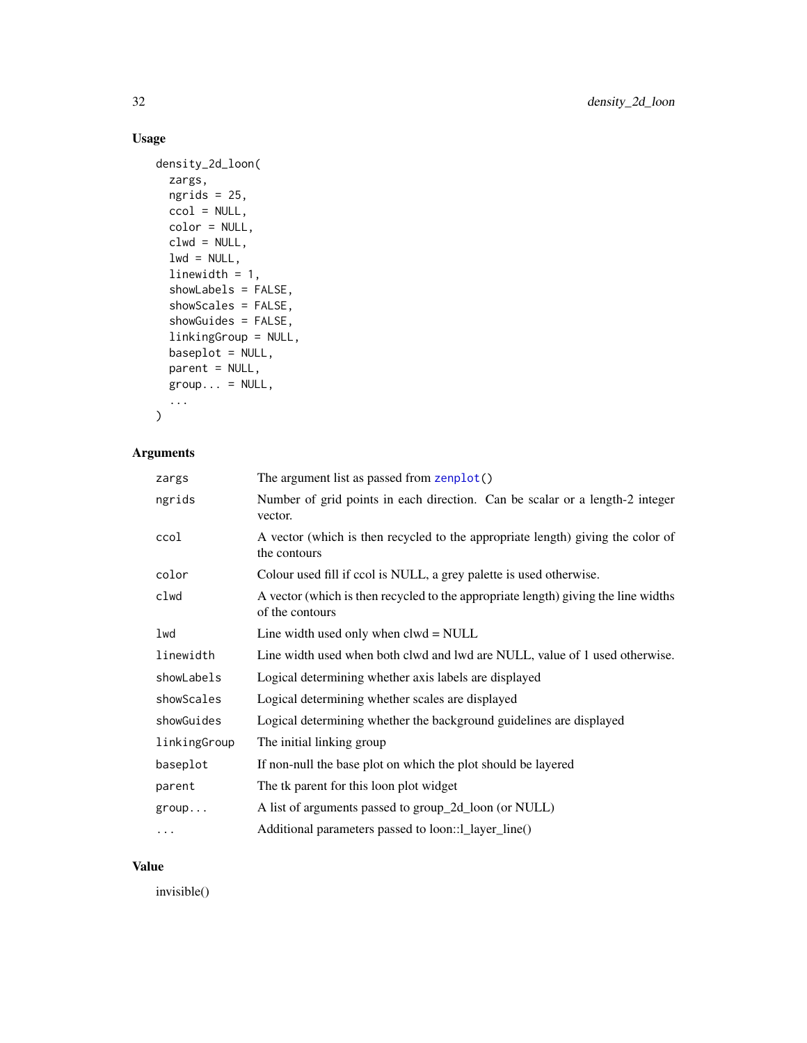## Usage

```
density_2d_loon(
  zargs,
  ngrids = 25,
  ccol = NULL,
  color = NULL,
  clwd = NULL,
  lwd = NULL,
  linewidth = 1,
  showLabels = FALSE,
  showScales = FALSE,
  showGuides = FALSE,
  linkingGroup = NULL,
  baseplot = NULL,
  parent = NULL,
  group... = NULL,
  ...
)
```

## Arguments

| | |
|---|---|
| `zargs` | The argument list as passed from `zenplot()` |
| `ngrids` | Number of grid points in each direction. Can be scalar or a length-2 integer vector. |
| `ccol` | A vector (which is then recycled to the appropriate length) giving the color of the contours |
| `color` | Colour used fill if ccol is NULL, a grey palette is used otherwise. |
| `clwd` | A vector (which is then recycled to the appropriate length) giving the line widths of the contours |
| `lwd` | Line width used only when clwd = NULL |
| `linewidth` | Line width used when both clwd and lwd are NULL, value of 1 used otherwise. |
| `showLabels` | Logical determining whether axis labels are displayed |
| `showScales` | Logical determining whether scales are displayed |
| `showGuides` | Logical determining whether the background guidelines are displayed |
| `linkingGroup` | The initial linking group |
| `baseplot` | If non-null the base plot on which the plot should be layered |
| `parent` | The tk parent for this loon plot widget |
| `group...` | A list of arguments passed to group_2d_loon (or NULL) |
| `...` | Additional parameters passed to loon::l_layer_line() |

## Value

invisible()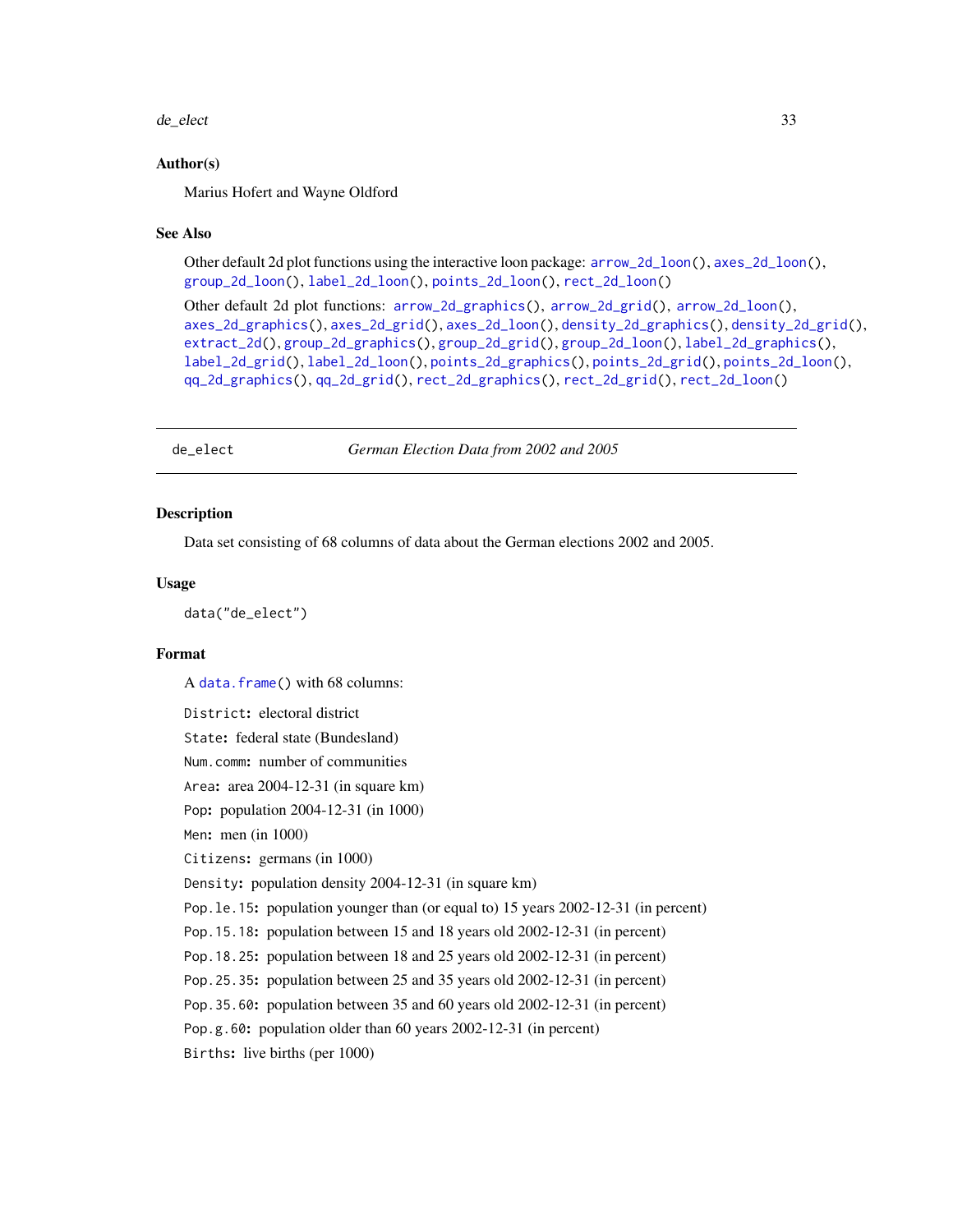### Author(s)

Marius Hofert and Wayne Oldford

### See Also

Other default 2d plot functions using the interactive loon package: `arrow_2d_loon()`, `axes_2d_loon()`, `group_2d_loon()`, `label_2d_loon()`, `points_2d_loon()`, `rect_2d_loon()`

Other default 2d plot functions: `arrow_2d_graphics()`, `arrow_2d_grid()`, `arrow_2d_loon()`, `axes_2d_graphics()`, `axes_2d_grid()`, `axes_2d_loon()`, `density_2d_graphics()`, `density_2d_grid()`, `extract_2d()`, `group_2d_graphics()`, `group_2d_grid()`, `group_2d_loon()`, `label_2d_graphics()`, `label_2d_grid()`, `label_2d_loon()`, `points_2d_graphics()`, `points_2d_grid()`, `points_2d_loon()`, `qq_2d_graphics()`, `qq_2d_grid()`, `rect_2d_graphics()`, `rect_2d_grid()`, `rect_2d_loon()`

---

## de_elect *German Election Data from 2002 and 2005*

---

### Description

Data set consisting of 68 columns of data about the German elections 2002 and 2005.

### Usage

```
data("de_elect")
```

### Format

A `data.frame()` with 68 columns:

`District`: electoral district

`State`: federal state (Bundesland)

`Num.comm`: number of communities

`Area`: area 2004-12-31 (in square km)

`Pop`: population 2004-12-31 (in 1000)

`Men`: men (in 1000)

`Citizens`: germans (in 1000)

`Density`: population density 2004-12-31 (in square km)

`Pop.le.15`: population younger than (or equal to) 15 years 2002-12-31 (in percent)

`Pop.15.18`: population between 15 and 18 years old 2002-12-31 (in percent)

`Pop.18.25`: population between 18 and 25 years old 2002-12-31 (in percent)

`Pop.25.35`: population between 25 and 35 years old 2002-12-31 (in percent)

`Pop.35.60`: population between 35 and 60 years old 2002-12-31 (in percent)

`Pop.g.60`: population older than 60 years 2002-12-31 (in percent)

`Births`: live births (per 1000)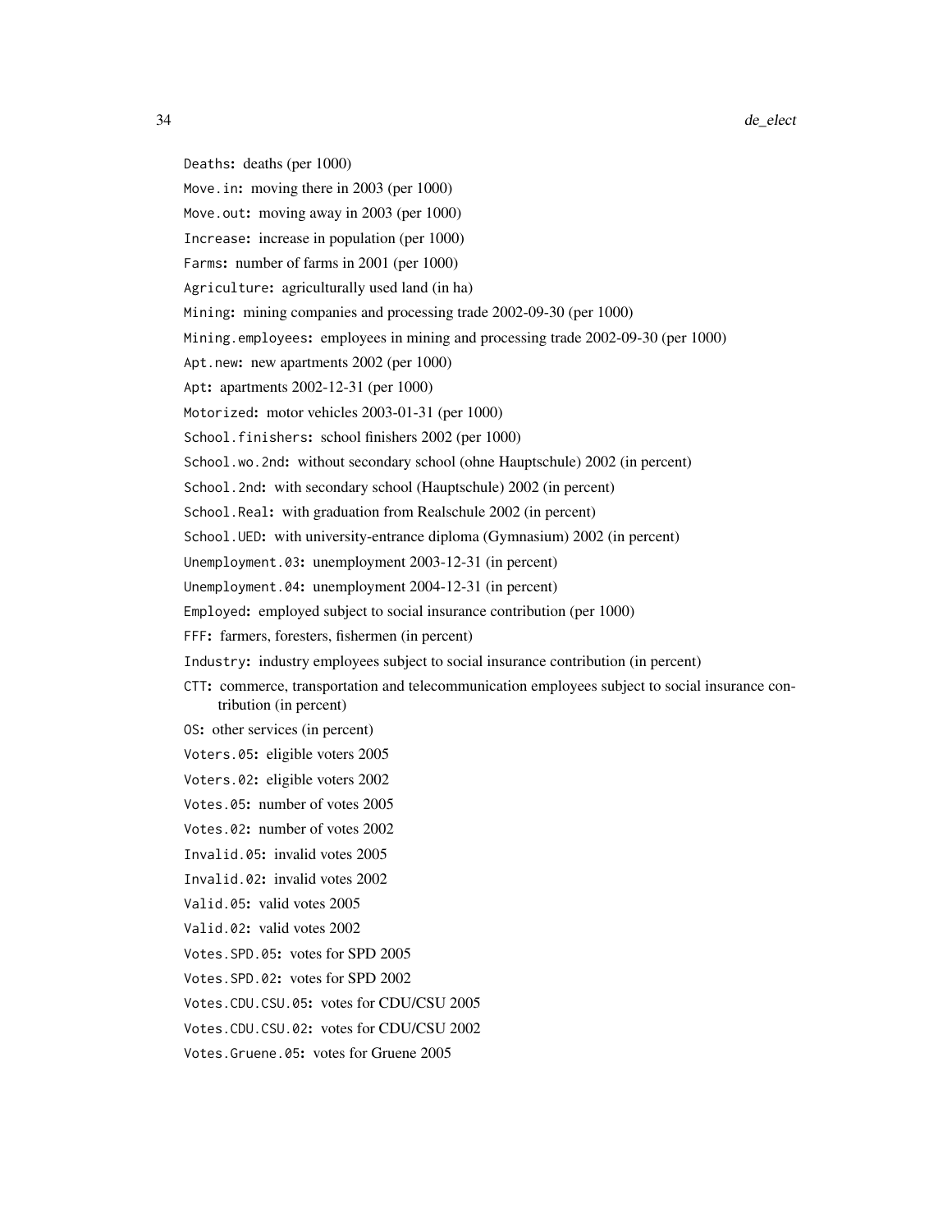`Deaths`: deaths (per 1000)

`Move.in`: moving there in 2003 (per 1000)

`Move.out`: moving away in 2003 (per 1000)

`Increase`: increase in population (per 1000)

`Farms`: number of farms in 2001 (per 1000)

`Agriculture`: agriculturally used land (in ha)

`Mining`: mining companies and processing trade 2002-09-30 (per 1000)

`Mining.employees`: employees in mining and processing trade 2002-09-30 (per 1000)

`Apt.new`: new apartments 2002 (per 1000)

`Apt`: apartments 2002-12-31 (per 1000)

`Motorized`: motor vehicles 2003-01-31 (per 1000)

`School.finishers`: school finishers 2002 (per 1000)

`School.wo.2nd`: without secondary school (ohne Hauptschule) 2002 (in percent)

`School.2nd`: with secondary school (Hauptschule) 2002 (in percent)

`School.Real`: with graduation from Realschule 2002 (in percent)

`School.UED`: with university-entrance diploma (Gymnasium) 2002 (in percent)

`Unemployment.03`: unemployment 2003-12-31 (in percent)

`Unemployment.04`: unemployment 2004-12-31 (in percent)

`Employed`: employed subject to social insurance contribution (per 1000)

`FFF`: farmers, foresters, fishermen (in percent)

`Industry`: industry employees subject to social insurance contribution (in percent)

`CTT`: commerce, transportation and telecommunication employees subject to social insurance contribution (in percent)

`OS`: other services (in percent)

`Voters.05`: eligible voters 2005

`Voters.02`: eligible voters 2002

`Votes.05`: number of votes 2005

`Votes.02`: number of votes 2002

`Invalid.05`: invalid votes 2005

`Invalid.02`: invalid votes 2002

`Valid.05`: valid votes 2005

`Valid.02`: valid votes 2002

`Votes.SPD.05`: votes for SPD 2005

`Votes.SPD.02`: votes for SPD 2002

`Votes.CDU.CSU.05`: votes for CDU/CSU 2005

`Votes.CDU.CSU.02`: votes for CDU/CSU 2002

`Votes.Gruene.05`: votes for Gruene 2005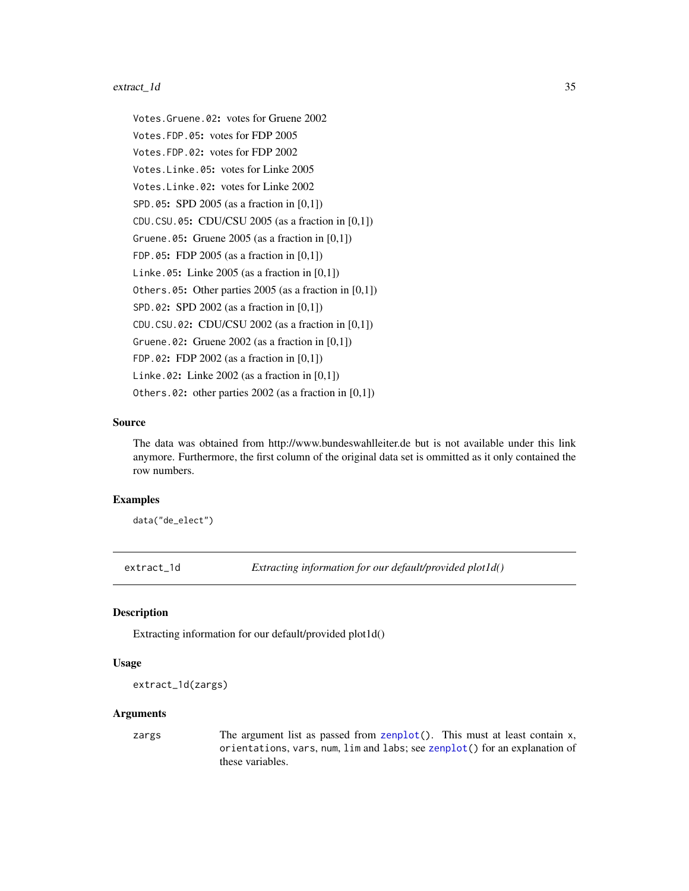`Votes.Gruene.02`**:** votes for Gruene 2002

`Votes.FDP.05`**:** votes for FDP 2005

`Votes.FDP.02`**:** votes for FDP 2002

`Votes.Linke.05`**:** votes for Linke 2005

`Votes.Linke.02`**:** votes for Linke 2002

`SPD.05`**:** SPD 2005 (as a fraction in [0,1])

`CDU.CSU.05`**:** CDU/CSU 2005 (as a fraction in [0,1])

`Gruene.05`**:** Gruene 2005 (as a fraction in [0,1])

`FDP.05`**:** FDP 2005 (as a fraction in [0,1])

`Linke.05`**:** Linke 2005 (as a fraction in [0,1])

`Others.05`**:** Other parties 2005 (as a fraction in [0,1])

`SPD.02`**:** SPD 2002 (as a fraction in [0,1])

`CDU.CSU.02`**:** CDU/CSU 2002 (as a fraction in [0,1])

`Gruene.02`**:** Gruene 2002 (as a fraction in [0,1])

`FDP.02`**:** FDP 2002 (as a fraction in [0,1])

`Linke.02`**:** Linke 2002 (as a fraction in [0,1])

`Others.02`**:** other parties 2002 (as a fraction in [0,1])

### Source

The data was obtained from http://www.bundeswahlleiter.de but is not available under this link anymore. Furthermore, the first column of the original data set is ommitted as it only contained the row numbers.

### Examples

```
data("de_elect")
```

---

## extract_1d — *Extracting information for our default/provided plot1d()*

### Description

Extracting information for our default/provided plot1d()

### Usage

```
extract_1d(zargs)
```

### Arguments

| | |
|---|---|
| `zargs` | The argument list as passed from `zenplot()`. This must at least contain `x`, `orientations`, `vars`, `num`, `lim` and `labs`; see `zenplot()` for an explanation of these variables. |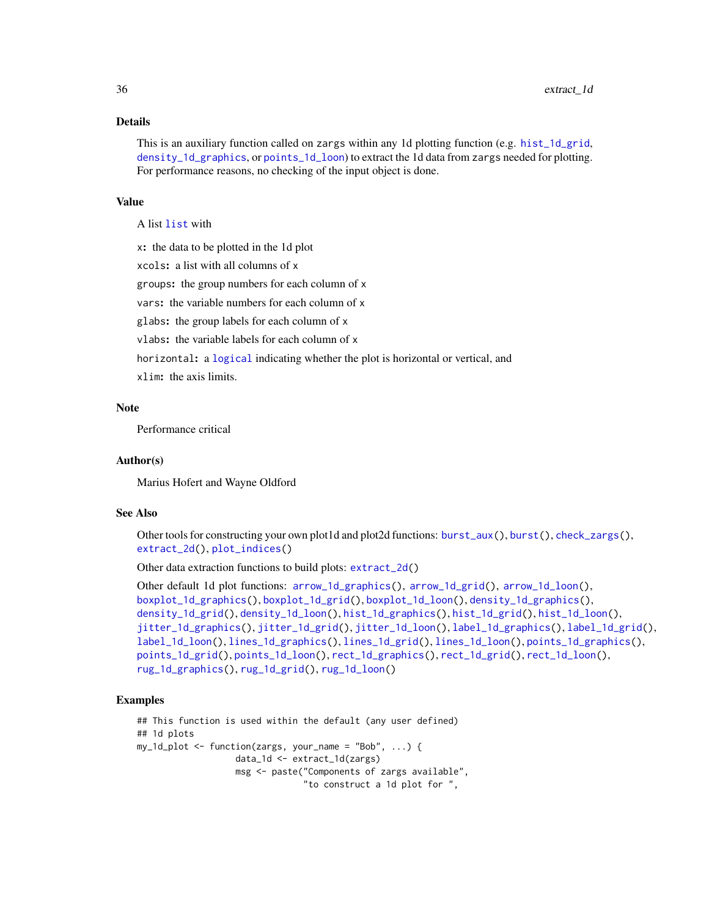## Details

This is an auxiliary function called on zargs within any 1d plotting function (e.g. hist_1d_grid, density_1d_graphics, or points_1d_loon) to extract the 1d data from zargs needed for plotting. For performance reasons, no checking of the input object is done.

## Value

A list list with

- x: the data to be plotted in the 1d plot
- xcols: a list with all columns of x
- groups: the group numbers for each column of x
- vars: the variable numbers for each column of x
- glabs: the group labels for each column of x
- vlabs: the variable labels for each column of x
- horizontal: a logical indicating whether the plot is horizontal or vertical, and
- xlim: the axis limits.

## Note

Performance critical

## Author(s)

Marius Hofert and Wayne Oldford

## See Also

Other tools for constructing your own plot1d and plot2d functions: burst_aux(), burst(), check_zargs(), extract_2d(), plot_indices()

Other data extraction functions to build plots: extract_2d()

Other default 1d plot functions: arrow_1d_graphics(), arrow_1d_grid(), arrow_1d_loon(), boxplot_1d_graphics(), boxplot_1d_grid(), boxplot_1d_loon(), density_1d_graphics(), density_1d_grid(), density_1d_loon(), hist_1d_graphics(), hist_1d_grid(), hist_1d_loon(), jitter_1d_graphics(), jitter_1d_grid(), jitter_1d_loon(), label_1d_graphics(), label_1d_grid(), label_1d_loon(), lines_1d_graphics(), lines_1d_grid(), lines_1d_loon(), points_1d_graphics(), points_1d_grid(), points_1d_loon(), rect_1d_graphics(), rect_1d_grid(), rect_1d_loon(), rug_1d_graphics(), rug_1d_grid(), rug_1d_loon()

## Examples

```
## This function is used within the default (any user defined)
## 1d plots
my_1d_plot <- function(zargs, your_name = "Bob", ...) {
                    data_1d <- extract_1d(zargs)
                    msg <- paste("Components of zargs available",
                                 "to construct a 1d plot for ",
```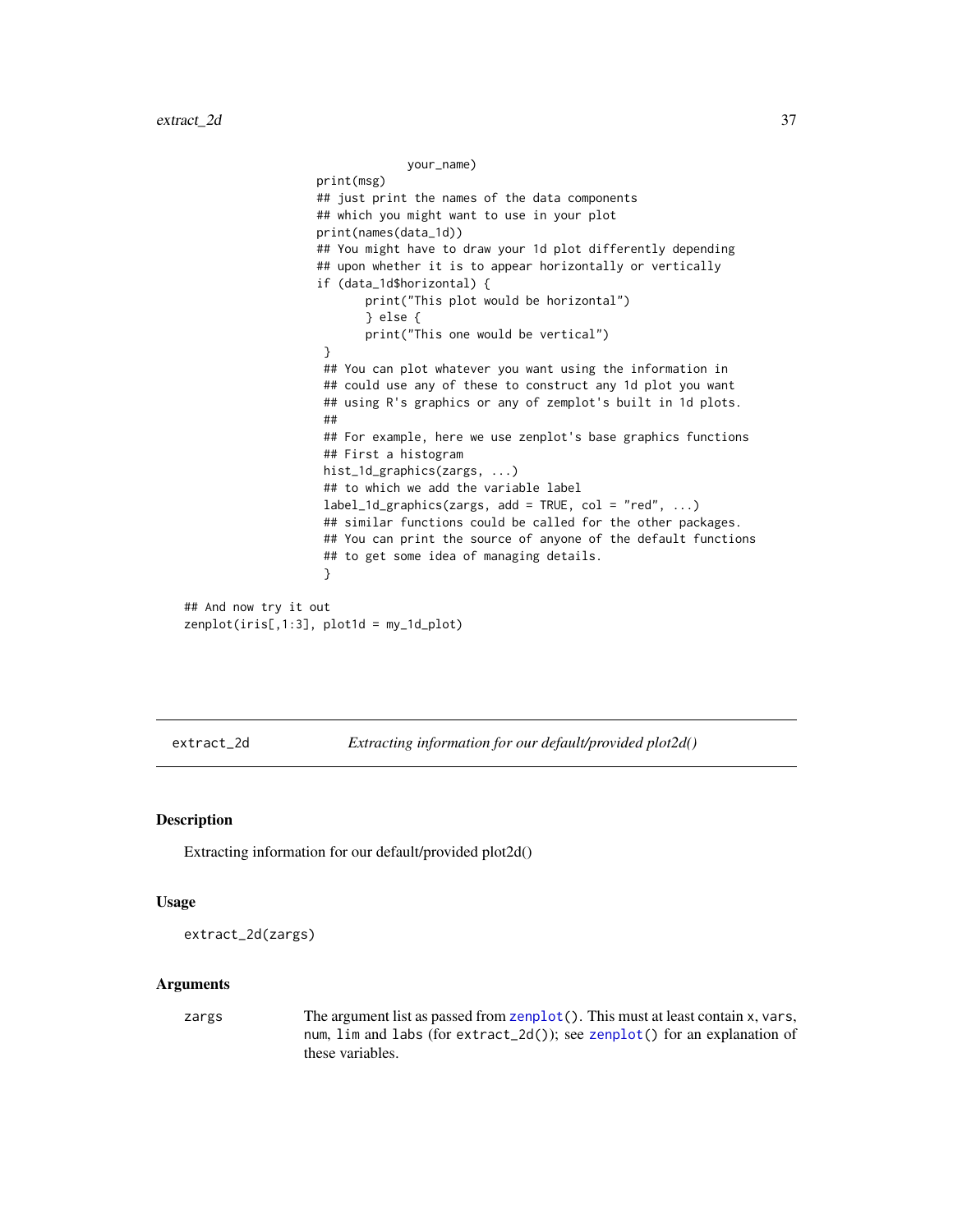```
                 your_name)
    print(msg)
    ## just print the names of the data components
    ## which you might want to use in your plot
    print(names(data_1d))
    ## You might have to draw your 1d plot differently depending
    ## upon whether it is to appear horizontally or vertically
    if (data_1d$horizontal) {
           print("This plot would be horizontal")
           } else {
           print("This one would be vertical")
     }
     ## You can plot whatever you want using the information in
     ## could use any of these to construct any 1d plot you want
     ## using R's graphics or any of zenplot's built in 1d plots.
     ##
     ## For example, here we use zenplot's base graphics functions
     ## First a histogram
     hist_1d_graphics(zargs, ...)
     ## to which we add the variable label
     label_1d_graphics(zargs, add = TRUE, col = "red", ...)
     ## similar functions could be called for the other packages.
     ## You can print the source of anyone of the default functions
     ## to get some idea of managing details.
     }

## And now try it out
zenplot(iris[,1:3], plot1d = my_1d_plot)
```

---

`extract_2d` *Extracting information for our default/provided plot2d()*

---

## Description

Extracting information for our default/provided plot2d()

## Usage

```
extract_2d(zargs)
```

## Arguments

| | |
|---|---|
| zargs | The argument list as passed from `zenplot()`. This must at least contain `x`, `vars`, `num`, `lim` and `labs` (for `extract_2d()`); see `zenplot()` for an explanation of these variables. |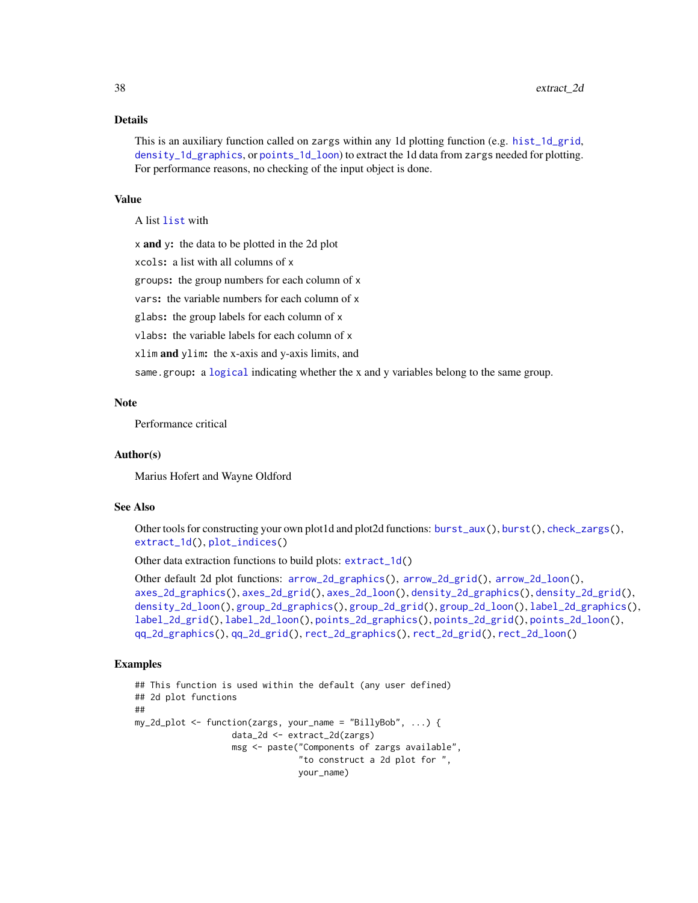### Details

This is an auxiliary function called on `zargs` within any 1d plotting function (e.g. `hist_1d_grid`, `density_1d_graphics`, or `points_1d_loon`) to extract the 1d data from `zargs` needed for plotting. For performance reasons, no checking of the input object is done.

### Value

A list `list` with

**`x` and `y`:** the data to be plotted in the 2d plot

**`xcols`:** a list with all columns of `x`

**`groups`:** the group numbers for each column of `x`

**`vars`:** the variable numbers for each column of `x`

**`glabs`:** the group labels for each column of `x`

**`vlabs`:** the variable labels for each column of `x`

**`xlim` and `ylim`:** the x-axis and y-axis limits, and

**`same.group`:** a `logical` indicating whether the x and y variables belong to the same group.

### Note

Performance critical

### Author(s)

Marius Hofert and Wayne Oldford

### See Also

Other tools for constructing your own plot1d and plot2d functions: `burst_aux()`, `burst()`, `check_zargs()`, `extract_1d()`, `plot_indices()`

Other data extraction functions to build plots: `extract_1d()`

Other default 2d plot functions: `arrow_2d_graphics()`, `arrow_2d_grid()`, `arrow_2d_loon()`, `axes_2d_graphics()`, `axes_2d_grid()`, `axes_2d_loon()`, `density_2d_graphics()`, `density_2d_grid()`, `density_2d_loon()`, `group_2d_graphics()`, `group_2d_grid()`, `group_2d_loon()`, `label_2d_graphics()`, `label_2d_grid()`, `label_2d_loon()`, `points_2d_graphics()`, `points_2d_grid()`, `points_2d_loon()`, `qq_2d_graphics()`, `qq_2d_grid()`, `rect_2d_graphics()`, `rect_2d_grid()`, `rect_2d_loon()`

### Examples

```
## This function is used within the default (any user defined)
## 2d plot functions
##
my_2d_plot <- function(zargs, your_name = "BillyBob", ...) {
                  data_2d <- extract_2d(zargs)
                  msg <- paste("Components of zargs available",
                               "to construct a 2d plot for ",
                               your_name)
```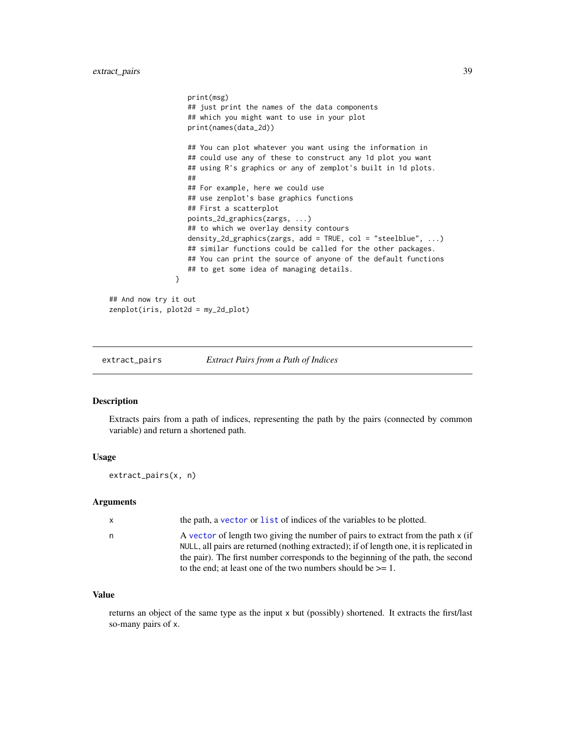```
                    print(msg)
                    ## just print the names of the data components
                    ## which you might want to use in your plot
                    print(names(data_2d))

                    ## You can plot whatever you want using the information in
                    ## could use any of these to construct any 1d plot you want
                    ## using R's graphics or any of zenplot's built in 1d plots.
                    ##
                    ## For example, here we could use
                    ## use zenplot's base graphics functions
                    ## First a scatterplot
                    points_2d_graphics(zargs, ...)
                    ## to which we overlay density contours
                    density_2d_graphics(zargs, add = TRUE, col = "steelblue", ...)
                    ## similar functions could be called for the other packages.
                    ## You can print the source of anyone of the default functions
                    ## to get some idea of managing details.
                  }

## And now try it out
zenplot(iris, plot2d = my_2d_plot)
```

---

## extract_pairs — *Extract Pairs from a Path of Indices*

### Description

Extracts pairs from a path of indices, representing the path by the pairs (connected by common variable) and return a shortened path.

### Usage

```
extract_pairs(x, n)
```

### Arguments

| | |
|---|---|
| x | the path, a vector or list of indices of the variables to be plotted. |
| n | A vector of length two giving the number of pairs to extract from the path x (if NULL, all pairs are returned (nothing extracted); if of length one, it is replicated in the pair). The first number corresponds to the beginning of the path, the second to the end; at least one of the two numbers should be >= 1. |

### Value

returns an object of the same type as the input x but (possibly) shortened. It extracts the first/last so-many pairs of x.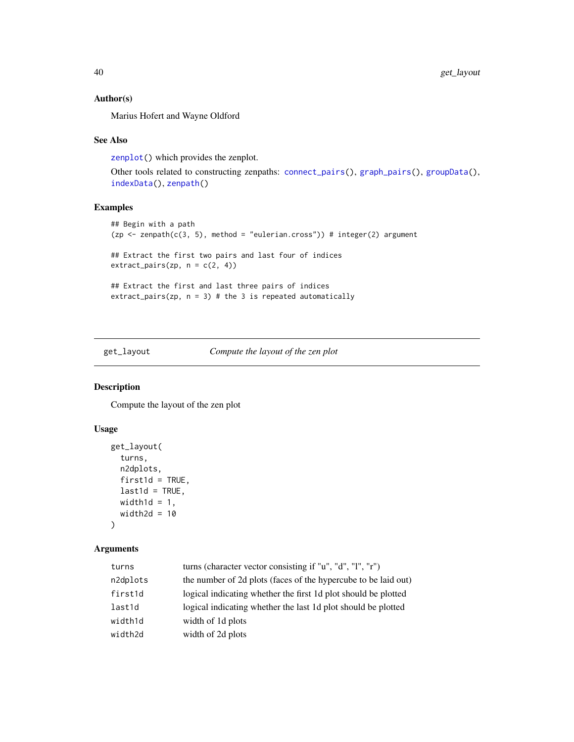### Author(s)

Marius Hofert and Wayne Oldford

### See Also

zenplot() which provides the zenplot.

Other tools related to constructing zenpaths: connect_pairs(), graph_pairs(), groupData(), indexData(), zenpath()

### Examples

```
## Begin with a path
(zp <- zenpath(c(3, 5), method = "eulerian.cross")) # integer(2) argument

## Extract the first two pairs and last four of indices
extract_pairs(zp, n = c(2, 4))

## Extract the first and last three pairs of indices
extract_pairs(zp, n = 3) # the 3 is repeated automatically
```

---

## get_layout    *Compute the layout of the zen plot*

### Description

Compute the layout of the zen plot

### Usage

```
get_layout(
  turns,
  n2dplots,
  first1d = TRUE,
  last1d = TRUE,
  width1d = 1,
  width2d = 10
)
```

### Arguments

| | |
|---|---|
| turns | turns (character vector consisting if "u", "d", "l", "r") |
| n2dplots | the number of 2d plots (faces of the hypercube to be laid out) |
| first1d | logical indicating whether the first 1d plot should be plotted |
| last1d | logical indicating whether the last 1d plot should be plotted |
| width1d | width of 1d plots |
| width2d | width of 2d plots |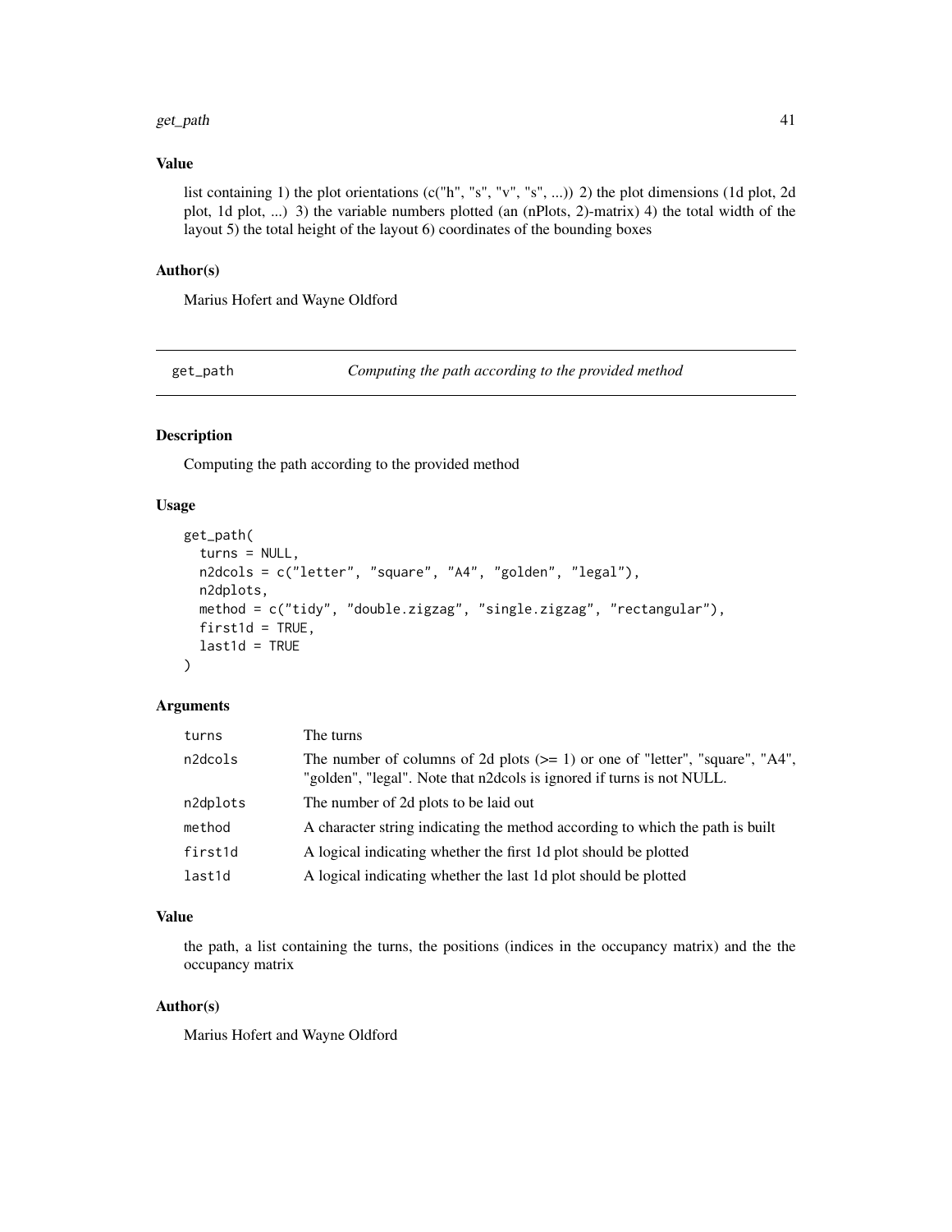### Value

list containing 1) the plot orientations (c("h", "s", "v", "s", ...)) 2) the plot dimensions (1d plot, 2d plot, 1d plot, ...) 3) the variable numbers plotted (an (nPlots, 2)-matrix) 4) the total width of the layout 5) the total height of the layout 6) coordinates of the bounding boxes

### Author(s)

Marius Hofert and Wayne Oldford

---

## get_path — *Computing the path according to the provided method*

### Description

Computing the path according to the provided method

### Usage

```
get_path(
  turns = NULL,
  n2dcols = c("letter", "square", "A4", "golden", "legal"),
  n2dplots,
  method = c("tidy", "double.zigzag", "single.zigzag", "rectangular"),
  first1d = TRUE,
  last1d = TRUE
)
```

### Arguments

| | |
|---|---|
| turns | The turns |
| n2dcols | The number of columns of 2d plots (>= 1) or one of "letter", "square", "A4", "golden", "legal". Note that n2dcols is ignored if turns is not NULL. |
| n2dplots | The number of 2d plots to be laid out |
| method | A character string indicating the method according to which the path is built |
| first1d | A logical indicating whether the first 1d plot should be plotted |
| last1d | A logical indicating whether the last 1d plot should be plotted |

### Value

the path, a list containing the turns, the positions (indices in the occupancy matrix) and the the occupancy matrix

### Author(s)

Marius Hofert and Wayne Oldford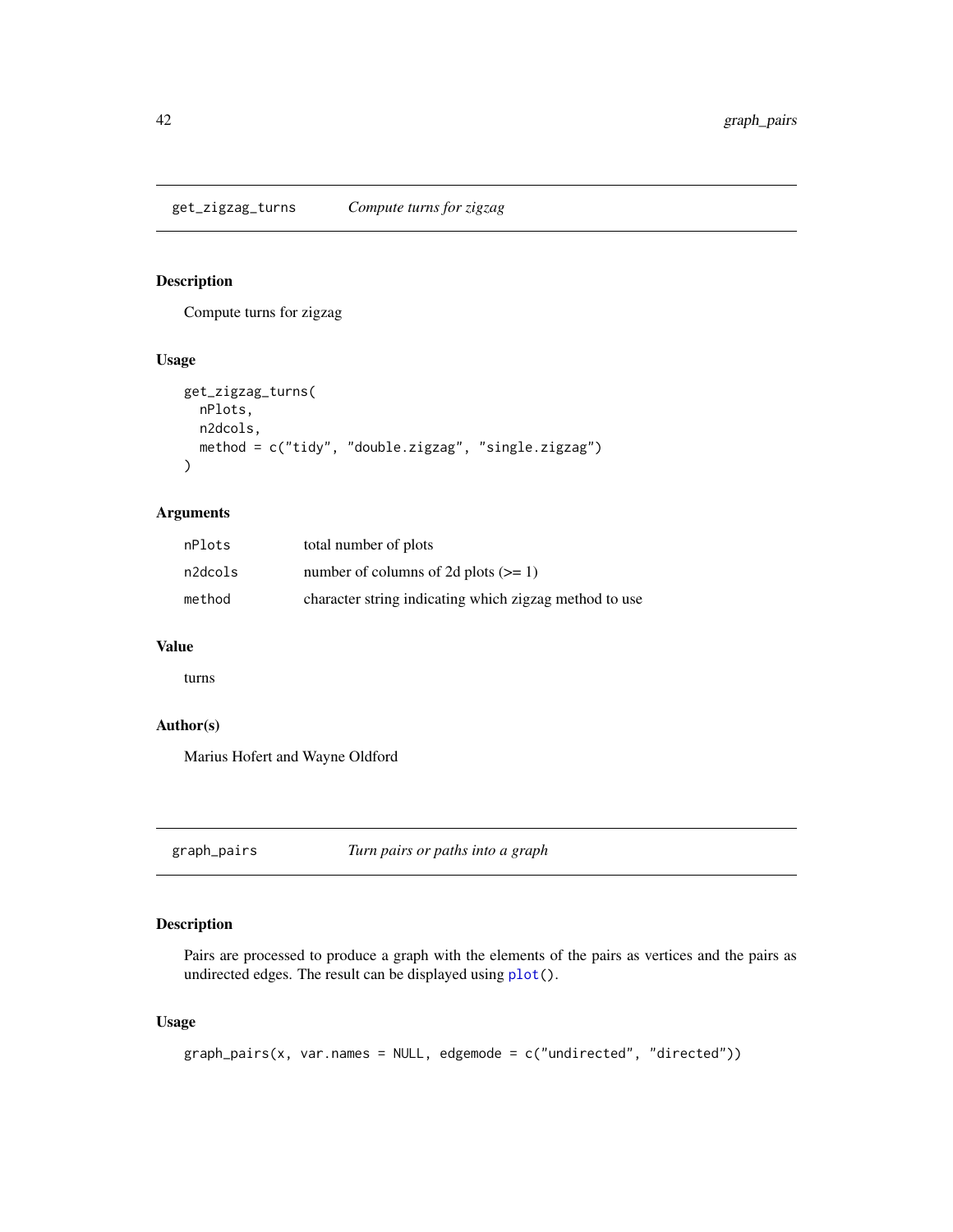## get_zigzag_turns *Compute turns for zigzag*

### Description

Compute turns for zigzag

### Usage

```
get_zigzag_turns(
  nPlots,
  n2dcols,
  method = c("tidy", "double.zigzag", "single.zigzag")
)
```

### Arguments

| | |
|---|---|
| nPlots | total number of plots |
| n2dcols | number of columns of 2d plots (>= 1) |
| method | character string indicating which zigzag method to use |

### Value

turns

### Author(s)

Marius Hofert and Wayne Oldford

## graph_pairs *Turn pairs or paths into a graph*

### Description

Pairs are processed to produce a graph with the elements of the pairs as vertices and the pairs as undirected edges. The result can be displayed using plot().

### Usage

```
graph_pairs(x, var.names = NULL, edgemode = c("undirected", "directed"))
```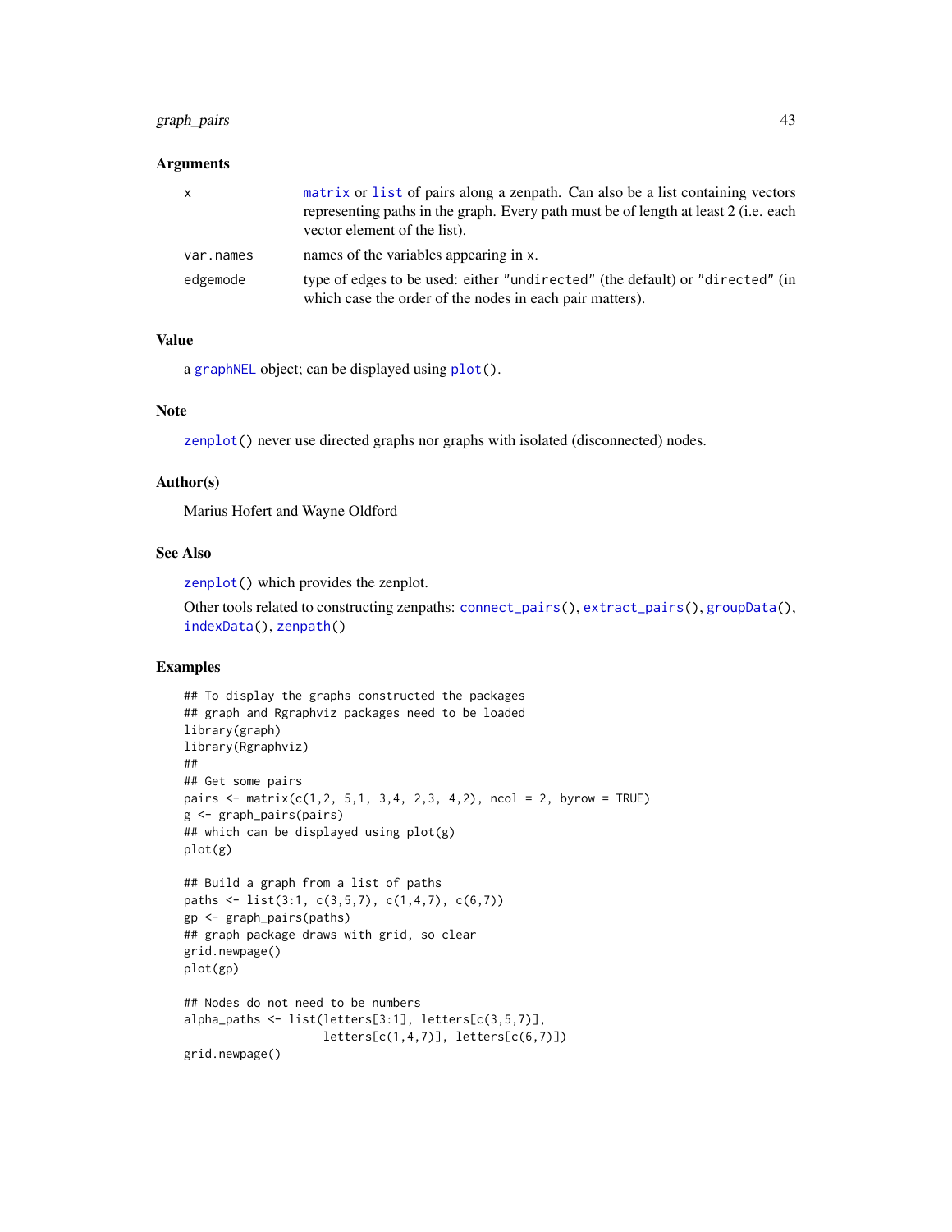### Arguments

| | |
|---|---|
| x | matrix or list of pairs along a zenpath. Can also be a list containing vectors representing paths in the graph. Every path must be of length at least 2 (i.e. each vector element of the list). |
| var.names | names of the variables appearing in x. |
| edgemode | type of edges to be used: either "undirected" (the default) or "directed" (in which case the order of the nodes in each pair matters). |

### Value

a graphNEL object; can be displayed using plot().

### Note

zenplot() never use directed graphs nor graphs with isolated (disconnected) nodes.

### Author(s)

Marius Hofert and Wayne Oldford

### See Also

zenplot() which provides the zenplot.

Other tools related to constructing zenpaths: connect_pairs(), extract_pairs(), groupData(), indexData(), zenpath()

### Examples

```
## To display the graphs constructed the packages
## graph and Rgraphviz packages need to be loaded
library(graph)
library(Rgraphviz)
##
## Get some pairs
pairs <- matrix(c(1,2, 5,1, 3,4, 2,3, 4,2), ncol = 2, byrow = TRUE)
g <- graph_pairs(pairs)
## which can be displayed using plot(g)
plot(g)

## Build a graph from a list of paths
paths <- list(3:1, c(3,5,7), c(1,4,7), c(6,7))
gp <- graph_pairs(paths)
## graph package draws with grid, so clear
grid.newpage()
plot(gp)

## Nodes do not need to be numbers
alpha_paths <- list(letters[3:1], letters[c(3,5,7)],
                    letters[c(1,4,7)], letters[c(6,7)])
grid.newpage()
```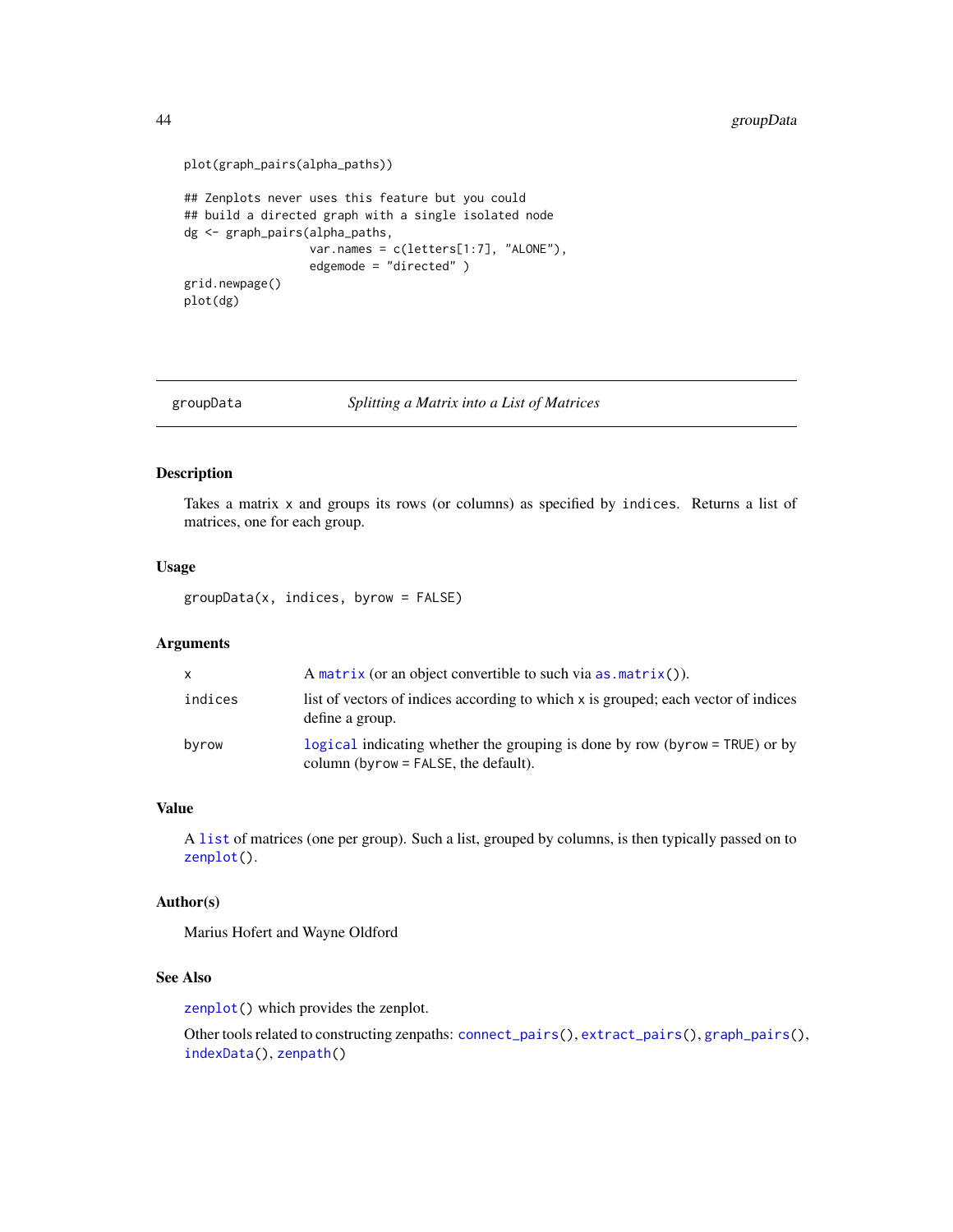```
plot(graph_pairs(alpha_paths))

## Zenplots never uses this feature but you could
## build a directed graph with a single isolated node
dg <- graph_pairs(alpha_paths,
                  var.names = c(letters[1:7], "ALONE"),
                  edgemode = "directed" )
grid.newpage()
plot(dg)
```

---

## groupData — *Splitting a Matrix into a List of Matrices*

### Description

Takes a matrix x and groups its rows (or columns) as specified by indices. Returns a list of matrices, one for each group.

### Usage

```
groupData(x, indices, byrow = FALSE)
```

### Arguments

| | |
|---|---|
| x | A matrix (or an object convertible to such via as.matrix()). |
| indices | list of vectors of indices according to which x is grouped; each vector of indices define a group. |
| byrow | logical indicating whether the grouping is done by row (byrow = TRUE) or by column (byrow = FALSE, the default). |

### Value

A list of matrices (one per group). Such a list, grouped by columns, is then typically passed on to zenplot().

### Author(s)

Marius Hofert and Wayne Oldford

### See Also

zenplot() which provides the zenplot.

Other tools related to constructing zenpaths: connect_pairs(), extract_pairs(), graph_pairs(), indexData(), zenpath()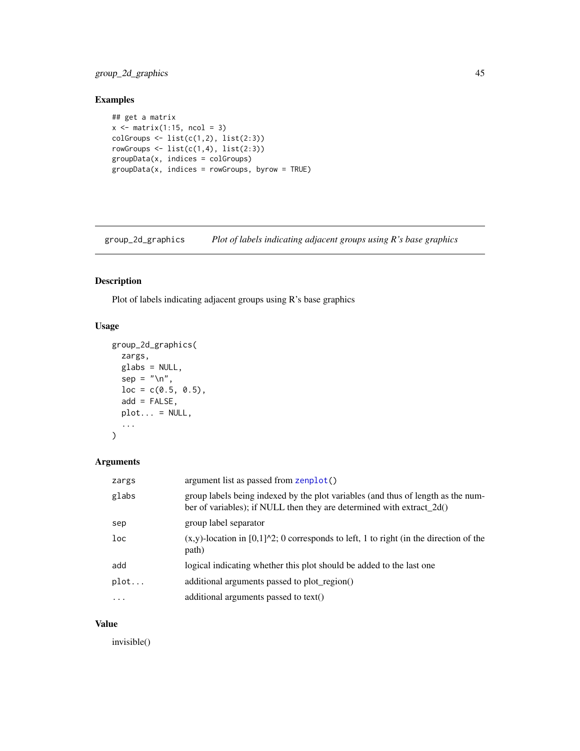## Examples

```
## get a matrix
x <- matrix(1:15, ncol = 3)
colGroups <- list(c(1,2), list(2:3))
rowGroups <- list(c(1,4), list(2:3))
groupData(x, indices = colGroups)
groupData(x, indices = rowGroups, byrow = TRUE)
```

---

# group_2d_graphics — *Plot of labels indicating adjacent groups using R's base graphics*

## Description

Plot of labels indicating adjacent groups using R's base graphics

## Usage

```
group_2d_graphics(
  zargs,
  glabs = NULL,
  sep = "\n",
  loc = c(0.5, 0.5),
  add = FALSE,
  plot... = NULL,
  ...
)
```

## Arguments

| | |
|---|---|
| zargs | argument list as passed from zenplot() |
| glabs | group labels being indexed by the plot variables (and thus of length as the number of variables); if NULL then they are determined with extract_2d() |
| sep | group label separator |
| loc | (x,y)-location in $[0,1]^2$; 0 corresponds to left, 1 to right (in the direction of the path) |
| add | logical indicating whether this plot should be added to the last one |
| plot... | additional arguments passed to plot_region() |
| ... | additional arguments passed to text() |

## Value

invisible()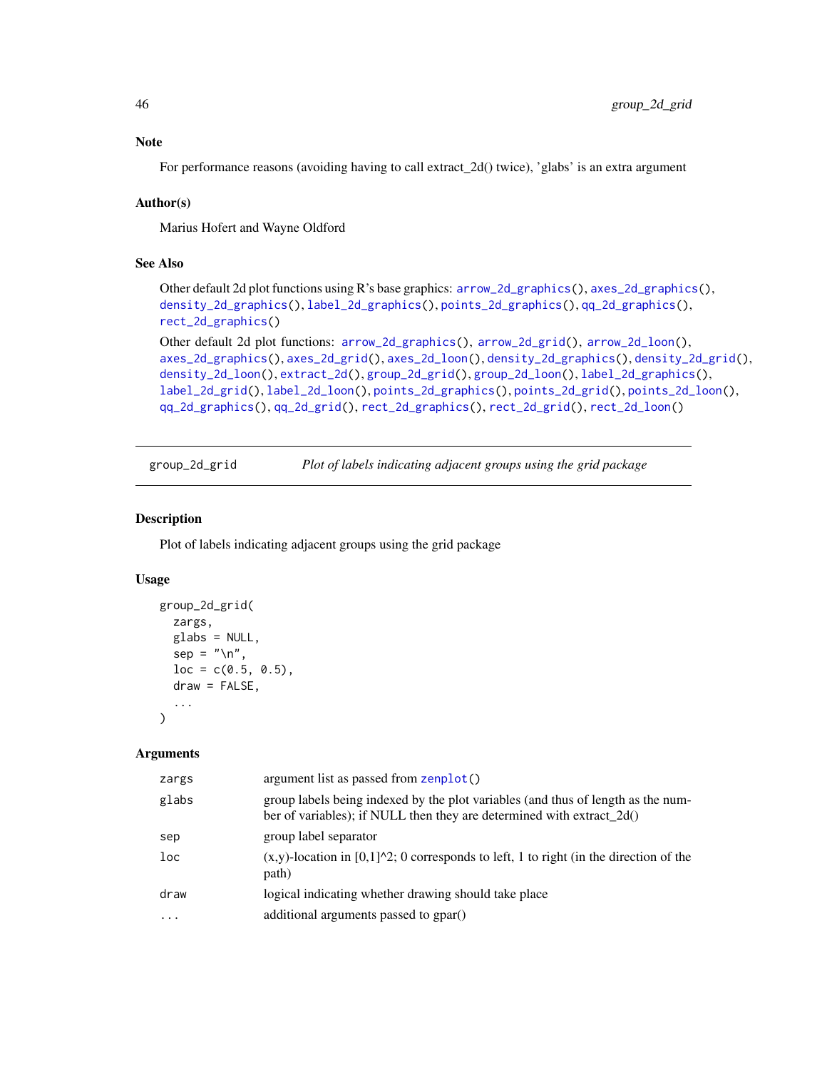### Note

For performance reasons (avoiding having to call extract_2d() twice), 'glabs' is an extra argument

### Author(s)

Marius Hofert and Wayne Oldford

### See Also

Other default 2d plot functions using R's base graphics: arrow_2d_graphics(), axes_2d_graphics(), density_2d_graphics(), label_2d_graphics(), points_2d_graphics(), qq_2d_graphics(), rect_2d_graphics()

Other default 2d plot functions: arrow_2d_graphics(), arrow_2d_grid(), arrow_2d_loon(), axes_2d_graphics(), axes_2d_grid(), axes_2d_loon(), density_2d_graphics(), density_2d_grid(), density_2d_loon(), extract_2d(), group_2d_grid(), group_2d_loon(), label_2d_graphics(), label_2d_grid(), label_2d_loon(), points_2d_graphics(), points_2d_grid(), points_2d_loon(), qq_2d_graphics(), qq_2d_grid(), rect_2d_graphics(), rect_2d_grid(), rect_2d_loon()

---

## group_2d_grid — *Plot of labels indicating adjacent groups using the grid package*

### Description

Plot of labels indicating adjacent groups using the grid package

### Usage

```
group_2d_grid(
  zargs,
  glabs = NULL,
  sep = "\n",
  loc = c(0.5, 0.5),
  draw = FALSE,
  ...
)
```

### Arguments

| | |
|---|---|
| zargs | argument list as passed from zenplot() |
| glabs | group labels being indexed by the plot variables (and thus of length as the number of variables); if NULL then they are determined with extract_2d() |
| sep | group label separator |
| loc | (x,y)-location in [0,1]^2; 0 corresponds to left, 1 to right (in the direction of the path) |
| draw | logical indicating whether drawing should take place |
| ... | additional arguments passed to gpar() |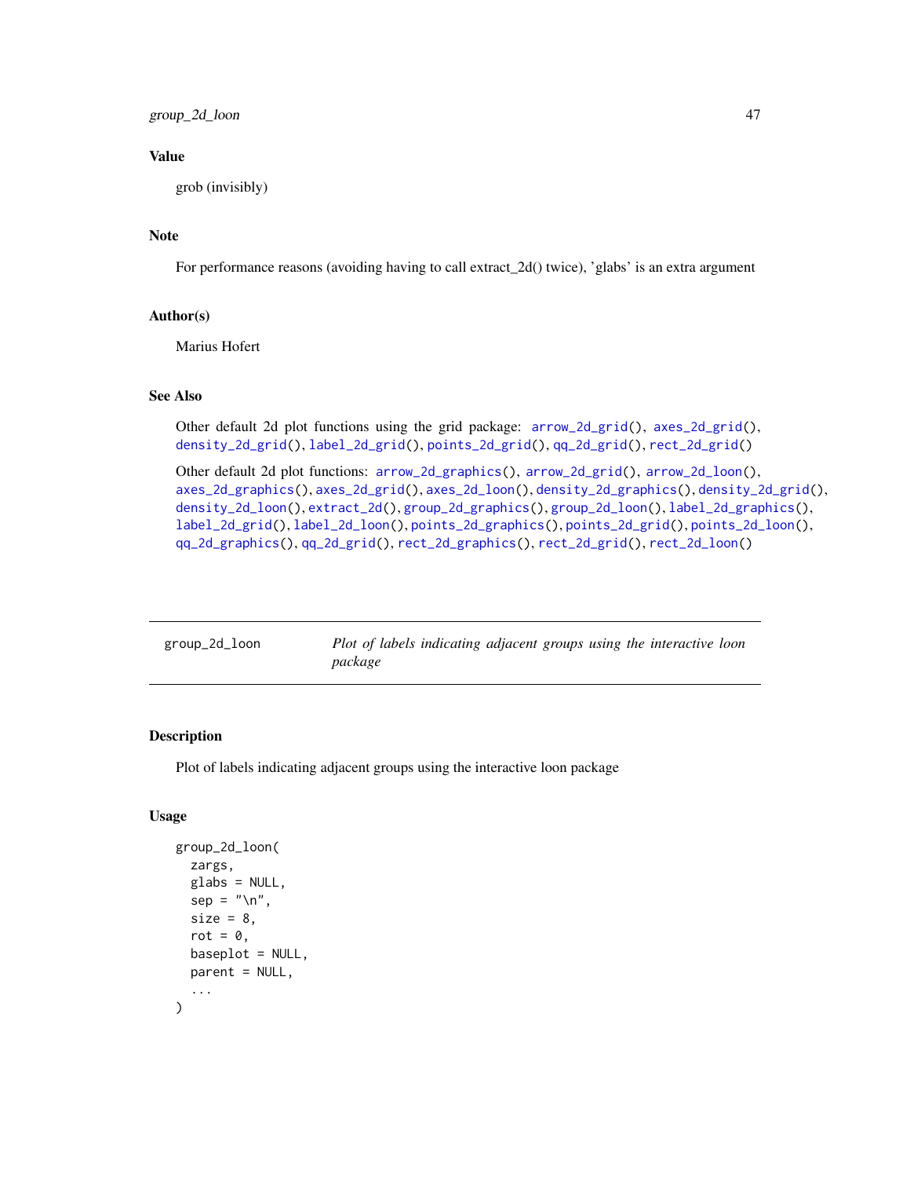### Value

grob (invisibly)

### Note

For performance reasons (avoiding having to call extract_2d() twice), 'glabs' is an extra argument

### Author(s)

Marius Hofert

### See Also

Other default 2d plot functions using the grid package: arrow_2d_grid(), axes_2d_grid(), density_2d_grid(), label_2d_grid(), points_2d_grid(), qq_2d_grid(), rect_2d_grid()

Other default 2d plot functions: arrow_2d_graphics(), arrow_2d_grid(), arrow_2d_loon(), axes_2d_graphics(), axes_2d_grid(), axes_2d_loon(), density_2d_graphics(), density_2d_grid(), density_2d_loon(), extract_2d(), group_2d_graphics(), group_2d_loon(), label_2d_graphics(), label_2d_grid(), label_2d_loon(), points_2d_graphics(), points_2d_grid(), points_2d_loon(), qq_2d_graphics(), qq_2d_grid(), rect_2d_graphics(), rect_2d_grid(), rect_2d_loon()

---

## group_2d_loon — *Plot of labels indicating adjacent groups using the interactive loon package*

### Description

Plot of labels indicating adjacent groups using the interactive loon package

### Usage

```
group_2d_loon(
  zargs,
  glabs = NULL,
  sep = "\n",
  size = 8,
  rot = 0,
  baseplot = NULL,
  parent = NULL,
  ...
)
```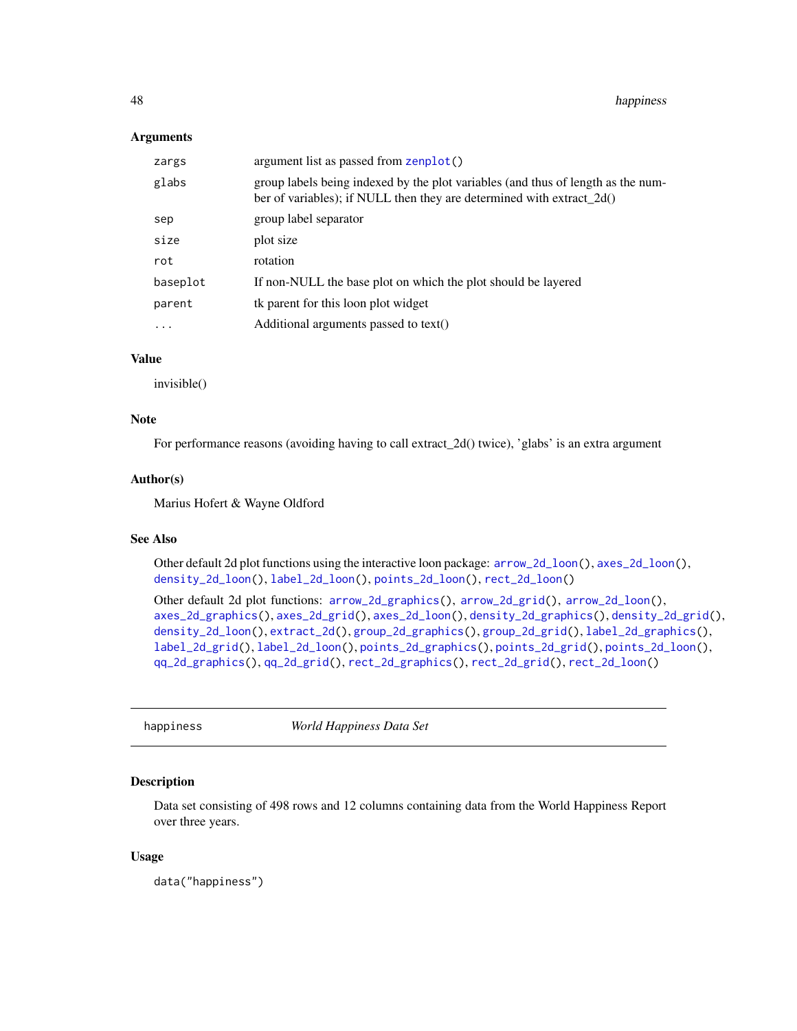## Arguments

| | |
|---|---|
| `zargs` | argument list as passed from `zenplot()` |
| `glabs` | group labels being indexed by the plot variables (and thus of length as the number of variables); if NULL then they are determined with extract_2d() |
| `sep` | group label separator |
| `size` | plot size |
| `rot` | rotation |
| `baseplot` | If non-NULL the base plot on which the plot should be layered |
| `parent` | tk parent for this loon plot widget |
| `...` | Additional arguments passed to text() |

## Value

invisible()

## Note

For performance reasons (avoiding having to call extract_2d() twice), 'glabs' is an extra argument

## Author(s)

Marius Hofert & Wayne Oldford

## See Also

Other default 2d plot functions using the interactive loon package: `arrow_2d_loon()`, `axes_2d_loon()`, `density_2d_loon()`, `label_2d_loon()`, `points_2d_loon()`, `rect_2d_loon()`

Other default 2d plot functions: `arrow_2d_graphics()`, `arrow_2d_grid()`, `arrow_2d_loon()`, `axes_2d_graphics()`, `axes_2d_grid()`, `axes_2d_loon()`, `density_2d_graphics()`, `density_2d_grid()`, `density_2d_loon()`, `extract_2d()`, `group_2d_graphics()`, `group_2d_grid()`, `label_2d_graphics()`, `label_2d_grid()`, `label_2d_loon()`, `points_2d_graphics()`, `points_2d_grid()`, `points_2d_loon()`, `qq_2d_graphics()`, `qq_2d_grid()`, `rect_2d_graphics()`, `rect_2d_grid()`, `rect_2d_loon()`

---

# happiness — *World Happiness Data Set*

## Description

Data set consisting of 498 rows and 12 columns containing data from the World Happiness Report over three years.

## Usage

```
data("happiness")
```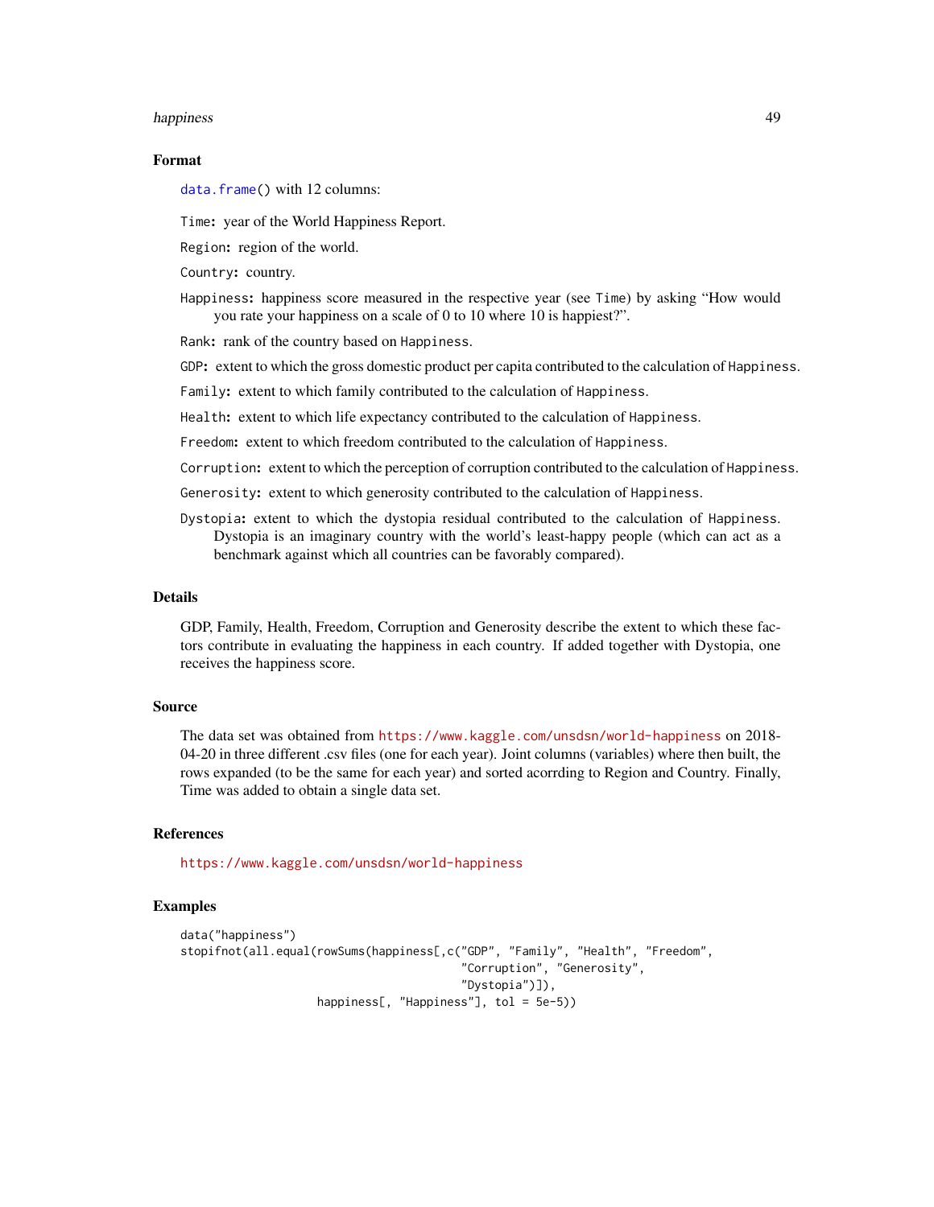## Format

`data.frame()` with 12 columns:

`Time`: year of the World Happiness Report.

`Region`: region of the world.

`Country`: country.

`Happiness`: happiness score measured in the respective year (see `Time`) by asking "How would you rate your happiness on a scale of 0 to 10 where 10 is happiest?".

`Rank`: rank of the country based on `Happiness`.

`GDP`: extent to which the gross domestic product per capita contributed to the calculation of `Happiness`.

`Family`: extent to which family contributed to the calculation of `Happiness`.

`Health`: extent to which life expectancy contributed to the calculation of `Happiness`.

`Freedom`: extent to which freedom contributed to the calculation of `Happiness`.

`Corruption`: extent to which the perception of corruption contributed to the calculation of `Happiness`.

`Generosity`: extent to which generosity contributed to the calculation of `Happiness`.

`Dystopia`: extent to which the dystopia residual contributed to the calculation of `Happiness`. Dystopia is an imaginary country with the world's least-happy people (which can act as a benchmark against which all countries can be favorably compared).

## Details

GDP, Family, Health, Freedom, Corruption and Generosity describe the extent to which these factors contribute in evaluating the happiness in each country. If added together with Dystopia, one receives the happiness score.

## Source

The data set was obtained from https://www.kaggle.com/unsdsn/world-happiness on 2018-04-20 in three different .csv files (one for each year). Joint columns (variables) where then built, the rows expanded (to be the same for each year) and sorted acorrding to Region and Country. Finally, Time was added to obtain a single data set.

## References

https://www.kaggle.com/unsdsn/world-happiness

## Examples

```
data("happiness")
stopifnot(all.equal(rowSums(happiness[,c("GDP", "Family", "Health", "Freedom",
                                         "Corruption", "Generosity",
                                         "Dystopia")]),
                    happiness[, "Happiness"], tol = 5e-5))
```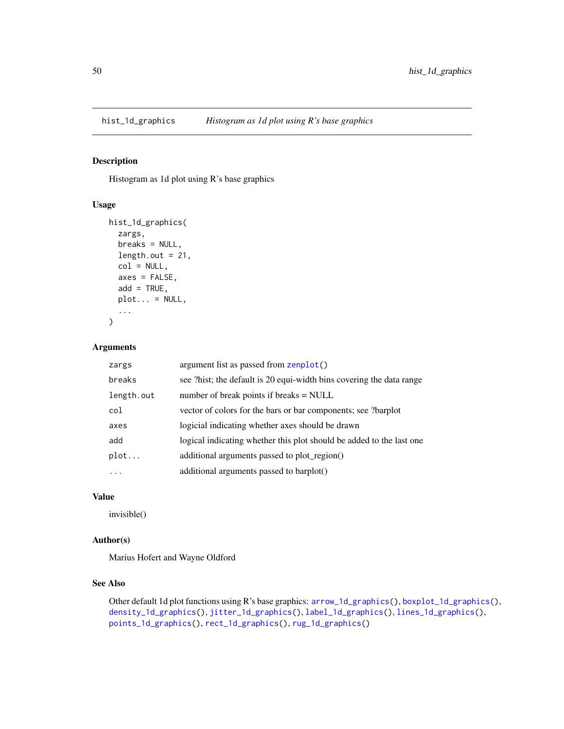# hist_1d_graphics — *Histogram as 1d plot using R's base graphics*

## Description

Histogram as 1d plot using R's base graphics

## Usage

```
hist_1d_graphics(
  zargs,
  breaks = NULL,
  length.out = 21,
  col = NULL,
  axes = FALSE,
  add = TRUE,
  plot... = NULL,
  ...
)
```

## Arguments

| | |
|---|---|
| `zargs` | argument list as passed from `zenplot()` |
| `breaks` | see ?hist; the default is 20 equi-width bins covering the data range |
| `length.out` | number of break points if breaks = NULL |
| `col` | vector of colors for the bars or bar components; see ?barplot |
| `axes` | logicial indicating whether axes should be drawn |
| `add` | logical indicating whether this plot should be added to the last one |
| `plot...` | additional arguments passed to plot_region() |
| `...` | additional arguments passed to barplot() |

## Value

invisible()

## Author(s)

Marius Hofert and Wayne Oldford

## See Also

Other default 1d plot functions using R's base graphics: `arrow_1d_graphics()`, `boxplot_1d_graphics()`, `density_1d_graphics()`, `jitter_1d_graphics()`, `label_1d_graphics()`, `lines_1d_graphics()`, `points_1d_graphics()`, `rect_1d_graphics()`, `rug_1d_graphics()`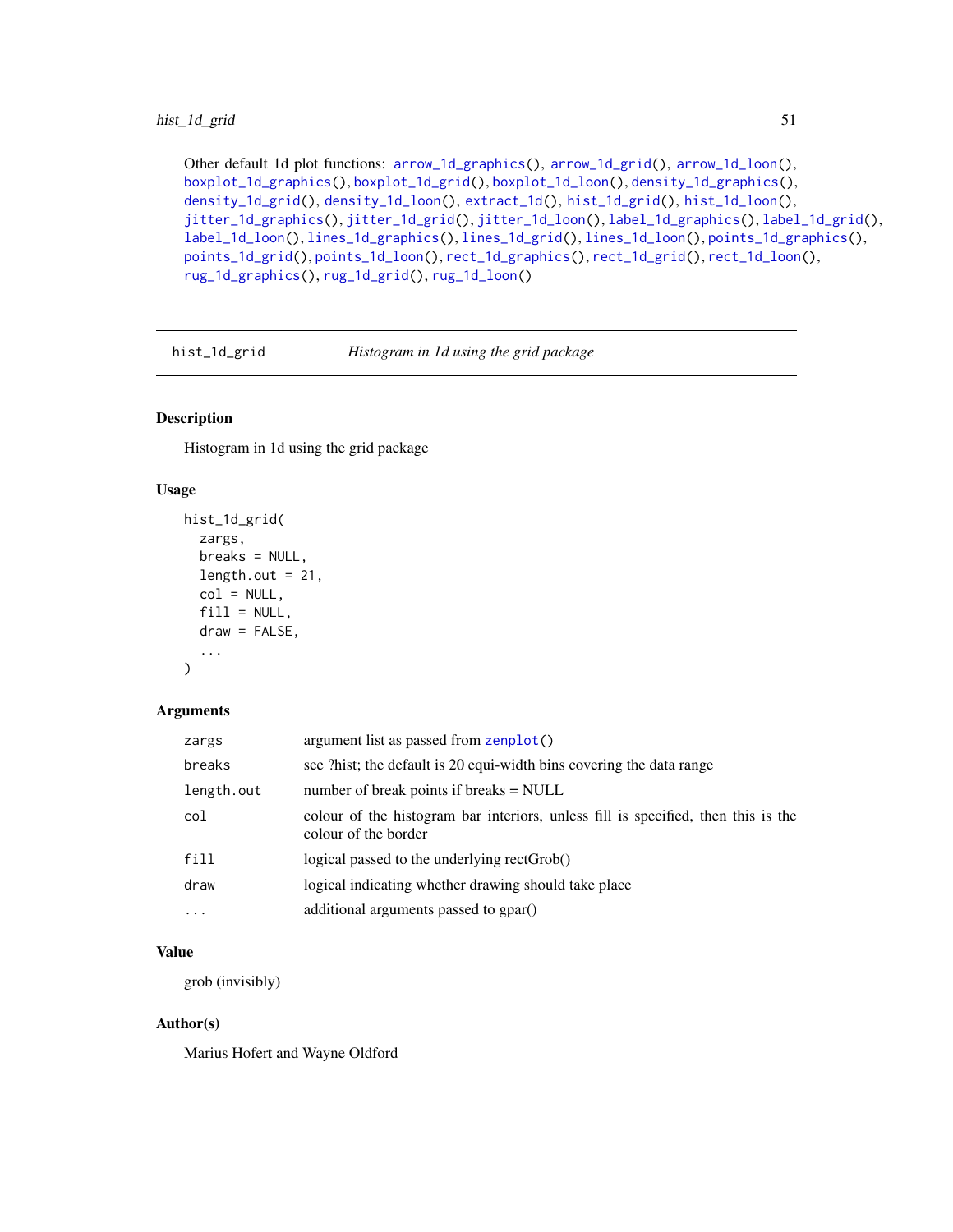Other default 1d plot functions: `arrow_1d_graphics()`, `arrow_1d_grid()`, `arrow_1d_loon()`, `boxplot_1d_graphics()`, `boxplot_1d_grid()`, `boxplot_1d_loon()`, `density_1d_graphics()`, `density_1d_grid()`, `density_1d_loon()`, `extract_1d()`, `hist_1d_grid()`, `hist_1d_loon()`, `jitter_1d_graphics()`, `jitter_1d_grid()`, `jitter_1d_loon()`, `label_1d_graphics()`, `label_1d_grid()`, `label_1d_loon()`, `lines_1d_graphics()`, `lines_1d_grid()`, `lines_1d_loon()`, `points_1d_graphics()`, `points_1d_grid()`, `points_1d_loon()`, `rect_1d_graphics()`, `rect_1d_grid()`, `rect_1d_loon()`, `rug_1d_graphics()`, `rug_1d_grid()`, `rug_1d_loon()`

---

## hist_1d_grid — *Histogram in 1d using the grid package*

### Description

Histogram in 1d using the grid package

### Usage

```
hist_1d_grid(
  zargs,
  breaks = NULL,
  length.out = 21,
  col = NULL,
  fill = NULL,
  draw = FALSE,
  ...
)
```

### Arguments

| | |
|---|---|
| `zargs` | argument list as passed from `zenplot()` |
| `breaks` | see ?hist; the default is 20 equi-width bins covering the data range |
| `length.out` | number of break points if breaks = NULL |
| `col` | colour of the histogram bar interiors, unless fill is specified, then this is the colour of the border |
| `fill` | logical passed to the underlying rectGrob() |
| `draw` | logical indicating whether drawing should take place |
| `...` | additional arguments passed to gpar() |

### Value

grob (invisibly)

### Author(s)

Marius Hofert and Wayne Oldford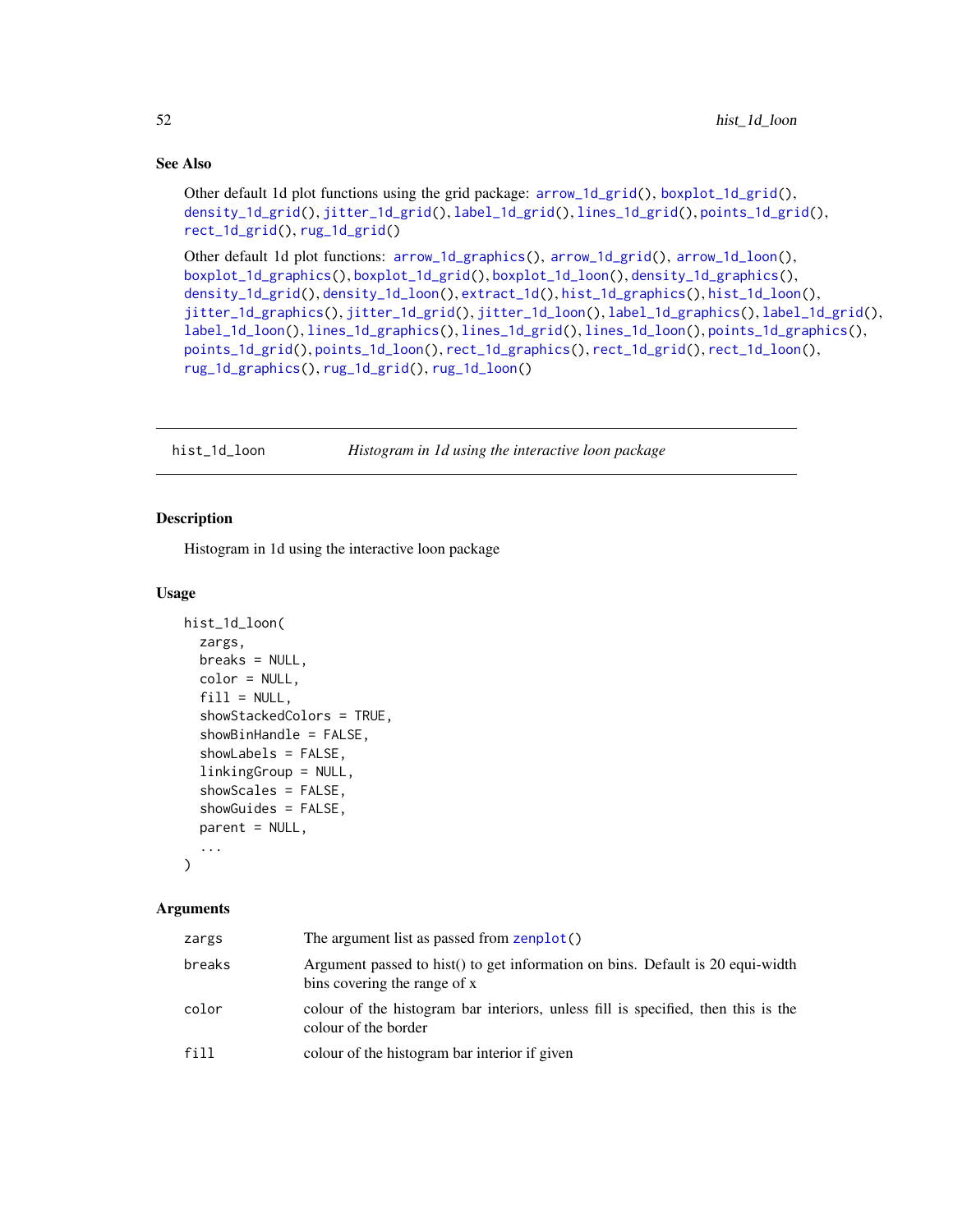## See Also

Other default 1d plot functions using the grid package: arrow_1d_grid(), boxplot_1d_grid(), density_1d_grid(), jitter_1d_grid(), label_1d_grid(), lines_1d_grid(), points_1d_grid(), rect_1d_grid(), rug_1d_grid()

Other default 1d plot functions: arrow_1d_graphics(), arrow_1d_grid(), arrow_1d_loon(), boxplot_1d_graphics(), boxplot_1d_grid(), boxplot_1d_loon(), density_1d_graphics(), density_1d_grid(), density_1d_loon(), extract_1d(), hist_1d_graphics(), hist_1d_loon(), jitter_1d_graphics(), jitter_1d_grid(), jitter_1d_loon(), label_1d_graphics(), label_1d_grid(), label_1d_loon(), lines_1d_graphics(), lines_1d_grid(), lines_1d_loon(), points_1d_graphics(), points_1d_grid(), points_1d_loon(), rect_1d_graphics(), rect_1d_grid(), rect_1d_loon(), rug_1d_graphics(), rug_1d_grid(), rug_1d_loon()

---

# hist_1d_loon — *Histogram in 1d using the interactive loon package*

## Description

Histogram in 1d using the interactive loon package

## Usage

```
hist_1d_loon(
  zargs,
  breaks = NULL,
  color = NULL,
  fill = NULL,
  showStackedColors = TRUE,
  showBinHandle = FALSE,
  showLabels = FALSE,
  linkingGroup = NULL,
  showScales = FALSE,
  showGuides = FALSE,
  parent = NULL,
  ...
)
```

## Arguments

| | |
|---|---|
| zargs | The argument list as passed from zenplot() |
| breaks | Argument passed to hist() to get information on bins. Default is 20 equi-width bins covering the range of x |
| color | colour of the histogram bar interiors, unless fill is specified, then this is the colour of the border |
| fill | colour of the histogram bar interior if given |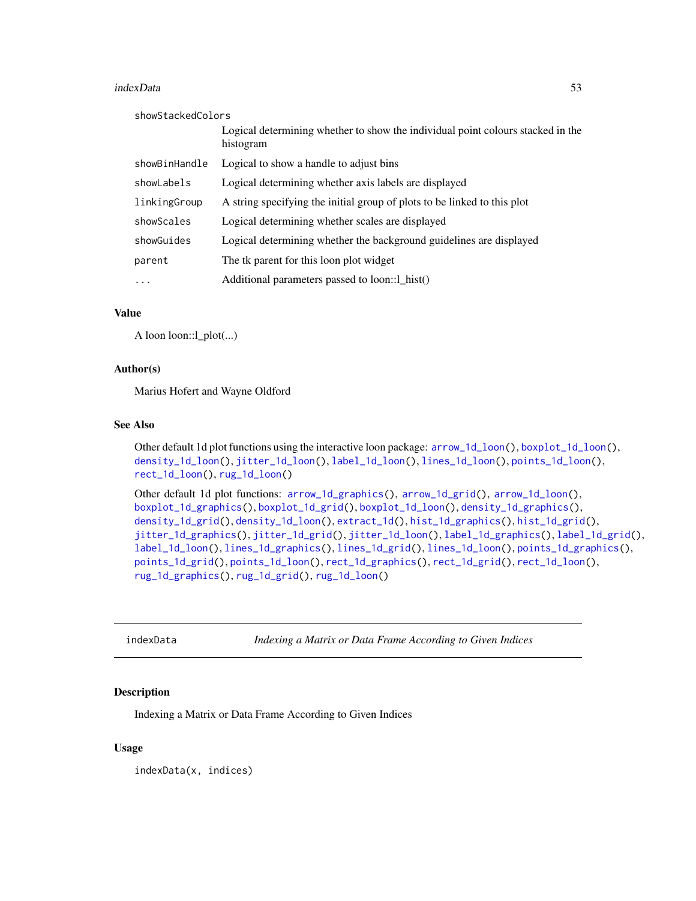| | |
|---|---|
| showStackedColors | Logical determining whether to show the individual point colours stacked in the histogram |
| showBinHandle | Logical to show a handle to adjust bins |
| showLabels | Logical determining whether axis labels are displayed |
| linkingGroup | A string specifying the initial group of plots to be linked to this plot |
| showScales | Logical determining whether scales are displayed |
| showGuides | Logical determining whether the background guidelines are displayed |
| parent | The tk parent for this loon plot widget |
| ... | Additional parameters passed to loon::l_hist() |

### Value

A loon loon::l_plot(...)

### Author(s)

Marius Hofert and Wayne Oldford

### See Also

Other default 1d plot functions using the interactive loon package: `arrow_1d_loon()`, `boxplot_1d_loon()`, `density_1d_loon()`, `jitter_1d_loon()`, `label_1d_loon()`, `lines_1d_loon()`, `points_1d_loon()`, `rect_1d_loon()`, `rug_1d_loon()`

Other default 1d plot functions: `arrow_1d_graphics()`, `arrow_1d_grid()`, `arrow_1d_loon()`, `boxplot_1d_graphics()`, `boxplot_1d_grid()`, `boxplot_1d_loon()`, `density_1d_graphics()`, `density_1d_grid()`, `density_1d_loon()`, `extract_1d()`, `hist_1d_graphics()`, `hist_1d_grid()`, `jitter_1d_graphics()`, `jitter_1d_grid()`, `jitter_1d_loon()`, `label_1d_graphics()`, `label_1d_grid()`, `label_1d_loon()`, `lines_1d_graphics()`, `lines_1d_grid()`, `lines_1d_loon()`, `points_1d_graphics()`, `points_1d_grid()`, `points_1d_loon()`, `rect_1d_graphics()`, `rect_1d_grid()`, `rect_1d_loon()`, `rug_1d_graphics()`, `rug_1d_grid()`, `rug_1d_loon()`

---

## indexData — *Indexing a Matrix or Data Frame According to Given Indices*

### Description

Indexing a Matrix or Data Frame According to Given Indices

### Usage

```
indexData(x, indices)
```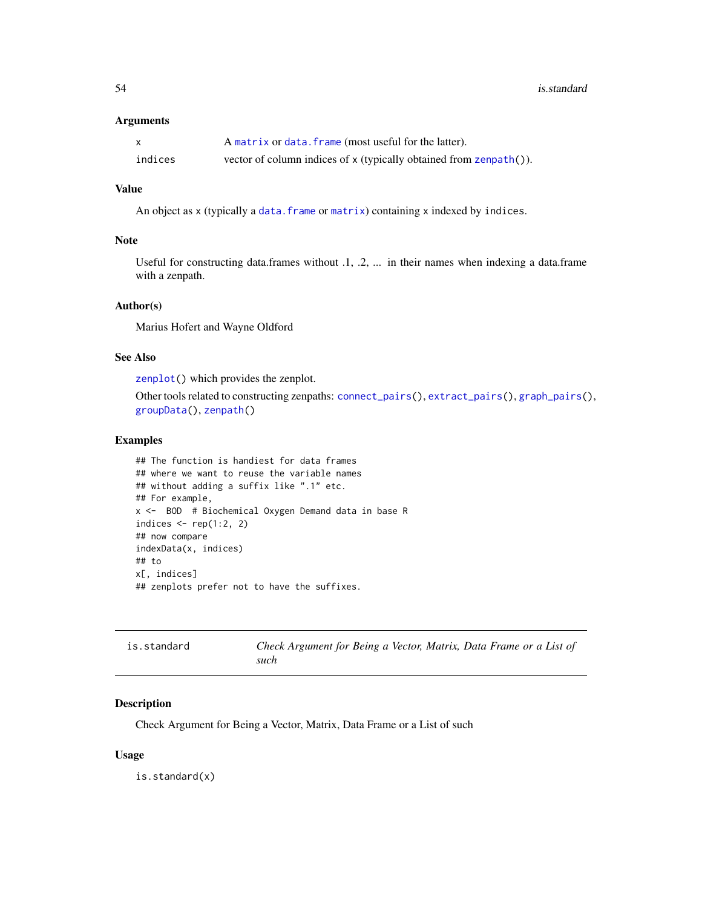### Arguments

| | |
|---|---|
| x | A matrix or data.frame (most useful for the latter). |
| indices | vector of column indices of x (typically obtained from zenpath()). |

### Value

An object as x (typically a data.frame or matrix) containing x indexed by indices.

### Note

Useful for constructing data.frames without .1, .2, ... in their names when indexing a data.frame with a zenpath.

### Author(s)

Marius Hofert and Wayne Oldford

### See Also

zenplot() which provides the zenplot.

Other tools related to constructing zenpaths: connect_pairs(), extract_pairs(), graph_pairs(), groupData(), zenpath()

### Examples

```
## The function is handiest for data frames
## where we want to reuse the variable names
## without adding a suffix like ".1" etc.
## For example,
x <-  BOD  # Biochemical Oxygen Demand data in base R
indices <- rep(1:2, 2)
## now compare
indexData(x, indices)
## to
x[, indices]
## zenplots prefer not to have the suffixes.
```

---

## is.standard — *Check Argument for Being a Vector, Matrix, Data Frame or a List of such*

### Description

Check Argument for Being a Vector, Matrix, Data Frame or a List of such

### Usage

```
is.standard(x)
```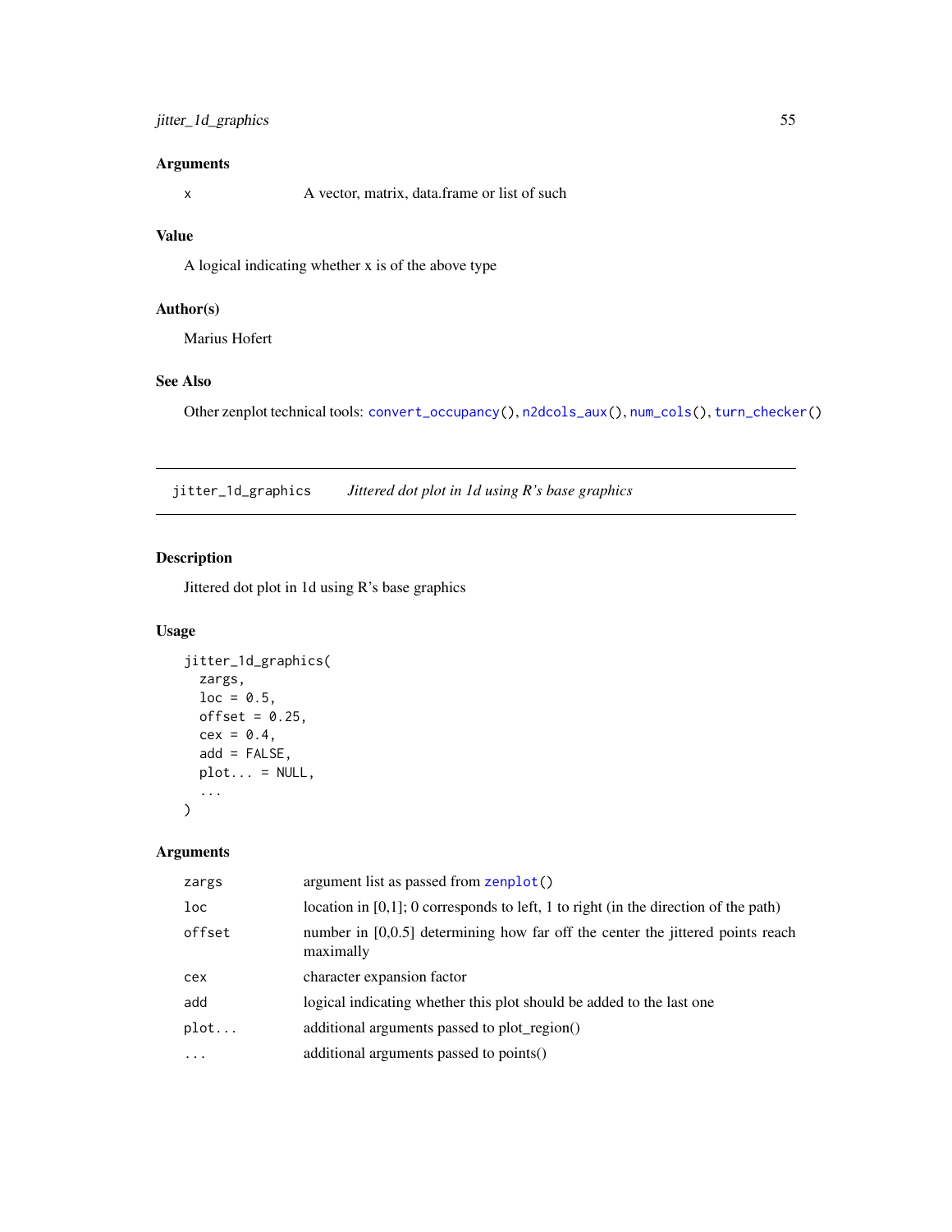### Arguments

| | |
|---|---|
| `x` | A vector, matrix, data.frame or list of such |

### Value

A logical indicating whether x is of the above type

### Author(s)

Marius Hofert

### See Also

Other zenplot technical tools: `convert_occupancy()`, `n2dcols_aux()`, `num_cols()`, `turn_checker()`

---

## jitter_1d_graphics    *Jittered dot plot in 1d using R's base graphics*

### Description

Jittered dot plot in 1d using R's base graphics

### Usage

```
jitter_1d_graphics(
  zargs,
  loc = 0.5,
  offset = 0.25,
  cex = 0.4,
  add = FALSE,
  plot... = NULL,
  ...
)
```

### Arguments

| | |
|---|---|
| `zargs` | argument list as passed from `zenplot()` |
| `loc` | location in [0,1]; 0 corresponds to left, 1 to right (in the direction of the path) |
| `offset` | number in [0,0.5] determining how far off the center the jittered points reach maximally |
| `cex` | character expansion factor |
| `add` | logical indicating whether this plot should be added to the last one |
| `plot...` | additional arguments passed to plot_region() |
| `...` | additional arguments passed to points() |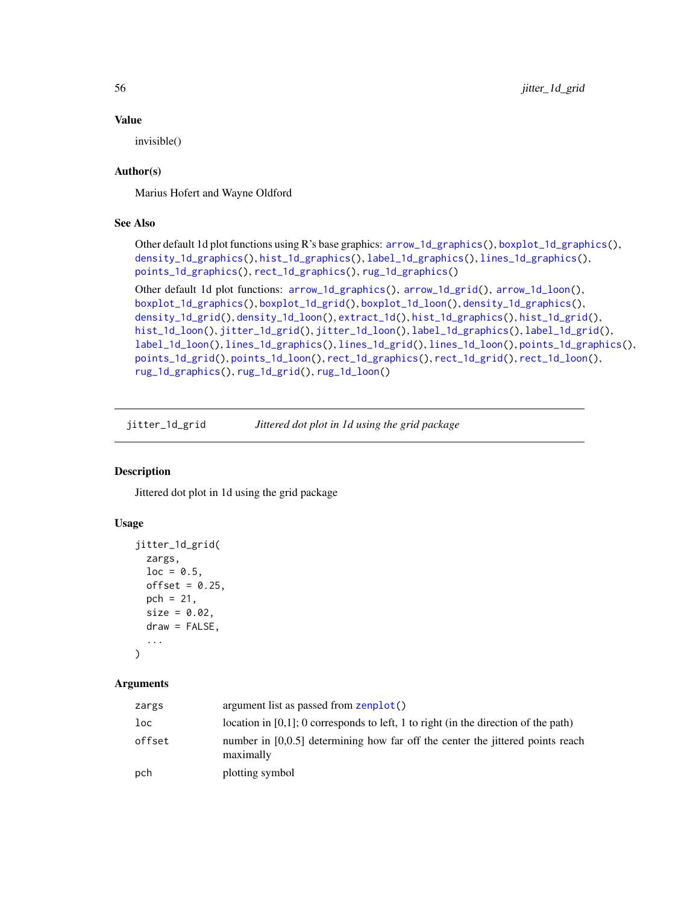### Value

invisible()

### Author(s)

Marius Hofert and Wayne Oldford

### See Also

Other default 1d plot functions using R's base graphics: `arrow_1d_graphics()`, `boxplot_1d_graphics()`, `density_1d_graphics()`, `hist_1d_graphics()`, `label_1d_graphics()`, `lines_1d_graphics()`, `points_1d_graphics()`, `rect_1d_graphics()`, `rug_1d_graphics()`

Other default 1d plot functions: `arrow_1d_graphics()`, `arrow_1d_grid()`, `arrow_1d_loon()`, `boxplot_1d_graphics()`, `boxplot_1d_grid()`, `boxplot_1d_loon()`, `density_1d_graphics()`, `density_1d_grid()`, `density_1d_loon()`, `extract_1d()`, `hist_1d_graphics()`, `hist_1d_grid()`, `hist_1d_loon()`, `jitter_1d_grid()`, `jitter_1d_loon()`, `label_1d_graphics()`, `label_1d_grid()`, `label_1d_loon()`, `lines_1d_graphics()`, `lines_1d_grid()`, `lines_1d_loon()`, `points_1d_graphics()`, `points_1d_grid()`, `points_1d_loon()`, `rect_1d_graphics()`, `rect_1d_grid()`, `rect_1d_loon()`, `rug_1d_graphics()`, `rug_1d_grid()`, `rug_1d_loon()`

---

## jitter_1d_grid — *Jittered dot plot in 1d using the grid package*

### Description

Jittered dot plot in 1d using the grid package

### Usage

```
jitter_1d_grid(
  zargs,
  loc = 0.5,
  offset = 0.25,
  pch = 21,
  size = 0.02,
  draw = FALSE,
  ...
)
```

### Arguments

| | |
|---|---|
| zargs | argument list as passed from `zenplot()` |
| loc | location in [0,1]; 0 corresponds to left, 1 to right (in the direction of the path) |
| offset | number in [0,0.5] determining how far off the center the jittered points reach maximally |
| pch | plotting symbol |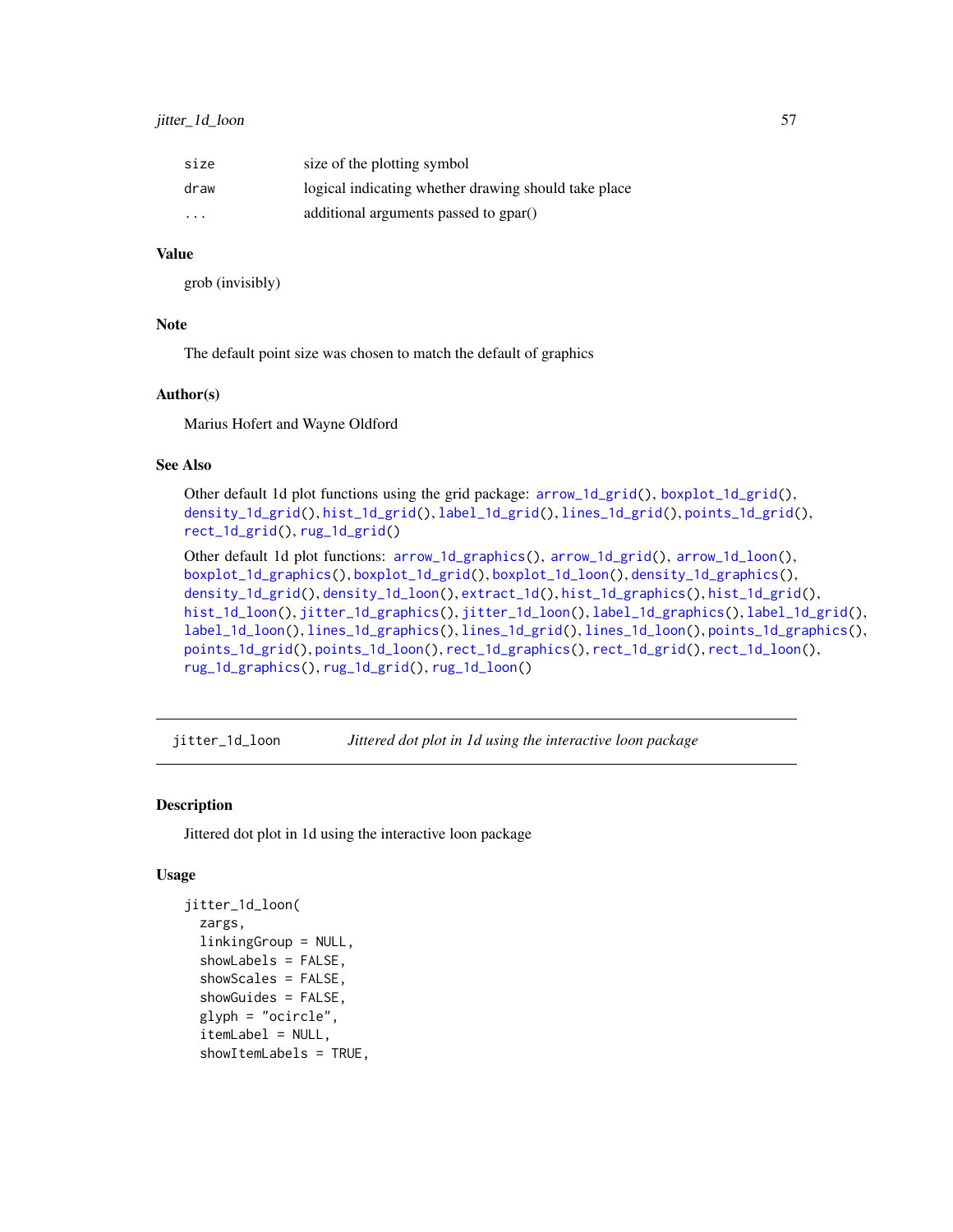| | |
|---|---|
| size | size of the plotting symbol |
| draw | logical indicating whether drawing should take place |
| ... | additional arguments passed to gpar() |

### Value

grob (invisibly)

### Note

The default point size was chosen to match the default of graphics

### Author(s)

Marius Hofert and Wayne Oldford

### See Also

Other default 1d plot functions using the grid package: arrow_1d_grid(), boxplot_1d_grid(), density_1d_grid(), hist_1d_grid(), label_1d_grid(), lines_1d_grid(), points_1d_grid(), rect_1d_grid(), rug_1d_grid()

Other default 1d plot functions: arrow_1d_graphics(), arrow_1d_grid(), arrow_1d_loon(), boxplot_1d_graphics(), boxplot_1d_grid(), boxplot_1d_loon(), density_1d_graphics(), density_1d_grid(), density_1d_loon(), extract_1d(), hist_1d_graphics(), hist_1d_grid(), hist_1d_loon(), jitter_1d_graphics(), jitter_1d_loon(), label_1d_graphics(), label_1d_grid(), label_1d_loon(), lines_1d_graphics(), lines_1d_grid(), lines_1d_loon(), points_1d_graphics(), points_1d_grid(), points_1d_loon(), rect_1d_graphics(), rect_1d_grid(), rect_1d_loon(), rug_1d_graphics(), rug_1d_grid(), rug_1d_loon()

---

## jitter_1d_loon — *Jittered dot plot in 1d using the interactive loon package*

### Description

Jittered dot plot in 1d using the interactive loon package

### Usage

```
jitter_1d_loon(
  zargs,
  linkingGroup = NULL,
  showLabels = FALSE,
  showScales = FALSE,
  showGuides = FALSE,
  glyph = "ocircle",
  itemLabel = NULL,
  showItemLabels = TRUE,
```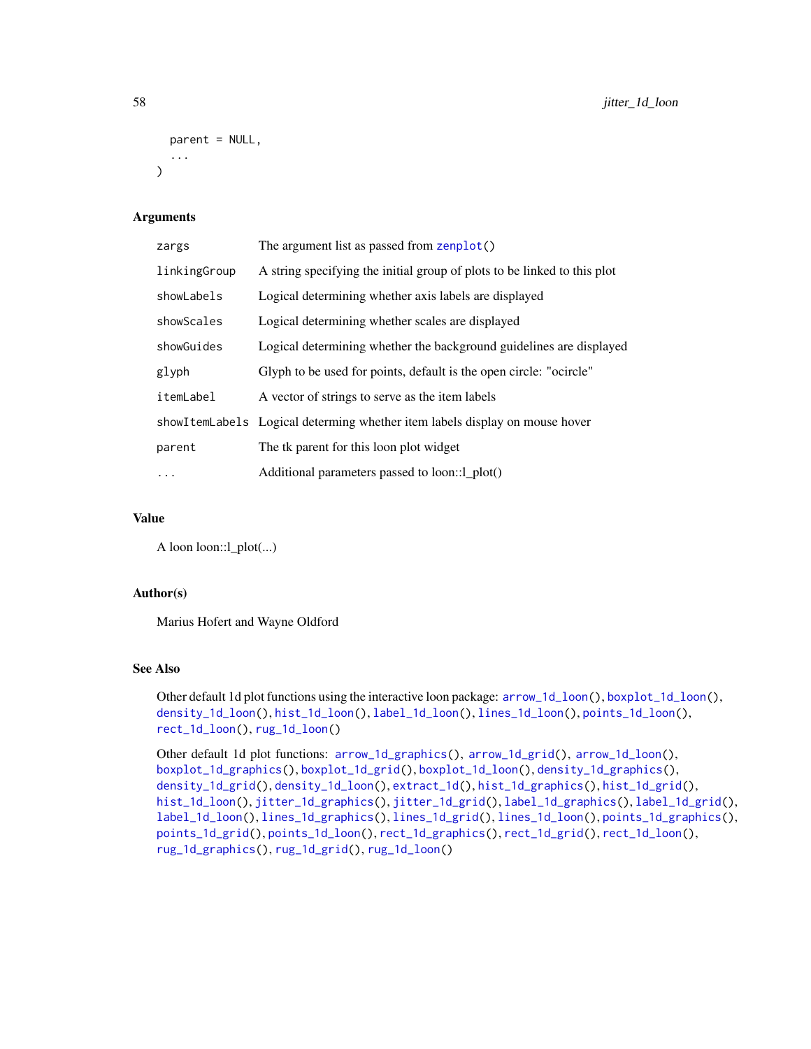```
  parent = NULL,
  ...
)
```

### Arguments

| | |
|---|---|
| zargs | The argument list as passed from zenplot() |
| linkingGroup | A string specifying the initial group of plots to be linked to this plot |
| showLabels | Logical determining whether axis labels are displayed |
| showScales | Logical determining whether scales are displayed |
| showGuides | Logical determining whether the background guidelines are displayed |
| glyph | Glyph to be used for points, default is the open circle: "ocircle" |
| itemLabel | A vector of strings to serve as the item labels |
| showItemLabels | Logical determing whether item labels display on mouse hover |
| parent | The tk parent for this loon plot widget |
| ... | Additional parameters passed to loon::l_plot() |

### Value

A loon loon::l_plot(...)

### Author(s)

Marius Hofert and Wayne Oldford

### See Also

Other default 1d plot functions using the interactive loon package: arrow_1d_loon(), boxplot_1d_loon(), density_1d_loon(), hist_1d_loon(), label_1d_loon(), lines_1d_loon(), points_1d_loon(), rect_1d_loon(), rug_1d_loon()

Other default 1d plot functions: arrow_1d_graphics(), arrow_1d_grid(), arrow_1d_loon(), boxplot_1d_graphics(), boxplot_1d_grid(), boxplot_1d_loon(), density_1d_graphics(), density_1d_grid(), density_1d_loon(), extract_1d(), hist_1d_graphics(), hist_1d_grid(), hist_1d_loon(), jitter_1d_graphics(), jitter_1d_grid(), label_1d_graphics(), label_1d_grid(), label_1d_loon(), lines_1d_graphics(), lines_1d_grid(), lines_1d_loon(), points_1d_graphics(), points_1d_grid(), points_1d_loon(), rect_1d_graphics(), rect_1d_grid(), rect_1d_loon(), rug_1d_graphics(), rug_1d_grid(), rug_1d_loon()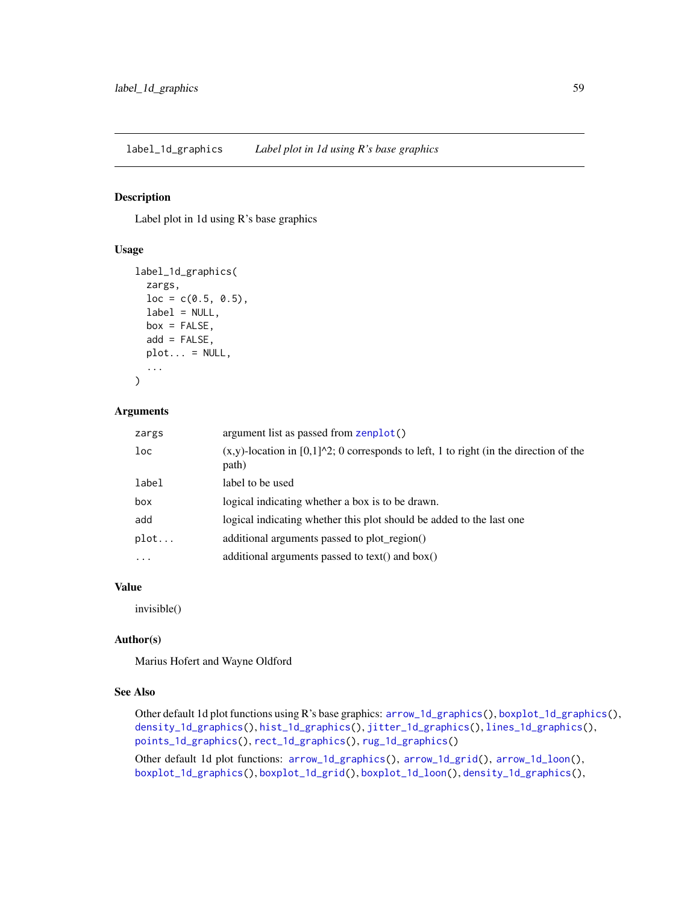## label_1d_graphics    *Label plot in 1d using R's base graphics*

### Description

Label plot in 1d using R's base graphics

### Usage

```
label_1d_graphics(
  zargs,
  loc = c(0.5, 0.5),
  label = NULL,
  box = FALSE,
  add = FALSE,
  plot... = NULL,
  ...
)
```

### Arguments

| | |
|---|---|
| `zargs` | argument list as passed from `zenplot()` |
| `loc` | (x,y)-location in [0,1]^2; 0 corresponds to left, 1 to right (in the direction of the path) |
| `label` | label to be used |
| `box` | logical indicating whether a box is to be drawn. |
| `add` | logical indicating whether this plot should be added to the last one |
| `plot...` | additional arguments passed to plot_region() |
| `...` | additional arguments passed to text() and box() |

### Value

invisible()

### Author(s)

Marius Hofert and Wayne Oldford

### See Also

Other default 1d plot functions using R's base graphics: `arrow_1d_graphics()`, `boxplot_1d_graphics()`, `density_1d_graphics()`, `hist_1d_graphics()`, `jitter_1d_graphics()`, `lines_1d_graphics()`, `points_1d_graphics()`, `rect_1d_graphics()`, `rug_1d_graphics()`

Other default 1d plot functions: `arrow_1d_graphics()`, `arrow_1d_grid()`, `arrow_1d_loon()`, `boxplot_1d_graphics()`, `boxplot_1d_grid()`, `boxplot_1d_loon()`, `density_1d_graphics()`,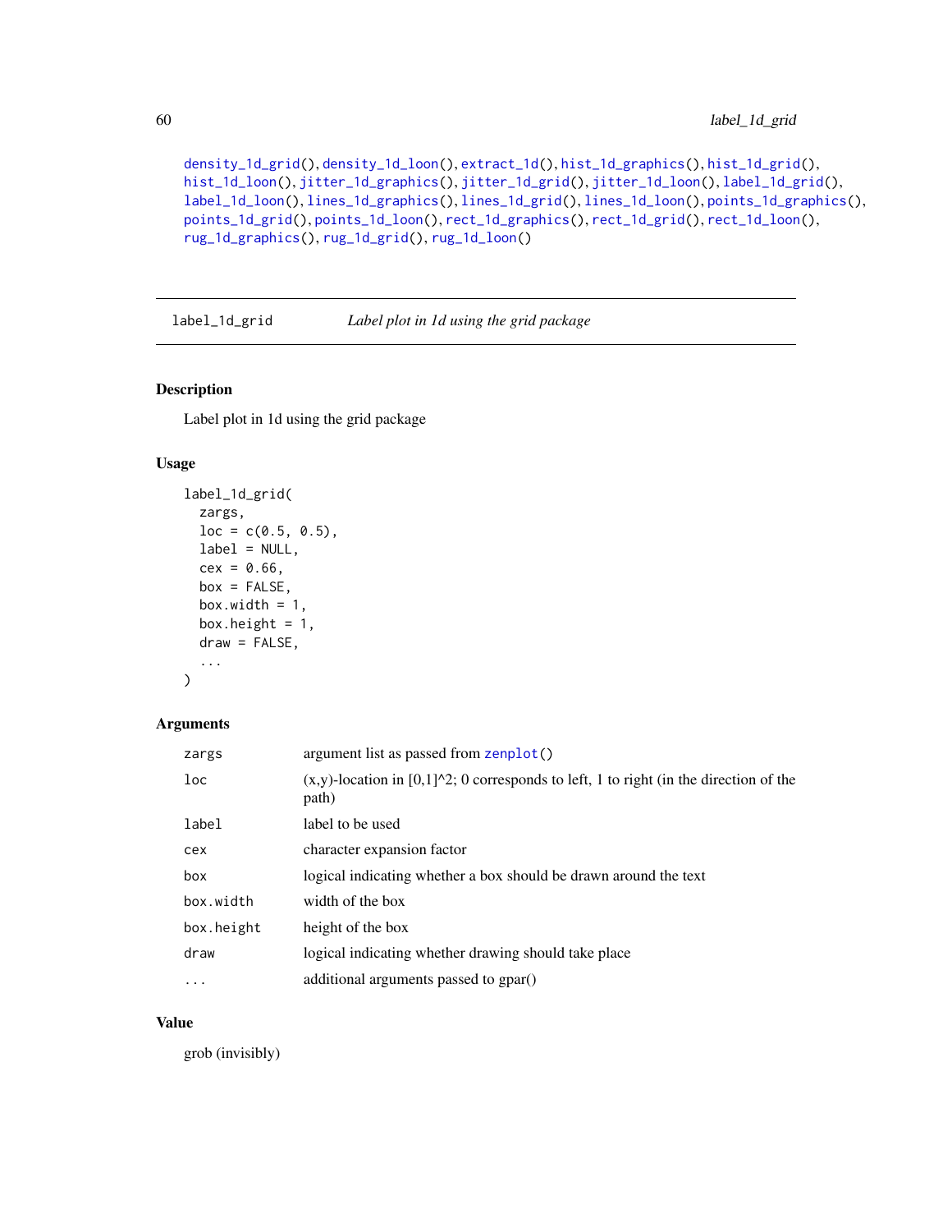density_1d_grid(), density_1d_loon(), extract_1d(), hist_1d_graphics(), hist_1d_grid(), hist_1d_loon(), jitter_1d_graphics(), jitter_1d_grid(), jitter_1d_loon(), label_1d_grid(), label_1d_loon(), lines_1d_graphics(), lines_1d_grid(), lines_1d_loon(), points_1d_graphics(), points_1d_grid(), points_1d_loon(), rect_1d_graphics(), rect_1d_grid(), rect_1d_loon(), rug_1d_graphics(), rug_1d_grid(), rug_1d_loon()

---

## label_1d_grid — *Label plot in 1d using the grid package*

### Description

Label plot in 1d using the grid package

### Usage

```
label_1d_grid(
  zargs,
  loc = c(0.5, 0.5),
  label = NULL,
  cex = 0.66,
  box = FALSE,
  box.width = 1,
  box.height = 1,
  draw = FALSE,
  ...
)
```

### Arguments

| | |
|---|---|
| zargs | argument list as passed from zenplot() |
| loc | (x,y)-location in [0,1]^2; 0 corresponds to left, 1 to right (in the direction of the path) |
| label | label to be used |
| cex | character expansion factor |
| box | logical indicating whether a box should be drawn around the text |
| box.width | width of the box |
| box.height | height of the box |
| draw | logical indicating whether drawing should take place |
| ... | additional arguments passed to gpar() |

### Value

grob (invisibly)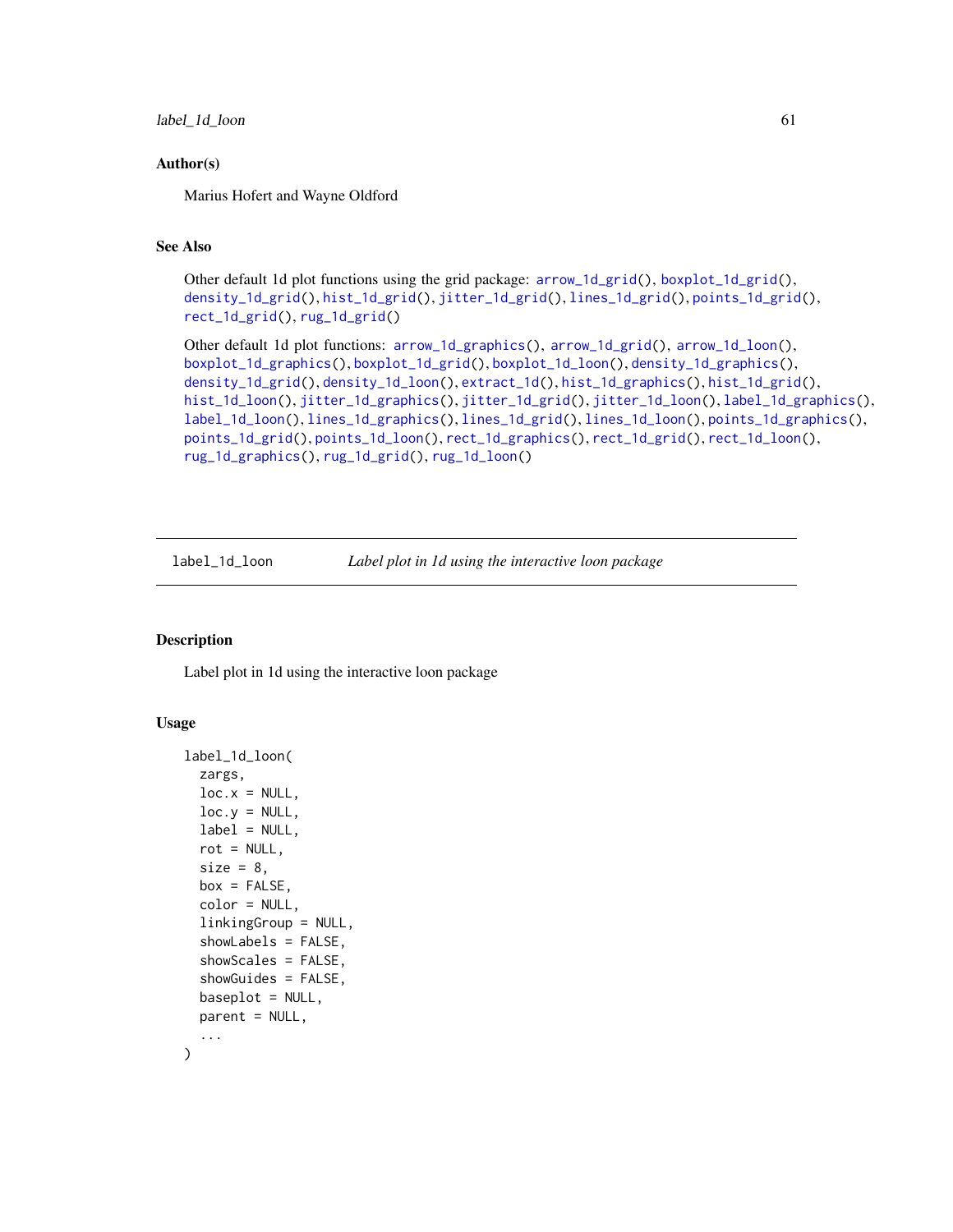### Author(s)

Marius Hofert and Wayne Oldford

### See Also

Other default 1d plot functions using the grid package: `arrow_1d_grid()`, `boxplot_1d_grid()`, `density_1d_grid()`, `hist_1d_grid()`, `jitter_1d_grid()`, `lines_1d_grid()`, `points_1d_grid()`, `rect_1d_grid()`, `rug_1d_grid()`

Other default 1d plot functions: `arrow_1d_graphics()`, `arrow_1d_grid()`, `arrow_1d_loon()`, `boxplot_1d_graphics()`, `boxplot_1d_grid()`, `boxplot_1d_loon()`, `density_1d_graphics()`, `density_1d_grid()`, `density_1d_loon()`, `extract_1d()`, `hist_1d_graphics()`, `hist_1d_grid()`, `hist_1d_loon()`, `jitter_1d_graphics()`, `jitter_1d_grid()`, `jitter_1d_loon()`, `label_1d_graphics()`, `label_1d_loon()`, `lines_1d_graphics()`, `lines_1d_grid()`, `lines_1d_loon()`, `points_1d_graphics()`, `points_1d_grid()`, `points_1d_loon()`, `rect_1d_graphics()`, `rect_1d_grid()`, `rect_1d_loon()`, `rug_1d_graphics()`, `rug_1d_grid()`, `rug_1d_loon()`

---

## label_1d_loon — *Label plot in 1d using the interactive loon package*

### Description

Label plot in 1d using the interactive loon package

### Usage

```
label_1d_loon(
  zargs,
  loc.x = NULL,
  loc.y = NULL,
  label = NULL,
  rot = NULL,
  size = 8,
  box = FALSE,
  color = NULL,
  linkingGroup = NULL,
  showLabels = FALSE,
  showScales = FALSE,
  showGuides = FALSE,
  baseplot = NULL,
  parent = NULL,
  ...
)
```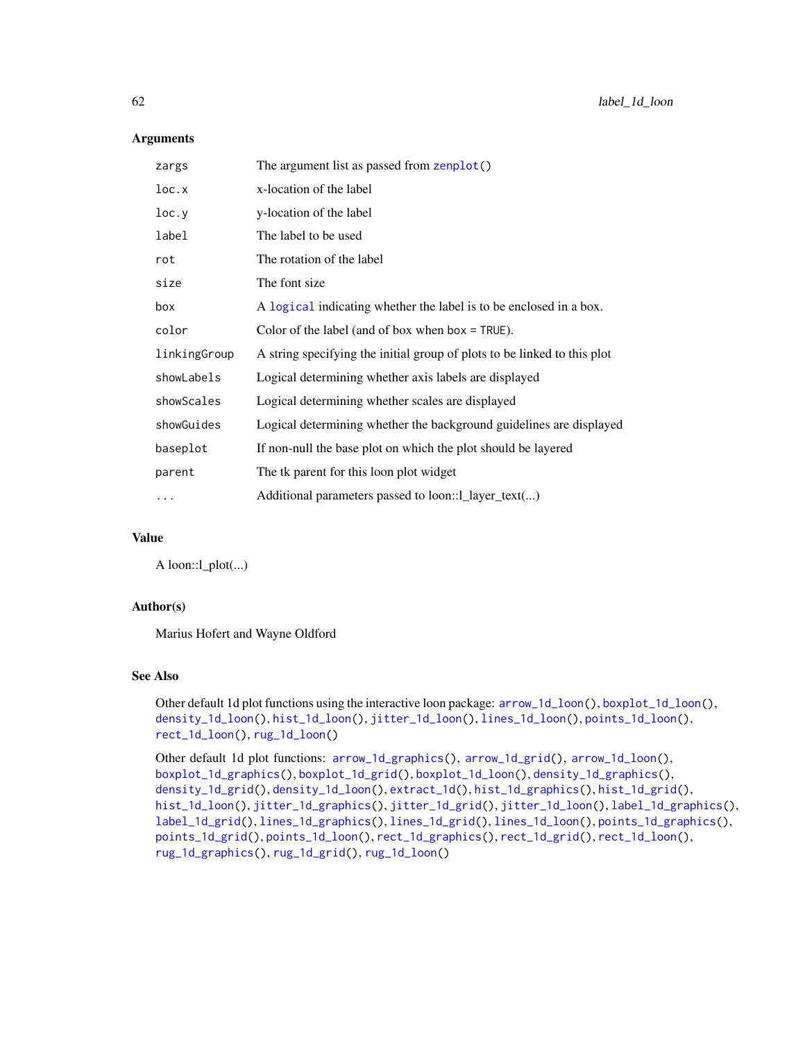### Arguments

| | |
|---|---|
| `zargs` | The argument list as passed from `zenplot()` |
| `loc.x` | x-location of the label |
| `loc.y` | y-location of the label |
| `label` | The label to be used |
| `rot` | The rotation of the label |
| `size` | The font size |
| `box` | A `logical` indicating whether the label is to be enclosed in a box. |
| `color` | Color of the label (and of box when `box = TRUE`). |
| `linkingGroup` | A string specifying the initial group of plots to be linked to this plot |
| `showLabels` | Logical determining whether axis labels are displayed |
| `showScales` | Logical determining whether scales are displayed |
| `showGuides` | Logical determining whether the background guidelines are displayed |
| `baseplot` | If non-null the base plot on which the plot should be layered |
| `parent` | The tk parent for this loon plot widget |
| `...` | Additional parameters passed to loon::l_layer_text(...) |

### Value

A loon::l_plot(...)

### Author(s)

Marius Hofert and Wayne Oldford

### See Also

Other default 1d plot functions using the interactive loon package: `arrow_1d_loon()`, `boxplot_1d_loon()`, `density_1d_loon()`, `hist_1d_loon()`, `jitter_1d_loon()`, `lines_1d_loon()`, `points_1d_loon()`, `rect_1d_loon()`, `rug_1d_loon()`

Other default 1d plot functions: `arrow_1d_graphics()`, `arrow_1d_grid()`, `arrow_1d_loon()`, `boxplot_1d_graphics()`, `boxplot_1d_grid()`, `boxplot_1d_loon()`, `density_1d_graphics()`, `density_1d_grid()`, `density_1d_loon()`, `extract_1d()`, `hist_1d_graphics()`, `hist_1d_grid()`, `hist_1d_loon()`, `jitter_1d_graphics()`, `jitter_1d_grid()`, `jitter_1d_loon()`, `label_1d_graphics()`, `label_1d_grid()`, `lines_1d_graphics()`, `lines_1d_grid()`, `lines_1d_loon()`, `points_1d_graphics()`, `points_1d_grid()`, `points_1d_loon()`, `rect_1d_graphics()`, `rect_1d_grid()`, `rect_1d_loon()`, `rug_1d_graphics()`, `rug_1d_grid()`, `rug_1d_loon()`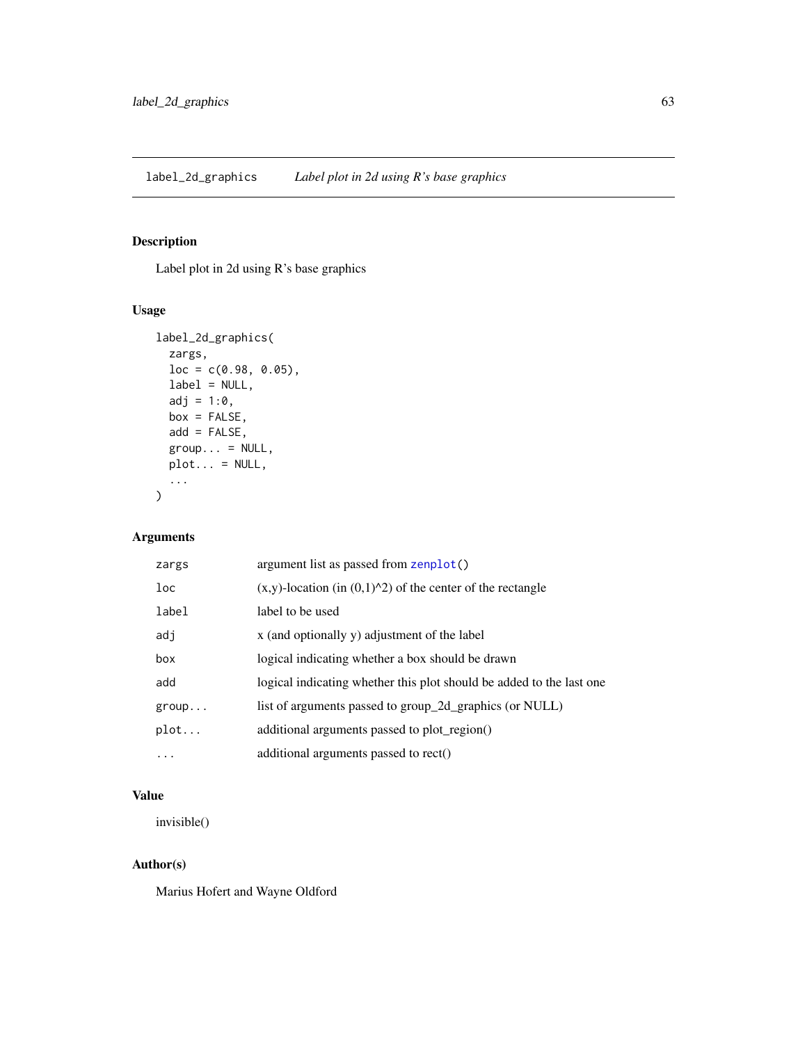## label_2d_graphics *Label plot in 2d using R's base graphics*

### Description

Label plot in 2d using R's base graphics

### Usage

```
label_2d_graphics(
  zargs,
  loc = c(0.98, 0.05),
  label = NULL,
  adj = 1:0,
  box = FALSE,
  add = FALSE,
  group... = NULL,
  plot... = NULL,
  ...
)
```

### Arguments

| | |
|---|---|
| `zargs` | argument list as passed from `zenplot()` |
| `loc` | (x,y)-location (in $(0,1)^2$) of the center of the rectangle |
| `label` | label to be used |
| `adj` | x (and optionally y) adjustment of the label |
| `box` | logical indicating whether a box should be drawn |
| `add` | logical indicating whether this plot should be added to the last one |
| `group...` | list of arguments passed to group_2d_graphics (or NULL) |
| `plot...` | additional arguments passed to plot_region() |
| `...` | additional arguments passed to rect() |

### Value

invisible()

### Author(s)

Marius Hofert and Wayne Oldford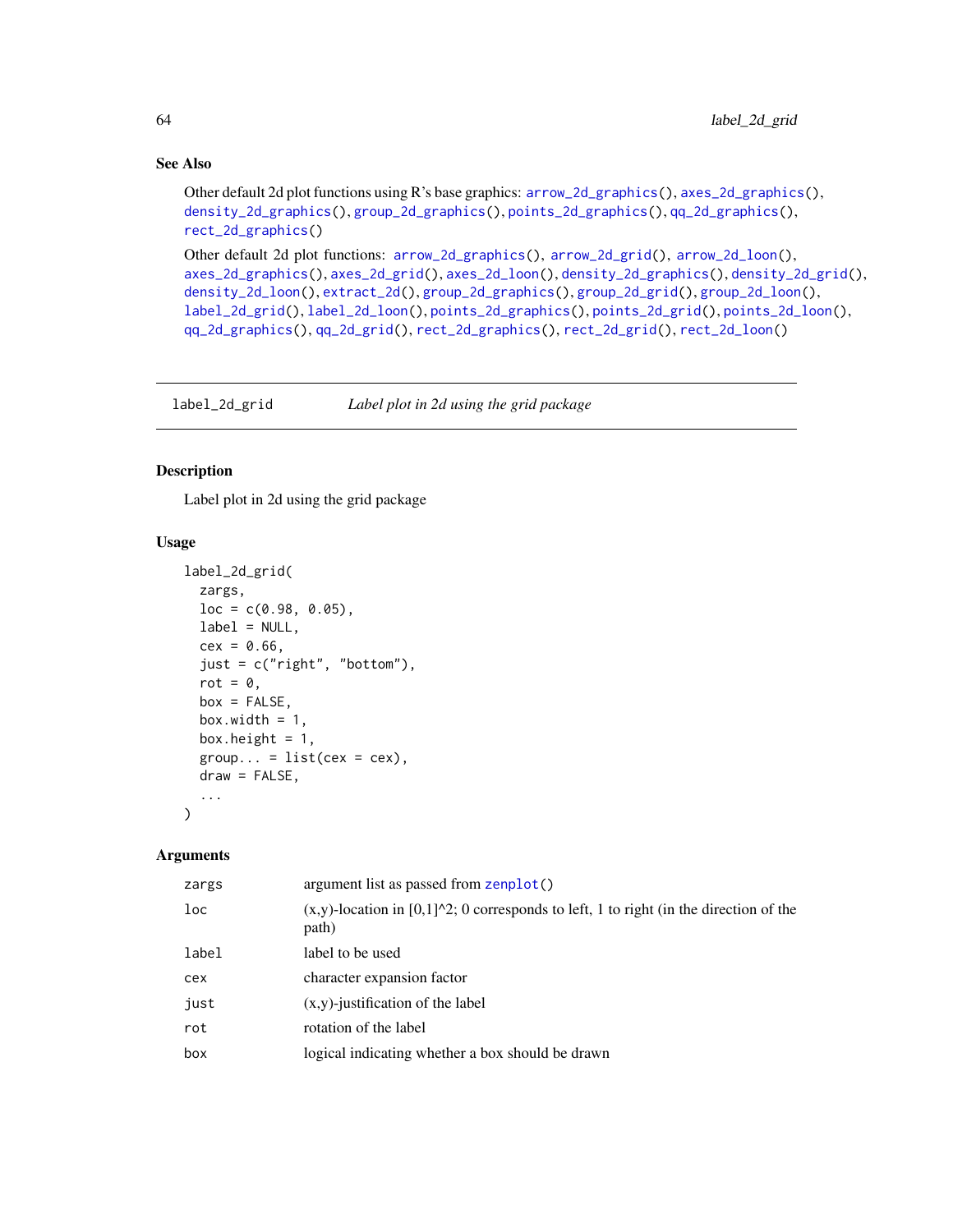## See Also

Other default 2d plot functions using R's base graphics: `arrow_2d_graphics()`, `axes_2d_graphics()`, `density_2d_graphics()`, `group_2d_graphics()`, `points_2d_graphics()`, `qq_2d_graphics()`, `rect_2d_graphics()`

Other default 2d plot functions: `arrow_2d_graphics()`, `arrow_2d_grid()`, `arrow_2d_loon()`, `axes_2d_graphics()`, `axes_2d_grid()`, `axes_2d_loon()`, `density_2d_graphics()`, `density_2d_grid()`, `density_2d_loon()`, `extract_2d()`, `group_2d_graphics()`, `group_2d_grid()`, `group_2d_loon()`, `label_2d_grid()`, `label_2d_loon()`, `points_2d_graphics()`, `points_2d_grid()`, `points_2d_loon()`, `qq_2d_graphics()`, `qq_2d_grid()`, `rect_2d_graphics()`, `rect_2d_grid()`, `rect_2d_loon()`

---

# label_2d_grid — *Label plot in 2d using the grid package*

## Description

Label plot in 2d using the grid package

## Usage

```
label_2d_grid(
  zargs,
  loc = c(0.98, 0.05),
  label = NULL,
  cex = 0.66,
  just = c("right", "bottom"),
  rot = 0,
  box = FALSE,
  box.width = 1,
  box.height = 1,
  group... = list(cex = cex),
  draw = FALSE,
  ...
)
```

## Arguments

| | |
|---|---|
| `zargs` | argument list as passed from `zenplot()` |
| `loc` | (x,y)-location in [0,1]^2; 0 corresponds to left, 1 to right (in the direction of the path) |
| `label` | label to be used |
| `cex` | character expansion factor |
| `just` | (x,y)-justification of the label |
| `rot` | rotation of the label |
| `box` | logical indicating whether a box should be drawn |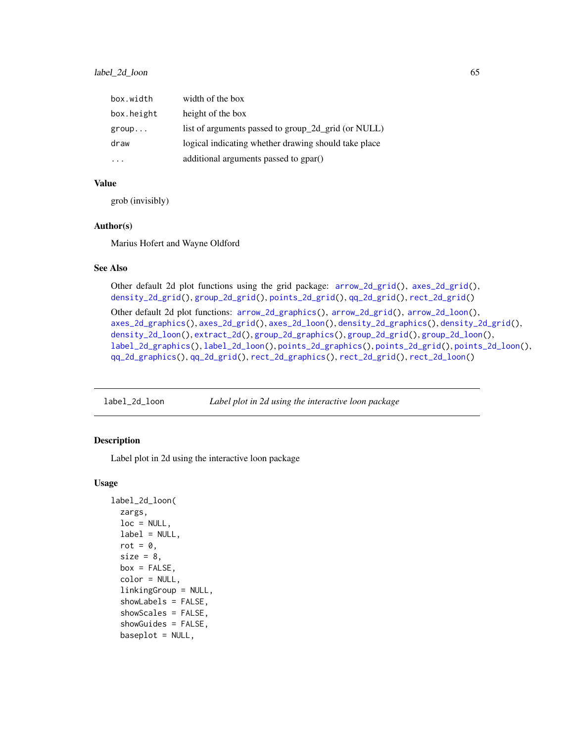| | |
|---|---|
| box.width | width of the box |
| box.height | height of the box |
| group... | list of arguments passed to group_2d_grid (or NULL) |
| draw | logical indicating whether drawing should take place |
| ... | additional arguments passed to gpar() |

### Value

grob (invisibly)

### Author(s)

Marius Hofert and Wayne Oldford

### See Also

Other default 2d plot functions using the grid package: arrow_2d_grid(), axes_2d_grid(), density_2d_grid(), group_2d_grid(), points_2d_grid(), qq_2d_grid(), rect_2d_grid()

Other default 2d plot functions: arrow_2d_graphics(), arrow_2d_grid(), arrow_2d_loon(), axes_2d_graphics(), axes_2d_grid(), axes_2d_loon(), density_2d_graphics(), density_2d_grid(), density_2d_loon(), extract_2d(), group_2d_graphics(), group_2d_grid(), group_2d_loon(), label_2d_graphics(), label_2d_loon(), points_2d_graphics(), points_2d_grid(), points_2d_loon(), qq_2d_graphics(), qq_2d_grid(), rect_2d_graphics(), rect_2d_grid(), rect_2d_loon()

---

## label_2d_loon &nbsp;&nbsp;&nbsp; *Label plot in 2d using the interactive loon package*

### Description

Label plot in 2d using the interactive loon package

### Usage

```
label_2d_loon(
  zargs,
  loc = NULL,
  label = NULL,
  rot = 0,
  size = 8,
  box = FALSE,
  color = NULL,
  linkingGroup = NULL,
  showLabels = FALSE,
  showScales = FALSE,
  showGuides = FALSE,
  baseplot = NULL,
```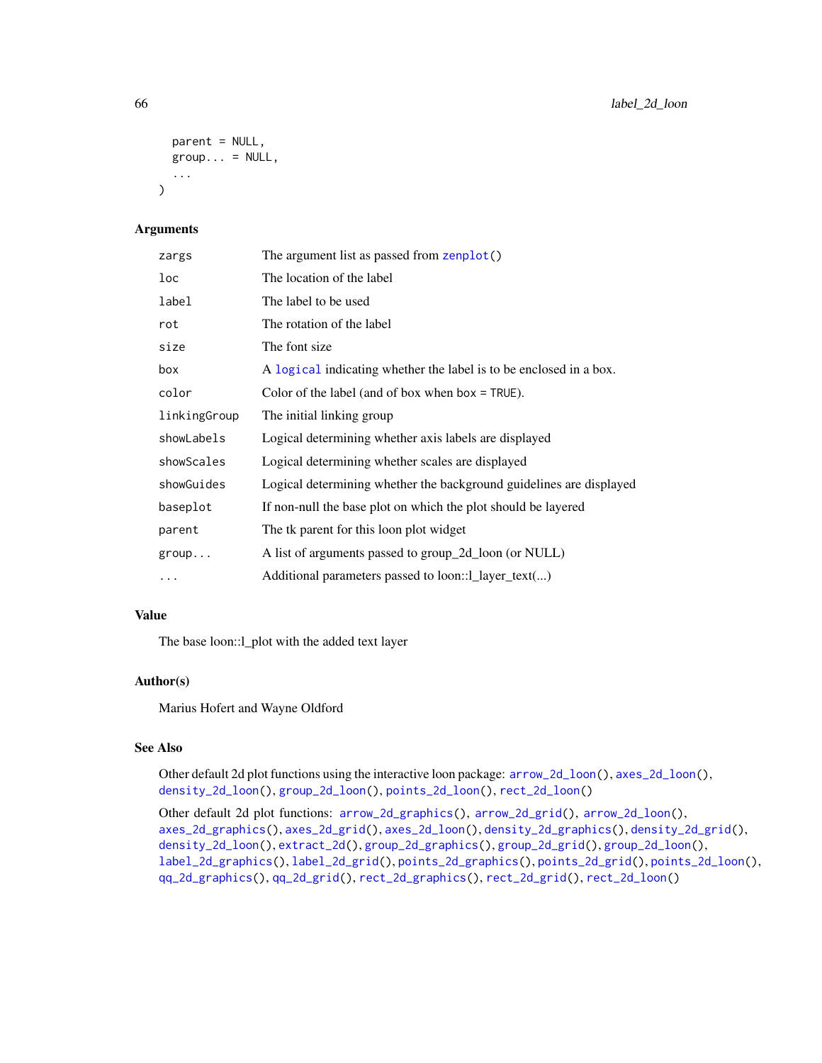```
  parent = NULL,
  group... = NULL,
  ...
)
```

### Arguments

| | |
|---|---|
| zargs | The argument list as passed from zenplot() |
| loc | The location of the label |
| label | The label to be used |
| rot | The rotation of the label |
| size | The font size |
| box | A logical indicating whether the label is to be enclosed in a box. |
| color | Color of the label (and of box when box = TRUE). |
| linkingGroup | The initial linking group |
| showLabels | Logical determining whether axis labels are displayed |
| showScales | Logical determining whether scales are displayed |
| showGuides | Logical determining whether the background guidelines are displayed |
| baseplot | If non-null the base plot on which the plot should be layered |
| parent | The tk parent for this loon plot widget |
| group... | A list of arguments passed to group_2d_loon (or NULL) |
| ... | Additional parameters passed to loon::l_layer_text(...) |

### Value

The base loon::l_plot with the added text layer

### Author(s)

Marius Hofert and Wayne Oldford

### See Also

Other default 2d plot functions using the interactive loon package: arrow_2d_loon(), axes_2d_loon(), density_2d_loon(), group_2d_loon(), points_2d_loon(), rect_2d_loon()

Other default 2d plot functions: arrow_2d_graphics(), arrow_2d_grid(), arrow_2d_loon(), axes_2d_graphics(), axes_2d_grid(), axes_2d_loon(), density_2d_graphics(), density_2d_grid(), density_2d_loon(), extract_2d(), group_2d_graphics(), group_2d_grid(), group_2d_loon(), label_2d_graphics(), label_2d_grid(), points_2d_graphics(), points_2d_grid(), points_2d_loon(), qq_2d_graphics(), qq_2d_grid(), rect_2d_graphics(), rect_2d_grid(), rect_2d_loon()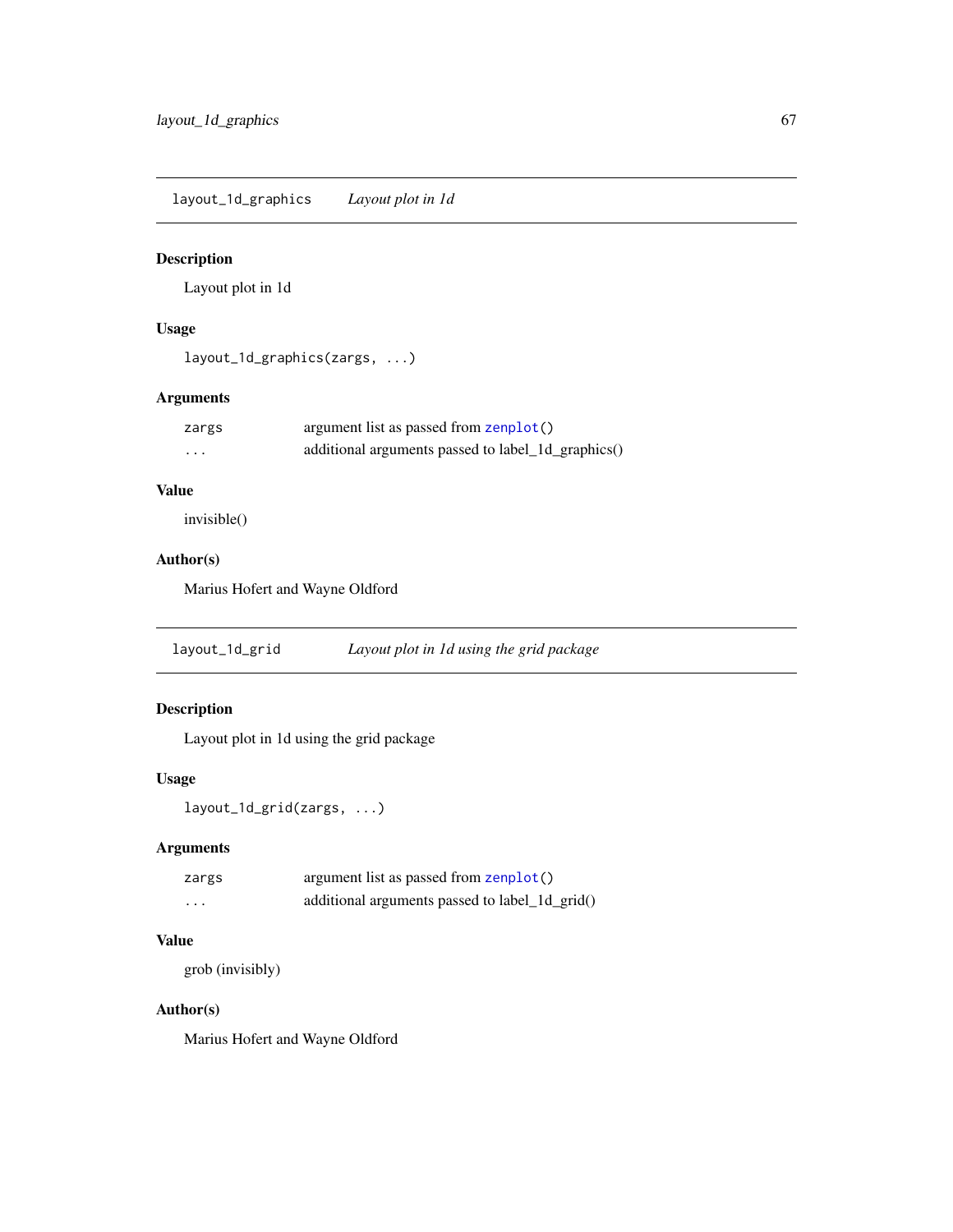## layout_1d_graphics — *Layout plot in 1d*

### Description

Layout plot in 1d

### Usage

```
layout_1d_graphics(zargs, ...)
```

### Arguments

| | |
|---|---|
| `zargs` | argument list as passed from `zenplot()` |
| `...` | additional arguments passed to label_1d_graphics() |

### Value

invisible()

### Author(s)

Marius Hofert and Wayne Oldford

## layout_1d_grid — *Layout plot in 1d using the grid package*

### Description

Layout plot in 1d using the grid package

### Usage

```
layout_1d_grid(zargs, ...)
```

### Arguments

| | |
|---|---|
| `zargs` | argument list as passed from `zenplot()` |
| `...` | additional arguments passed to label_1d_grid() |

### Value

grob (invisibly)

### Author(s)

Marius Hofert and Wayne Oldford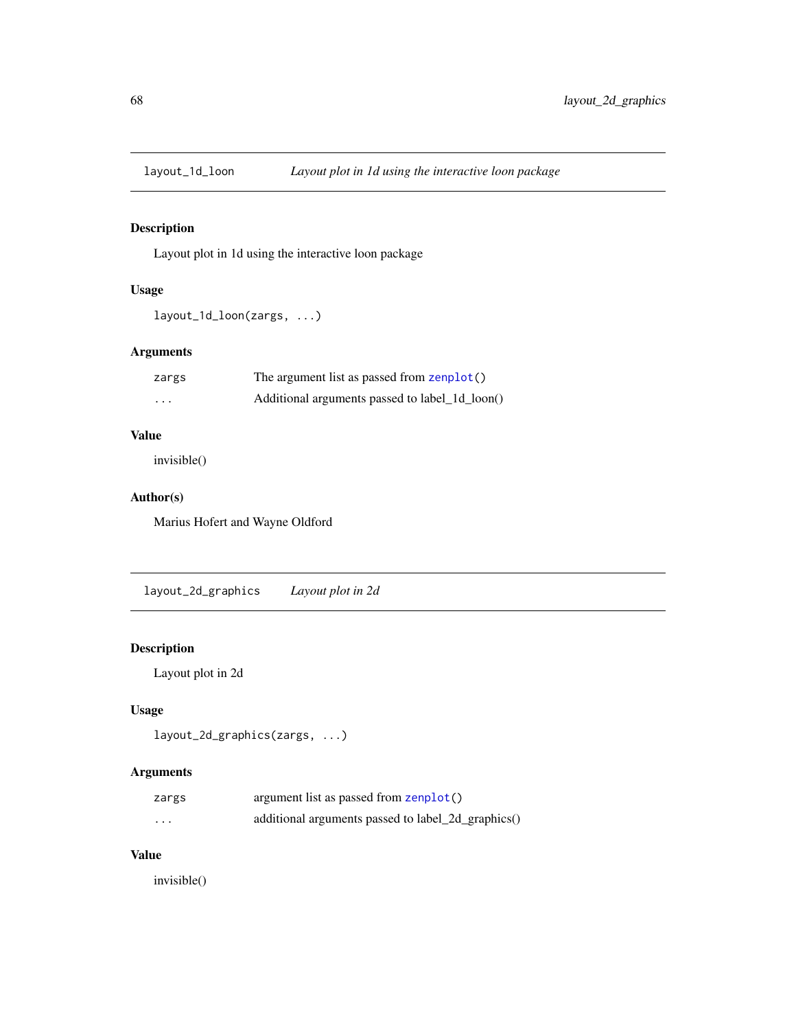## layout_1d_loon — *Layout plot in 1d using the interactive loon package*

### Description

Layout plot in 1d using the interactive loon package

### Usage

```
layout_1d_loon(zargs, ...)
```

### Arguments

| | |
|---|---|
| zargs | The argument list as passed from zenplot() |
| ... | Additional arguments passed to label_1d_loon() |

### Value

invisible()

### Author(s)

Marius Hofert and Wayne Oldford

## layout_2d_graphics — *Layout plot in 2d*

### Description

Layout plot in 2d

### Usage

```
layout_2d_graphics(zargs, ...)
```

### Arguments

| | |
|---|---|
| zargs | argument list as passed from zenplot() |
| ... | additional arguments passed to label_2d_graphics() |

### Value

invisible()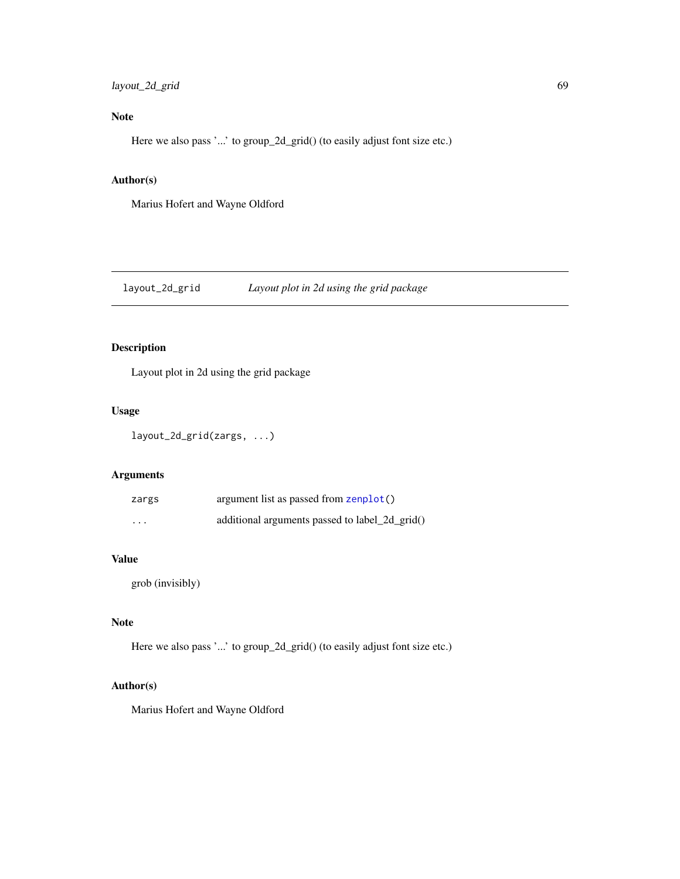### Note

Here we also pass '...' to group_2d_grid() (to easily adjust font size etc.)

### Author(s)

Marius Hofert and Wayne Oldford

---

## layout_2d_grid    *Layout plot in 2d using the grid package*

---

### Description

Layout plot in 2d using the grid package

### Usage

```
layout_2d_grid(zargs, ...)
```

### Arguments

| | |
|---|---|
| `zargs` | argument list as passed from `zenplot()` |
| `...` | additional arguments passed to label_2d_grid() |

### Value

grob (invisibly)

### Note

Here we also pass '...' to group_2d_grid() (to easily adjust font size etc.)

### Author(s)

Marius Hofert and Wayne Oldford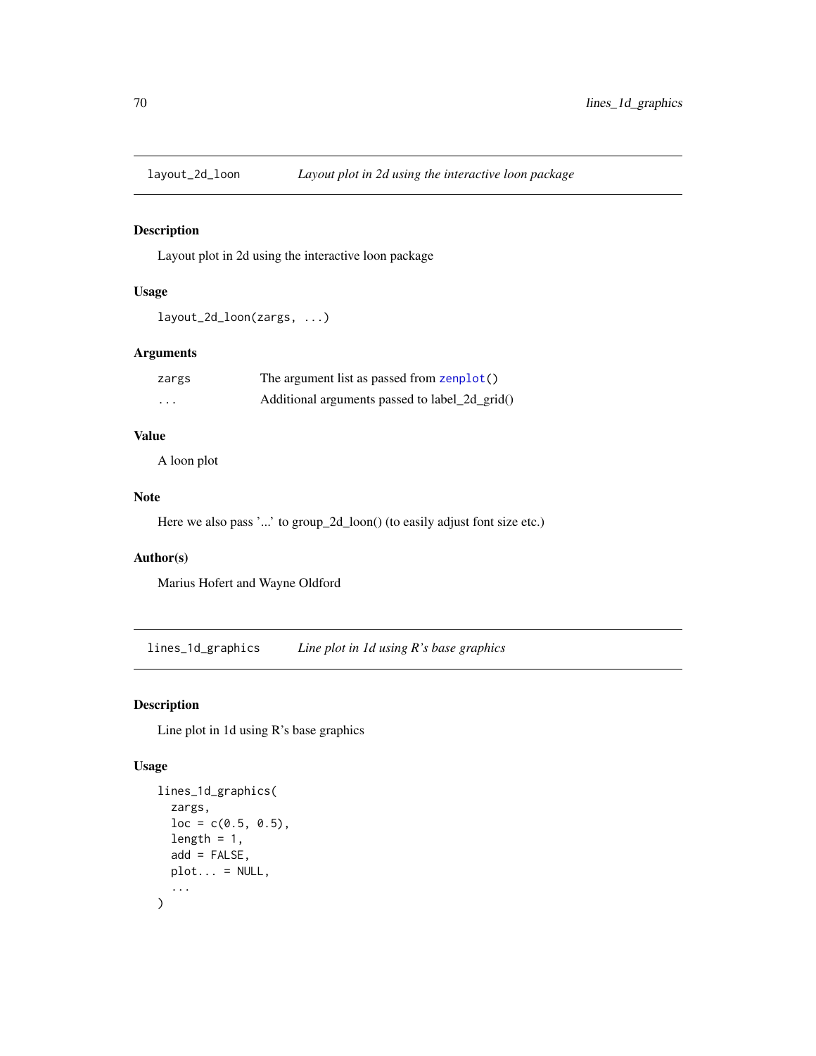## layout_2d_loon — *Layout plot in 2d using the interactive loon package*

### Description

Layout plot in 2d using the interactive loon package

### Usage

```
layout_2d_loon(zargs, ...)
```

### Arguments

| | |
|---|---|
| zargs | The argument list as passed from zenplot() |
| ... | Additional arguments passed to label_2d_grid() |

### Value

A loon plot

### Note

Here we also pass '...' to group_2d_loon() (to easily adjust font size etc.)

### Author(s)

Marius Hofert and Wayne Oldford

## lines_1d_graphics — *Line plot in 1d using R's base graphics*

### Description

Line plot in 1d using R's base graphics

### Usage

```
lines_1d_graphics(
  zargs,
  loc = c(0.5, 0.5),
  length = 1,
  add = FALSE,
  plot... = NULL,
  ...
)
```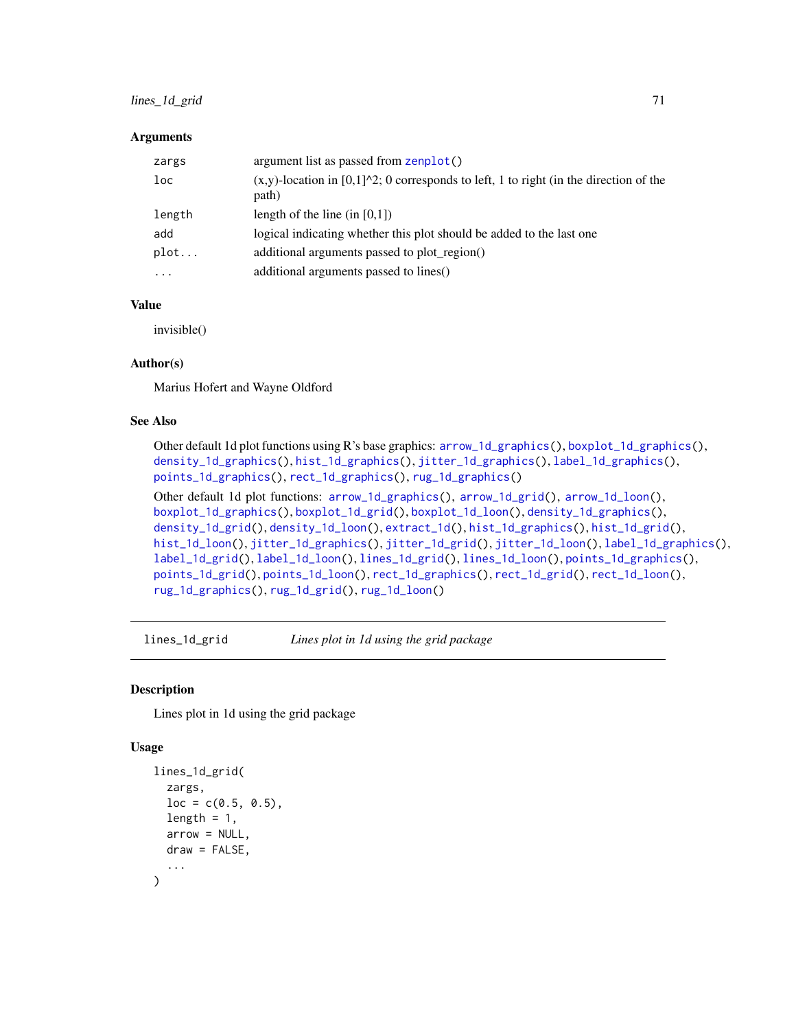### Arguments

| | |
|---|---|
| zargs | argument list as passed from zenplot() |
| loc | (x,y)-location in [0,1]^2; 0 corresponds to left, 1 to right (in the direction of the path) |
| length | length of the line (in [0,1]) |
| add | logical indicating whether this plot should be added to the last one |
| plot... | additional arguments passed to plot_region() |
| ... | additional arguments passed to lines() |

### Value

invisible()

### Author(s)

Marius Hofert and Wayne Oldford

### See Also

Other default 1d plot functions using R's base graphics: arrow_1d_graphics(), boxplot_1d_graphics(), density_1d_graphics(), hist_1d_graphics(), jitter_1d_graphics(), label_1d_graphics(), points_1d_graphics(), rect_1d_graphics(), rug_1d_graphics()

Other default 1d plot functions: arrow_1d_graphics(), arrow_1d_grid(), arrow_1d_loon(), boxplot_1d_graphics(), boxplot_1d_grid(), boxplot_1d_loon(), density_1d_graphics(), density_1d_grid(), density_1d_loon(), extract_1d(), hist_1d_graphics(), hist_1d_grid(), hist_1d_loon(), jitter_1d_graphics(), jitter_1d_grid(), jitter_1d_loon(), label_1d_graphics(), label_1d_grid(), label_1d_loon(), lines_1d_grid(), lines_1d_loon(), points_1d_graphics(), points_1d_grid(), points_1d_loon(), rect_1d_graphics(), rect_1d_grid(), rect_1d_loon(), rug_1d_graphics(), rug_1d_grid(), rug_1d_loon()

---

## lines_1d_grid — *Lines plot in 1d using the grid package*

### Description

Lines plot in 1d using the grid package

### Usage

```
lines_1d_grid(
  zargs,
  loc = c(0.5, 0.5),
  length = 1,
  arrow = NULL,
  draw = FALSE,
  ...
)
```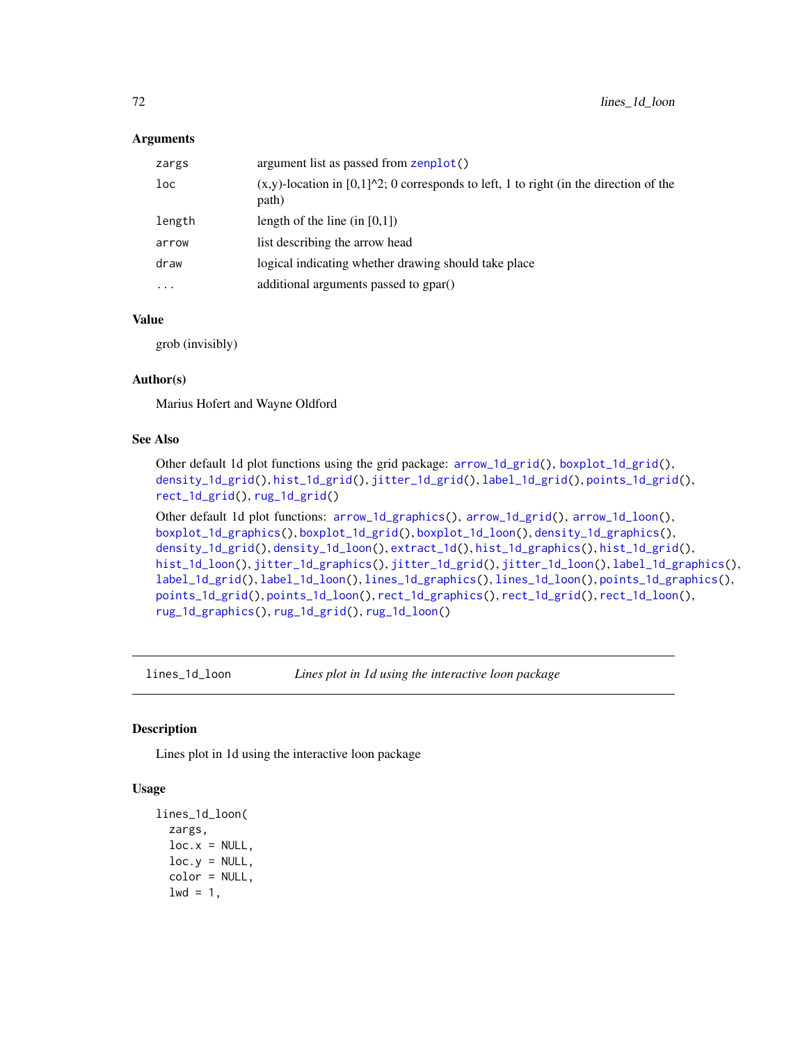### Arguments

| | |
|---|---|
| zargs | argument list as passed from zenplot() |
| loc | (x,y)-location in [0,1]^2; 0 corresponds to left, 1 to right (in the direction of the path) |
| length | length of the line (in [0,1]) |
| arrow | list describing the arrow head |
| draw | logical indicating whether drawing should take place |
| ... | additional arguments passed to gpar() |

### Value

grob (invisibly)

### Author(s)

Marius Hofert and Wayne Oldford

### See Also

Other default 1d plot functions using the grid package: arrow_1d_grid(), boxplot_1d_grid(), density_1d_grid(), hist_1d_grid(), jitter_1d_grid(), label_1d_grid(), points_1d_grid(), rect_1d_grid(), rug_1d_grid()

Other default 1d plot functions: arrow_1d_graphics(), arrow_1d_grid(), arrow_1d_loon(), boxplot_1d_graphics(), boxplot_1d_grid(), boxplot_1d_loon(), density_1d_graphics(), density_1d_grid(), density_1d_loon(), extract_1d(), hist_1d_graphics(), hist_1d_grid(), hist_1d_loon(), jitter_1d_graphics(), jitter_1d_grid(), jitter_1d_loon(), label_1d_graphics(), label_1d_grid(), label_1d_loon(), lines_1d_graphics(), lines_1d_loon(), points_1d_graphics(), points_1d_grid(), points_1d_loon(), rect_1d_graphics(), rect_1d_grid(), rect_1d_loon(), rug_1d_graphics(), rug_1d_grid(), rug_1d_loon()

---

## lines_1d_loon — *Lines plot in 1d using the interactive loon package*

### Description

Lines plot in 1d using the interactive loon package

### Usage

```
lines_1d_loon(
  zargs,
  loc.x = NULL,
  loc.y = NULL,
  color = NULL,
  lwd = 1,
```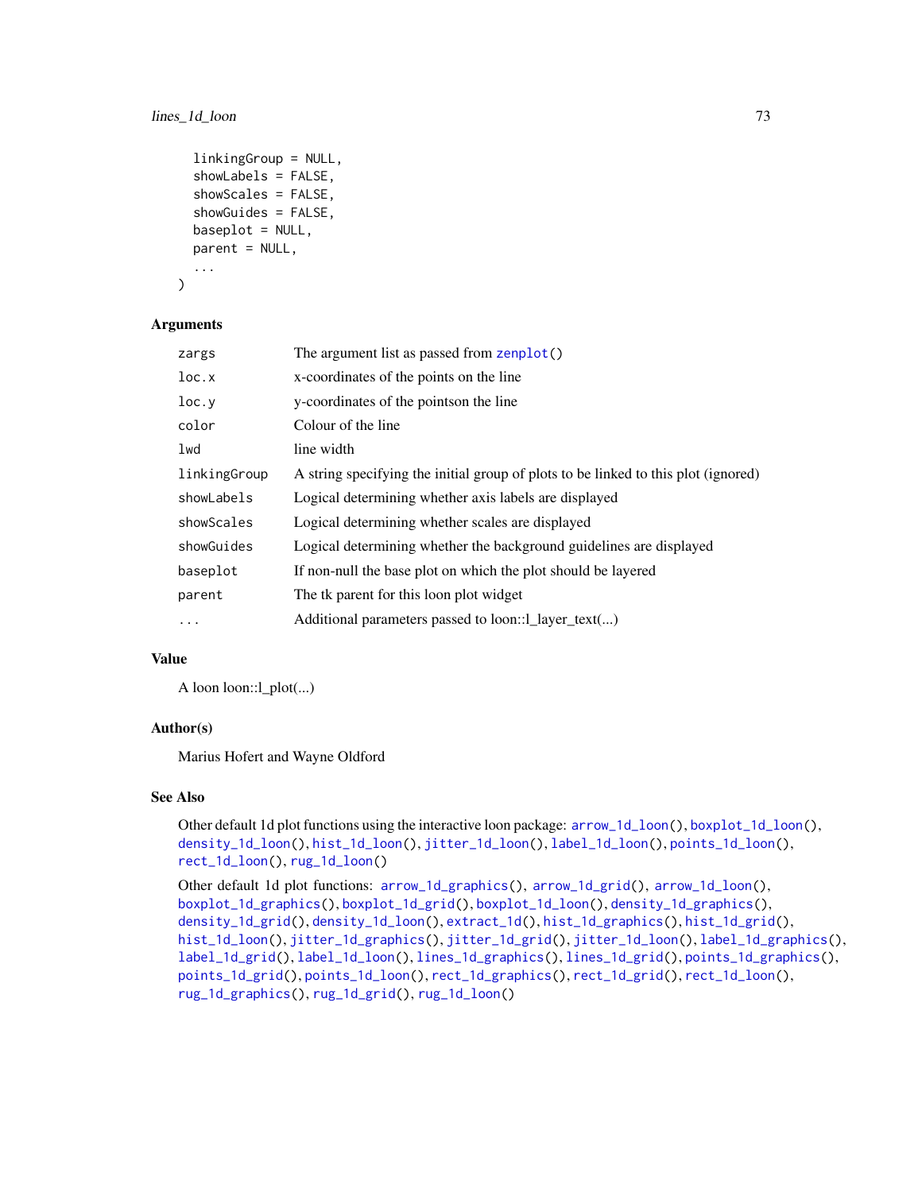```
  linkingGroup = NULL,
  showLabels = FALSE,
  showScales = FALSE,
  showGuides = FALSE,
  baseplot = NULL,
  parent = NULL,
  ...
)
```

### Arguments

| | |
|---|---|
| zargs | The argument list as passed from zenplot() |
| loc.x | x-coordinates of the points on the line |
| loc.y | y-coordinates of the pointson the line |
| color | Colour of the line |
| lwd | line width |
| linkingGroup | A string specifying the initial group of plots to be linked to this plot (ignored) |
| showLabels | Logical determining whether axis labels are displayed |
| showScales | Logical determining whether scales are displayed |
| showGuides | Logical determining whether the background guidelines are displayed |
| baseplot | If non-null the base plot on which the plot should be layered |
| parent | The tk parent for this loon plot widget |
| ... | Additional parameters passed to loon::l_layer_text(...) |

### Value

A loon loon::l_plot(...)

### Author(s)

Marius Hofert and Wayne Oldford

### See Also

Other default 1d plot functions using the interactive loon package: arrow_1d_loon(), boxplot_1d_loon(), density_1d_loon(), hist_1d_loon(), jitter_1d_loon(), label_1d_loon(), points_1d_loon(), rect_1d_loon(), rug_1d_loon()

Other default 1d plot functions: arrow_1d_graphics(), arrow_1d_grid(), arrow_1d_loon(), boxplot_1d_graphics(), boxplot_1d_grid(), boxplot_1d_loon(), density_1d_graphics(), density_1d_grid(), density_1d_loon(), extract_1d(), hist_1d_graphics(), hist_1d_grid(), hist_1d_loon(), jitter_1d_graphics(), jitter_1d_grid(), jitter_1d_loon(), label_1d_graphics(), label_1d_grid(), label_1d_loon(), lines_1d_graphics(), lines_1d_grid(), points_1d_graphics(), points_1d_grid(), points_1d_loon(), rect_1d_graphics(), rect_1d_grid(), rect_1d_loon(), rug_1d_graphics(), rug_1d_grid(), rug_1d_loon()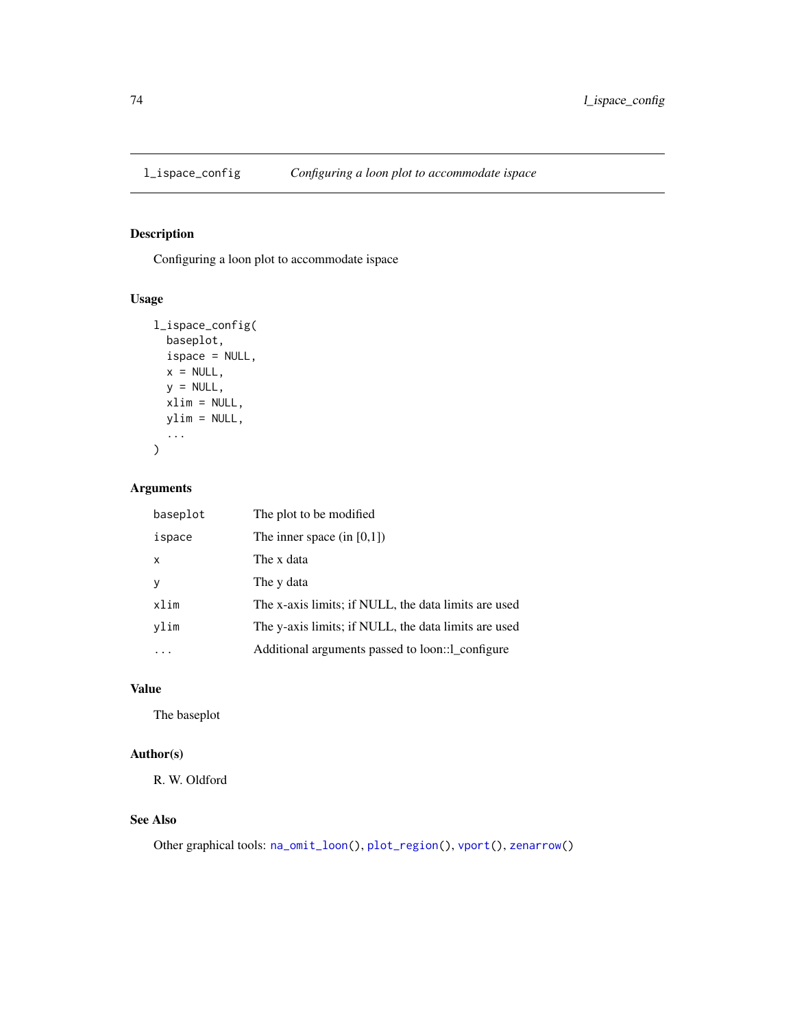l_ispace_config — *Configuring a loon plot to accommodate ispace*

## Description

Configuring a loon plot to accommodate ispace

## Usage

```
l_ispace_config(
  baseplot,
  ispace = NULL,
  x = NULL,
  y = NULL,
  xlim = NULL,
  ylim = NULL,
  ...
)
```

## Arguments

| | |
|---|---|
| `baseplot` | The plot to be modified |
| `ispace` | The inner space (in [0,1]) |
| `x` | The x data |
| `y` | The y data |
| `xlim` | The x-axis limits; if NULL, the data limits are used |
| `ylim` | The y-axis limits; if NULL, the data limits are used |
| `...` | Additional arguments passed to loon::l_configure |

## Value

The baseplot

## Author(s)

R. W. Oldford

## See Also

Other graphical tools: `na_omit_loon()`, `plot_region()`, `vport()`, `zenarrow()`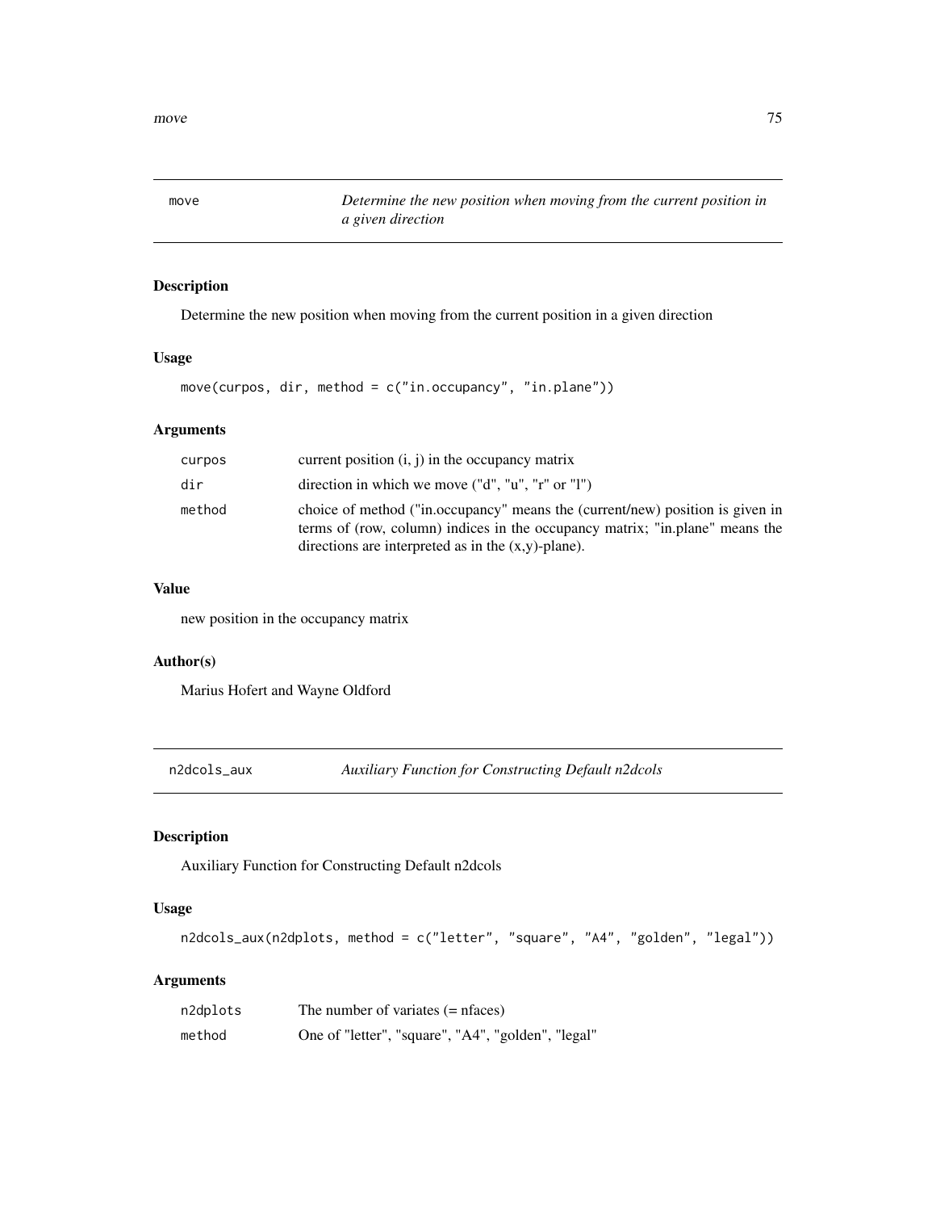## move — *Determine the new position when moving from the current position in a given direction*

### Description

Determine the new position when moving from the current position in a given direction

### Usage

```
move(curpos, dir, method = c("in.occupancy", "in.plane"))
```

### Arguments

| | |
|---|---|
| curpos | current position (i, j) in the occupancy matrix |
| dir | direction in which we move ("d", "u", "r" or "l") |
| method | choice of method ("in.occupancy" means the (current/new) position is given in terms of (row, column) indices in the occupancy matrix; "in.plane" means the directions are interpreted as in the (x,y)-plane). |

### Value

new position in the occupancy matrix

### Author(s)

Marius Hofert and Wayne Oldford

## n2dcols_aux — *Auxiliary Function for Constructing Default n2dcols*

### Description

Auxiliary Function for Constructing Default n2dcols

### Usage

```
n2dcols_aux(n2dplots, method = c("letter", "square", "A4", "golden", "legal"))
```

### Arguments

| | |
|---|---|
| n2dplots | The number of variates (= nfaces) |
| method | One of "letter", "square", "A4", "golden", "legal" |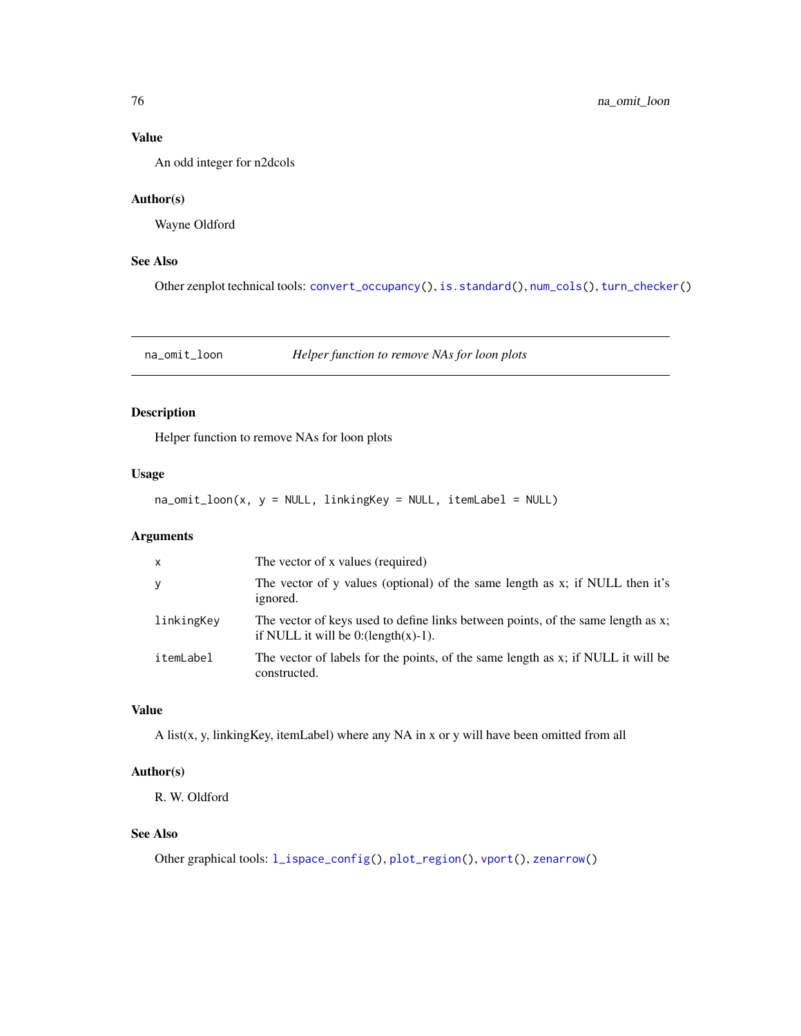### Value

An odd integer for n2dcols

### Author(s)

Wayne Oldford

### See Also

Other zenplot technical tools: `convert_occupancy()`, `is.standard()`, `num_cols()`, `turn_checker()`

---

## na_omit_loon — *Helper function to remove NAs for loon plots*

### Description

Helper function to remove NAs for loon plots

### Usage

```
na_omit_loon(x, y = NULL, linkingKey = NULL, itemLabel = NULL)
```

### Arguments

| | |
|---|---|
| `x` | The vector of x values (required) |
| `y` | The vector of y values (optional) of the same length as x; if NULL then it's ignored. |
| `linkingKey` | The vector of keys used to define links between points, of the same length as x; if NULL it will be 0:(length(x)-1). |
| `itemLabel` | The vector of labels for the points, of the same length as x; if NULL it will be constructed. |

### Value

A list(x, y, linkingKey, itemLabel) where any NA in x or y will have been omitted from all

### Author(s)

R. W. Oldford

### See Also

Other graphical tools: `l_ispace_config()`, `plot_region()`, `vport()`, `zenarrow()`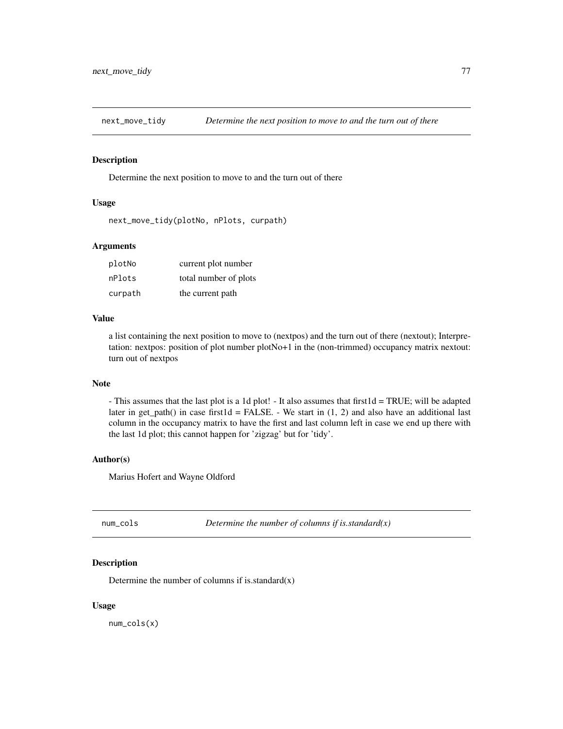## next_move_tidy — *Determine the next position to move to and the turn out of there*

### Description

Determine the next position to move to and the turn out of there

### Usage

```
next_move_tidy(plotNo, nPlots, curpath)
```

### Arguments

| | |
|---|---|
| plotNo | current plot number |
| nPlots | total number of plots |
| curpath | the current path |

### Value

a list containing the next position to move to (nextpos) and the turn out of there (nextout); Interpretation: nextpos: position of plot number plotNo+1 in the (non-trimmed) occupancy matrix nextout: turn out of nextpos

### Note

- This assumes that the last plot is a 1d plot! - It also assumes that first1d = TRUE; will be adapted later in get_path() in case first1d = FALSE. - We start in (1, 2) and also have an additional last column in the occupancy matrix to have the first and last column left in case we end up there with the last 1d plot; this cannot happen for 'zigzag' but for 'tidy'.

### Author(s)

Marius Hofert and Wayne Oldford

## num_cols — *Determine the number of columns if is.standard(x)*

### Description

Determine the number of columns if is.standard(x)

### Usage

```
num_cols(x)
```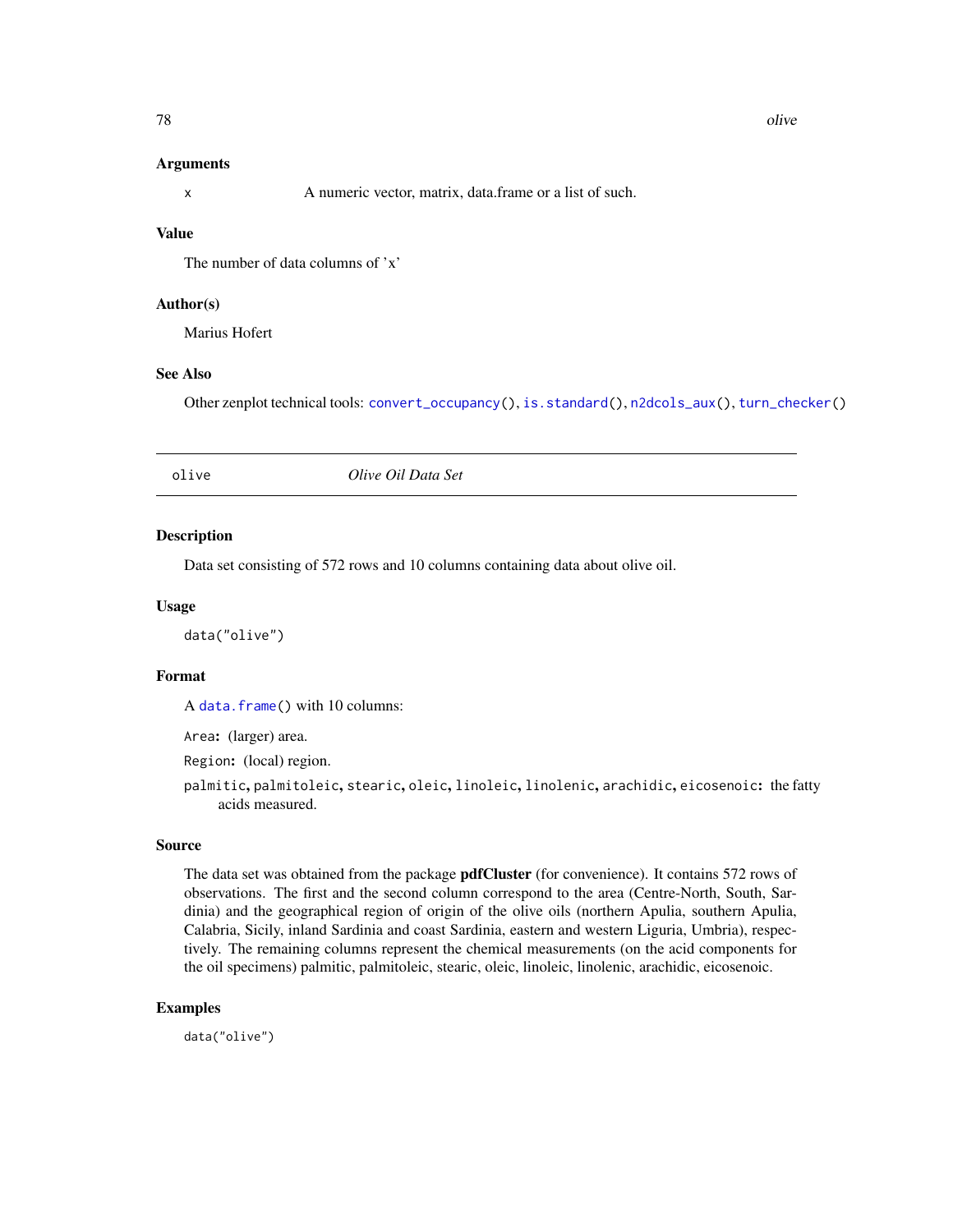### Arguments

`x` A numeric vector, matrix, data.frame or a list of such.

### Value

The number of data columns of 'x'

### Author(s)

Marius Hofert

### See Also

Other zenplot technical tools: `convert_occupancy()`, `is.standard()`, `n2dcols_aux()`, `turn_checker()`

---

## olive *Olive Oil Data Set*

### Description

Data set consisting of 572 rows and 10 columns containing data about olive oil.

### Usage

```
data("olive")
```

### Format

A `data.frame()` with 10 columns:

- `Area`**:** (larger) area.
- `Region`**:** (local) region.
- `palmitic`, `palmitoleic`, `stearic`, `oleic`, `linoleic`, `linolenic`, `arachidic`, `eicosenoic`**:** the fatty acids measured.

### Source

The data set was obtained from the package **pdfCluster** (for convenience). It contains 572 rows of observations. The first and the second column correspond to the area (Centre-North, South, Sardinia) and the geographical region of origin of the olive oils (northern Apulia, southern Apulia, Calabria, Sicily, inland Sardinia and coast Sardinia, eastern and western Liguria, Umbria), respectively. The remaining columns represent the chemical measurements (on the acid components for the oil specimens) palmitic, palmitoleic, stearic, oleic, linoleic, linolenic, arachidic, eicosenoic.

### Examples

```
data("olive")
```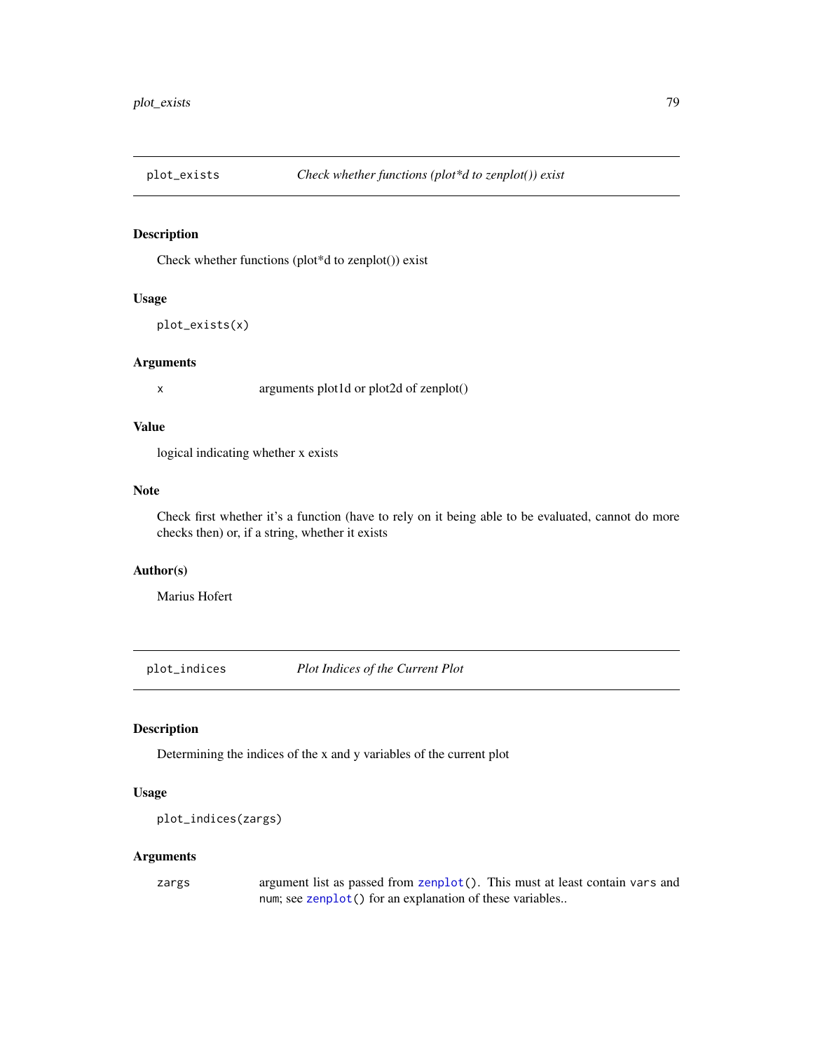## plot_exists — *Check whether functions (plot*d to zenplot()) exist*

### Description

Check whether functions (plot*d to zenplot()) exist

### Usage

```
plot_exists(x)
```

### Arguments

| | |
|---|---|
| x | arguments plot1d or plot2d of zenplot() |

### Value

logical indicating whether x exists

### Note

Check first whether it's a function (have to rely on it being able to be evaluated, cannot do more checks then) or, if a string, whether it exists

### Author(s)

Marius Hofert

## plot_indices — *Plot Indices of the Current Plot*

### Description

Determining the indices of the x and y variables of the current plot

### Usage

```
plot_indices(zargs)
```

### Arguments

| | |
|---|---|
| zargs | argument list as passed from `zenplot()`. This must at least contain `vars` and `num`; see `zenplot()` for an explanation of these variables.. |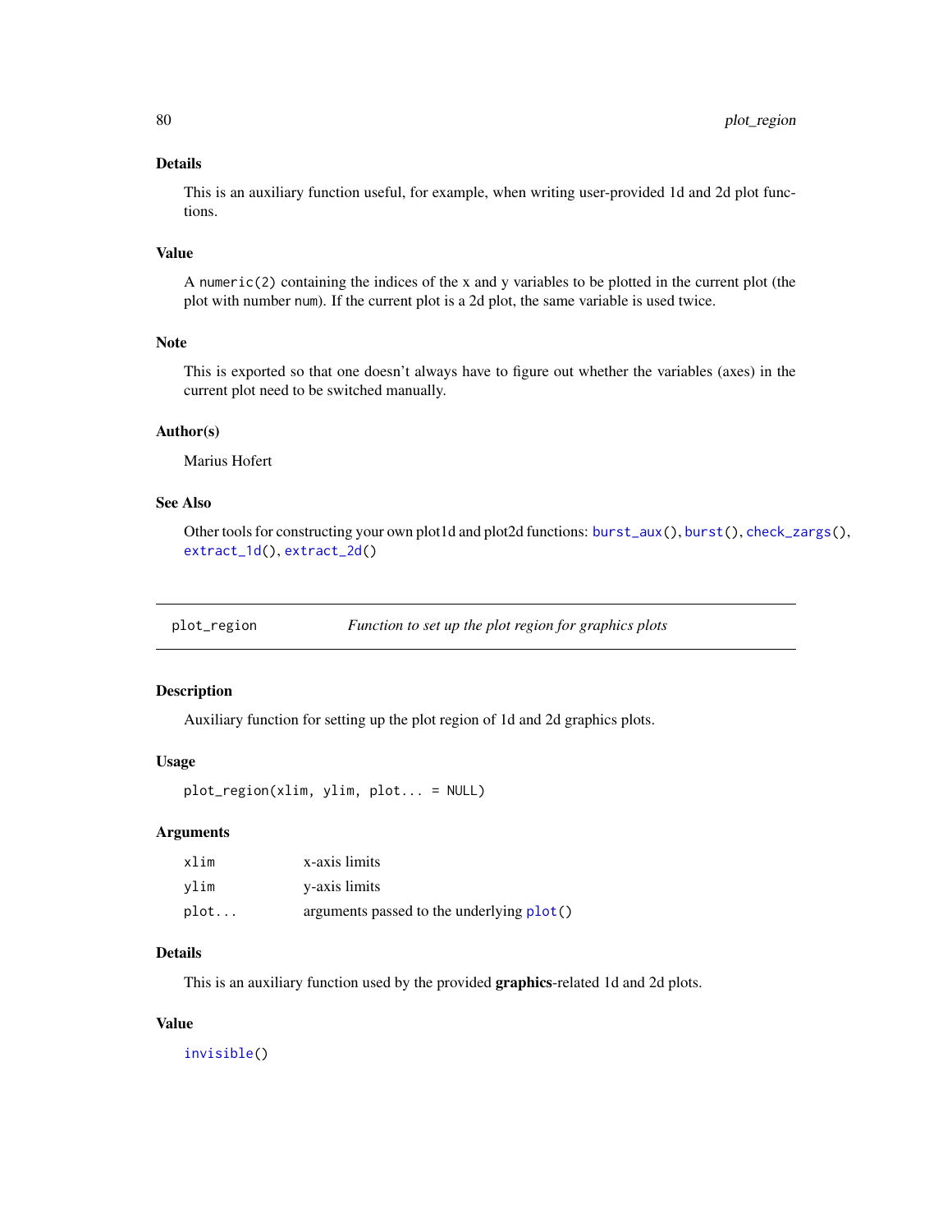## Details

This is an auxiliary function useful, for example, when writing user-provided 1d and 2d plot functions.

## Value

A `numeric(2)` containing the indices of the x and y variables to be plotted in the current plot (the plot with number `num`). If the current plot is a 2d plot, the same variable is used twice.

## Note

This is exported so that one doesn't always have to figure out whether the variables (axes) in the current plot need to be switched manually.

## Author(s)

Marius Hofert

## See Also

Other tools for constructing your own plot1d and plot2d functions: `burst_aux()`, `burst()`, `check_zargs()`, `extract_1d()`, `extract_2d()`

---

# plot_region — *Function to set up the plot region for graphics plots*

## Description

Auxiliary function for setting up the plot region of 1d and 2d graphics plots.

## Usage

```
plot_region(xlim, ylim, plot... = NULL)
```

## Arguments

| | |
|---|---|
| `xlim` | x-axis limits |
| `ylim` | y-axis limits |
| `plot...` | arguments passed to the underlying `plot()` |

## Details

This is an auxiliary function used by the provided **graphics**-related 1d and 2d plots.

## Value

`invisible()`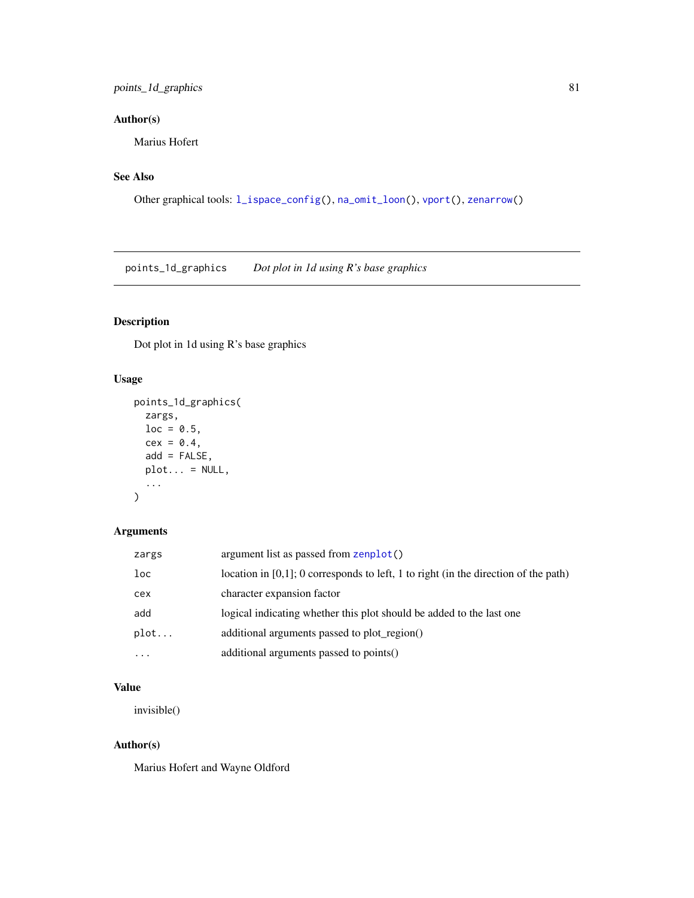## Author(s)

Marius Hofert

## See Also

Other graphical tools: `l_ispace_config()`, `na_omit_loon()`, `vport()`, `zenarrow()`

---

# points_1d_graphics    *Dot plot in 1d using R's base graphics*

---

## Description

Dot plot in 1d using R's base graphics

## Usage

```
points_1d_graphics(
  zargs,
  loc = 0.5,
  cex = 0.4,
  add = FALSE,
  plot... = NULL,
  ...
)
```

## Arguments

| | |
|---|---|
| zargs | argument list as passed from `zenplot()` |
| loc | location in [0,1]; 0 corresponds to left, 1 to right (in the direction of the path) |
| cex | character expansion factor |
| add | logical indicating whether this plot should be added to the last one |
| plot... | additional arguments passed to plot_region() |
| ... | additional arguments passed to points() |

## Value

invisible()

## Author(s)

Marius Hofert and Wayne Oldford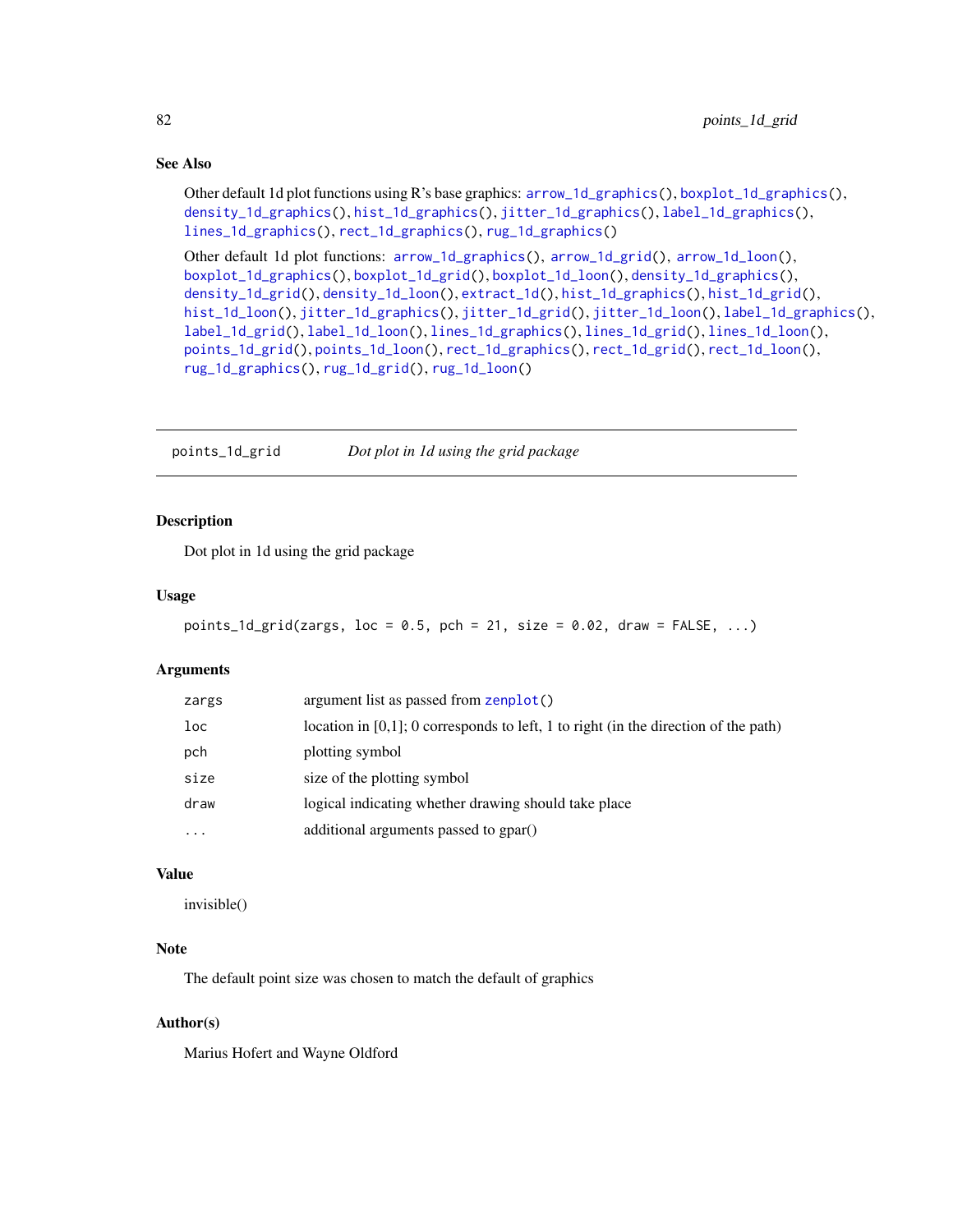### See Also

Other default 1d plot functions using R's base graphics: `arrow_1d_graphics()`, `boxplot_1d_graphics()`, `density_1d_graphics()`, `hist_1d_graphics()`, `jitter_1d_graphics()`, `label_1d_graphics()`, `lines_1d_graphics()`, `rect_1d_graphics()`, `rug_1d_graphics()`

Other default 1d plot functions: `arrow_1d_graphics()`, `arrow_1d_grid()`, `arrow_1d_loon()`, `boxplot_1d_graphics()`, `boxplot_1d_grid()`, `boxplot_1d_loon()`, `density_1d_graphics()`, `density_1d_grid()`, `density_1d_loon()`, `extract_1d()`, `hist_1d_graphics()`, `hist_1d_grid()`, `hist_1d_loon()`, `jitter_1d_graphics()`, `jitter_1d_grid()`, `jitter_1d_loon()`, `label_1d_graphics()`, `label_1d_grid()`, `label_1d_loon()`, `lines_1d_graphics()`, `lines_1d_grid()`, `lines_1d_loon()`, `points_1d_grid()`, `points_1d_loon()`, `rect_1d_graphics()`, `rect_1d_grid()`, `rect_1d_loon()`, `rug_1d_graphics()`, `rug_1d_grid()`, `rug_1d_loon()`

---

## points_1d_grid — *Dot plot in 1d using the grid package*

### Description

Dot plot in 1d using the grid package

### Usage

```
points_1d_grid(zargs, loc = 0.5, pch = 21, size = 0.02, draw = FALSE, ...)
```

### Arguments

| | |
|---|---|
| `zargs` | argument list as passed from `zenplot()` |
| `loc` | location in [0,1]; 0 corresponds to left, 1 to right (in the direction of the path) |
| `pch` | plotting symbol |
| `size` | size of the plotting symbol |
| `draw` | logical indicating whether drawing should take place |
| `...` | additional arguments passed to gpar() |

### Value

invisible()

### Note

The default point size was chosen to match the default of graphics

### Author(s)

Marius Hofert and Wayne Oldford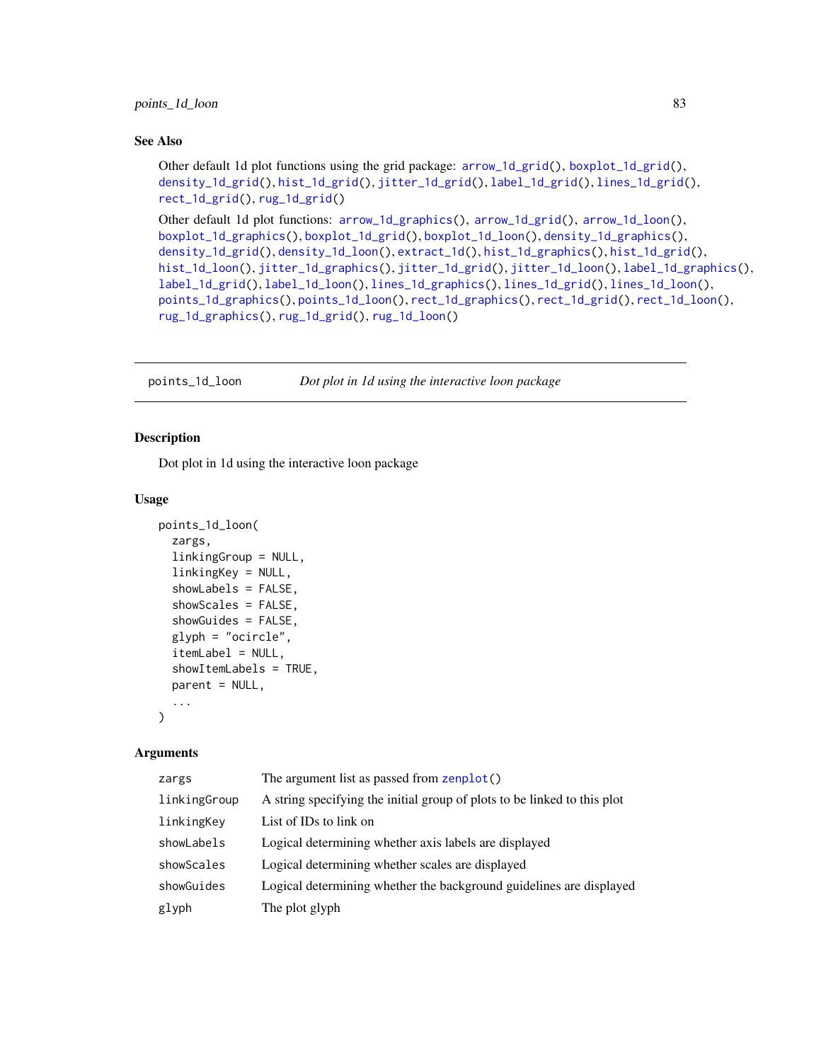### See Also

Other default 1d plot functions using the grid package: arrow_1d_grid(), boxplot_1d_grid(), density_1d_grid(), hist_1d_grid(), jitter_1d_grid(), label_1d_grid(), lines_1d_grid(), rect_1d_grid(), rug_1d_grid()

Other default 1d plot functions: arrow_1d_graphics(), arrow_1d_grid(), arrow_1d_loon(), boxplot_1d_graphics(), boxplot_1d_grid(), boxplot_1d_loon(), density_1d_graphics(), density_1d_grid(), density_1d_loon(), extract_1d(), hist_1d_graphics(), hist_1d_grid(), hist_1d_loon(), jitter_1d_graphics(), jitter_1d_grid(), jitter_1d_loon(), label_1d_graphics(), label_1d_grid(), label_1d_loon(), lines_1d_graphics(), lines_1d_grid(), lines_1d_loon(), points_1d_graphics(), points_1d_loon(), rect_1d_graphics(), rect_1d_grid(), rect_1d_loon(), rug_1d_graphics(), rug_1d_grid(), rug_1d_loon()

---

## points_1d_loon — *Dot plot in 1d using the interactive loon package*

### Description

Dot plot in 1d using the interactive loon package

### Usage

```
points_1d_loon(
  zargs,
  linkingGroup = NULL,
  linkingKey = NULL,
  showLabels = FALSE,
  showScales = FALSE,
  showGuides = FALSE,
  glyph = "ocircle",
  itemLabel = NULL,
  showItemLabels = TRUE,
  parent = NULL,
  ...
)
```

### Arguments

| | |
|---|---|
| zargs | The argument list as passed from zenplot() |
| linkingGroup | A string specifying the initial group of plots to be linked to this plot |
| linkingKey | List of IDs to link on |
| showLabels | Logical determining whether axis labels are displayed |
| showScales | Logical determining whether scales are displayed |
| showGuides | Logical determining whether the background guidelines are displayed |
| glyph | The plot glyph |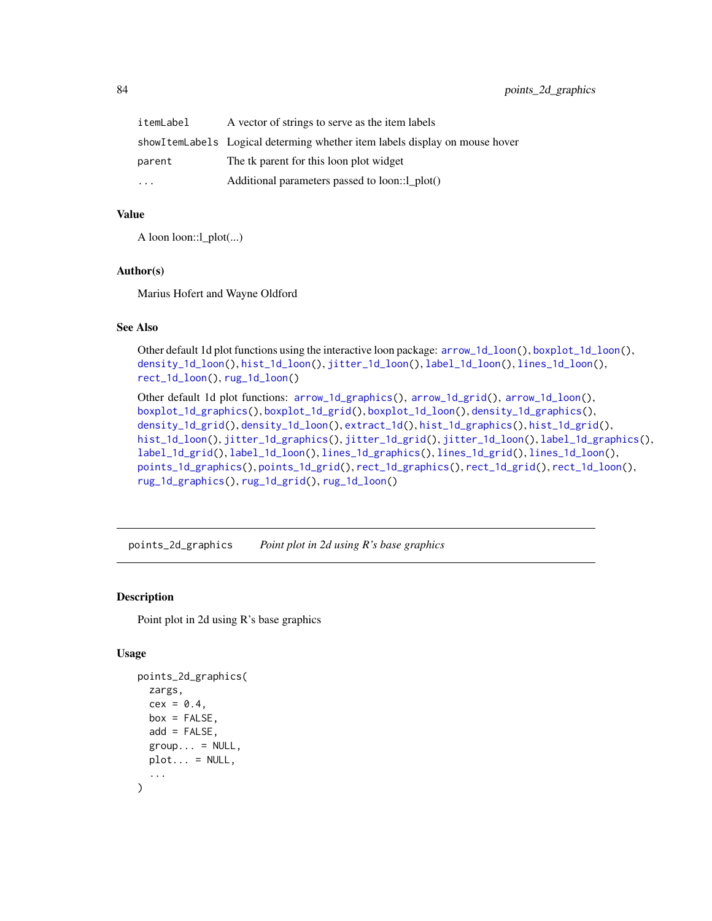| | |
|---|---|
| itemLabel | A vector of strings to serve as the item labels |
| showItemLabels | Logical determing whether item labels display on mouse hover |
| parent | The tk parent for this loon plot widget |
| ... | Additional parameters passed to loon::l_plot() |

### Value

A loon loon::l_plot(...)

### Author(s)

Marius Hofert and Wayne Oldford

### See Also

Other default 1d plot functions using the interactive loon package: arrow_1d_loon(), boxplot_1d_loon(), density_1d_loon(), hist_1d_loon(), jitter_1d_loon(), label_1d_loon(), lines_1d_loon(), rect_1d_loon(), rug_1d_loon()

Other default 1d plot functions: arrow_1d_graphics(), arrow_1d_grid(), arrow_1d_loon(), boxplot_1d_graphics(), boxplot_1d_grid(), boxplot_1d_loon(), density_1d_graphics(), density_1d_grid(), density_1d_loon(), extract_1d(), hist_1d_graphics(), hist_1d_grid(), hist_1d_loon(), jitter_1d_graphics(), jitter_1d_grid(), jitter_1d_loon(), label_1d_graphics(), label_1d_grid(), label_1d_loon(), lines_1d_graphics(), lines_1d_grid(), lines_1d_loon(), points_1d_graphics(), points_1d_grid(), rect_1d_graphics(), rect_1d_grid(), rect_1d_loon(), rug_1d_graphics(), rug_1d_grid(), rug_1d_loon()

---

## points_2d_graphics — *Point plot in 2d using R's base graphics*

### Description

Point plot in 2d using R's base graphics

### Usage

```
points_2d_graphics(
  zargs,
  cex = 0.4,
  box = FALSE,
  add = FALSE,
  group... = NULL,
  plot... = NULL,
  ...
)
```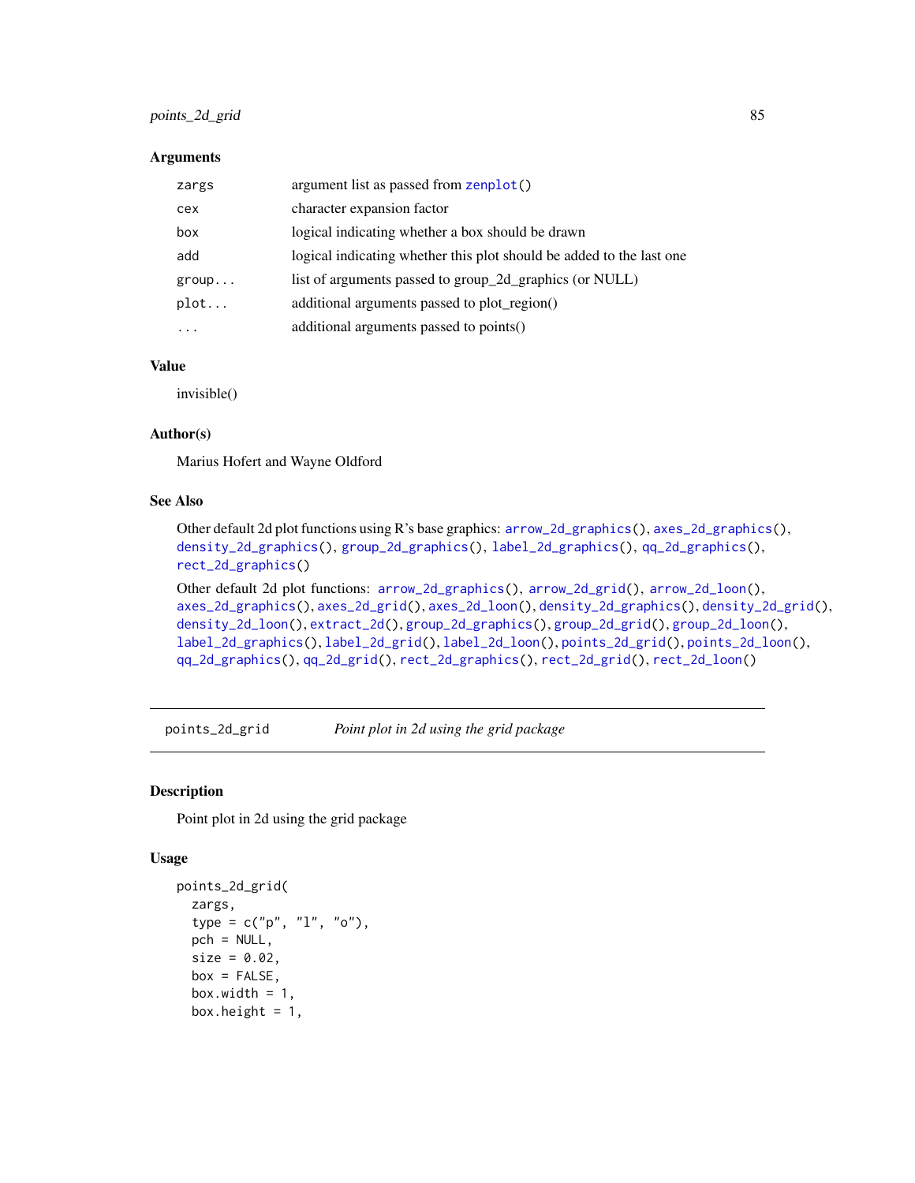### Arguments

| | |
|---|---|
| zargs | argument list as passed from zenplot() |
| cex | character expansion factor |
| box | logical indicating whether a box should be drawn |
| add | logical indicating whether this plot should be added to the last one |
| group... | list of arguments passed to group_2d_graphics (or NULL) |
| plot... | additional arguments passed to plot_region() |
| ... | additional arguments passed to points() |

### Value

invisible()

### Author(s)

Marius Hofert and Wayne Oldford

### See Also

Other default 2d plot functions using R's base graphics: arrow_2d_graphics(), axes_2d_graphics(), density_2d_graphics(), group_2d_graphics(), label_2d_graphics(), qq_2d_graphics(), rect_2d_graphics()

Other default 2d plot functions: arrow_2d_graphics(), arrow_2d_grid(), arrow_2d_loon(), axes_2d_graphics(), axes_2d_grid(), axes_2d_loon(), density_2d_graphics(), density_2d_grid(), density_2d_loon(), extract_2d(), group_2d_graphics(), group_2d_grid(), group_2d_loon(), label_2d_graphics(), label_2d_grid(), label_2d_loon(), points_2d_grid(), points_2d_loon(), qq_2d_graphics(), qq_2d_grid(), rect_2d_graphics(), rect_2d_grid(), rect_2d_loon()

---

## points_2d_grid — *Point plot in 2d using the grid package*

### Description

Point plot in 2d using the grid package

### Usage

```
points_2d_grid(
  zargs,
  type = c("p", "l", "o"),
  pch = NULL,
  size = 0.02,
  box = FALSE,
  box.width = 1,
  box.height = 1,
```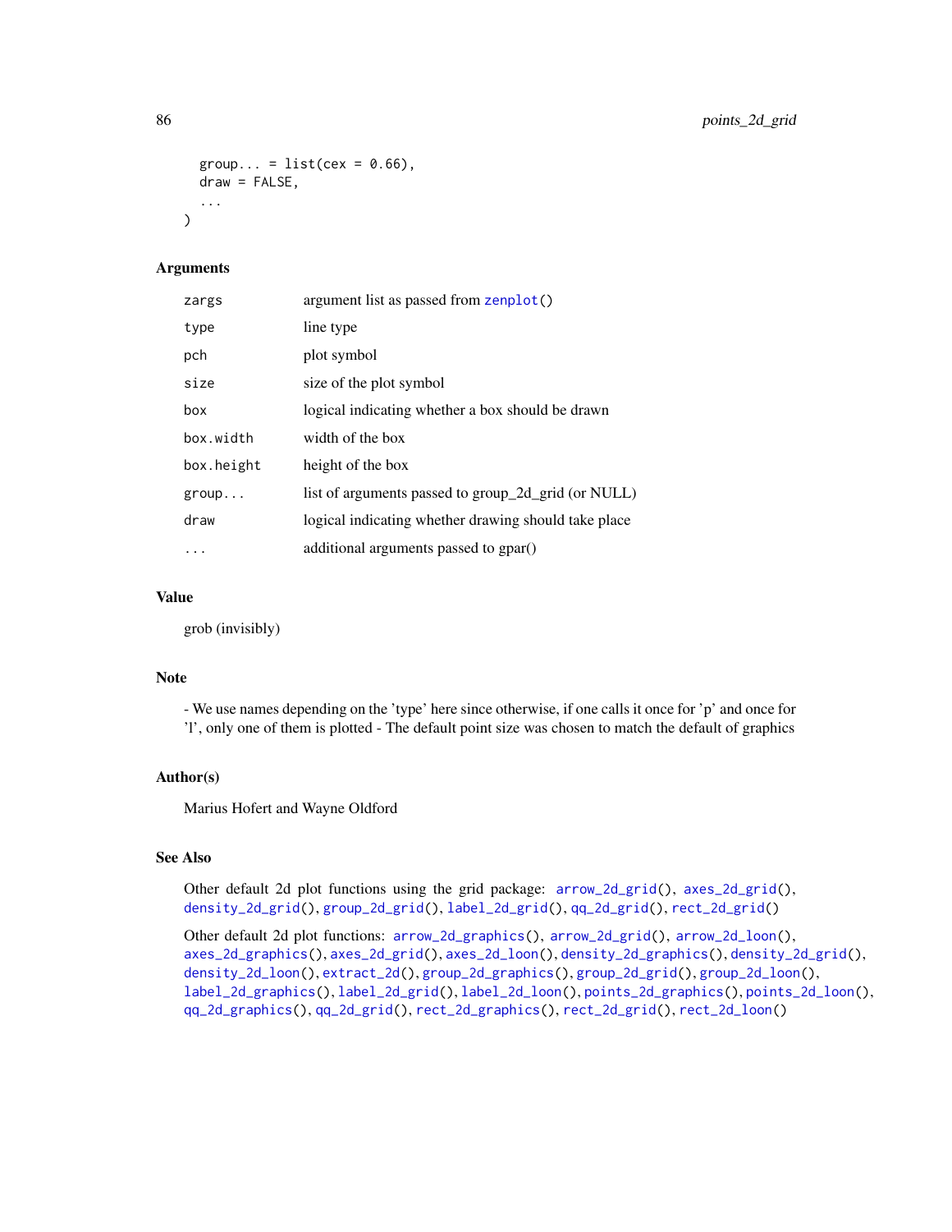```
  group... = list(cex = 0.66),
  draw = FALSE,
  ...
)
```

### Arguments

| | |
|---|---|
| zargs | argument list as passed from zenplot() |
| type | line type |
| pch | plot symbol |
| size | size of the plot symbol |
| box | logical indicating whether a box should be drawn |
| box.width | width of the box |
| box.height | height of the box |
| group... | list of arguments passed to group_2d_grid (or NULL) |
| draw | logical indicating whether drawing should take place |
| ... | additional arguments passed to gpar() |

### Value

grob (invisibly)

### Note

- We use names depending on the 'type' here since otherwise, if one calls it once for 'p' and once for 'l', only one of them is plotted - The default point size was chosen to match the default of graphics

### Author(s)

Marius Hofert and Wayne Oldford

### See Also

Other default 2d plot functions using the grid package: arrow_2d_grid(), axes_2d_grid(), density_2d_grid(), group_2d_grid(), label_2d_grid(), qq_2d_grid(), rect_2d_grid()

Other default 2d plot functions: arrow_2d_graphics(), arrow_2d_grid(), arrow_2d_loon(), axes_2d_graphics(), axes_2d_grid(), axes_2d_loon(), density_2d_graphics(), density_2d_grid(), density_2d_loon(), extract_2d(), group_2d_graphics(), group_2d_grid(), group_2d_loon(), label_2d_graphics(), label_2d_grid(), label_2d_loon(), points_2d_graphics(), points_2d_loon(), qq_2d_graphics(), qq_2d_grid(), rect_2d_graphics(), rect_2d_grid(), rect_2d_loon()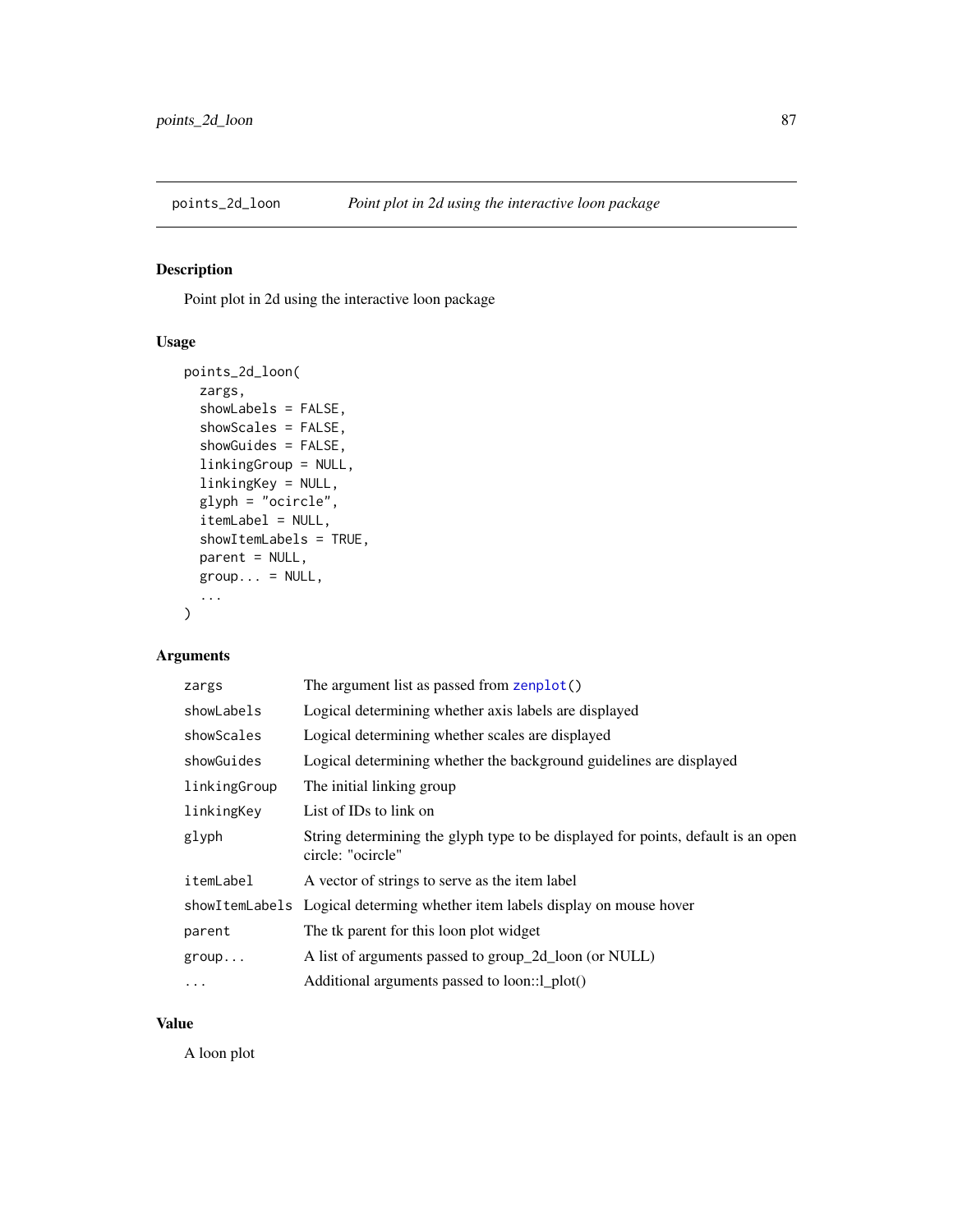points_2d_loon *Point plot in 2d using the interactive loon package*

## Description

Point plot in 2d using the interactive loon package

## Usage

```
points_2d_loon(
  zargs,
  showLabels = FALSE,
  showScales = FALSE,
  showGuides = FALSE,
  linkingGroup = NULL,
  linkingKey = NULL,
  glyph = "ocircle",
  itemLabel = NULL,
  showItemLabels = TRUE,
  parent = NULL,
  group... = NULL,
  ...
)
```

## Arguments

| | |
|---|---|
| `zargs` | The argument list as passed from `zenplot()` |
| `showLabels` | Logical determining whether axis labels are displayed |
| `showScales` | Logical determining whether scales are displayed |
| `showGuides` | Logical determining whether the background guidelines are displayed |
| `linkingGroup` | The initial linking group |
| `linkingKey` | List of IDs to link on |
| `glyph` | String determining the glyph type to be displayed for points, default is an open circle: "ocircle" |
| `itemLabel` | A vector of strings to serve as the item label |
| `showItemLabels` | Logical determing whether item labels display on mouse hover |
| `parent` | The tk parent for this loon plot widget |
| `group...` | A list of arguments passed to group_2d_loon (or NULL) |
| `...` | Additional arguments passed to loon::l_plot() |

## Value

A loon plot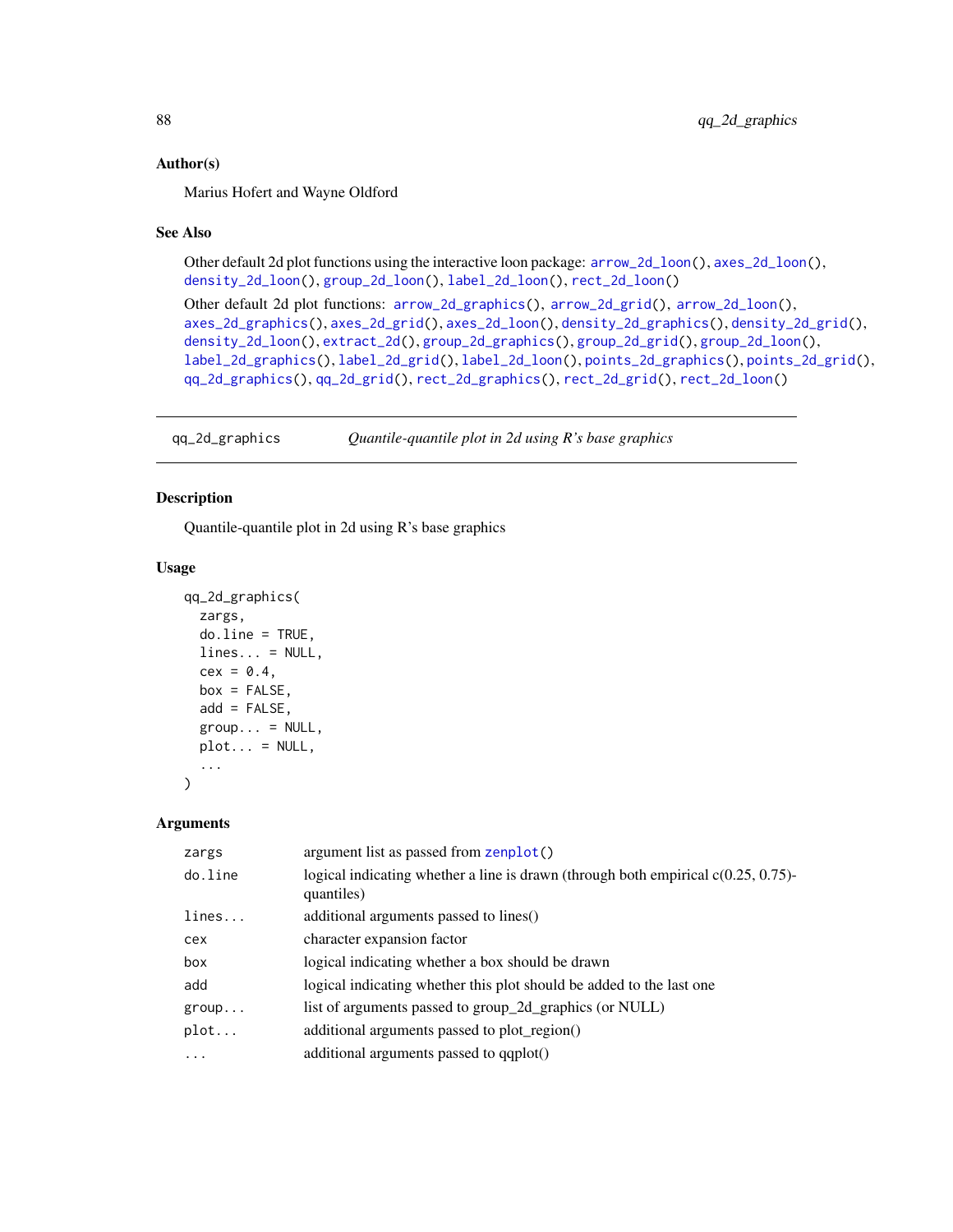## Author(s)

Marius Hofert and Wayne Oldford

## See Also

Other default 2d plot functions using the interactive loon package: arrow_2d_loon(), axes_2d_loon(), density_2d_loon(), group_2d_loon(), label_2d_loon(), rect_2d_loon()

Other default 2d plot functions: arrow_2d_graphics(), arrow_2d_grid(), arrow_2d_loon(), axes_2d_graphics(), axes_2d_grid(), axes_2d_loon(), density_2d_graphics(), density_2d_grid(), density_2d_loon(), extract_2d(), group_2d_graphics(), group_2d_grid(), group_2d_loon(), label_2d_graphics(), label_2d_grid(), label_2d_loon(), points_2d_graphics(), points_2d_grid(), qq_2d_graphics(), qq_2d_grid(), rect_2d_graphics(), rect_2d_grid(), rect_2d_loon()

---

# qq_2d_graphics — *Quantile-quantile plot in 2d using R's base graphics*

## Description

Quantile-quantile plot in 2d using R's base graphics

## Usage

```
qq_2d_graphics(
  zargs,
  do.line = TRUE,
  lines... = NULL,
  cex = 0.4,
  box = FALSE,
  add = FALSE,
  group... = NULL,
  plot... = NULL,
  ...
)
```

## Arguments

| | |
|---|---|
| zargs | argument list as passed from zenplot() |
| do.line | logical indicating whether a line is drawn (through both empirical c(0.25, 0.75)-quantiles) |
| lines... | additional arguments passed to lines() |
| cex | character expansion factor |
| box | logical indicating whether a box should be drawn |
| add | logical indicating whether this plot should be added to the last one |
| group... | list of arguments passed to group_2d_graphics (or NULL) |
| plot... | additional arguments passed to plot_region() |
| ... | additional arguments passed to qqplot() |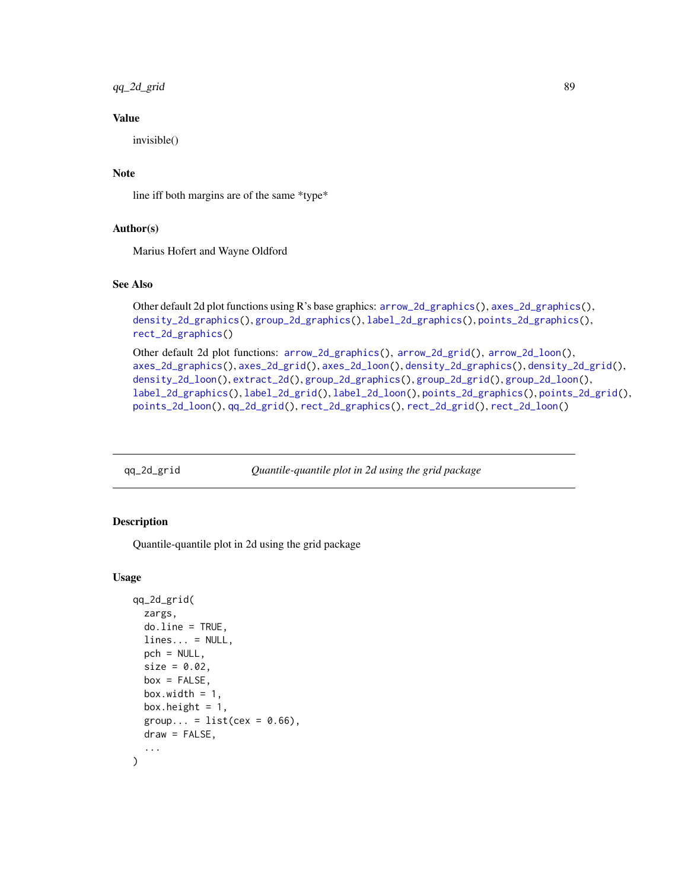### Value

invisible()

### Note

line iff both margins are of the same *type*

### Author(s)

Marius Hofert and Wayne Oldford

### See Also

Other default 2d plot functions using R's base graphics: arrow_2d_graphics(), axes_2d_graphics(), density_2d_graphics(), group_2d_graphics(), label_2d_graphics(), points_2d_graphics(), rect_2d_graphics()

Other default 2d plot functions: arrow_2d_graphics(), arrow_2d_grid(), arrow_2d_loon(), axes_2d_graphics(), axes_2d_grid(), axes_2d_loon(), density_2d_graphics(), density_2d_grid(), density_2d_loon(), extract_2d(), group_2d_graphics(), group_2d_grid(), group_2d_loon(), label_2d_graphics(), label_2d_grid(), label_2d_loon(), points_2d_graphics(), points_2d_grid(), points_2d_loon(), qq_2d_grid(), rect_2d_graphics(), rect_2d_grid(), rect_2d_loon()

---

## qq_2d_grid — *Quantile-quantile plot in 2d using the grid package*

### Description

Quantile-quantile plot in 2d using the grid package

### Usage

```
qq_2d_grid(
  zargs,
  do.line = TRUE,
  lines... = NULL,
  pch = NULL,
  size = 0.02,
  box = FALSE,
  box.width = 1,
  box.height = 1,
  group... = list(cex = 0.66),
  draw = FALSE,
  ...
)
```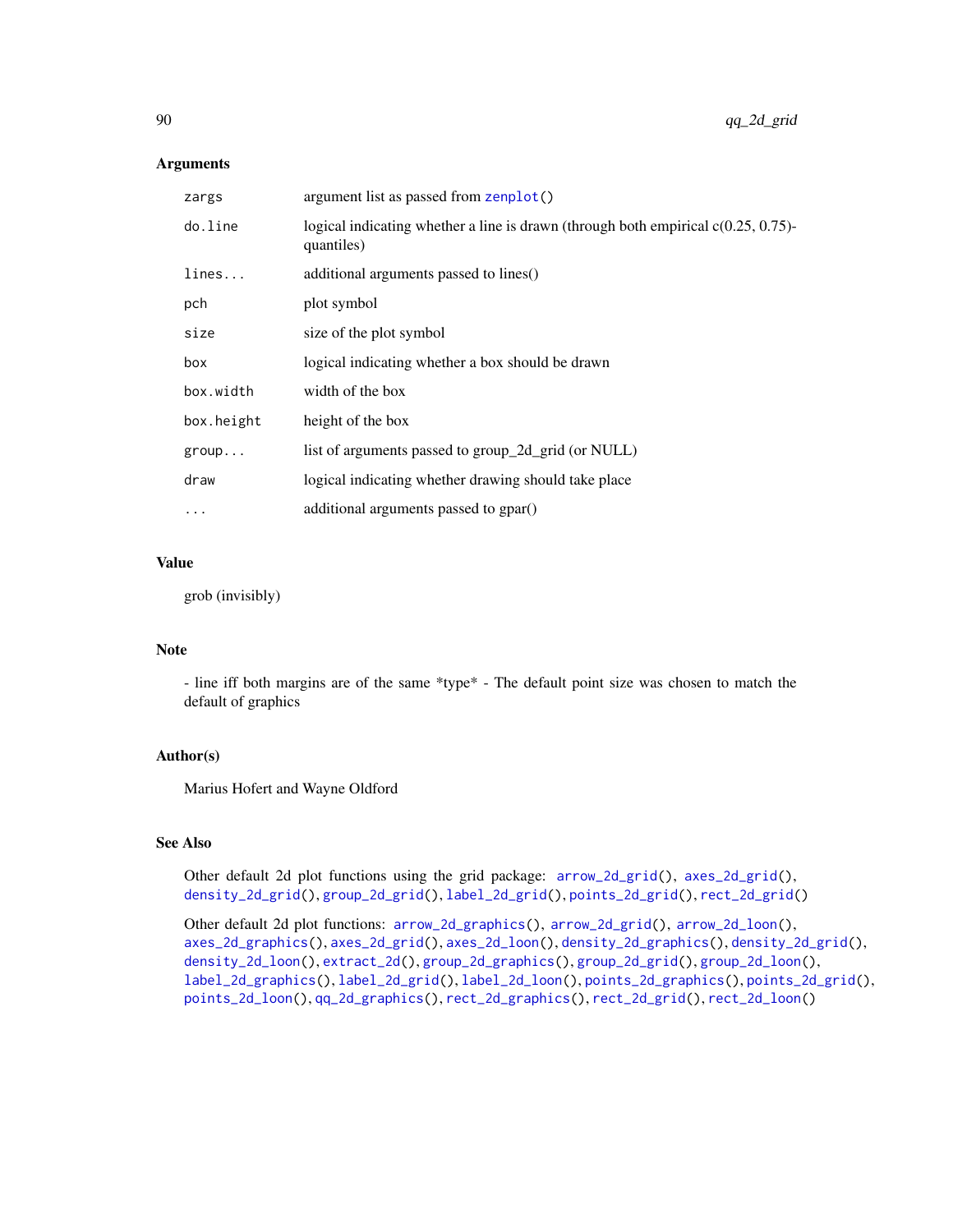### Arguments

| | |
|---|---|
| `zargs` | argument list as passed from `zenplot()` |
| `do.line` | logical indicating whether a line is drawn (through both empirical c(0.25, 0.75)-quantiles) |
| `lines...` | additional arguments passed to lines() |
| `pch` | plot symbol |
| `size` | size of the plot symbol |
| `box` | logical indicating whether a box should be drawn |
| `box.width` | width of the box |
| `box.height` | height of the box |
| `group...` | list of arguments passed to group_2d_grid (or NULL) |
| `draw` | logical indicating whether drawing should take place |
| `...` | additional arguments passed to gpar() |

### Value

grob (invisibly)

### Note

- line iff both margins are of the same *type* - The default point size was chosen to match the default of graphics

### Author(s)

Marius Hofert and Wayne Oldford

### See Also

Other default 2d plot functions using the grid package: `arrow_2d_grid()`, `axes_2d_grid()`, `density_2d_grid()`, `group_2d_grid()`, `label_2d_grid()`, `points_2d_grid()`, `rect_2d_grid()`

Other default 2d plot functions: `arrow_2d_graphics()`, `arrow_2d_grid()`, `arrow_2d_loon()`, `axes_2d_graphics()`, `axes_2d_grid()`, `axes_2d_loon()`, `density_2d_graphics()`, `density_2d_grid()`, `density_2d_loon()`, `extract_2d()`, `group_2d_graphics()`, `group_2d_grid()`, `group_2d_loon()`, `label_2d_graphics()`, `label_2d_grid()`, `label_2d_loon()`, `points_2d_graphics()`, `points_2d_grid()`, `points_2d_loon()`, `qq_2d_graphics()`, `rect_2d_graphics()`, `rect_2d_grid()`, `rect_2d_loon()`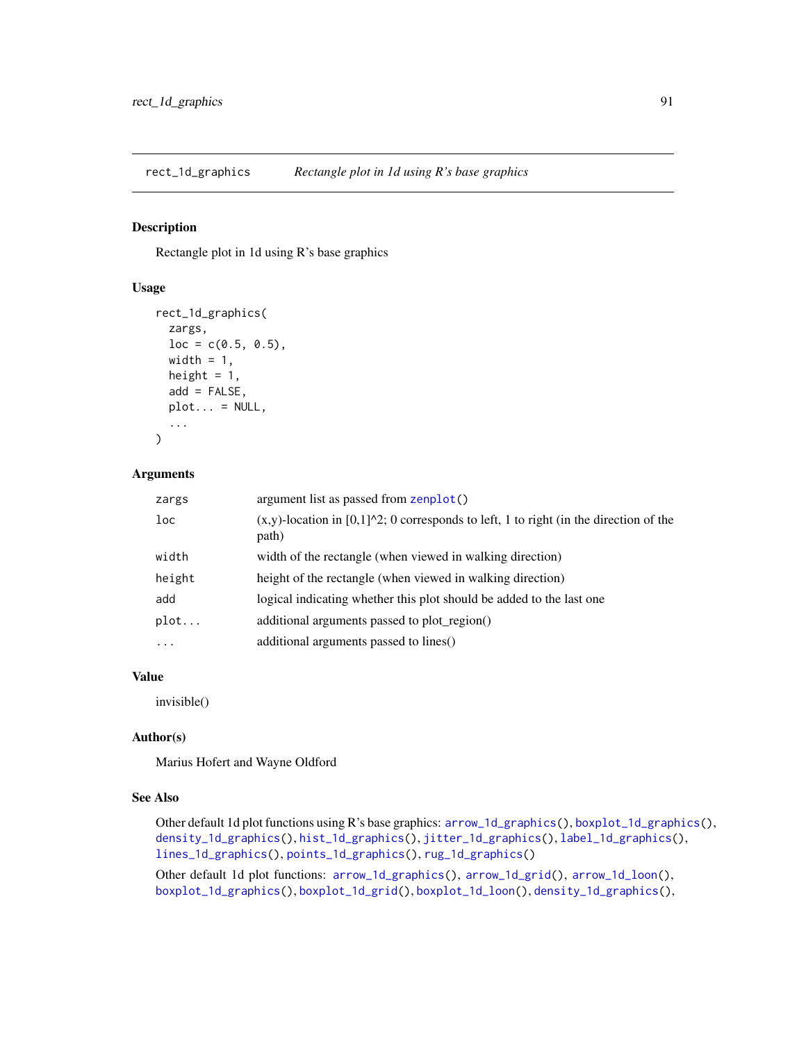## rect_1d_graphics — *Rectangle plot in 1d using R's base graphics*

### Description

Rectangle plot in 1d using R's base graphics

### Usage

```
rect_1d_graphics(
  zargs,
  loc = c(0.5, 0.5),
  width = 1,
  height = 1,
  add = FALSE,
  plot... = NULL,
  ...
)
```

### Arguments

| | |
|---|---|
| `zargs` | argument list as passed from `zenplot()` |
| `loc` | (x,y)-location in [0,1]^2; 0 corresponds to left, 1 to right (in the direction of the path) |
| `width` | width of the rectangle (when viewed in walking direction) |
| `height` | height of the rectangle (when viewed in walking direction) |
| `add` | logical indicating whether this plot should be added to the last one |
| `plot...` | additional arguments passed to plot_region() |
| `...` | additional arguments passed to lines() |

### Value

invisible()

### Author(s)

Marius Hofert and Wayne Oldford

### See Also

Other default 1d plot functions using R's base graphics: `arrow_1d_graphics()`, `boxplot_1d_graphics()`, `density_1d_graphics()`, `hist_1d_graphics()`, `jitter_1d_graphics()`, `label_1d_graphics()`, `lines_1d_graphics()`, `points_1d_graphics()`, `rug_1d_graphics()`

Other default 1d plot functions: `arrow_1d_graphics()`, `arrow_1d_grid()`, `arrow_1d_loon()`, `boxplot_1d_graphics()`, `boxplot_1d_grid()`, `boxplot_1d_loon()`, `density_1d_graphics()`,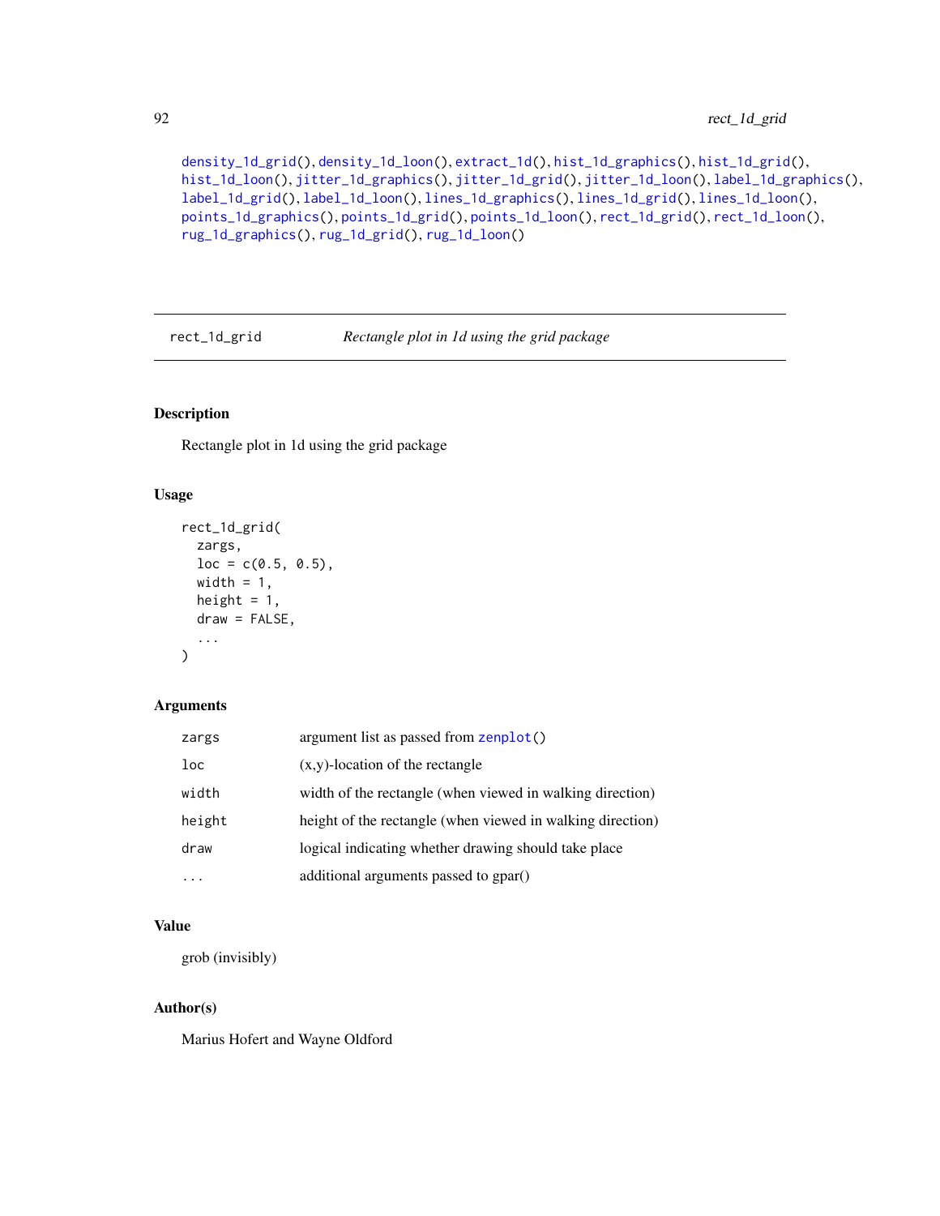density_1d_grid(), density_1d_loon(), extract_1d(), hist_1d_graphics(), hist_1d_grid(), hist_1d_loon(), jitter_1d_graphics(), jitter_1d_grid(), jitter_1d_loon(), label_1d_graphics(), label_1d_grid(), label_1d_loon(), lines_1d_graphics(), lines_1d_grid(), lines_1d_loon(), points_1d_graphics(), points_1d_grid(), points_1d_loon(), rect_1d_grid(), rect_1d_loon(), rug_1d_graphics(), rug_1d_grid(), rug_1d_loon()

---

## rect_1d_grid — *Rectangle plot in 1d using the grid package*

### Description

Rectangle plot in 1d using the grid package

### Usage

```
rect_1d_grid(
  zargs,
  loc = c(0.5, 0.5),
  width = 1,
  height = 1,
  draw = FALSE,
  ...
)
```

### Arguments

| | |
|---|---|
| zargs | argument list as passed from zenplot() |
| loc | (x,y)-location of the rectangle |
| width | width of the rectangle (when viewed in walking direction) |
| height | height of the rectangle (when viewed in walking direction) |
| draw | logical indicating whether drawing should take place |
| ... | additional arguments passed to gpar() |

### Value

grob (invisibly)

### Author(s)

Marius Hofert and Wayne Oldford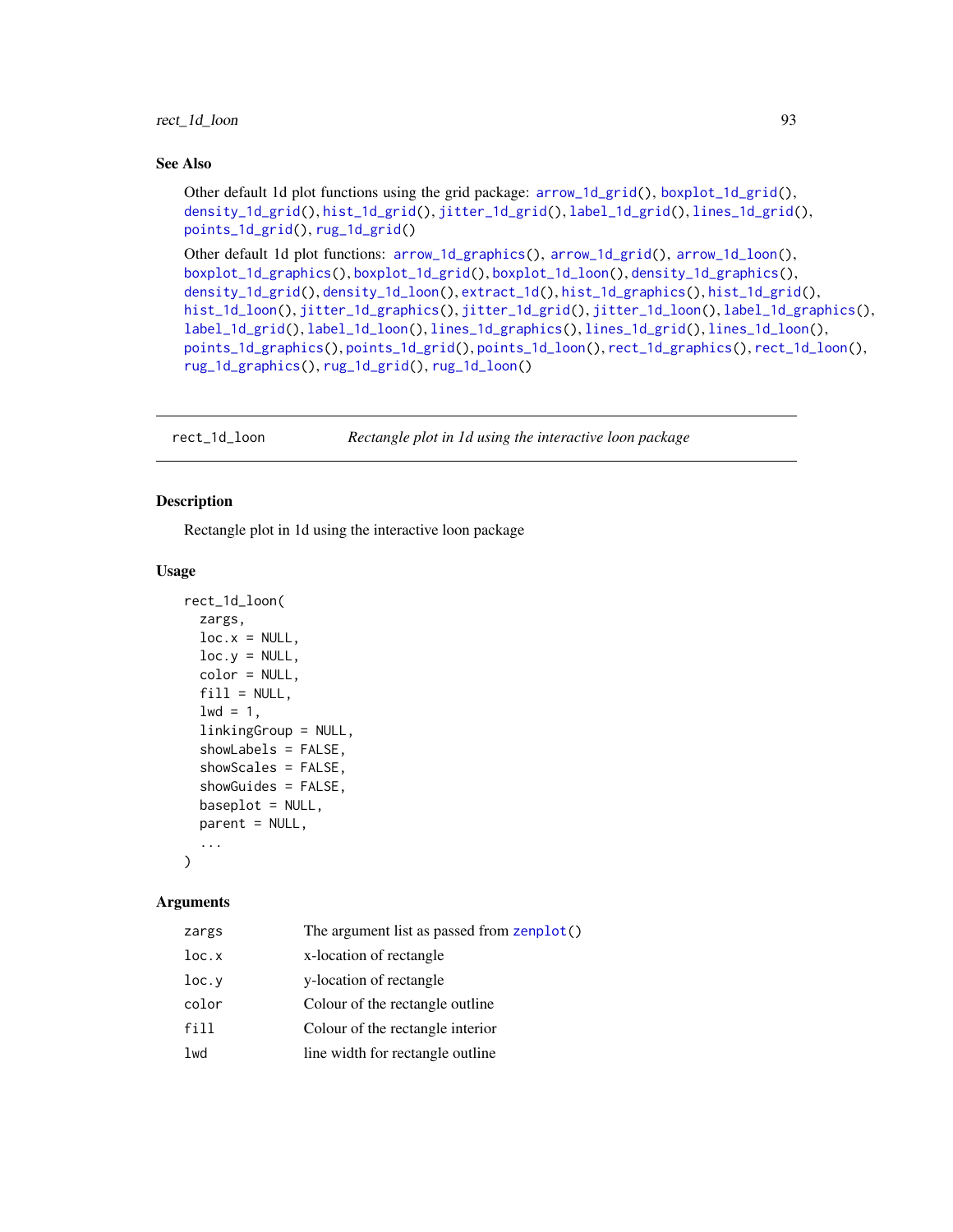### See Also

Other default 1d plot functions using the grid package: arrow_1d_grid(), boxplot_1d_grid(), density_1d_grid(), hist_1d_grid(), jitter_1d_grid(), label_1d_grid(), lines_1d_grid(), points_1d_grid(), rug_1d_grid()

Other default 1d plot functions: arrow_1d_graphics(), arrow_1d_grid(), arrow_1d_loon(), boxplot_1d_graphics(), boxplot_1d_grid(), boxplot_1d_loon(), density_1d_graphics(), density_1d_grid(), density_1d_loon(), extract_1d(), hist_1d_graphics(), hist_1d_grid(), hist_1d_loon(), jitter_1d_graphics(), jitter_1d_grid(), jitter_1d_loon(), label_1d_graphics(), label_1d_grid(), label_1d_loon(), lines_1d_graphics(), lines_1d_grid(), lines_1d_loon(), points_1d_graphics(), points_1d_grid(), points_1d_loon(), rect_1d_graphics(), rect_1d_loon(), rug_1d_graphics(), rug_1d_grid(), rug_1d_loon()

---

## rect_1d_loon — *Rectangle plot in 1d using the interactive loon package*

### Description

Rectangle plot in 1d using the interactive loon package

### Usage

```
rect_1d_loon(
  zargs,
  loc.x = NULL,
  loc.y = NULL,
  color = NULL,
  fill = NULL,
  lwd = 1,
  linkingGroup = NULL,
  showLabels = FALSE,
  showScales = FALSE,
  showGuides = FALSE,
  baseplot = NULL,
  parent = NULL,
  ...
)
```

### Arguments

| | |
|---|---|
| zargs | The argument list as passed from zenplot() |
| loc.x | x-location of rectangle |
| loc.y | y-location of rectangle |
| color | Colour of the rectangle outline |
| fill | Colour of the rectangle interior |
| lwd | line width for rectangle outline |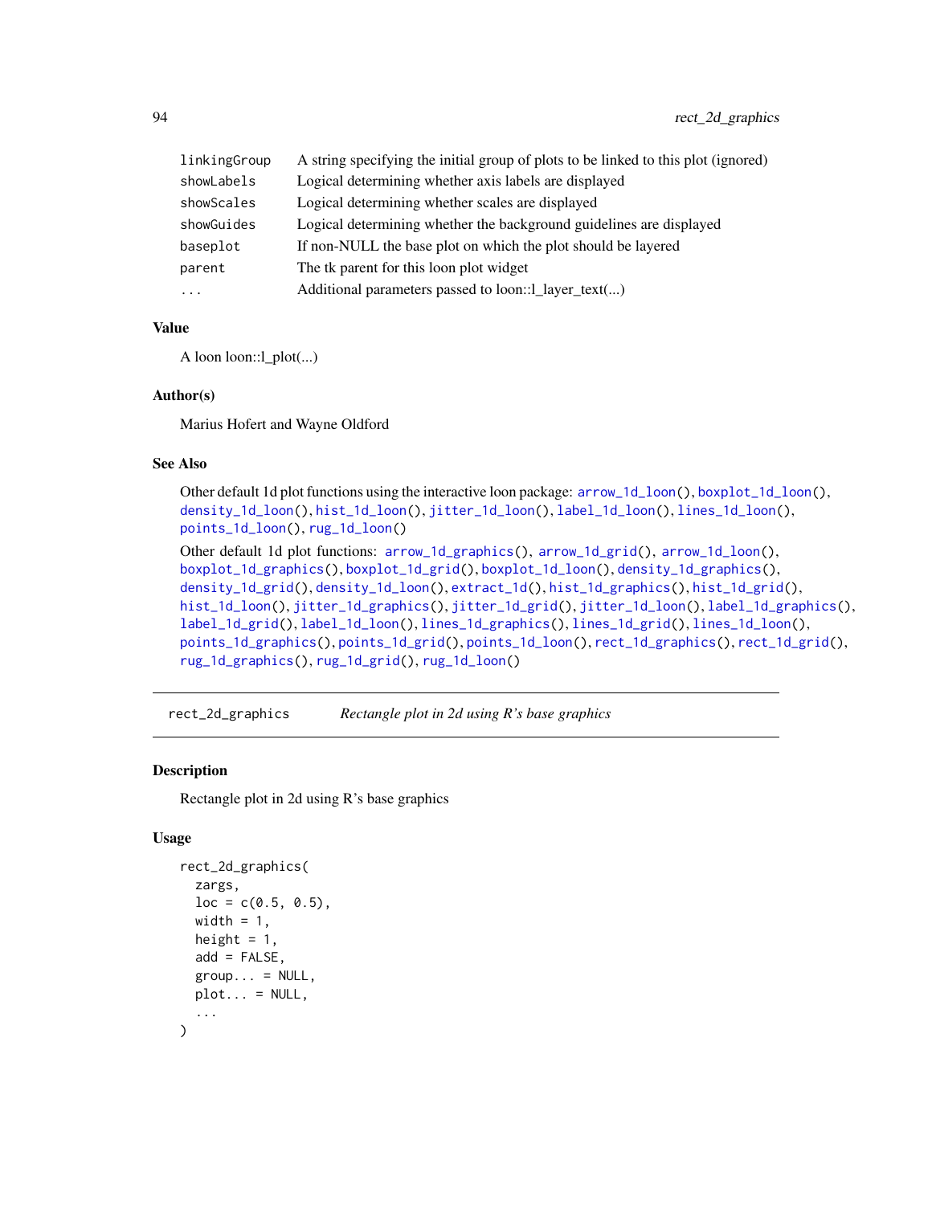| | |
|---|---|
| `linkingGroup` | A string specifying the initial group of plots to be linked to this plot (ignored) |
| `showLabels` | Logical determining whether axis labels are displayed |
| `showScales` | Logical determining whether scales are displayed |
| `showGuides` | Logical determining whether the background guidelines are displayed |
| `baseplot` | If non-NULL the base plot on which the plot should be layered |
| `parent` | The tk parent for this loon plot widget |
| `...` | Additional parameters passed to loon::l_layer_text(...) |

### Value

A loon loon::l_plot(...)

### Author(s)

Marius Hofert and Wayne Oldford

### See Also

Other default 1d plot functions using the interactive loon package: `arrow_1d_loon()`, `boxplot_1d_loon()`, `density_1d_loon()`, `hist_1d_loon()`, `jitter_1d_loon()`, `label_1d_loon()`, `lines_1d_loon()`, `points_1d_loon()`, `rug_1d_loon()`

Other default 1d plot functions: `arrow_1d_graphics()`, `arrow_1d_grid()`, `arrow_1d_loon()`, `boxplot_1d_graphics()`, `boxplot_1d_grid()`, `boxplot_1d_loon()`, `density_1d_graphics()`, `density_1d_grid()`, `density_1d_loon()`, `extract_1d()`, `hist_1d_graphics()`, `hist_1d_grid()`, `hist_1d_loon()`, `jitter_1d_graphics()`, `jitter_1d_grid()`, `jitter_1d_loon()`, `label_1d_graphics()`, `label_1d_grid()`, `label_1d_loon()`, `lines_1d_graphics()`, `lines_1d_grid()`, `lines_1d_loon()`, `points_1d_graphics()`, `points_1d_grid()`, `points_1d_loon()`, `rect_1d_graphics()`, `rect_1d_grid()`, `rug_1d_graphics()`, `rug_1d_grid()`, `rug_1d_loon()`

---

## rect_2d_graphics    *Rectangle plot in 2d using R's base graphics*

---

### Description

Rectangle plot in 2d using R's base graphics

### Usage

```
rect_2d_graphics(
  zargs,
  loc = c(0.5, 0.5),
  width = 1,
  height = 1,
  add = FALSE,
  group... = NULL,
  plot... = NULL,
  ...
)
```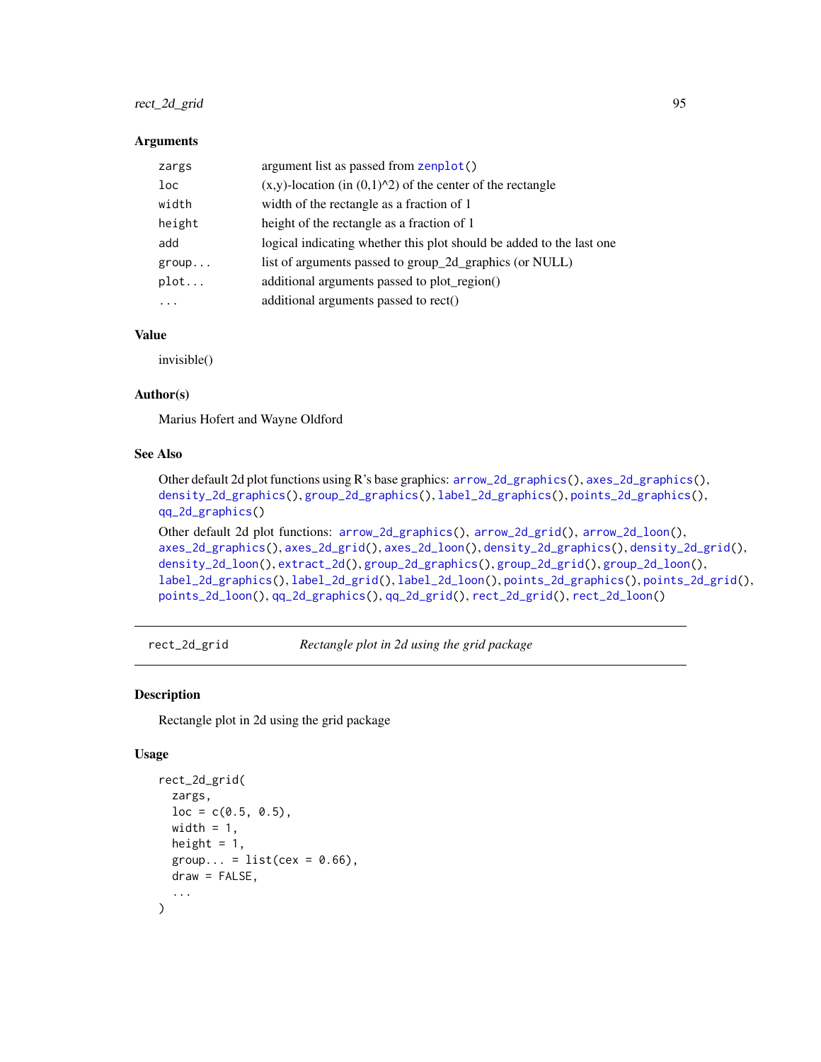### Arguments

| | |
|---|---|
| `zargs` | argument list as passed from `zenplot()` |
| `loc` | (x,y)-location (in (0,1)^2) of the center of the rectangle |
| `width` | width of the rectangle as a fraction of 1 |
| `height` | height of the rectangle as a fraction of 1 |
| `add` | logical indicating whether this plot should be added to the last one |
| `group...` | list of arguments passed to group_2d_graphics (or NULL) |
| `plot...` | additional arguments passed to plot_region() |
| `...` | additional arguments passed to rect() |

### Value

invisible()

### Author(s)

Marius Hofert and Wayne Oldford

### See Also

Other default 2d plot functions using R's base graphics: `arrow_2d_graphics()`, `axes_2d_graphics()`, `density_2d_graphics()`, `group_2d_graphics()`, `label_2d_graphics()`, `points_2d_graphics()`, `qq_2d_graphics()`

Other default 2d plot functions: `arrow_2d_graphics()`, `arrow_2d_grid()`, `arrow_2d_loon()`, `axes_2d_graphics()`, `axes_2d_grid()`, `axes_2d_loon()`, `density_2d_graphics()`, `density_2d_grid()`, `density_2d_loon()`, `extract_2d()`, `group_2d_graphics()`, `group_2d_grid()`, `group_2d_loon()`, `label_2d_graphics()`, `label_2d_grid()`, `label_2d_loon()`, `points_2d_graphics()`, `points_2d_grid()`, `points_2d_loon()`, `qq_2d_graphics()`, `qq_2d_grid()`, `rect_2d_grid()`, `rect_2d_loon()`

---

## rect_2d_grid — *Rectangle plot in 2d using the grid package*

### Description

Rectangle plot in 2d using the grid package

### Usage

```
rect_2d_grid(
  zargs,
  loc = c(0.5, 0.5),
  width = 1,
  height = 1,
  group... = list(cex = 0.66),
  draw = FALSE,
  ...
)
```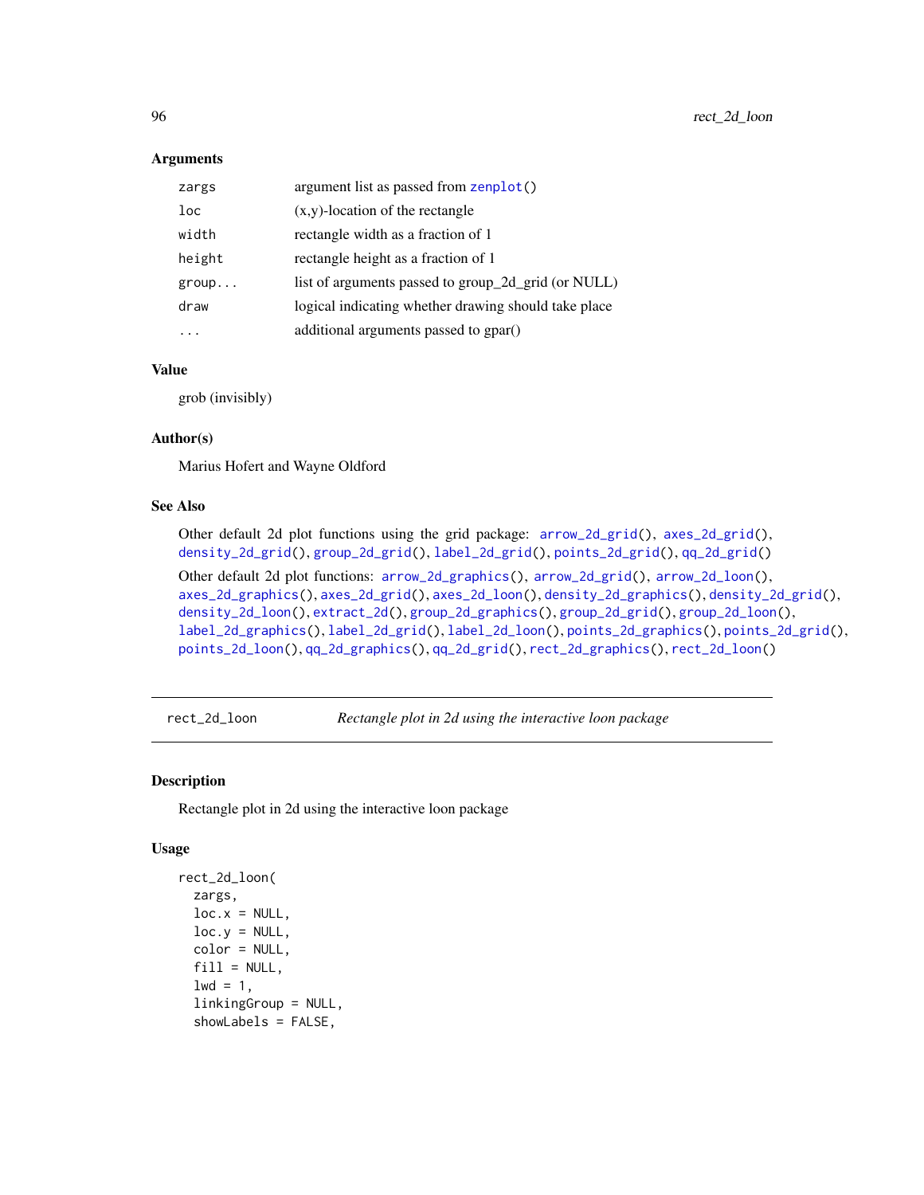### Arguments

| | |
|---|---|
| zargs | argument list as passed from zenplot() |
| loc | (x,y)-location of the rectangle |
| width | rectangle width as a fraction of 1 |
| height | rectangle height as a fraction of 1 |
| group... | list of arguments passed to group_2d_grid (or NULL) |
| draw | logical indicating whether drawing should take place |
| ... | additional arguments passed to gpar() |

### Value

grob (invisibly)

### Author(s)

Marius Hofert and Wayne Oldford

### See Also

Other default 2d plot functions using the grid package: arrow_2d_grid(), axes_2d_grid(), density_2d_grid(), group_2d_grid(), label_2d_grid(), points_2d_grid(), qq_2d_grid()

Other default 2d plot functions: arrow_2d_graphics(), arrow_2d_grid(), arrow_2d_loon(), axes_2d_graphics(), axes_2d_grid(), axes_2d_loon(), density_2d_graphics(), density_2d_grid(), density_2d_loon(), extract_2d(), group_2d_graphics(), group_2d_grid(), group_2d_loon(), label_2d_graphics(), label_2d_grid(), label_2d_loon(), points_2d_graphics(), points_2d_grid(), points_2d_loon(), qq_2d_graphics(), qq_2d_grid(), rect_2d_graphics(), rect_2d_loon()

---

## rect_2d_loon — *Rectangle plot in 2d using the interactive loon package*

### Description

Rectangle plot in 2d using the interactive loon package

### Usage

```
rect_2d_loon(
  zargs,
  loc.x = NULL,
  loc.y = NULL,
  color = NULL,
  fill = NULL,
  lwd = 1,
  linkingGroup = NULL,
  showLabels = FALSE,
```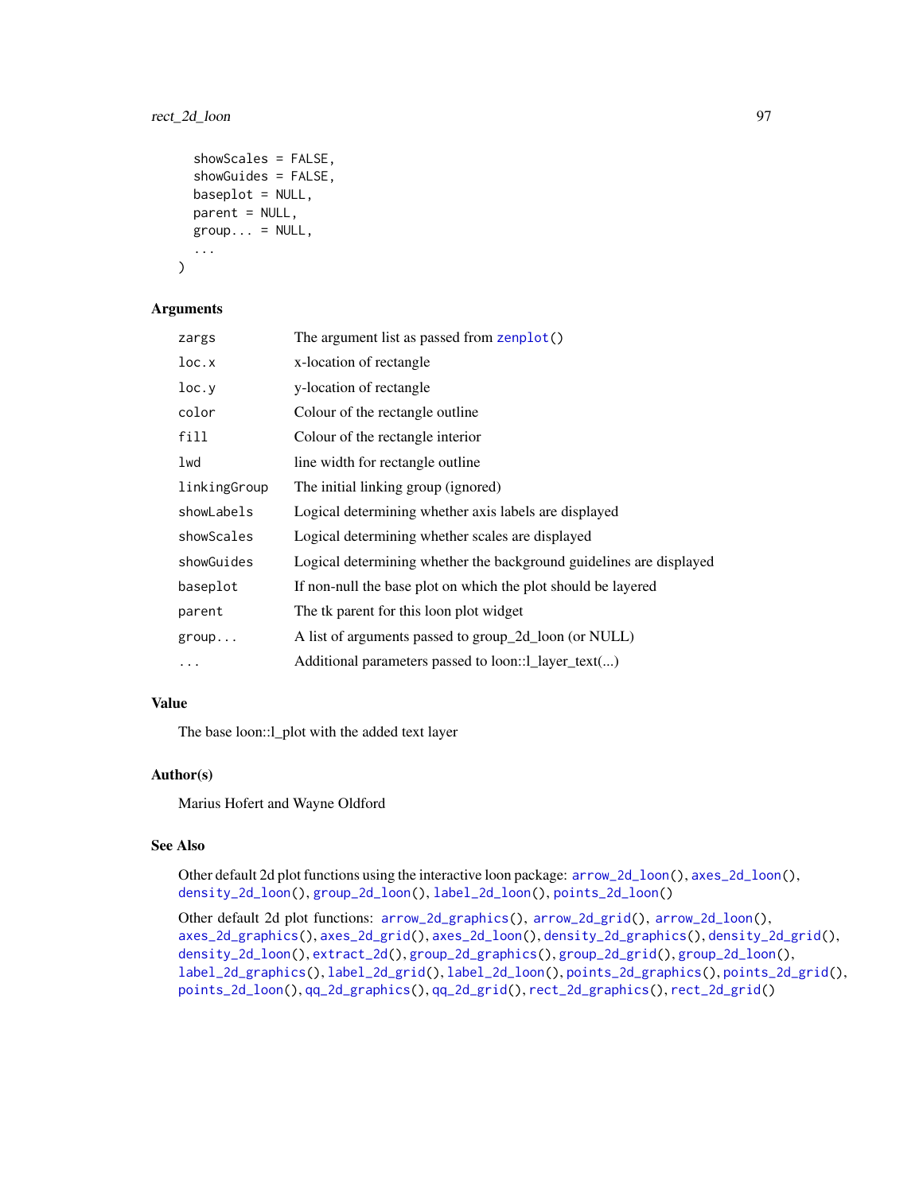```
  showScales = FALSE,
  showGuides = FALSE,
  baseplot = NULL,
  parent = NULL,
  group... = NULL,
  ...
)
```

### Arguments

| | |
|---|---|
| zargs | The argument list as passed from zenplot() |
| loc.x | x-location of rectangle |
| loc.y | y-location of rectangle |
| color | Colour of the rectangle outline |
| fill | Colour of the rectangle interior |
| lwd | line width for rectangle outline |
| linkingGroup | The initial linking group (ignored) |
| showLabels | Logical determining whether axis labels are displayed |
| showScales | Logical determining whether scales are displayed |
| showGuides | Logical determining whether the background guidelines are displayed |
| baseplot | If non-null the base plot on which the plot should be layered |
| parent | The tk parent for this loon plot widget |
| group... | A list of arguments passed to group_2d_loon (or NULL) |
| ... | Additional parameters passed to loon::l_layer_text(...) |

### Value

The base loon::l_plot with the added text layer

### Author(s)

Marius Hofert and Wayne Oldford

### See Also

Other default 2d plot functions using the interactive loon package: arrow_2d_loon(), axes_2d_loon(), density_2d_loon(), group_2d_loon(), label_2d_loon(), points_2d_loon()

Other default 2d plot functions: arrow_2d_graphics(), arrow_2d_grid(), arrow_2d_loon(), axes_2d_graphics(), axes_2d_grid(), axes_2d_loon(), density_2d_graphics(), density_2d_grid(), density_2d_loon(), extract_2d(), group_2d_graphics(), group_2d_grid(), group_2d_loon(), label_2d_graphics(), label_2d_grid(), label_2d_loon(), points_2d_graphics(), points_2d_grid(), points_2d_loon(), qq_2d_graphics(), qq_2d_grid(), rect_2d_graphics(), rect_2d_grid()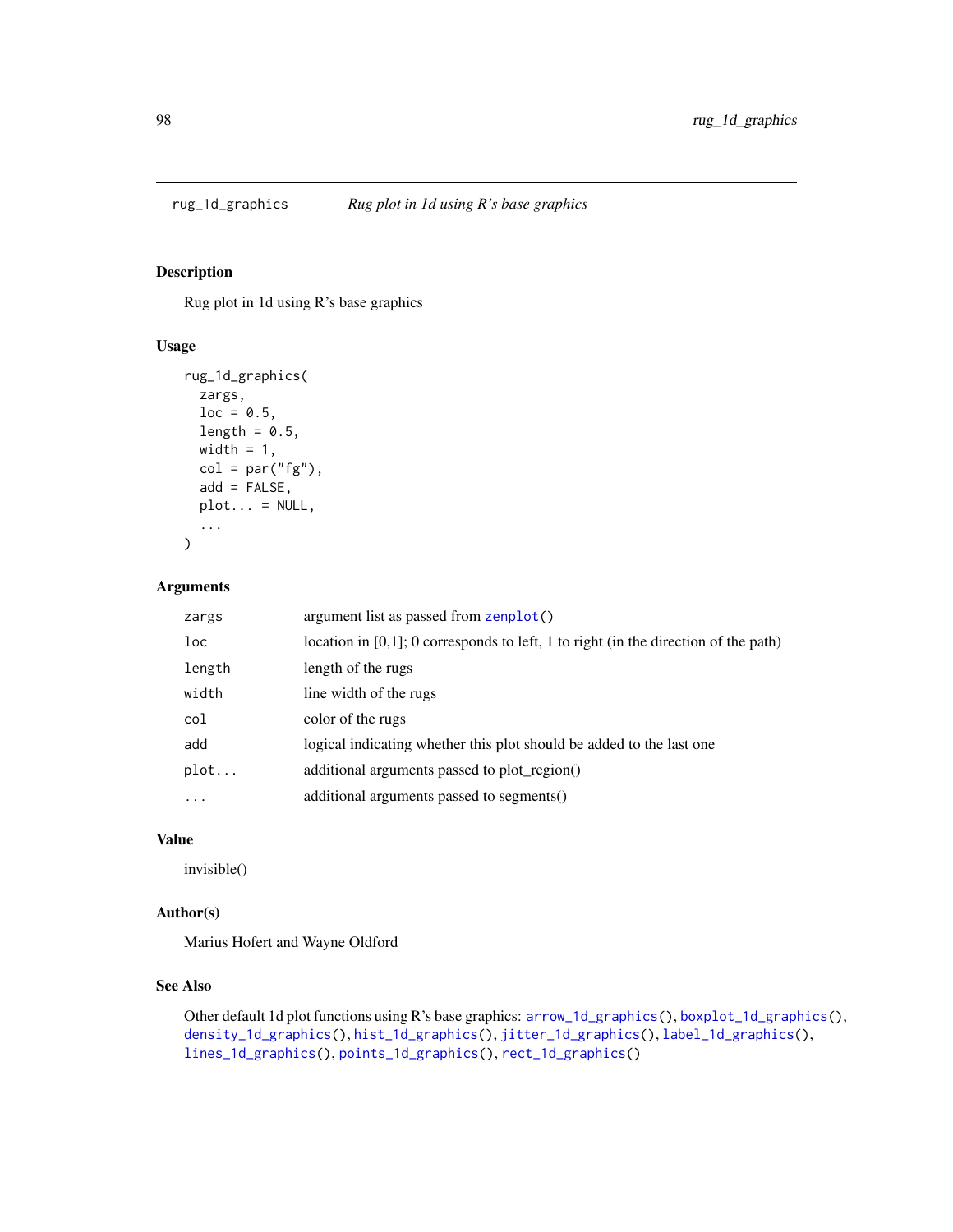rug_1d_graphics *Rug plot in 1d using R's base graphics*

## Description

Rug plot in 1d using R's base graphics

## Usage

```
rug_1d_graphics(
  zargs,
  loc = 0.5,
  length = 0.5,
  width = 1,
  col = par("fg"),
  add = FALSE,
  plot... = NULL,
  ...
)
```

## Arguments

| | |
|---|---|
| zargs | argument list as passed from zenplot() |
| loc | location in [0,1]; 0 corresponds to left, 1 to right (in the direction of the path) |
| length | length of the rugs |
| width | line width of the rugs |
| col | color of the rugs |
| add | logical indicating whether this plot should be added to the last one |
| plot... | additional arguments passed to plot_region() |
| ... | additional arguments passed to segments() |

## Value

invisible()

## Author(s)

Marius Hofert and Wayne Oldford

## See Also

Other default 1d plot functions using R's base graphics: arrow_1d_graphics(), boxplot_1d_graphics(), density_1d_graphics(), hist_1d_graphics(), jitter_1d_graphics(), label_1d_graphics(), lines_1d_graphics(), points_1d_graphics(), rect_1d_graphics()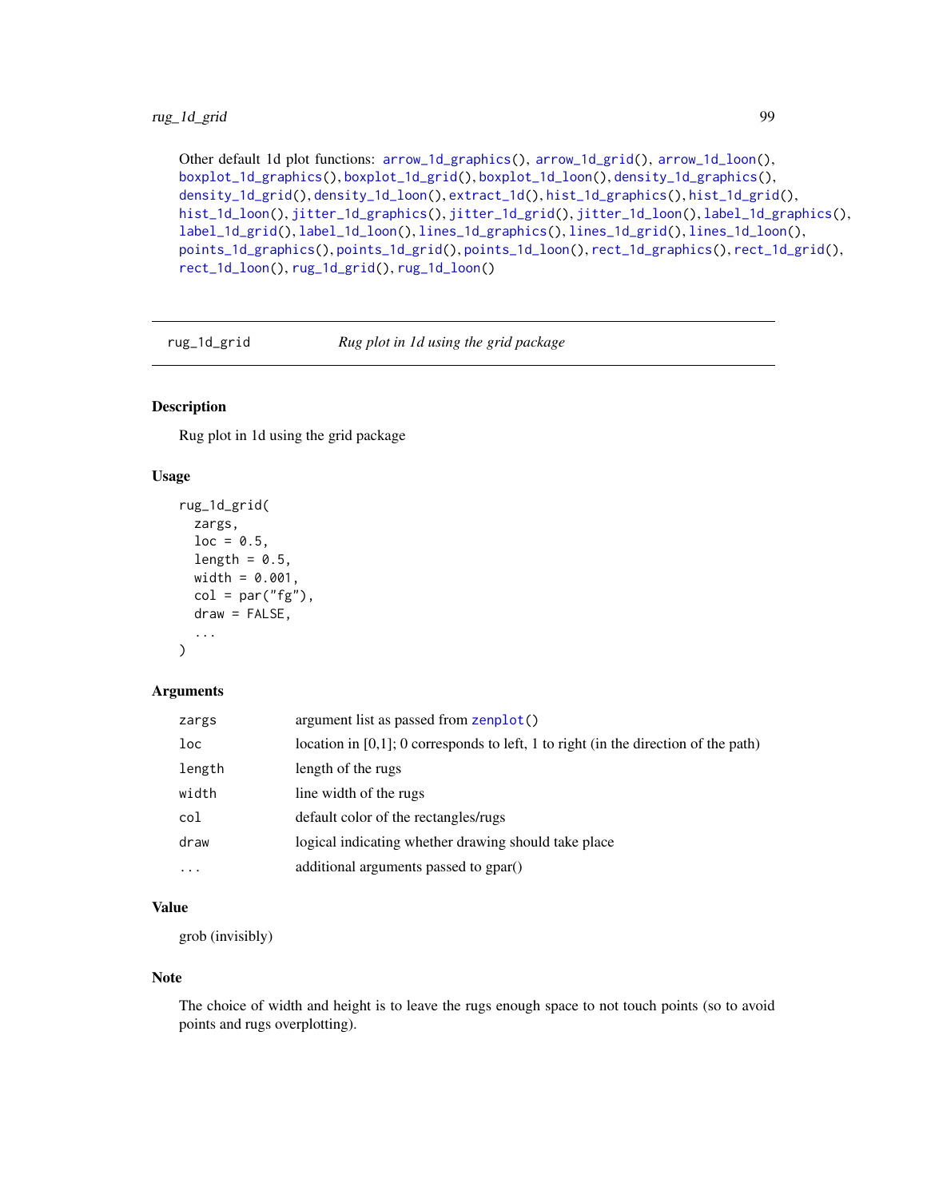Other default 1d plot functions: `arrow_1d_graphics()`, `arrow_1d_grid()`, `arrow_1d_loon()`, `boxplot_1d_graphics()`, `boxplot_1d_grid()`, `boxplot_1d_loon()`, `density_1d_graphics()`, `density_1d_grid()`, `density_1d_loon()`, `extract_1d()`, `hist_1d_graphics()`, `hist_1d_grid()`, `hist_1d_loon()`, `jitter_1d_graphics()`, `jitter_1d_grid()`, `jitter_1d_loon()`, `label_1d_graphics()`, `label_1d_grid()`, `label_1d_loon()`, `lines_1d_graphics()`, `lines_1d_grid()`, `lines_1d_loon()`, `points_1d_graphics()`, `points_1d_grid()`, `points_1d_loon()`, `rect_1d_graphics()`, `rect_1d_grid()`, `rect_1d_loon()`, `rug_1d_grid()`, `rug_1d_loon()`

---

## rug_1d_grid — *Rug plot in 1d using the grid package*

### Description

Rug plot in 1d using the grid package

### Usage

```
rug_1d_grid(
  zargs,
  loc = 0.5,
  length = 0.5,
  width = 0.001,
  col = par("fg"),
  draw = FALSE,
  ...
)
```

### Arguments

| | |
|---|---|
| `zargs` | argument list as passed from `zenplot()` |
| `loc` | location in [0,1]; 0 corresponds to left, 1 to right (in the direction of the path) |
| `length` | length of the rugs |
| `width` | line width of the rugs |
| `col` | default color of the rectangles/rugs |
| `draw` | logical indicating whether drawing should take place |
| `...` | additional arguments passed to gpar() |

### Value

grob (invisibly)

### Note

The choice of width and height is to leave the rugs enough space to not touch points (so to avoid points and rugs overplotting).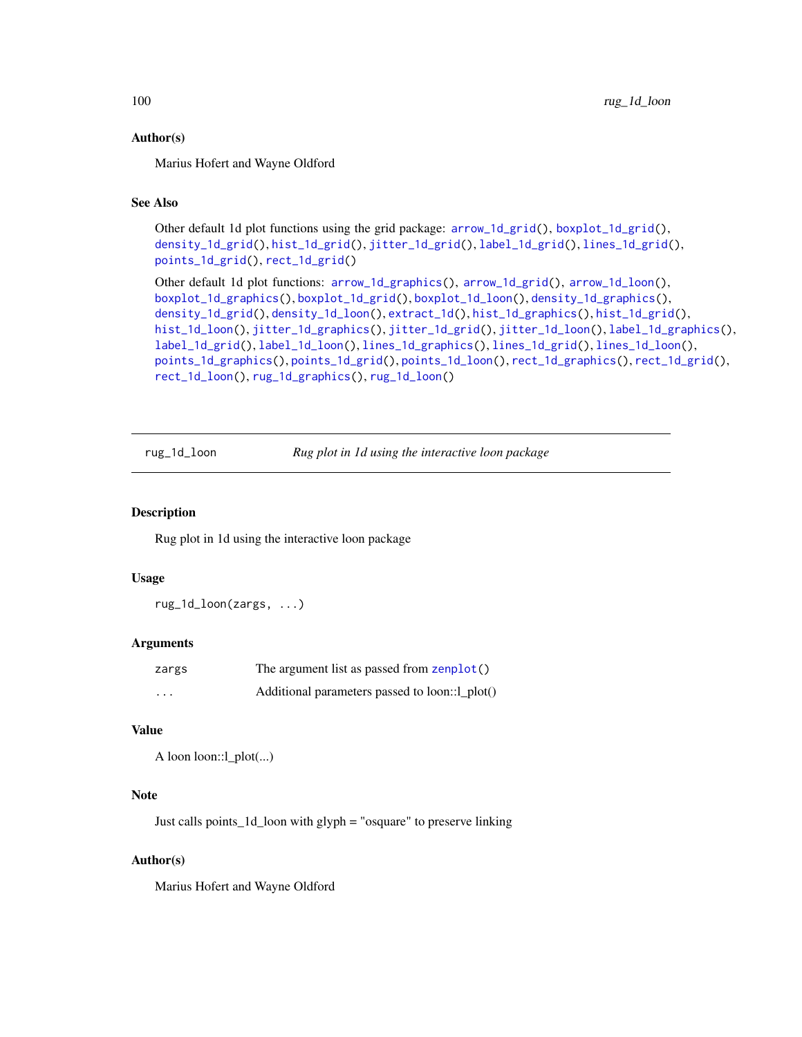### Author(s)

Marius Hofert and Wayne Oldford

### See Also

Other default 1d plot functions using the grid package: arrow_1d_grid(), boxplot_1d_grid(), density_1d_grid(), hist_1d_grid(), jitter_1d_grid(), label_1d_grid(), lines_1d_grid(), points_1d_grid(), rect_1d_grid()

Other default 1d plot functions: arrow_1d_graphics(), arrow_1d_grid(), arrow_1d_loon(), boxplot_1d_graphics(), boxplot_1d_grid(), boxplot_1d_loon(), density_1d_graphics(), density_1d_grid(), density_1d_loon(), extract_1d(), hist_1d_graphics(), hist_1d_grid(), hist_1d_loon(), jitter_1d_graphics(), jitter_1d_grid(), jitter_1d_loon(), label_1d_graphics(), label_1d_grid(), label_1d_loon(), lines_1d_graphics(), lines_1d_grid(), lines_1d_loon(), points_1d_graphics(), points_1d_grid(), points_1d_loon(), rect_1d_graphics(), rect_1d_grid(), rect_1d_loon(), rug_1d_graphics(), rug_1d_loon()

---

## rug_1d_loon — *Rug plot in 1d using the interactive loon package*

### Description

Rug plot in 1d using the interactive loon package

### Usage

```
rug_1d_loon(zargs, ...)
```

### Arguments

| | |
|---|---|
| zargs | The argument list as passed from zenplot() |
| ... | Additional parameters passed to loon::l_plot() |

### Value

A loon loon::l_plot(...)

### Note

Just calls points_1d_loon with glyph = "osquare" to preserve linking

### Author(s)

Marius Hofert and Wayne Oldford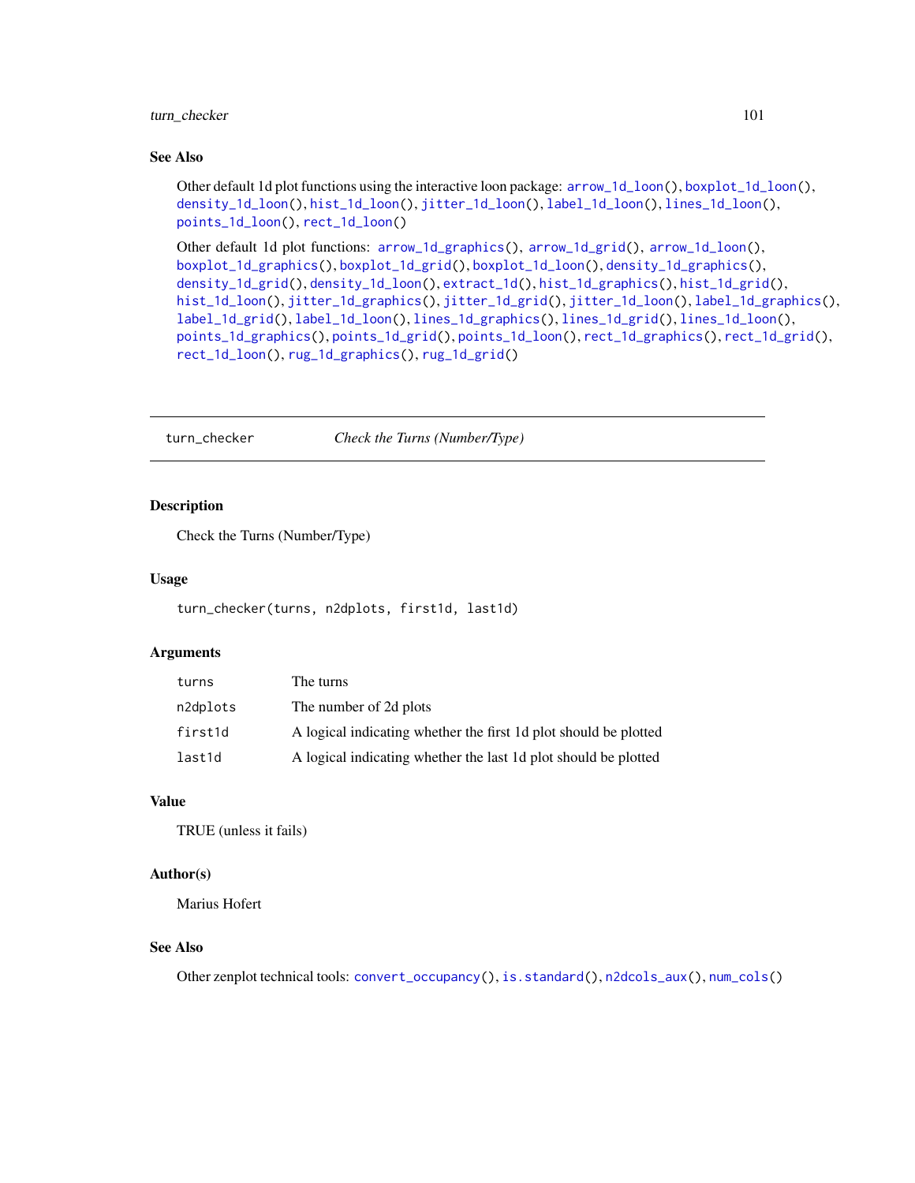## See Also

Other default 1d plot functions using the interactive loon package: arrow_1d_loon(), boxplot_1d_loon(), density_1d_loon(), hist_1d_loon(), jitter_1d_loon(), label_1d_loon(), lines_1d_loon(), points_1d_loon(), rect_1d_loon()

Other default 1d plot functions: arrow_1d_graphics(), arrow_1d_grid(), arrow_1d_loon(), boxplot_1d_graphics(), boxplot_1d_grid(), boxplot_1d_loon(), density_1d_graphics(), density_1d_grid(), density_1d_loon(), extract_1d(), hist_1d_graphics(), hist_1d_grid(), hist_1d_loon(), jitter_1d_graphics(), jitter_1d_grid(), jitter_1d_loon(), label_1d_graphics(), label_1d_grid(), label_1d_loon(), lines_1d_graphics(), lines_1d_grid(), lines_1d_loon(), points_1d_graphics(), points_1d_grid(), points_1d_loon(), rect_1d_graphics(), rect_1d_grid(), rect_1d_loon(), rug_1d_graphics(), rug_1d_grid()

---

# turn_checker &nbsp;&nbsp;&nbsp;&nbsp; *Check the Turns (Number/Type)*

## Description

Check the Turns (Number/Type)

## Usage

```
turn_checker(turns, n2dplots, first1d, last1d)
```

## Arguments

| | |
|---|---|
| turns | The turns |
| n2dplots | The number of 2d plots |
| first1d | A logical indicating whether the first 1d plot should be plotted |
| last1d | A logical indicating whether the last 1d plot should be plotted |

## Value

TRUE (unless it fails)

## Author(s)

Marius Hofert

## See Also

Other zenplot technical tools: convert_occupancy(), is.standard(), n2dcols_aux(), num_cols()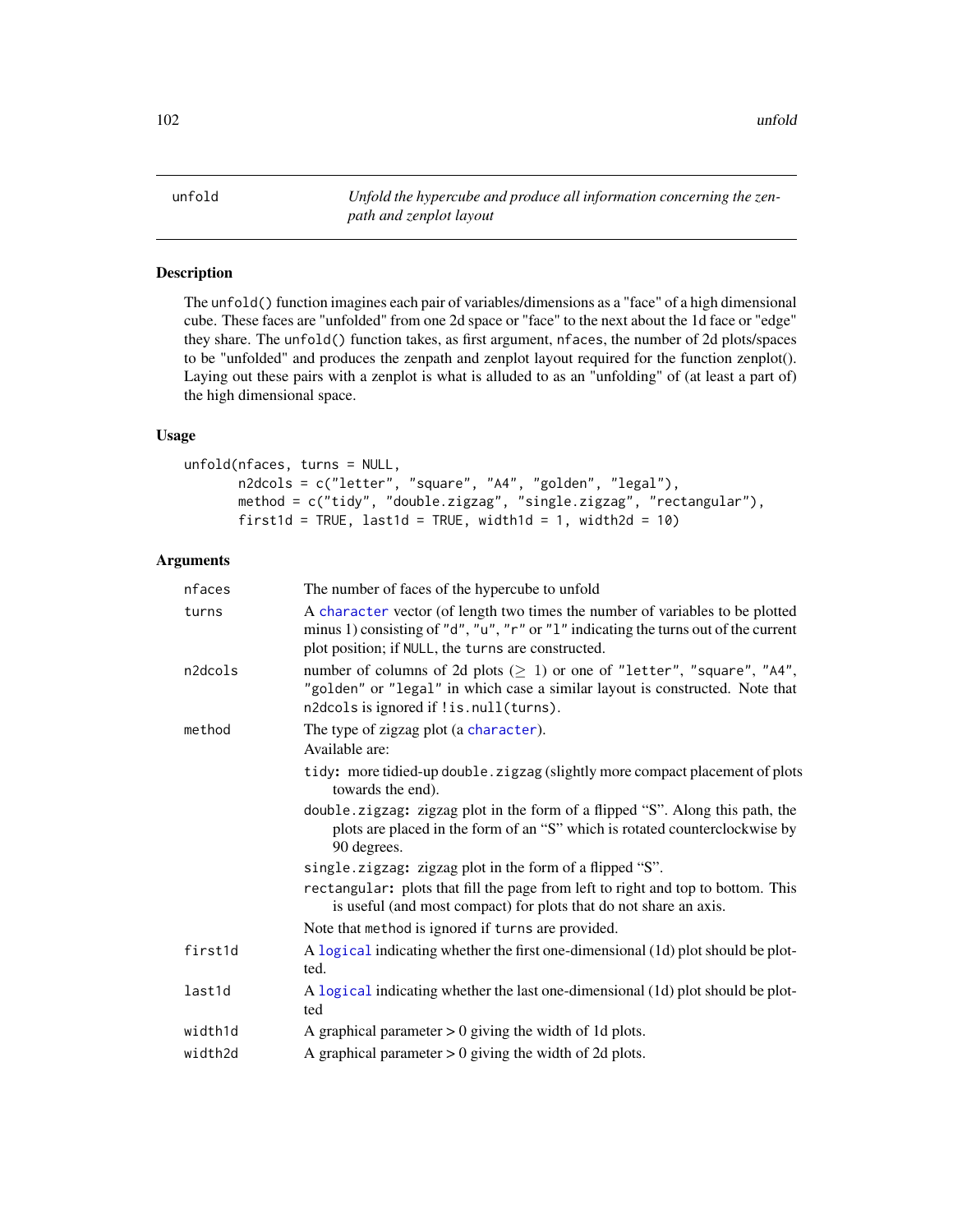# unfold

*Unfold the hypercube and produce all information concerning the zenpath and zenplot layout*

## Description

The `unfold()` function imagines each pair of variables/dimensions as a "face" of a high dimensional cube. These faces are "unfolded" from one 2d space or "face" to the next about the 1d face or "edge" they share. The `unfold()` function takes, as first argument, `nfaces`, the number of 2d plots/spaces to be "unfolded" and produces the zenpath and zenplot layout required for the function zenplot(). Laying out these pairs with a zenplot is what is alluded to as an "unfolding" of (at least a part of) the high dimensional space.

## Usage

```
unfold(nfaces, turns = NULL,
       n2dcols = c("letter", "square", "A4", "golden", "legal"),
       method = c("tidy", "double.zigzag", "single.zigzag", "rectangular"),
       first1d = TRUE, last1d = TRUE, width1d = 1, width2d = 10)
```

## Arguments

| | |
|---|---|
| `nfaces` | The number of faces of the hypercube to unfold |
| `turns` | A `character` vector (of length two times the number of variables to be plotted minus 1) consisting of `"d"`, `"u"`, `"r"` or `"l"` indicating the turns out of the current plot position; if `NULL`, the `turns` are constructed. |
| `n2dcols` | number of columns of 2d plots ($\geq 1$) or one of `"letter"`, `"square"`, `"A4"`, `"golden"` or `"legal"` in which case a similar layout is constructed. Note that `n2dcols` is ignored if `!is.null(turns)`. |
| `method` | The type of zigzag plot (a `character`). Available are: `tidy`: more tidied-up `double.zigzag` (slightly more compact placement of plots towards the end). `double.zigzag`: zigzag plot in the form of a flipped "S". Along this path, the plots are placed in the form of an "S" which is rotated counterclockwise by 90 degrees. `single.zigzag`: zigzag plot in the form of a flipped "S". `rectangular`: plots that fill the page from left to right and top to bottom. This is useful (and most compact) for plots that do not share an axis. Note that `method` is ignored if `turns` are provided. |
| `first1d` | A `logical` indicating whether the first one-dimensional (1d) plot should be plotted. |
| `last1d` | A `logical` indicating whether the last one-dimensional (1d) plot should be plotted |
| `width1d` | A graphical parameter > 0 giving the width of 1d plots. |
| `width2d` | A graphical parameter > 0 giving the width of 2d plots. |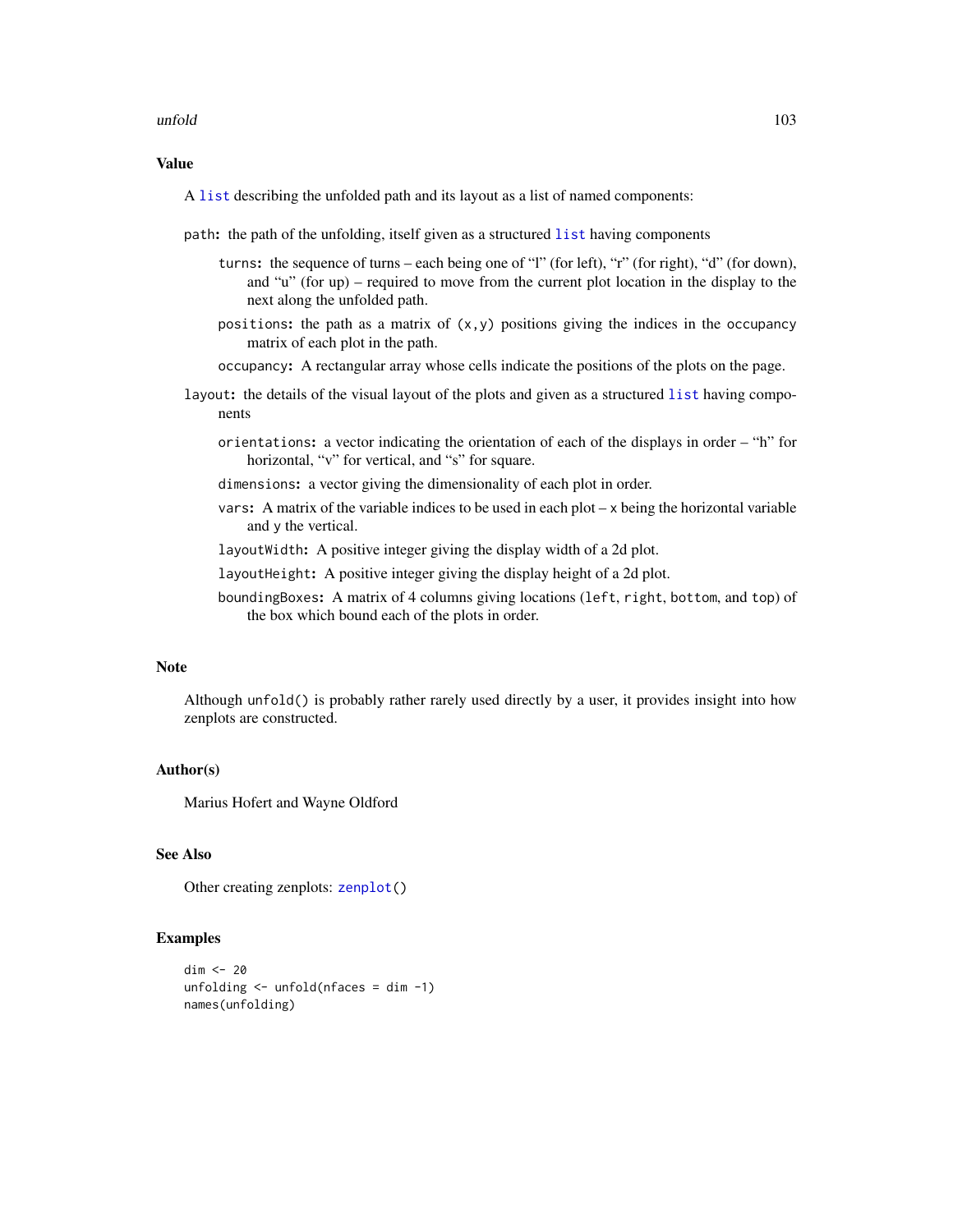## Value

A `list` describing the unfolded path and its layout as a list of named components:

`path`: the path of the unfolding, itself given as a structured `list` having components

- `turns`: the sequence of turns – each being one of "l" (for left), "r" (for right), "d" (for down), and "u" (for up) – required to move from the current plot location in the display to the next along the unfolded path.
- `positions`: the path as a matrix of `(x,y)` positions giving the indices in the `occupancy` matrix of each plot in the path.
- `occupancy`: A rectangular array whose cells indicate the positions of the plots on the page.

`layout`: the details of the visual layout of the plots and given as a structured `list` having components

- `orientations`: a vector indicating the orientation of each of the displays in order – "h" for horizontal, "v" for vertical, and "s" for square.
- `dimensions`: a vector giving the dimensionality of each plot in order.
- `vars`: A matrix of the variable indices to be used in each plot – `x` being the horizontal variable and `y` the vertical.
- `layoutWidth`: A positive integer giving the display width of a 2d plot.
- `layoutHeight`: A positive integer giving the display height of a 2d plot.
- `boundingBoxes`: A matrix of 4 columns giving locations (`left`, `right`, `bottom`, and `top`) of the box which bound each of the plots in order.

## Note

Although `unfold()` is probably rather rarely used directly by a user, it provides insight into how zenplots are constructed.

## Author(s)

Marius Hofert and Wayne Oldford

## See Also

Other creating zenplots: `zenplot()`

## Examples

```
dim <- 20
unfolding <- unfold(nfaces = dim -1)
names(unfolding)
```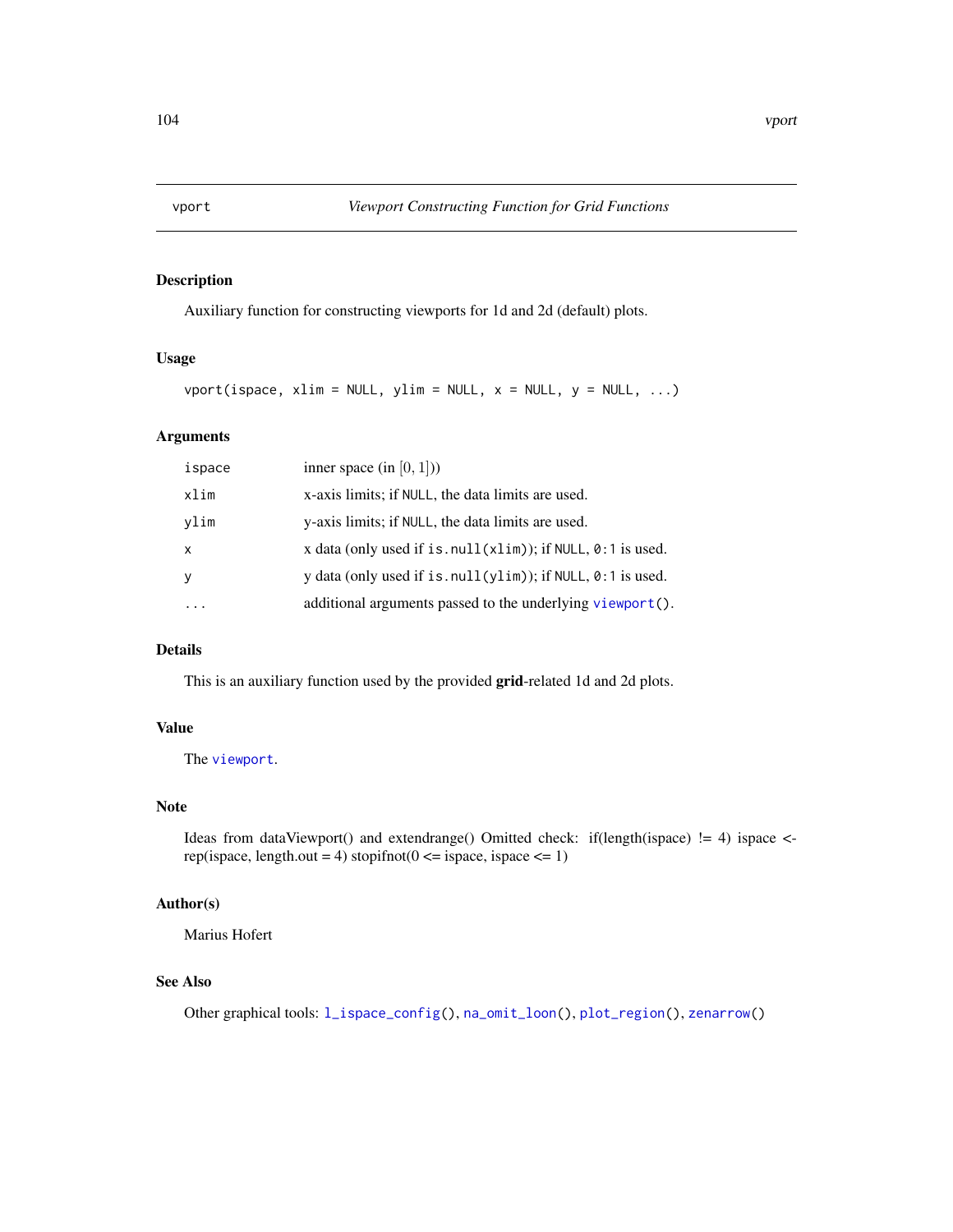# vport — *Viewport Constructing Function for Grid Functions*

## Description

Auxiliary function for constructing viewports for 1d and 2d (default) plots.

## Usage

```
vport(ispace, xlim = NULL, ylim = NULL, x = NULL, y = NULL, ...)
```

## Arguments

| | |
|---|---|
| `ispace` | inner space (in $[0, 1]$)) |
| `xlim` | x-axis limits; if `NULL`, the data limits are used. |
| `ylim` | y-axis limits; if `NULL`, the data limits are used. |
| `x` | x data (only used if `is.null(xlim)`); if `NULL`, `0:1` is used. |
| `y` | y data (only used if `is.null(ylim)`); if `NULL`, `0:1` is used. |
| `...` | additional arguments passed to the underlying `viewport()`. |

## Details

This is an auxiliary function used by the provided **grid**-related 1d and 2d plots.

## Value

The `viewport`.

## Note

Ideas from dataViewport() and extendrange() Omitted check: if(length(ispace) != 4) ispace <- rep(ispace, length.out = 4) stopifnot(0 <= ispace, ispace <= 1)

## Author(s)

Marius Hofert

## See Also

Other graphical tools: `l_ispace_config()`, `na_omit_loon()`, `plot_region()`, `zenarrow()`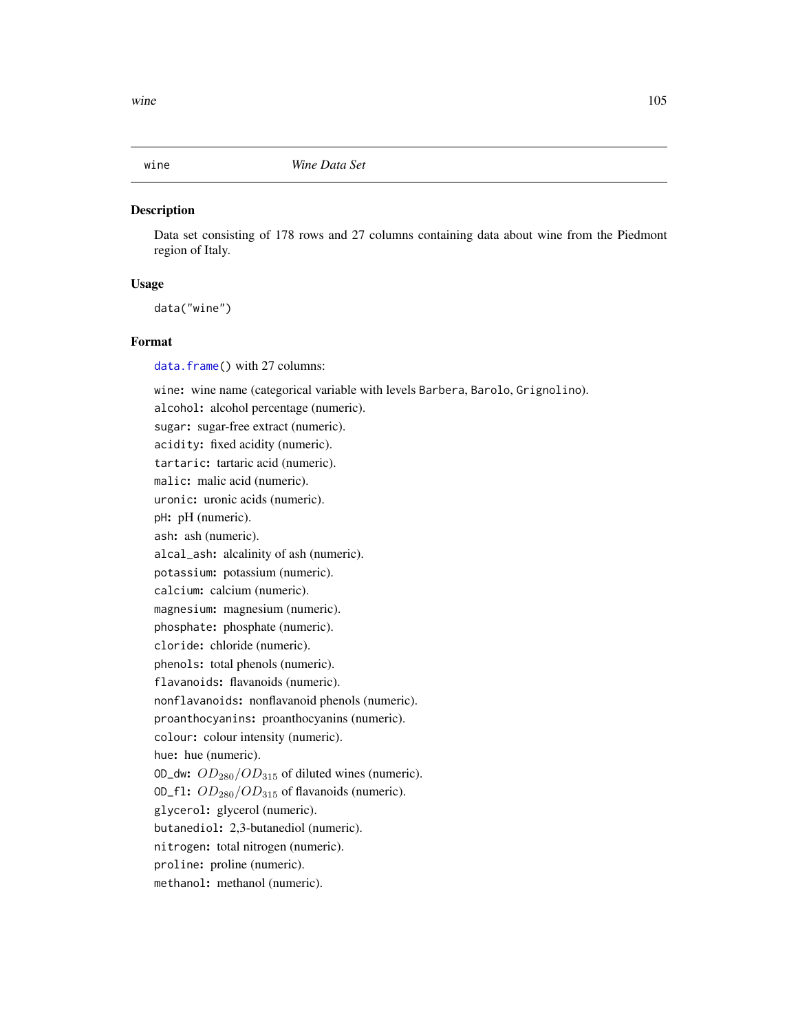`wine` *Wine Data Set*

## Description

Data set consisting of 178 rows and 27 columns containing data about wine from the Piedmont region of Italy.

## Usage

```
data("wine")
```

## Format

`data.frame()` with 27 columns:

- `wine`**:** wine name (categorical variable with levels `Barbera`, `Barolo`, `Grignolino`).
- `alcohol`**:** alcohol percentage (numeric).
- `sugar`**:** sugar-free extract (numeric).
- `acidity`**:** fixed acidity (numeric).
- `tartaric`**:** tartaric acid (numeric).
- `malic`**:** malic acid (numeric).
- `uronic`**:** uronic acids (numeric).
- `pH`**:** pH (numeric).
- `ash`**:** ash (numeric).
- `alcal_ash`**:** alcalinity of ash (numeric).
- `potassium`**:** potassium (numeric).
- `calcium`**:** calcium (numeric).
- `magnesium`**:** magnesium (numeric).
- `phosphate`**:** phosphate (numeric).
- `cloride`**:** chloride (numeric).
- `phenols`**:** total phenols (numeric).
- `flavanoids`**:** flavanoids (numeric).
- `nonflavanoids`**:** nonflavanoid phenols (numeric).
- `proanthocyanins`**:** proanthocyanins (numeric).
- `colour`**:** colour intensity (numeric).
- `hue`**:** hue (numeric).
- `OD_dw`**:** $OD_{280}/OD_{315}$ of diluted wines (numeric).
- `OD_fl`**:** $OD_{280}/OD_{315}$ of flavanoids (numeric).
- `glycerol`**:** glycerol (numeric).
- `butanediol`**:** 2,3-butanediol (numeric).
- `nitrogen`**:** total nitrogen (numeric).
- `proline`**:** proline (numeric).
- `methanol`**:** methanol (numeric).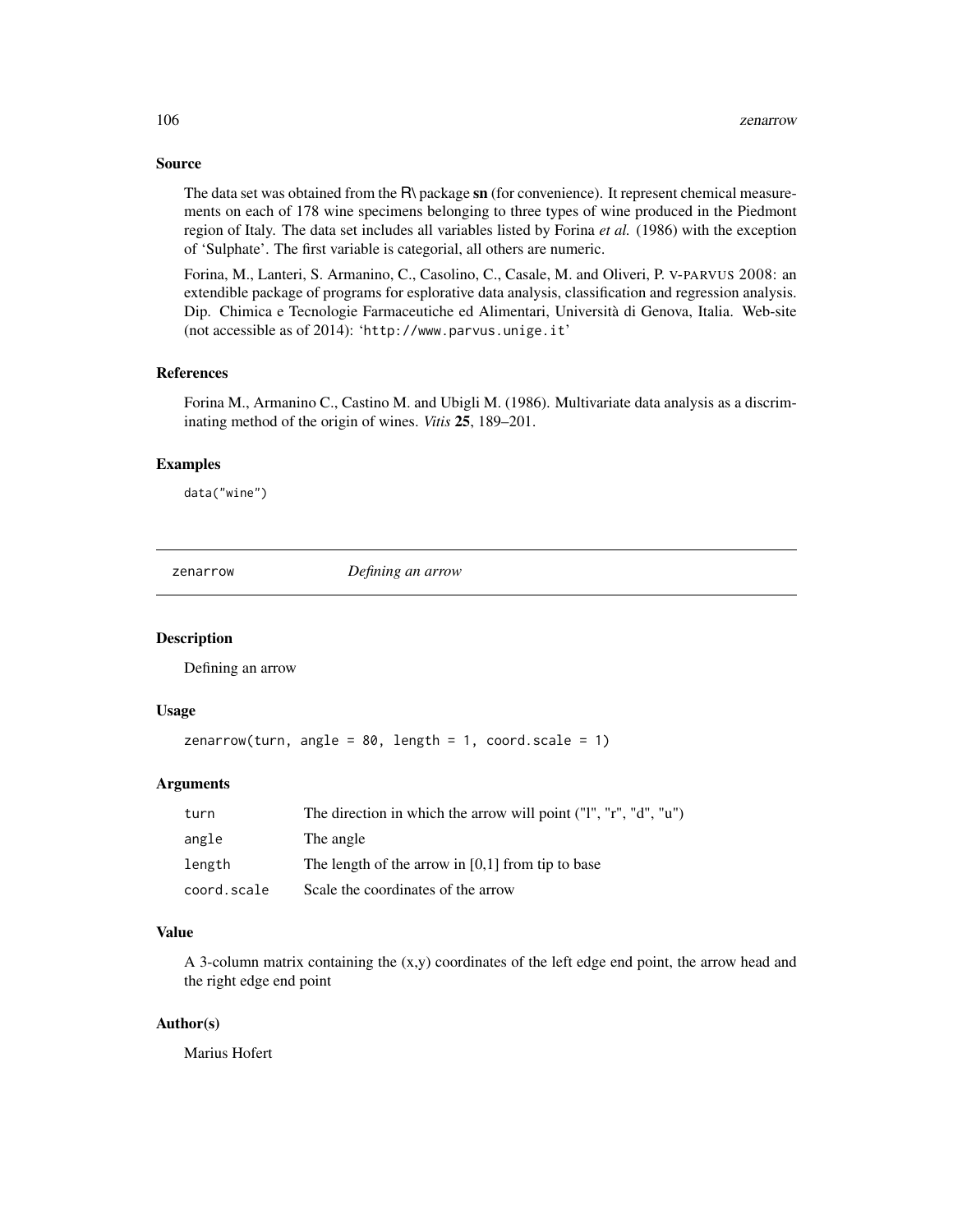### Source

The data set was obtained from the R\ package **sn** (for convenience). It represent chemical measurements on each of 178 wine specimens belonging to three types of wine produced in the Piedmont region of Italy. The data set includes all variables listed by Forina *et al.* (1986) with the exception of 'Sulphate'. The first variable is categorial, all others are numeric.

Forina, M., Lanteri, S. Armanino, C., Casolino, C., Casale, M. and Oliveri, P. V-PARVUS 2008: an extendible package of programs for esplorative data analysis, classification and regression analysis. Dip. Chimica e Tecnologie Farmaceutiche ed Alimentari, Università di Genova, Italia. Web-site (not accessible as of 2014): 'http://www.parvus.unige.it'

### References

Forina M., Armanino C., Castino M. and Ubigli M. (1986). Multivariate data analysis as a discriminating method of the origin of wines. *Vitis* **25**, 189–201.

### Examples

```
data("wine")
```

---

## zenarrow *Defining an arrow*

---

### Description

Defining an arrow

### Usage

```
zenarrow(turn, angle = 80, length = 1, coord.scale = 1)
```

### Arguments

| | |
|---|---|
| turn | The direction in which the arrow will point ("l", "r", "d", "u") |
| angle | The angle |
| length | The length of the arrow in [0,1] from tip to base |
| coord.scale | Scale the coordinates of the arrow |

### Value

A 3-column matrix containing the (x,y) coordinates of the left edge end point, the arrow head and the right edge end point

### Author(s)

Marius Hofert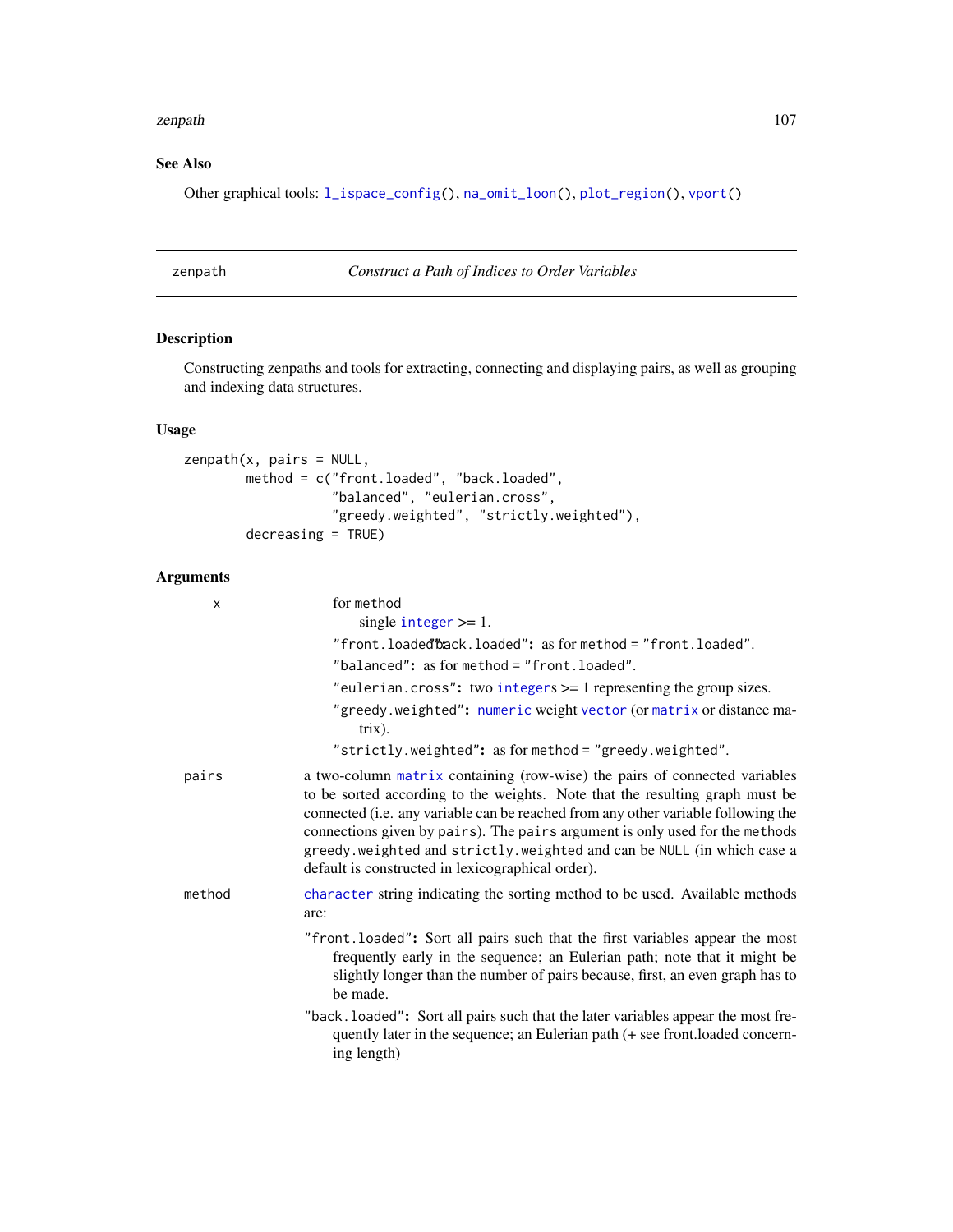## See Also

Other graphical tools: `l_ispace_config()`, `na_omit_loon()`, `plot_region()`, `vport()`

---

## zenpath — *Construct a Path of Indices to Order Variables*

### Description

Constructing zenpaths and tools for extracting, connecting and displaying pairs, as well as grouping and indexing data structures.

### Usage

```
zenpath(x, pairs = NULL,
        method = c("front.loaded", "back.loaded",
                   "balanced", "eulerian.cross",
                   "greedy.weighted", "strictly.weighted"),
        decreasing = TRUE)
```

### Arguments

**x** — for `method`

- single `integer` >= 1.
- `"front.loaded"`
- `"back.loaded"`: as for `method = "front.loaded"`.
- `"balanced"`: as for `method = "front.loaded"`.
- `"eulerian.cross"`: two `integers` >= 1 representing the group sizes.
- `"greedy.weighted"`: `numeric` weight `vector` (or `matrix` or distance matrix).
- `"strictly.weighted"`: as for `method = "greedy.weighted"`.

**pairs** — a two-column `matrix` containing (row-wise) the pairs of connected variables to be sorted according to the weights. Note that the resulting graph must be connected (i.e. any variable can be reached from any other variable following the connections given by `pairs`). The `pairs` argument is only used for the `methods` `greedy.weighted` and `strictly.weighted` and can be `NULL` (in which case a default is constructed in lexicographical order).

**method** — `character` string indicating the sorting method to be used. Available methods are:

- `"front.loaded"`: Sort all pairs such that the first variables appear the most frequently early in the sequence; an Eulerian path; note that it might be slightly longer than the number of pairs because, first, an even graph has to be made.
- `"back.loaded"`: Sort all pairs such that the later variables appear the most frequently later in the sequence; an Eulerian path (+ see front.loaded concerning length)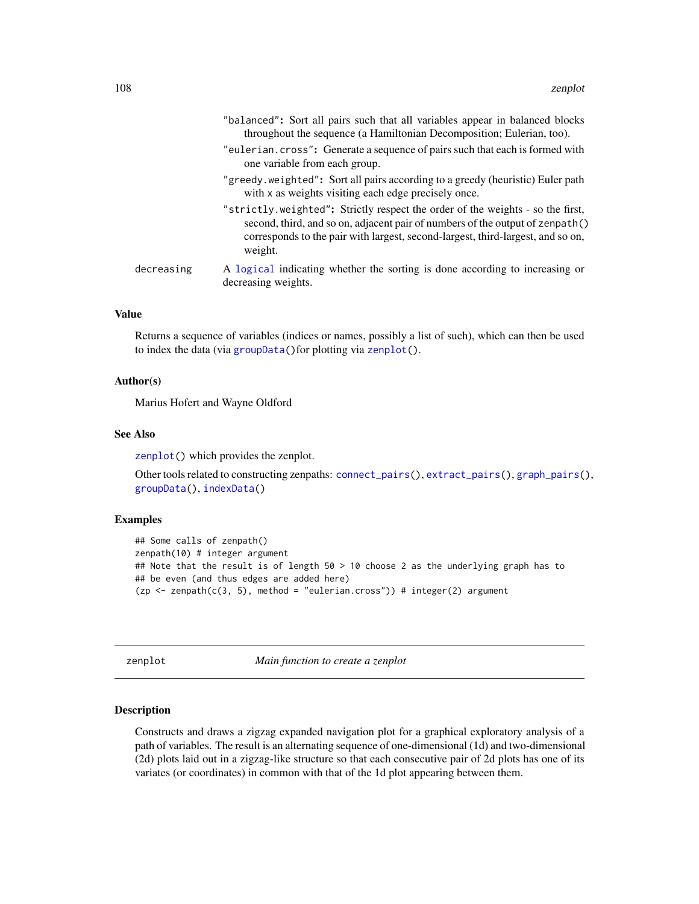"balanced": Sort all pairs such that all variables appear in balanced blocks throughout the sequence (a Hamiltonian Decomposition; Eulerian, too).

"eulerian.cross": Generate a sequence of pairs such that each is formed with one variable from each group.

"greedy.weighted": Sort all pairs according to a greedy (heuristic) Euler path with x as weights visiting each edge precisely once.

"strictly.weighted": Strictly respect the order of the weights - so the first, second, third, and so on, adjacent pair of numbers of the output of zenpath() corresponds to the pair with largest, second-largest, third-largest, and so on, weight.

decreasing
: A logical indicating whether the sorting is done according to increasing or decreasing weights.

### Value

Returns a sequence of variables (indices or names, possibly a list of such), which can then be used to index the data (via groupData()for plotting via zenplot().

### Author(s)

Marius Hofert and Wayne Oldford

### See Also

zenplot() which provides the zenplot.

Other tools related to constructing zenpaths: connect_pairs(), extract_pairs(), graph_pairs(), groupData(), indexData()

### Examples

```
## Some calls of zenpath()
zenpath(10) # integer argument
## Note that the result is of length 50 > 10 choose 2 as the underlying graph has to
## be even (and thus edges are added here)
(zp <- zenpath(c(3, 5), method = "eulerian.cross")) # integer(2) argument
```

---

## zenplot — *Main function to create a zenplot*

### Description

Constructs and draws a zigzag expanded navigation plot for a graphical exploratory analysis of a path of variables. The result is an alternating sequence of one-dimensional (1d) and two-dimensional (2d) plots laid out in a zigzag-like structure so that each consecutive pair of 2d plots has one of its variates (or coordinates) in common with that of the 1d plot appearing between them.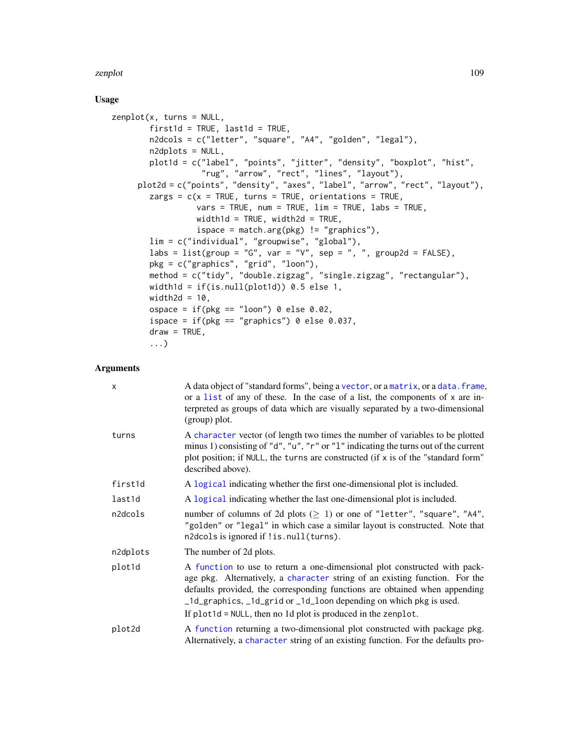## Usage

```
zenplot(x, turns = NULL,
        first1d = TRUE, last1d = TRUE,
        n2dcols = c("letter", "square", "A4", "golden", "legal"),
        n2dplots = NULL,
        plot1d = c("label", "points", "jitter", "density", "boxplot", "hist",
                   "rug", "arrow", "rect", "lines", "layout"),
      plot2d = c("points", "density", "axes", "label", "arrow", "rect", "layout"),
        zargs = c(x = TRUE, turns = TRUE, orientations = TRUE,
                  vars = TRUE, num = TRUE, lim = TRUE, labs = TRUE,
                  width1d = TRUE, width2d = TRUE,
                  ispace = match.arg(pkg) != "graphics"),
        lim = c("individual", "groupwise", "global"),
        labs = list(group = "G", var = "V", sep = ", ", group2d = FALSE),
        pkg = c("graphics", "grid", "loon"),
        method = c("tidy", "double.zigzag", "single.zigzag", "rectangular"),
        width1d = if(is.null(plot1d)) 0.5 else 1,
        width2d = 10,
        ospace = if(pkg == "loon") 0 else 0.02,
        ispace = if(pkg == "graphics") 0 else 0.037,
        draw = TRUE,
        ...)
```

## Arguments

| | |
|---|---|
| `x` | A data object of "standard forms", being a vector, or a matrix, or a data.frame, or a list of any of these. In the case of a list, the components of x are interpreted as groups of data which are visually separated by a two-dimensional (group) plot. |
| `turns` | A character vector (of length two times the number of variables to be plotted minus 1) consisting of "d", "u", "r" or "l" indicating the turns out of the current plot position; if NULL, the turns are constructed (if x is of the "standard form" described above). |
| `first1d` | A logical indicating whether the first one-dimensional plot is included. |
| `last1d` | A logical indicating whether the last one-dimensional plot is included. |
| `n2dcols` | number of columns of 2d plots ($\geq 1$) or one of "letter", "square", "A4", "golden" or "legal" in which case a similar layout is constructed. Note that n2dcols is ignored if !is.null(turns). |
| `n2dplots` | The number of 2d plots. |
| `plot1d` | A function to use to return a one-dimensional plot constructed with package pkg. Alternatively, a character string of an existing function. For the defaults provided, the corresponding functions are obtained when appending _1d_graphics, _1d_grid or _1d_loon depending on which pkg is used. If plot1d = NULL, then no 1d plot is produced in the zenplot. |
| `plot2d` | A function returning a two-dimensional plot constructed with package pkg. Alternatively, a character string of an existing function. For the defaults pro- |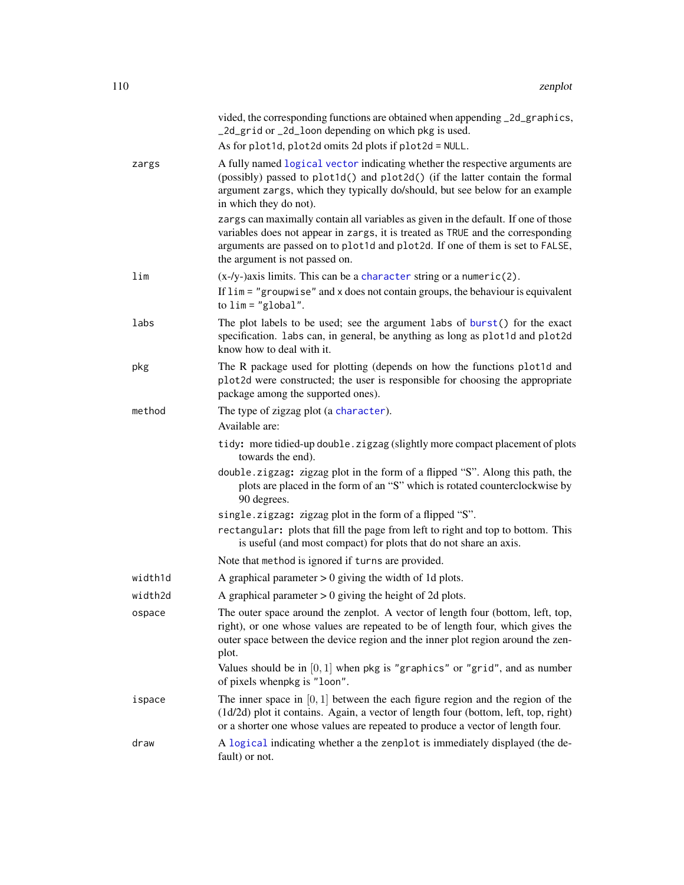vided, the corresponding functions are obtained when appending `_2d_graphics`, `_2d_grid` or `_2d_loon` depending on which `pkg` is used.

As for `plot1d`, `plot2d` omits 2d plots if `plot2d = NULL`.

**zargs**
A fully named logical vector indicating whether the respective arguments are (possibly) passed to `plot1d()` and `plot2d()` (if the latter contain the formal argument `zargs`, which they typically do/should, but see below for an example in which they do not).

`zargs` can maximally contain all variables as given in the default. If one of those variables does not appear in `zargs`, it is treated as `TRUE` and the corresponding arguments are passed on to `plot1d` and `plot2d`. If one of them is set to `FALSE`, the argument is not passed on.

**lim**
(x-/y-)axis limits. This can be a character string or a `numeric(2)`.

If `lim = "groupwise"` and `x` does not contain groups, the behaviour is equivalent to `lim = "global"`.

**labs**
The plot labels to be used; see the argument `labs` of `burst()` for the exact specification. `labs` can, in general, be anything as long as `plot1d` and `plot2d` know how to deal with it.

**pkg**
The R package used for plotting (depends on how the functions `plot1d` and `plot2d` were constructed; the user is responsible for choosing the appropriate package among the supported ones).

**method**
The type of zigzag plot (a character).

Available are:

- `tidy`: more tidied-up `double.zigzag` (slightly more compact placement of plots towards the end).
- `double.zigzag`: zigzag plot in the form of a flipped "S". Along this path, the plots are placed in the form of an "S" which is rotated counterclockwise by 90 degrees.
- `single.zigzag`: zigzag plot in the form of a flipped "S".
- `rectangular`: plots that fill the page from left to right and top to bottom. This is useful (and most compact) for plots that do not share an axis.

Note that `method` is ignored if `turns` are provided.

**width1d**
A graphical parameter > 0 giving the width of 1d plots.

**width2d**
A graphical parameter > 0 giving the height of 2d plots.

**ospace**
The outer space around the zenplot. A vector of length four (bottom, left, top, right), or one whose values are repeated to be of length four, which gives the outer space between the device region and the inner plot region around the zenplot.

Values should be in $[0, 1]$ when `pkg` is `"graphics"` or `"grid"`, and as number of pixels when`pkg` is `"loon"`.

**ispace**
The inner space in $[0, 1]$ between the each figure region and the region of the (1d/2d) plot it contains. Again, a vector of length four (bottom, left, top, right) or a shorter one whose values are repeated to produce a vector of length four.

**draw**
A logical indicating whether a the `zenplot` is immediately displayed (the default) or not.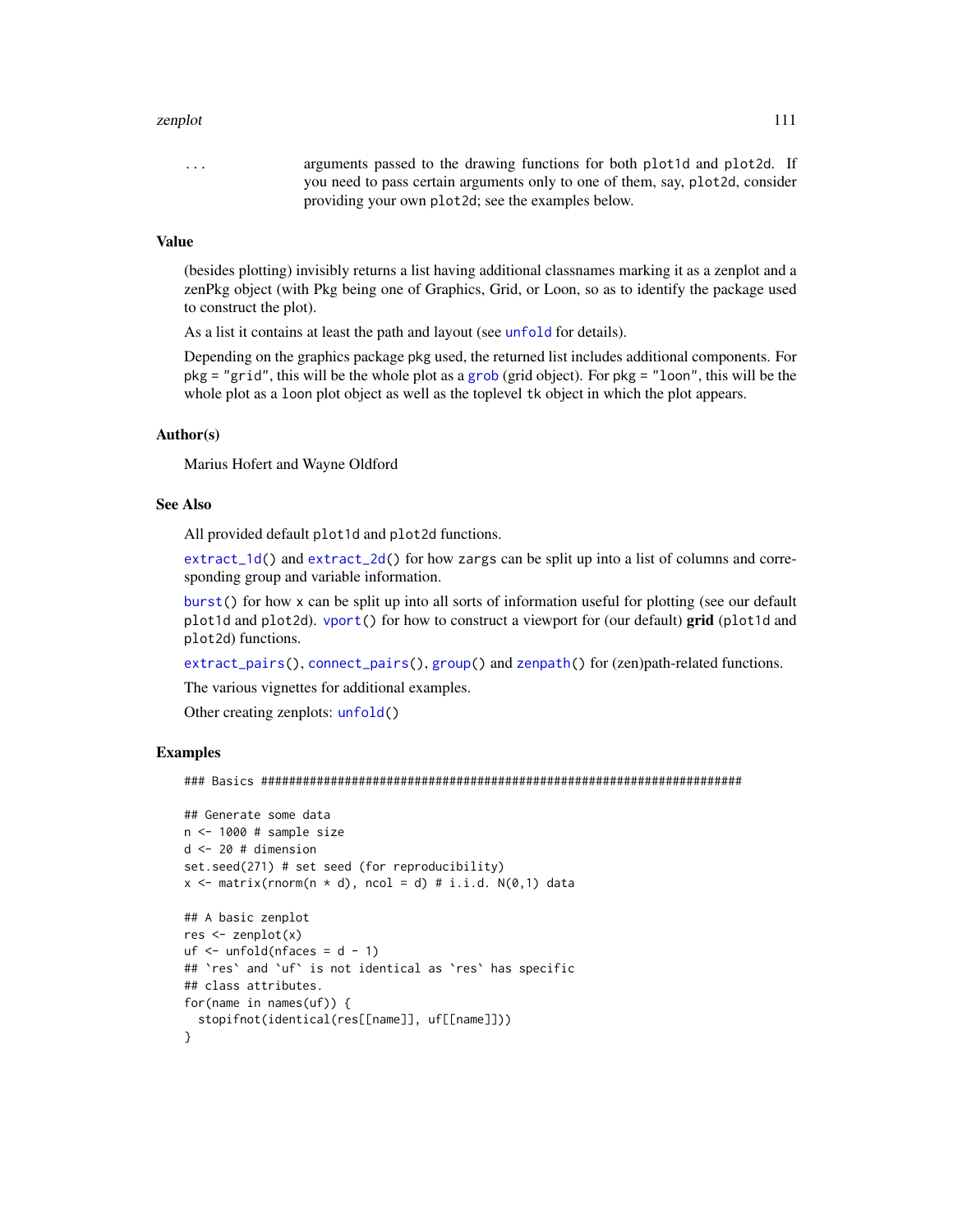`...` arguments passed to the drawing functions for both `plot1d` and `plot2d`. If you need to pass certain arguments only to one of them, say, `plot2d`, consider providing your own `plot2d`; see the examples below.

### Value

(besides plotting) invisibly returns a list having additional classnames marking it as a zenplot and a zenPkg object (with Pkg being one of Graphics, Grid, or Loon, so as to identify the package used to construct the plot).

As a list it contains at least the path and layout (see `unfold` for details).

Depending on the graphics package `pkg` used, the returned list includes additional components. For `pkg = "grid"`, this will be the whole plot as a `grob` (grid object). For `pkg = "loon"`, this will be the whole plot as a `loon` plot object as well as the toplevel `tk` object in which the plot appears.

### Author(s)

Marius Hofert and Wayne Oldford

### See Also

All provided default `plot1d` and `plot2d` functions.

`extract_1d()` and `extract_2d()` for how `zargs` can be split up into a list of columns and corresponding group and variable information.

`burst()` for how `x` can be split up into all sorts of information useful for plotting (see our default `plot1d` and `plot2d`). `vport()` for how to construct a viewport for (our default) **grid** (`plot1d` and `plot2d`) functions.

`extract_pairs()`, `connect_pairs()`, `group()` and `zenpath()` for (zen)path-related functions.

The various vignettes for additional examples.

Other creating zenplots: `unfold()`

### Examples

```
### Basics ######################################################################

## Generate some data
n <- 1000 # sample size
d <- 20 # dimension
set.seed(271) # set seed (for reproducibility)
x <- matrix(rnorm(n * d), ncol = d) # i.i.d. N(0,1) data

## A basic zenplot
res <- zenplot(x)
uf <- unfold(nfaces = d - 1)
## `res` and `uf` is not identical as `res` has specific
## class attributes.
for(name in names(uf)) {
  stopifnot(identical(res[[name]], uf[[name]]))
}
```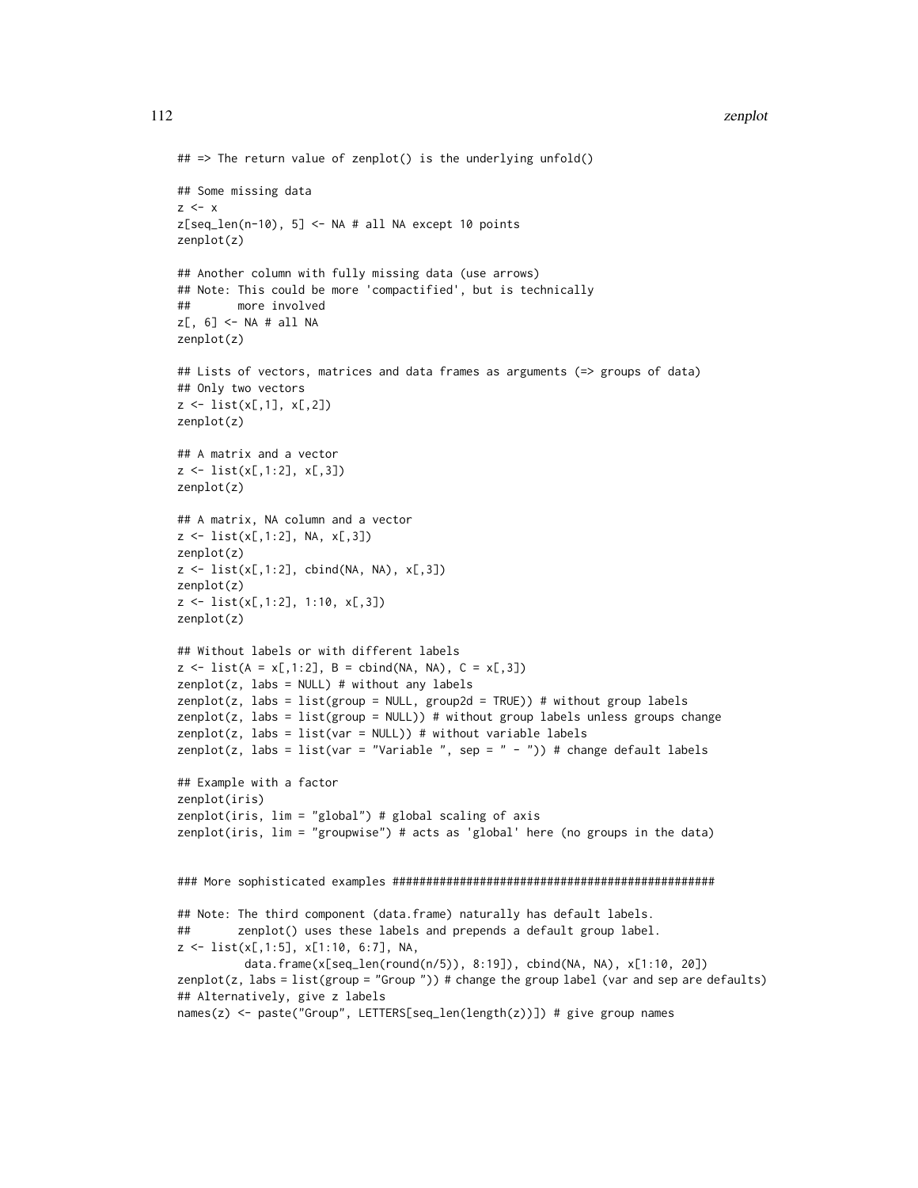```
## => The return value of zenplot() is the underlying unfold()

## Some missing data
z <- x
z[seq_len(n-10), 5] <- NA # all NA except 10 points
zenplot(z)

## Another column with fully missing data (use arrows)
## Note: This could be more 'compactified', but is technically
##       more involved
z[, 6] <- NA # all NA
zenplot(z)

## Lists of vectors, matrices and data frames as arguments (=> groups of data)
## Only two vectors
z <- list(x[,1], x[,2])
zenplot(z)

## A matrix and a vector
z <- list(x[,1:2], x[,3])
zenplot(z)

## A matrix, NA column and a vector
z <- list(x[,1:2], NA, x[,3])
zenplot(z)
z <- list(x[,1:2], cbind(NA, NA), x[,3])
zenplot(z)
z <- list(x[,1:2], 1:10, x[,3])
zenplot(z)

## Without labels or with different labels
z <- list(A = x[,1:2], B = cbind(NA, NA), C = x[,3])
zenplot(z, labs = NULL) # without any labels
zenplot(z, labs = list(group = NULL, group2d = TRUE)) # without group labels
zenplot(z, labs = list(group = NULL)) # without group labels unless groups change
zenplot(z, labs = list(var = NULL)) # without variable labels
zenplot(z, labs = list(var = "Variable ", sep = " - ")) # change default labels

## Example with a factor
zenplot(iris)
zenplot(iris, lim = "global") # global scaling of axis
zenplot(iris, lim = "groupwise") # acts as 'global' here (no groups in the data)


### More sophisticated examples ################################################

## Note: The third component (data.frame) naturally has default labels.
##       zenplot() uses these labels and prepends a default group label.
z <- list(x[,1:5], x[1:10, 6:7], NA,
          data.frame(x[seq_len(round(n/5)), 8:19]), cbind(NA, NA), x[1:10, 20])
zenplot(z, labs = list(group = "Group ")) # change the group label (var and sep are defaults)
## Alternatively, give z labels
names(z) <- paste("Group", LETTERS[seq_len(length(z))]) # give group names
```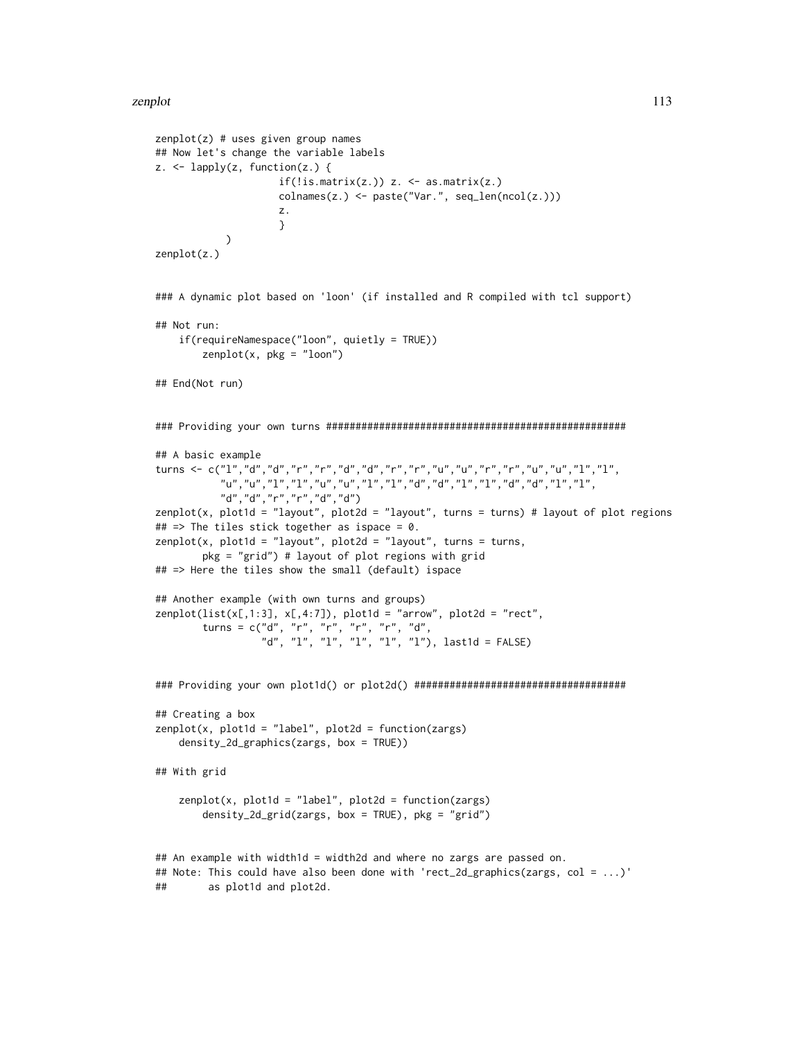```
zenplot(z) # uses given group names
## Now let's change the variable labels
z. <- lapply(z, function(z.) {
                    if(!is.matrix(z.)) z. <- as.matrix(z.)
                    colnames(z.) <- paste("Var.", seq_len(ncol(z.)))
                    z.
                    }
            )
zenplot(z.)


### A dynamic plot based on 'loon' (if installed and R compiled with tcl support)

## Not run:
    if(requireNamespace("loon", quietly = TRUE))
        zenplot(x, pkg = "loon")

## End(Not run)


### Providing your own turns ##################################################

## A basic example
turns <- c("l","d","d","r","r","d","d","r","r","u","u","r","r","u","u","l","l",
           "u","u","l","l","u","u","l","l","d","d","l","l","d","d","l","l",
           "d","d","r","r","d","d")
zenplot(x, plot1d = "layout", plot2d = "layout", turns = turns) # layout of plot regions
## => The tiles stick together as ispace = 0.
zenplot(x, plot1d = "layout", plot2d = "layout", turns = turns,
        pkg = "grid") # layout of plot regions with grid
## => Here the tiles show the small (default) ispace

## Another example (with own turns and groups)
zenplot(list(x[,1:3], x[,4:7]), plot1d = "arrow", plot2d = "rect",
        turns = c("d", "r", "r", "r", "r", "d",
                  "d", "l", "l", "l", "l", "l"), last1d = FALSE)


### Providing your own plot1d() or plot2d() ###################################

## Creating a box
zenplot(x, plot1d = "label", plot2d = function(zargs)
    density_2d_graphics(zargs, box = TRUE))

## With grid

    zenplot(x, plot1d = "label", plot2d = function(zargs)
        density_2d_grid(zargs, box = TRUE), pkg = "grid")


## An example with width1d = width2d and where no zargs are passed on.
## Note: This could have also been done with 'rect_2d_graphics(zargs, col = ...)'
##       as plot1d and plot2d.
```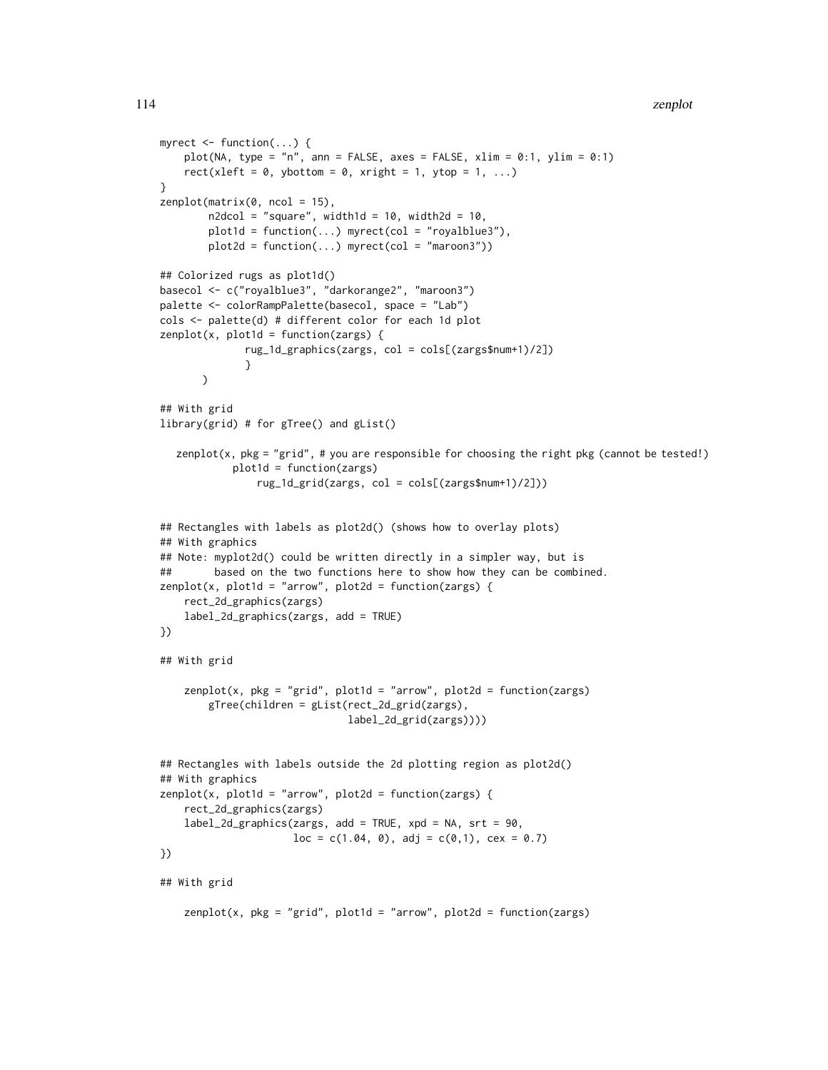```
myrect <- function(...) {
    plot(NA, type = "n", ann = FALSE, axes = FALSE, xlim = 0:1, ylim = 0:1)
    rect(xleft = 0, ybottom = 0, xright = 1, ytop = 1, ...)
}
zenplot(matrix(0, ncol = 15),
        n2dcol = "square", width1d = 10, width2d = 10,
        plot1d = function(...) myrect(col = "royalblue3"),
        plot2d = function(...) myrect(col = "maroon3"))

## Colorized rugs as plot1d()
basecol <- c("royalblue3", "darkorange2", "maroon3")
palette <- colorRampPalette(basecol, space = "Lab")
cols <- palette(d) # different color for each 1d plot
zenplot(x, plot1d = function(zargs) {
              rug_1d_graphics(zargs, col = cols[(zargs$num+1)/2])
              }
       )

## With grid
library(grid) # for gTree() and gList()

   zenplot(x, pkg = "grid", # you are responsible for choosing the right pkg (cannot be tested!)
           plot1d = function(zargs)
               rug_1d_grid(zargs, col = cols[(zargs$num+1)/2]))


## Rectangles with labels as plot2d() (shows how to overlay plots)
## With graphics
## Note: myplot2d() could be written directly in a simpler way, but is
##       based on the two functions here to show how they can be combined.
zenplot(x, plot1d = "arrow", plot2d = function(zargs) {
    rect_2d_graphics(zargs)
    label_2d_graphics(zargs, add = TRUE)
})

## With grid

    zenplot(x, pkg = "grid", plot1d = "arrow", plot2d = function(zargs)
        gTree(children = gList(rect_2d_grid(zargs),
                               label_2d_grid(zargs))))


## Rectangles with labels outside the 2d plotting region as plot2d()
## With graphics
zenplot(x, plot1d = "arrow", plot2d = function(zargs) {
    rect_2d_graphics(zargs)
    label_2d_graphics(zargs, add = TRUE, xpd = NA, srt = 90,
                      loc = c(1.04, 0), adj = c(0,1), cex = 0.7)
})

## With grid

    zenplot(x, pkg = "grid", plot1d = "arrow", plot2d = function(zargs)
```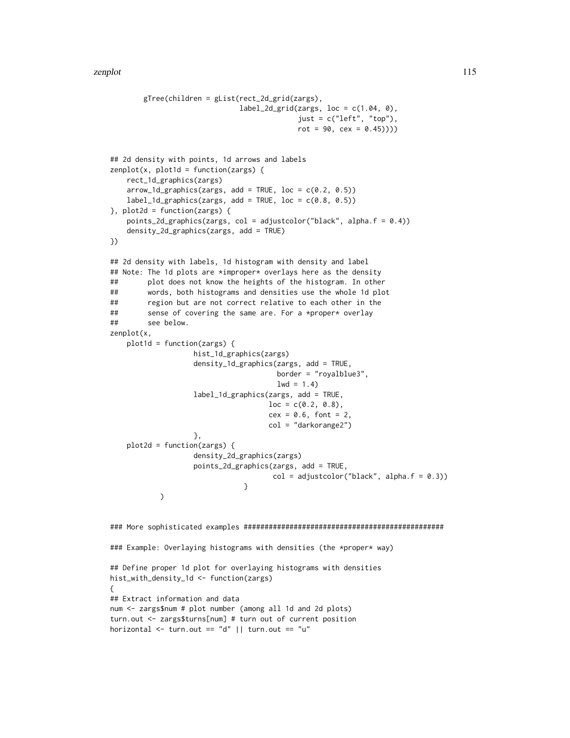```
        gTree(children = gList(rect_2d_grid(zargs),
                               label_2d_grid(zargs, loc = c(1.04, 0),
                                             just = c("left", "top"),
                                             rot = 90, cex = 0.45))))


## 2d density with points, 1d arrows and labels
zenplot(x, plot1d = function(zargs) {
    rect_1d_graphics(zargs)
    arrow_1d_graphics(zargs, add = TRUE, loc = c(0.2, 0.5))
    label_1d_graphics(zargs, add = TRUE, loc = c(0.8, 0.5))
}, plot2d = function(zargs) {
    points_2d_graphics(zargs, col = adjustcolor("black", alpha.f = 0.4))
    density_2d_graphics(zargs, add = TRUE)
})

## 2d density with labels, 1d histogram with density and label
## Note: The 1d plots are *improper* overlays here as the density
##       plot does not know the heights of the histogram. In other
##       words, both histograms and densities use the whole 1d plot
##       region but are not correct relative to each other in the
##       sense of covering the same are. For a *proper* overlay
##       see below.
zenplot(x,
    plot1d = function(zargs) {
                   hist_1d_graphics(zargs)
                   density_1d_graphics(zargs, add = TRUE,
                                       border = "royalblue3",
                                       lwd = 1.4)
                   label_1d_graphics(zargs, add = TRUE,
                                     loc = c(0.2, 0.8),
                                     cex = 0.6, font = 2,
                                     col = "darkorange2")
                   },
    plot2d = function(zargs) {
                   density_2d_graphics(zargs)
                   points_2d_graphics(zargs, add = TRUE,
                                      col = adjustcolor("black", alpha.f = 0.3))
                               }
           )


### More sophisticated examples ###############################################

### Example: Overlaying histograms with densities (the *proper* way)

## Define proper 1d plot for overlaying histograms with densities
hist_with_density_1d <- function(zargs)
{
## Extract information and data
num <- zargs$num # plot number (among all 1d and 2d plots)
turn.out <- zargs$turns[num] # turn out of current position
horizontal <- turn.out == "d" || turn.out == "u"
```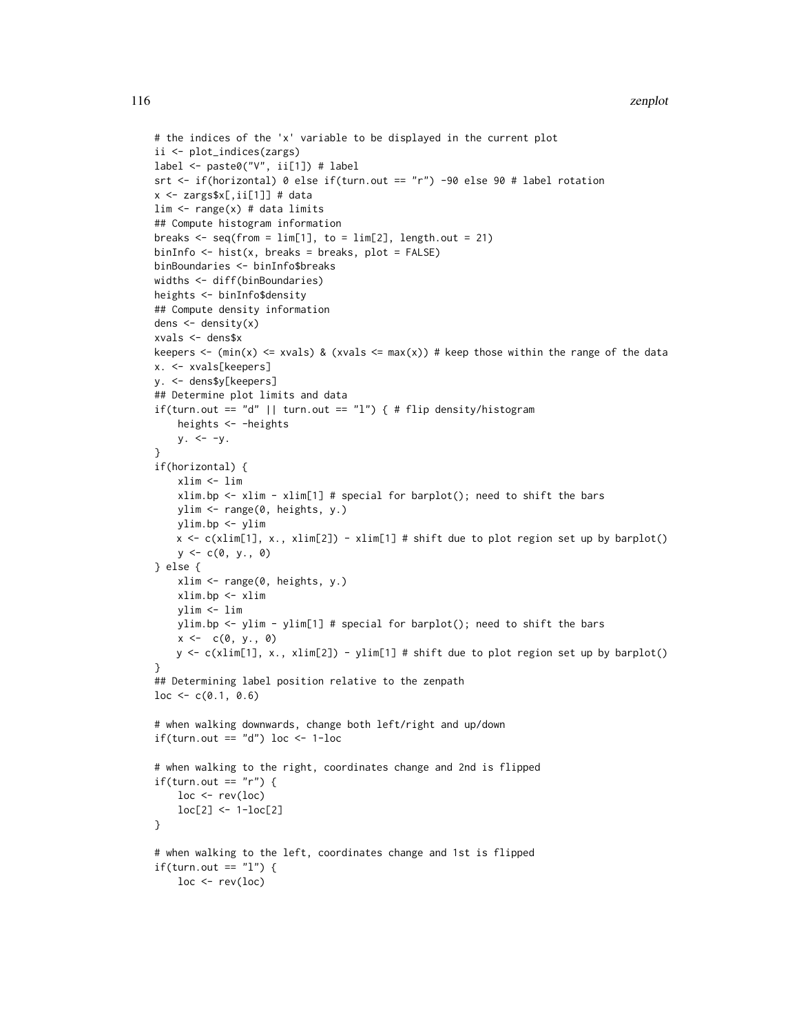```
# the indices of the 'x' variable to be displayed in the current plot
ii <- plot_indices(zargs)
label <- paste0("V", ii[1]) # label
srt <- if(horizontal) 0 else if(turn.out == "r") -90 else 90 # label rotation
x <- zargs$x[,ii[1]] # data
lim <- range(x) # data limits
## Compute histogram information
breaks <- seq(from = lim[1], to = lim[2], length.out = 21)
binInfo <- hist(x, breaks = breaks, plot = FALSE)
binBoundaries <- binInfo$breaks
widths <- diff(binBoundaries)
heights <- binInfo$density
## Compute density information
dens <- density(x)
xvals <- dens$x
keepers <- (min(x) <= xvals) & (xvals <= max(x)) # keep those within the range of the data
x. <- xvals[keepers]
y. <- dens$y[keepers]
## Determine plot limits and data
if(turn.out == "d" || turn.out == "l") { # flip density/histogram
    heights <- -heights
    y. <- -y.
}
if(horizontal) {
    xlim <- lim
    xlim.bp <- xlim - xlim[1] # special for barplot(); need to shift the bars
    ylim <- range(0, heights, y.)
    ylim.bp <- ylim
    x <- c(xlim[1], x., xlim[2]) - xlim[1] # shift due to plot region set up by barplot()
    y <- c(0, y., 0)
} else {
    xlim <- range(0, heights, y.)
    xlim.bp <- xlim
    ylim <- lim
    ylim.bp <- ylim - ylim[1] # special for barplot(); need to shift the bars
    x <-  c(0, y., 0)
    y <- c(xlim[1], x., xlim[2]) - ylim[1] # shift due to plot region set up by barplot()
}
## Determining label position relative to the zenpath
loc <- c(0.1, 0.6)

# when walking downwards, change both left/right and up/down
if(turn.out == "d") loc <- 1-loc

# when walking to the right, coordinates change and 2nd is flipped
if(turn.out == "r") {
    loc <- rev(loc)
    loc[2] <- 1-loc[2]
}

# when walking to the left, coordinates change and 1st is flipped
if(turn.out == "l") {
    loc <- rev(loc)
```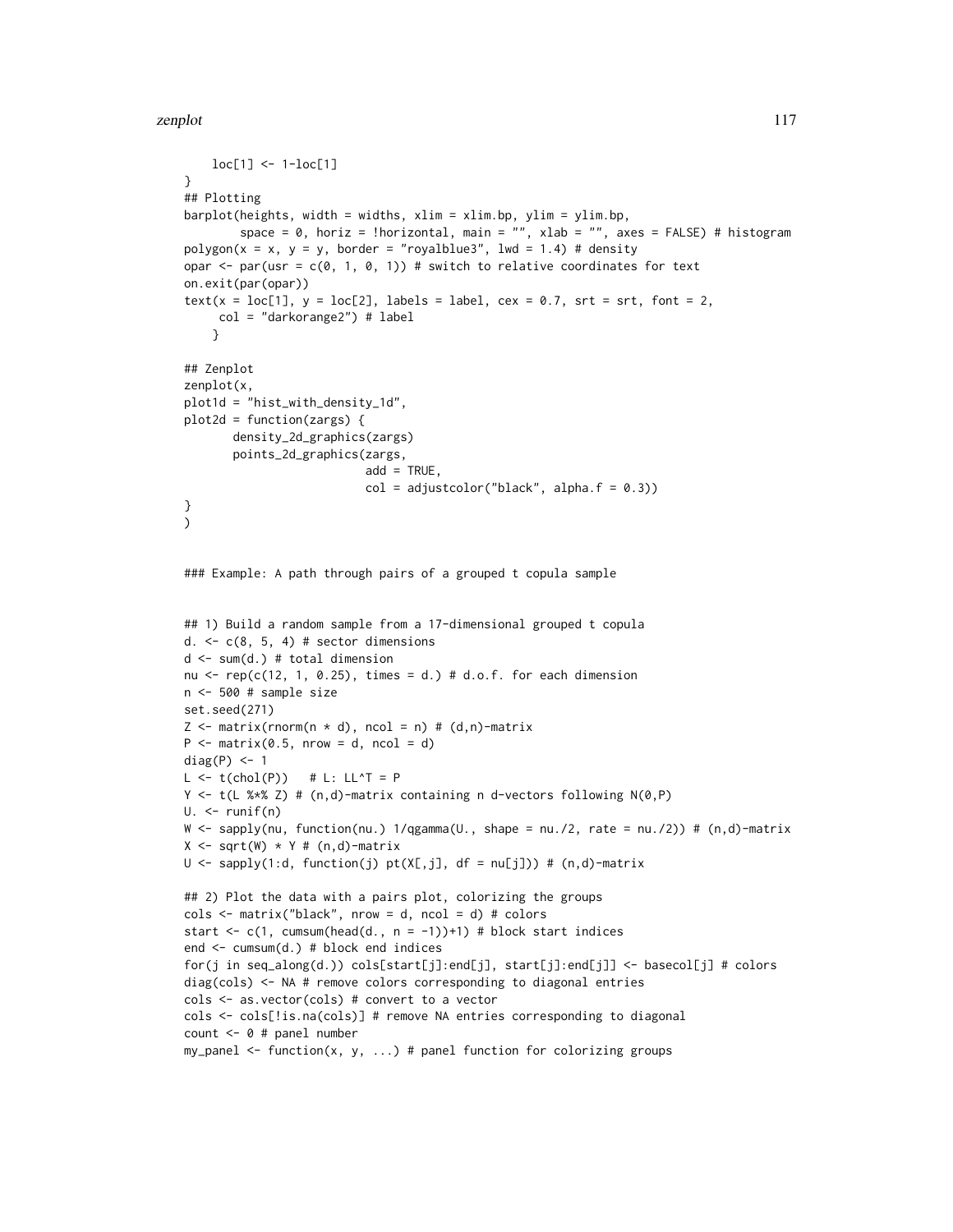```
    loc[1] <- 1-loc[1]
}
## Plotting
barplot(heights, width = widths, xlim = xlim.bp, ylim = ylim.bp,
        space = 0, horiz = !horizontal, main = "", xlab = "", axes = FALSE) # histogram
polygon(x = x, y = y, border = "royalblue3", lwd = 1.4) # density
opar <- par(usr = c(0, 1, 0, 1)) # switch to relative coordinates for text
on.exit(par(opar))
text(x = loc[1], y = loc[2], labels = label, cex = 0.7, srt = srt, font = 2,
     col = "darkorange2") # label
    }

## Zenplot
zenplot(x,
plot1d = "hist_with_density_1d",
plot2d = function(zargs) {
       density_2d_graphics(zargs)
       points_2d_graphics(zargs,
                          add = TRUE,
                          col = adjustcolor("black", alpha.f = 0.3))
}
)


### Example: A path through pairs of a grouped t copula sample


## 1) Build a random sample from a 17-dimensional grouped t copula
d. <- c(8, 5, 4) # sector dimensions
d <- sum(d.) # total dimension
nu <- rep(c(12, 1, 0.25), times = d.) # d.o.f. for each dimension
n <- 500 # sample size
set.seed(271)
Z <- matrix(rnorm(n * d), ncol = n) # (d,n)-matrix
P <- matrix(0.5, nrow = d, ncol = d)
diag(P) <- 1
L <- t(chol(P))   # L: LL^T = P
Y <- t(L %*% Z) # (n,d)-matrix containing n d-vectors following N(0,P)
U. <- runif(n)
W <- sapply(nu, function(nu.) 1/qgamma(U., shape = nu./2, rate = nu./2)) # (n,d)-matrix
X <- sqrt(W) * Y # (n,d)-matrix
U <- sapply(1:d, function(j) pt(X[,j], df = nu[j])) # (n,d)-matrix

## 2) Plot the data with a pairs plot, colorizing the groups
cols <- matrix("black", nrow = d, ncol = d) # colors
start <- c(1, cumsum(head(d., n = -1))+1) # block start indices
end <- cumsum(d.) # block end indices
for(j in seq_along(d.)) cols[start[j]:end[j], start[j]:end[j]] <- basecol[j] # colors
diag(cols) <- NA # remove colors corresponding to diagonal entries
cols <- as.vector(cols) # convert to a vector
cols <- cols[!is.na(cols)] # remove NA entries corresponding to diagonal
count <- 0 # panel number
my_panel <- function(x, y, ...) # panel function for colorizing groups
```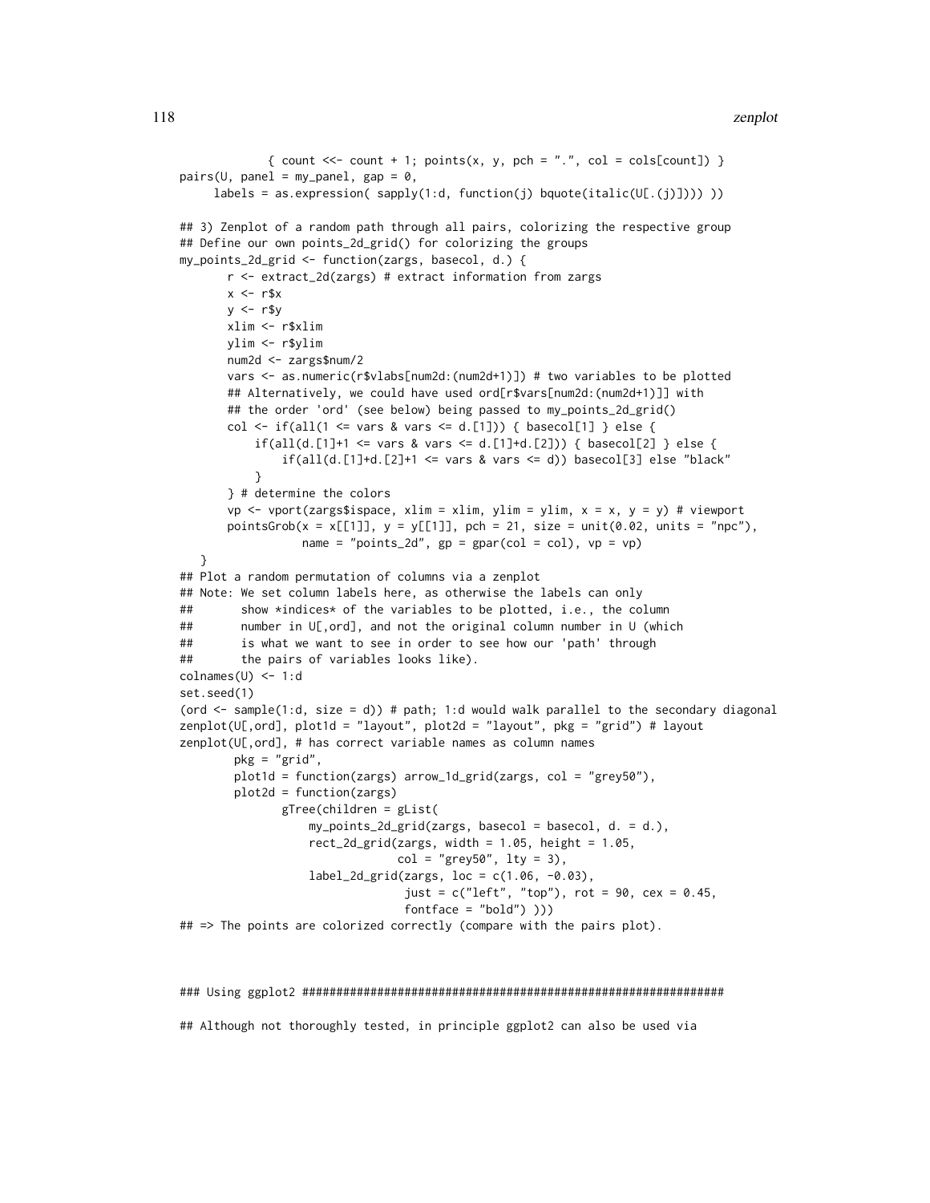```
             { count <<- count + 1; points(x, y, pch = ".", col = cols[count]) }
pairs(U, panel = my_panel, gap = 0,
      labels = as.expression( sapply(1:d, function(j) bquote(italic(U[.(j)]))) ))

## 3) Zenplot of a random path through all pairs, colorizing the respective group
## Define our own points_2d_grid() for colorizing the groups
my_points_2d_grid <- function(zargs, basecol, d.) {
       r <- extract_2d(zargs) # extract information from zargs
       x <- r$x
       y <- r$y
       xlim <- r$xlim
       ylim <- r$ylim
       num2d <- zargs$num/2
       vars <- as.numeric(r$vlabs[num2d:(num2d+1)]) # two variables to be plotted
       ## Alternatively, we could have used ord[r$vars[num2d:(num2d+1)]] with
       ## the order 'ord' (see below) being passed to my_points_2d_grid()
       col <- if(all(1 <= vars & vars <= d.[1])) { basecol[1] } else {
           if(all(d.[1]+1 <= vars & vars <= d.[1]+d.[2])) { basecol[2] } else {
               if(all(d.[1]+d.[2]+1 <= vars & vars <= d)) basecol[3] else "black"
           }
       } # determine the colors
       vp <- vport(zargs$ispace, xlim = xlim, ylim = ylim, x = x, y = y) # viewport
       pointsGrob(x = x[[1]], y = y[[1]], pch = 21, size = unit(0.02, units = "npc"),
                  name = "points_2d", gp = gpar(col = col), vp = vp)
   }
## Plot a random permutation of columns via a zenplot
## Note: We set column labels here, as otherwise the labels can only
##       show *indices* of the variables to be plotted, i.e., the column
##       number in U[,ord], and not the original column number in U (which
##       is what we want to see in order to see how our 'path' through
##       the pairs of variables looks like).
colnames(U) <- 1:d
set.seed(1)
(ord <- sample(1:d, size = d)) # path; 1:d would walk parallel to the secondary diagonal
zenplot(U[,ord], plot1d = "layout", plot2d = "layout", pkg = "grid") # layout
zenplot(U[,ord], # has correct variable names as column names
        pkg = "grid",
        plot1d = function(zargs) arrow_1d_grid(zargs, col = "grey50"),
        plot2d = function(zargs)
               gTree(children = gList(
                   my_points_2d_grid(zargs, basecol = basecol, d. = d.),
                   rect_2d_grid(zargs, width = 1.05, height = 1.05,
                                col = "grey50", lty = 3),
                   label_2d_grid(zargs, loc = c(1.06, -0.03),
                                 just = c("left", "top"), rot = 90, cex = 0.45,
                                 fontface = "bold") )))
## => The points are colorized correctly (compare with the pairs plot).



### Using ggplot2 ##############################################################

## Although not thoroughly tested, in principle ggplot2 can also be used via
```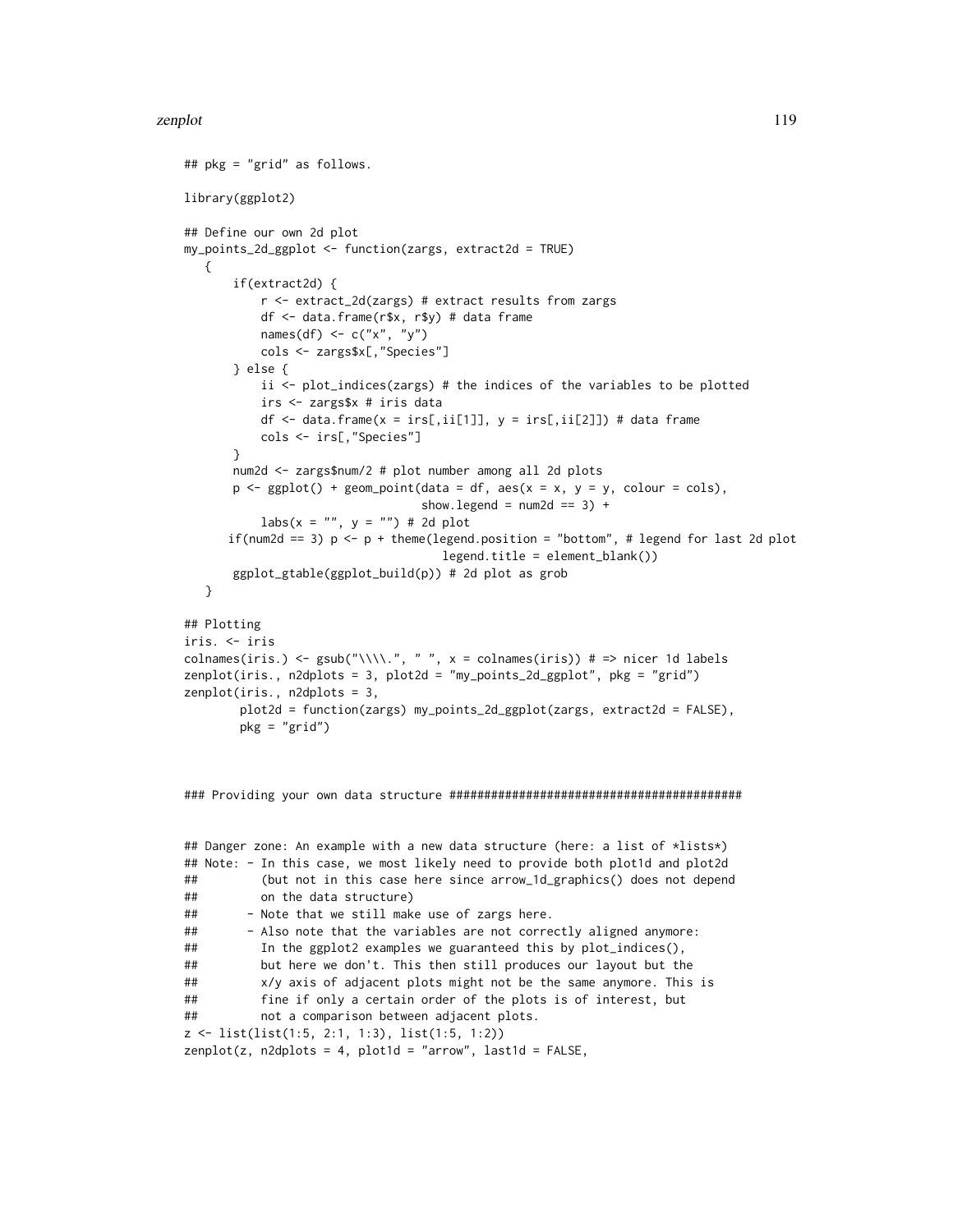```
## pkg = "grid" as follows.

library(ggplot2)

## Define our own 2d plot
my_points_2d_ggplot <- function(zargs, extract2d = TRUE)
   {
       if(extract2d) {
           r <- extract_2d(zargs) # extract results from zargs
           df <- data.frame(r$x, r$y) # data frame
           names(df) <- c("x", "y")
           cols <- zargs$x[,"Species"]
       } else {
           ii <- plot_indices(zargs) # the indices of the variables to be plotted
           irs <- zargs$x # iris data
           df <- data.frame(x = irs[,ii[1]], y = irs[,ii[2]]) # data frame
           cols <- irs[,"Species"]
       }
       num2d <- zargs$num/2 # plot number among all 2d plots
       p <- ggplot() + geom_point(data = df, aes(x = x, y = y, colour = cols),
                                  show.legend = num2d == 3) +
           labs(x = "", y = "") # 2d plot
      if(num2d == 3) p <- p + theme(legend.position = "bottom", # legend for last 2d plot
                                     legend.title = element_blank())
       ggplot_gtable(ggplot_build(p)) # 2d plot as grob
   }

## Plotting
iris. <- iris
colnames(iris.) <- gsub("\\\\.", " ", x = colnames(iris)) # => nicer 1d labels
zenplot(iris., n2dplots = 3, plot2d = "my_points_2d_ggplot", pkg = "grid")
zenplot(iris., n2dplots = 3,
        plot2d = function(zargs) my_points_2d_ggplot(zargs, extract2d = FALSE),
        pkg = "grid")



### Providing your own data structure #########################################


## Danger zone: An example with a new data structure (here: a list of *lists*)
## Note: - In this case, we most likely need to provide both plot1d and plot2d
##         (but not in this case here since arrow_1d_graphics() does not depend
##         on the data structure)
##       - Note that we still make use of zargs here.
##       - Also note that the variables are not correctly aligned anymore:
##         In the ggplot2 examples we guaranteed this by plot_indices(),
##         but here we don't. This then still produces our layout but the
##         x/y axis of adjacent plots might not be the same anymore. This is
##         fine if only a certain order of the plots is of interest, but
##         not a comparison between adjacent plots.
z <- list(list(1:5, 2:1, 1:3), list(1:5, 1:2))
zenplot(z, n2dplots = 4, plot1d = "arrow", last1d = FALSE,
```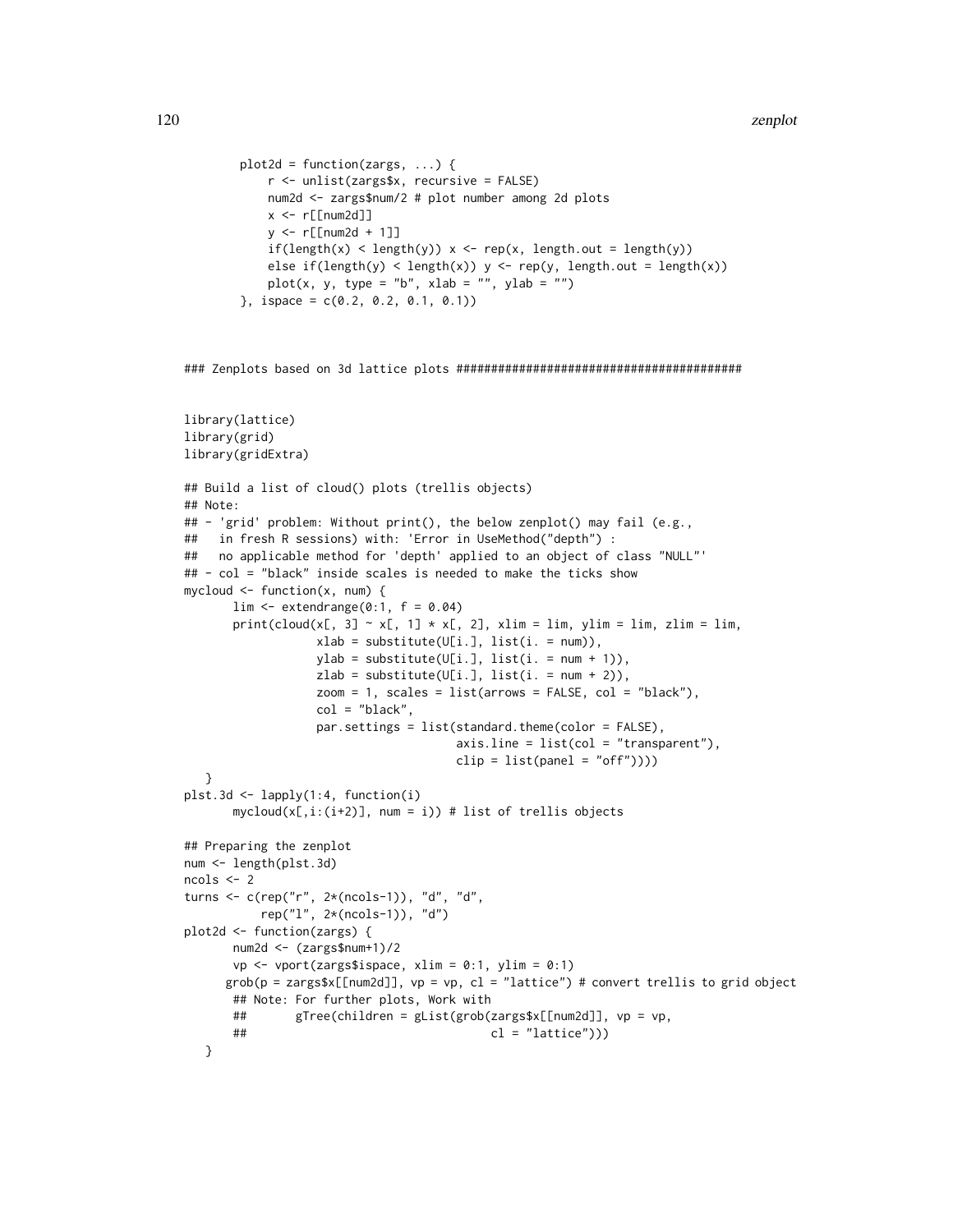```
        plot2d = function(zargs, ...) {
            r <- unlist(zargs$x, recursive = FALSE)
            num2d <- zargs$num/2 # plot number among 2d plots
            x <- r[[num2d]]
            y <- r[[num2d + 1]]
            if(length(x) < length(y)) x <- rep(x, length.out = length(y))
            else if(length(y) < length(x)) y <- rep(y, length.out = length(x))
            plot(x, y, type = "b", xlab = "", ylab = "")
        }, ispace = c(0.2, 0.2, 0.1, 0.1))



### Zenplots based on 3d lattice plots ##########################################


library(lattice)
library(grid)
library(gridExtra)

## Build a list of cloud() plots (trellis objects)
## Note:
## - 'grid' problem: Without print(), the below zenplot() may fail (e.g.,
##   in fresh R sessions) with: 'Error in UseMethod("depth") :
##   no applicable method for 'depth' applied to an object of class "NULL"'
## - col = "black" inside scales is needed to make the ticks show
mycloud <- function(x, num) {
      lim <- extendrange(0:1, f = 0.04)
      print(cloud(x[, 3] ~ x[, 1] * x[, 2], xlim = lim, ylim = lim, zlim = lim,
                  xlab = substitute(U[i.], list(i. = num)),
                  ylab = substitute(U[i.], list(i. = num + 1)),
                  zlab = substitute(U[i.], list(i. = num + 2)),
                  zoom = 1, scales = list(arrows = FALSE, col = "black"),
                  col = "black",
                  par.settings = list(standard.theme(color = FALSE),
                                      axis.line = list(col = "transparent"),
                                      clip = list(panel = "off"))))
   }
plst.3d <- lapply(1:4, function(i)
      mycloud(x[,i:(i+2)], num = i)) # list of trellis objects

## Preparing the zenplot
num <- length(plst.3d)
ncols <- 2
turns <- c(rep("r", 2*(ncols-1)), "d", "d",
          rep("l", 2*(ncols-1)), "d")
plot2d <- function(zargs) {
      num2d <- (zargs$num+1)/2
      vp <- vport(zargs$ispace, xlim = 0:1, ylim = 0:1)
     grob(p = zargs$x[[num2d]], vp = vp, cl = "lattice") # convert trellis to grid object
      ## Note: For further plots, Work with
      ##       gTree(children = gList(grob(zargs$x[[num2d]], vp = vp,
      ##                                   cl = "lattice")))
   }
```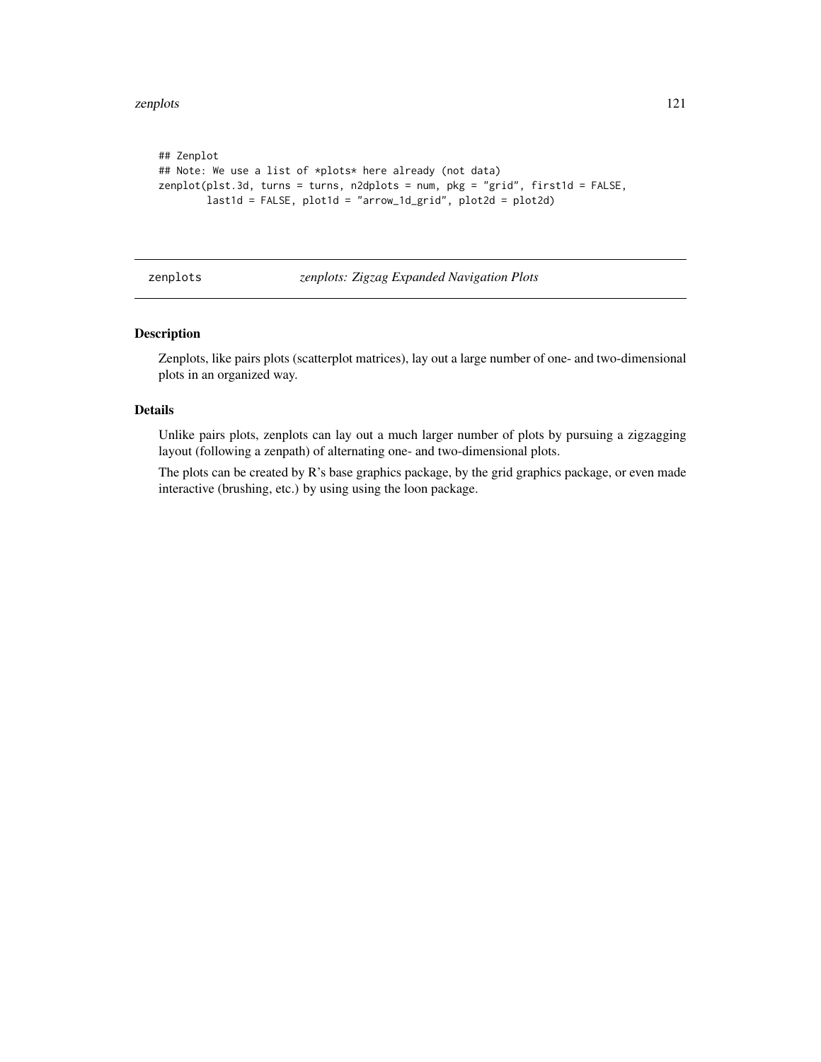```
## Zenplot
## Note: We use a list of *plots* here already (not data)
zenplot(plst.3d, turns = turns, n2dplots = num, pkg = "grid", first1d = FALSE,
        last1d = FALSE, plot1d = "arrow_1d_grid", plot2d = plot2d)
```

---

`zenplots` *zenplots: Zigzag Expanded Navigation Plots*

---

## Description

Zenplots, like pairs plots (scatterplot matrices), lay out a large number of one- and two-dimensional plots in an organized way.

## Details

Unlike pairs plots, zenplots can lay out a much larger number of plots by pursuing a zigzagging layout (following a zenpath) of alternating one- and two-dimensional plots.

The plots can be created by R's base graphics package, by the grid graphics package, or even made interactive (brushing, etc.) by using using the loon package.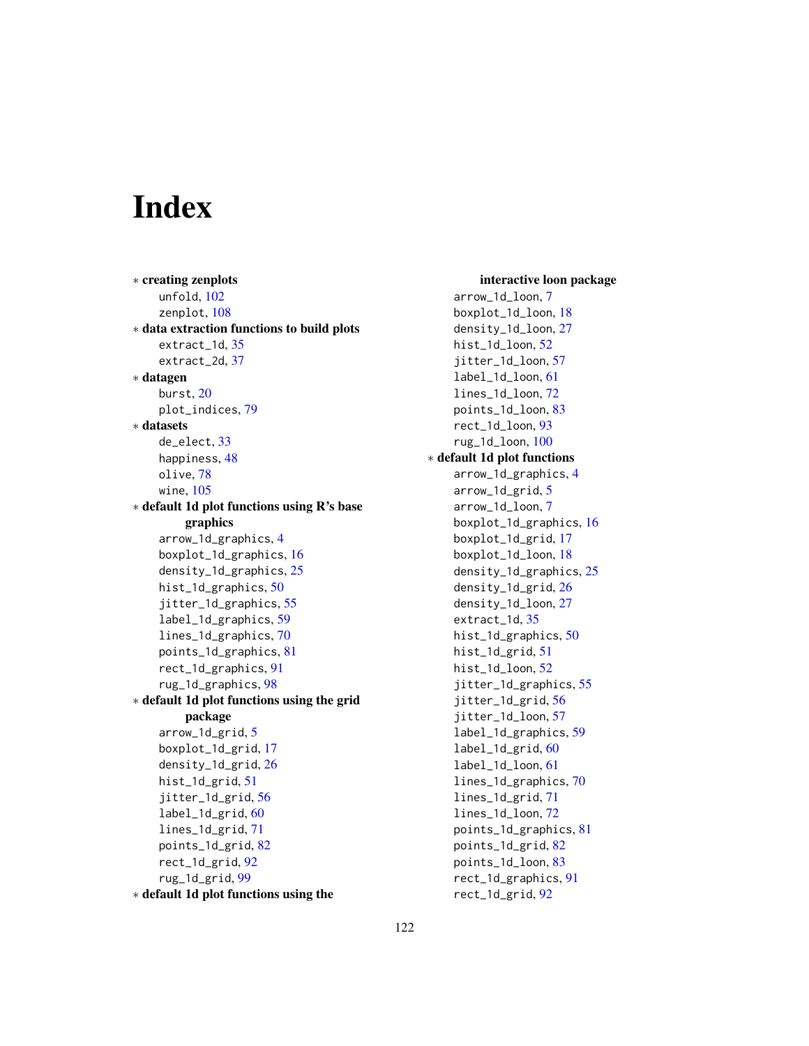# Index

∗ **creating zenplots**
  unfold, 102
  zenplot, 108

∗ **data extraction functions to build plots**
  extract_1d, 35
  extract_2d, 37

∗ **datagen**
  burst, 20
  plot_indices, 79

∗ **datasets**
  de_elect, 33
  happiness, 48
  olive, 78
  wine, 105

∗ **default 1d plot functions using R's base graphics**
  arrow_1d_graphics, 4
  boxplot_1d_graphics, 16
  density_1d_graphics, 25
  hist_1d_graphics, 50
  jitter_1d_graphics, 55
  label_1d_graphics, 59
  lines_1d_graphics, 70
  points_1d_graphics, 81
  rect_1d_graphics, 91
  rug_1d_graphics, 98

∗ **default 1d plot functions using the grid package**
  arrow_1d_grid, 5
  boxplot_1d_grid, 17
  density_1d_grid, 26
  hist_1d_grid, 51
  jitter_1d_grid, 56
  label_1d_grid, 60
  lines_1d_grid, 71
  points_1d_grid, 82
  rect_1d_grid, 92
  rug_1d_grid, 99

∗ **default 1d plot functions using the interactive loon package**
  arrow_1d_loon, 7
  boxplot_1d_loon, 18
  density_1d_loon, 27
  hist_1d_loon, 52
  jitter_1d_loon, 57
  label_1d_loon, 61
  lines_1d_loon, 72
  points_1d_loon, 83
  rect_1d_loon, 93
  rug_1d_loon, 100

∗ **default 1d plot functions**
  arrow_1d_graphics, 4
  arrow_1d_grid, 5
  arrow_1d_loon, 7
  boxplot_1d_graphics, 16
  boxplot_1d_grid, 17
  boxplot_1d_loon, 18
  density_1d_graphics, 25
  density_1d_grid, 26
  density_1d_loon, 27
  extract_1d, 35
  hist_1d_graphics, 50
  hist_1d_grid, 51
  hist_1d_loon, 52
  jitter_1d_graphics, 55
  jitter_1d_grid, 56
  jitter_1d_loon, 57
  label_1d_graphics, 59
  label_1d_grid, 60
  label_1d_loon, 61
  lines_1d_graphics, 70
  lines_1d_grid, 71
  lines_1d_loon, 72
  points_1d_graphics, 81
  points_1d_grid, 82
  points_1d_loon, 83
  rect_1d_graphics, 91
  rect_1d_grid, 92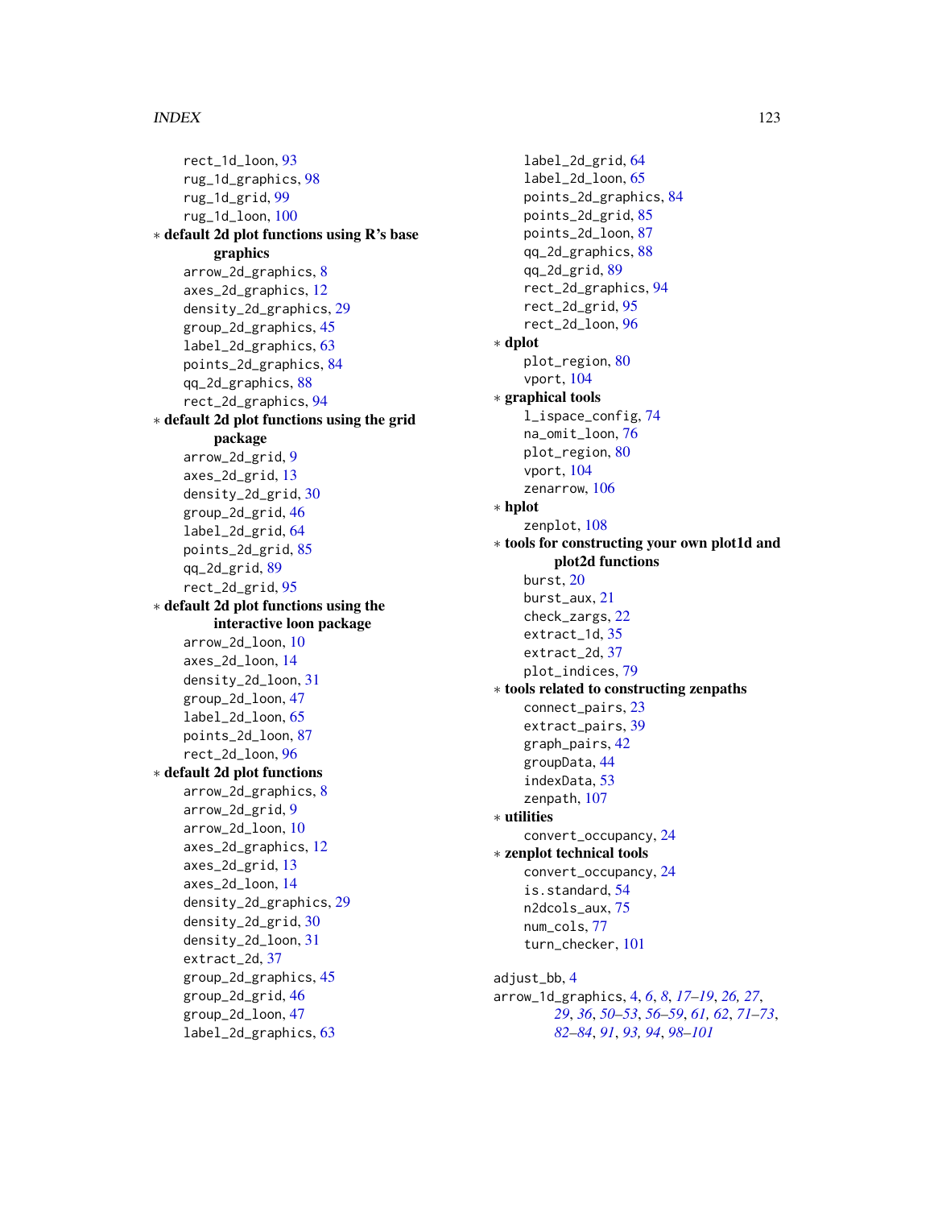rect_1d_loon, 93
rug_1d_graphics, 98
rug_1d_grid, 99
rug_1d_loon, 100

∗ **default 2d plot functions using R's base graphics**
arrow_2d_graphics, 8
axes_2d_graphics, 12
density_2d_graphics, 29
group_2d_graphics, 45
label_2d_graphics, 63
points_2d_graphics, 84
qq_2d_graphics, 88
rect_2d_graphics, 94

∗ **default 2d plot functions using the grid package**
arrow_2d_grid, 9
axes_2d_grid, 13
density_2d_grid, 30
group_2d_grid, 46
label_2d_grid, 64
points_2d_grid, 85
qq_2d_grid, 89
rect_2d_grid, 95

∗ **default 2d plot functions using the interactive loon package**
arrow_2d_loon, 10
axes_2d_loon, 14
density_2d_loon, 31
group_2d_loon, 47
label_2d_loon, 65
points_2d_loon, 87
rect_2d_loon, 96

∗ **default 2d plot functions**
arrow_2d_graphics, 8
arrow_2d_grid, 9
arrow_2d_loon, 10
axes_2d_graphics, 12
axes_2d_grid, 13
axes_2d_loon, 14
density_2d_graphics, 29
density_2d_grid, 30
density_2d_loon, 31
extract_2d, 37
group_2d_graphics, 45
group_2d_grid, 46
group_2d_loon, 47
label_2d_graphics, 63
label_2d_grid, 64
label_2d_loon, 65
points_2d_graphics, 84
points_2d_grid, 85
points_2d_loon, 87
qq_2d_graphics, 88
qq_2d_grid, 89
rect_2d_graphics, 94
rect_2d_grid, 95
rect_2d_loon, 96

∗ **dplot**
plot_region, 80
vport, 104

∗ **graphical tools**
l_ispace_config, 74
na_omit_loon, 76
plot_region, 80
vport, 104
zenarrow, 106

∗ **hplot**
zenplot, 108

∗ **tools for constructing your own plot1d and plot2d functions**
burst, 20
burst_aux, 21
check_zargs, 22
extract_1d, 35
extract_2d, 37
plot_indices, 79

∗ **tools related to constructing zenpaths**
connect_pairs, 23
extract_pairs, 39
graph_pairs, 42
groupData, 44
indexData, 53
zenpath, 107

∗ **utilities**
convert_occupancy, 24

∗ **zenplot technical tools**
convert_occupancy, 24
is.standard, 54
n2dcols_aux, 75
num_cols, 77
turn_checker, 101

adjust_bb, 4
arrow_1d_graphics, 4, *6*, *8*, *17–19*, *26*, *27*, *29*, *36*, *50–53*, *56–59*, *61*, *62*, *71–73*, *82–84*, *91*, *93*, *94*, *98–101*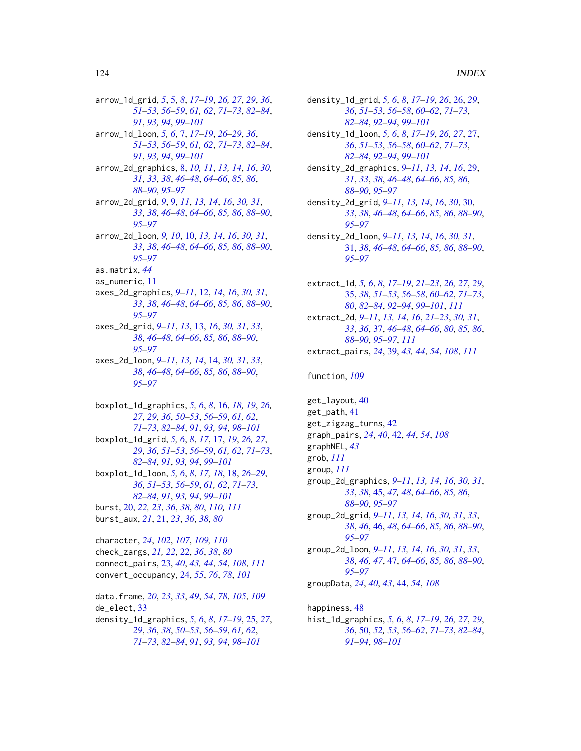arrow_1d_grid, *5*, 5, *8*, *17–19*, *26, 27*, *29*, *36*, *51–53*, *56–59*, *61, 62*, *71–73*, *82–84*, *91*, *93, 94*, *99–101*
arrow_1d_loon, *5, 6*, 7, *17–19*, *26–29*, *36*, *51–53*, *56–59*, *61, 62*, *71–73*, *82–84*, *91*, *93, 94*, *99–101*
arrow_2d_graphics, 8, *10, 11*, *13, 14*, *16*, *30, 31*, *33*, *38*, *46–48*, *64–66*, *85, 86*, *88–90*, *95–97*
arrow_2d_grid, *9*, 9, *11*, *13, 14*, *16*, *30, 31*, *33*, *38*, *46–48*, *64–66*, *85, 86*, *88–90*, *95–97*
arrow_2d_loon, *9, 10*, 10, *13, 14*, *16*, *30, 31*, *33*, *38*, *46–48*, *64–66*, *85, 86*, *88–90*, *95–97*
as.matrix, *44*
as_numeric, 11
axes_2d_graphics, *9–11*, 12, *14*, *16*, *30, 31*, *33*, *38*, *46–48*, *64–66*, *85, 86*, *88–90*, *95–97*
axes_2d_grid, *9–11*, *13*, 13, *16*, *30, 31*, *33*, *38*, *46–48*, *64–66*, *85, 86*, *88–90*, *95–97*
axes_2d_loon, *9–11*, *13, 14*, 14, *30, 31*, *33*, *38*, *46–48*, *64–66*, *85, 86*, *88–90*, *95–97*

boxplot_1d_graphics, *5, 6*, *8*, 16, *18, 19*, *26, 27*, *29*, *36*, *50–53*, *56–59*, *61, 62*, *71–73*, *82–84*, *91*, *93, 94*, *98–101*
boxplot_1d_grid, *5, 6*, *8*, *17*, 17, *19*, *26, 27*, *29*, *36*, *51–53*, *56–59*, *61, 62*, *71–73*, *82–84*, *91*, *93, 94*, *99–101*
boxplot_1d_loon, *5, 6*, *8*, *17, 18*, 18, *26–29*, *36*, *51–53*, *56–59*, *61, 62*, *71–73*, *82–84*, *91*, *93, 94*, *99–101*
burst, 20, *22, 23*, *36*, *38*, *80*, *110, 111*
burst_aux, *21*, 21, *23*, *36*, *38*, *80*

character, *24*, *102*, *107*, *109, 110*
check_zargs, *21, 22*, 22, *36*, *38*, *80*
connect_pairs, 23, *40*, *43, 44*, *54*, *108*, *111*
convert_occupancy, 24, *55*, *76*, *78*, *101*

data.frame, *20*, *23*, *33*, *49*, *54*, *78*, *105*, *109*
de_elect, 33
density_1d_graphics, *5, 6*, *8*, *17–19*, 25, *27*, *29*, *36*, *38*, *50–53*, *56–59*, *61, 62*, *71–73*, *82–84*, *91*, *93, 94*, *98–101*
density_1d_grid, *5, 6*, *8*, *17–19*, *26*, 26, *29*, *36*, *51–53*, *56–58*, *60–62*, *71–73*, *82–84*, *92–94*, *99–101*
density_1d_loon, *5, 6*, *8*, *17–19*, *26, 27*, 27, *36*, *51–53*, *56–58*, *60–62*, *71–73*, *82–84*, *92–94*, *99–101*
density_2d_graphics, *9–11*, *13, 14*, *16*, 29, *31*, *33*, *38*, *46–48*, *64–66*, *85, 86*, *88–90*, *95–97*
density_2d_grid, *9–11*, *13, 14*, *16*, *30*, 30, *33*, *38*, *46–48*, *64–66*, *85, 86*, *88–90*, *95–97*
density_2d_loon, *9–11*, *13, 14*, *16*, *30, 31*, 31, *38*, *46–48*, *64–66*, *85, 86*, *88–90*, *95–97*

extract_1d, *5, 6*, *8*, *17–19*, *21–23*, *26, 27*, *29*, 35, *38*, *51–53*, *56–58*, *60–62*, *71–73*, *80*, *82–84*, *92–94*, *99–101*, *111*
extract_2d, *9–11*, *13, 14*, *16*, *21–23*, *30, 31*, *33*, *36*, 37, *46–48*, *64–66*, *80*, *85, 86*, *88–90*, *95–97*, *111*
extract_pairs, *24*, 39, *43, 44*, *54*, *108*, *111*

function, *109*

get_layout, 40
get_path, 41
get_zigzag_turns, 42
graph_pairs, *24*, *40*, 42, *44*, *54*, *108*
graphNEL, *43*
grob, *111*
group, *111*
group_2d_graphics, *9–11*, *13, 14*, *16*, *30, 31*, *33*, *38*, 45, *47, 48*, *64–66*, *85, 86*, *88–90*, *95–97*
group_2d_grid, *9–11*, *13, 14*, *16*, *30, 31*, *33*, *38*, *46*, 46, *48*, *64–66*, *85, 86*, *88–90*, *95–97*
group_2d_loon, *9–11*, *13, 14*, *16*, *30, 31*, *33*, *38*, *46, 47*, 47, *64–66*, *85, 86*, *88–90*, *95–97*
groupData, *24*, *40*, *43*, 44, *54*, *108*

happiness, 48
hist_1d_graphics, *5, 6*, *8*, *17–19*, *26, 27*, *29*, *36*, 50, *52, 53*, *56–62*, *71–73*, *82–84*, *91–94*, *98–101*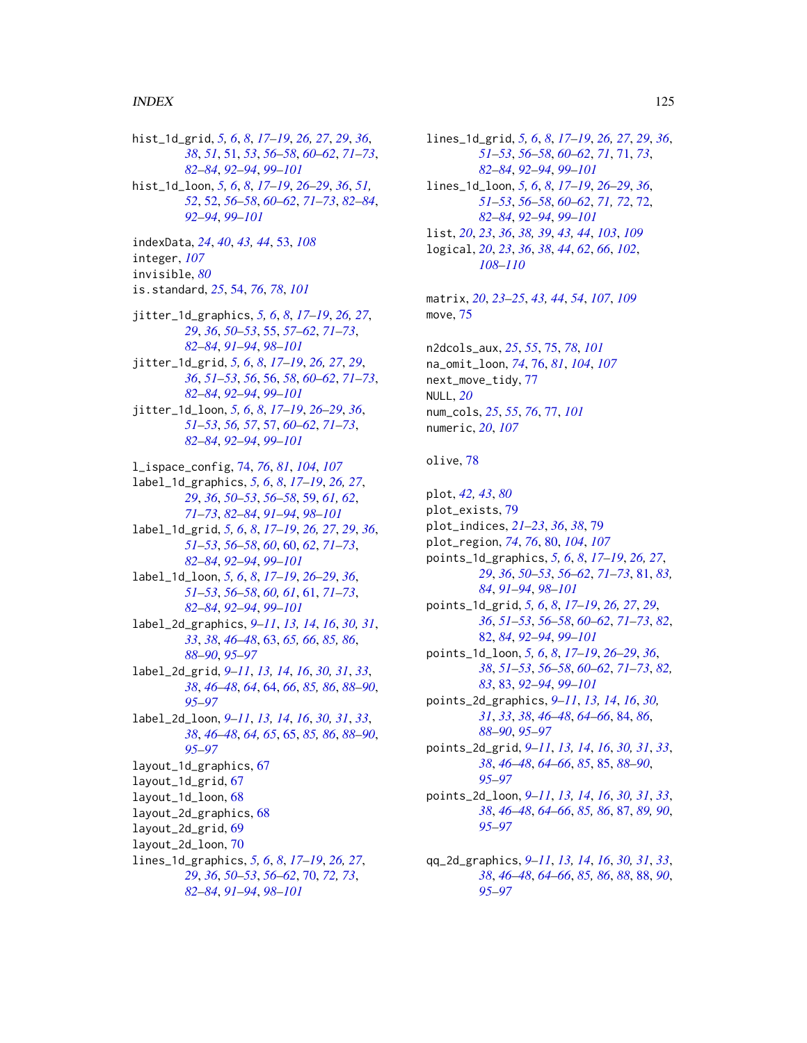hist_1d_grid, *5, 6*, *8*, *17–19*, *26, 27*, *29*, *36*, *38*, *51*, 51, *53*, *56–58*, *60–62*, *71–73*, *82–84*, *92–94*, *99–101*
hist_1d_loon, *5, 6*, *8*, *17–19*, *26–29*, *36*, *51, 52*, 52, *56–58*, *60–62*, *71–73*, *82–84*, *92–94*, *99–101*

indexData, *24*, *40*, *43, 44*, 53, *108*
integer, *107*
invisible, *80*
is.standard, *25*, 54, *76*, *78*, *101*

jitter_1d_graphics, *5, 6*, *8*, *17–19*, *26, 27*, *29*, *36*, *50–53*, 55, *57–62*, *71–73*, *82–84*, *91–94*, *98–101*
jitter_1d_grid, *5, 6*, *8*, *17–19*, *26, 27*, *29*, *36*, *51–53*, *56*, 56, *58*, *60–62*, *71–73*, *82–84*, *92–94*, *99–101*
jitter_1d_loon, *5, 6*, *8*, *17–19*, *26–29*, *36*, *51–53*, *56, 57*, 57, *60–62*, *71–73*, *82–84*, *92–94*, *99–101*

l_ispace_config, 74, *76*, *81*, *104*, *107*
label_1d_graphics, *5, 6*, *8*, *17–19*, *26, 27*, *29*, *36*, *50–53*, *56–58*, 59, *61, 62*, *71–73*, *82–84*, *91–94*, *98–101*
label_1d_grid, *5, 6*, *8*, *17–19*, *26, 27*, *29*, *36*, *51–53*, *56–58*, *60*, 60, *62*, *71–73*, *82–84*, *92–94*, *99–101*
label_1d_loon, *5, 6*, *8*, *17–19*, *26–29*, *36*, *51–53*, *56–58*, *60, 61*, 61, *71–73*, *82–84*, *92–94*, *99–101*
label_2d_graphics, *9–11*, *13, 14*, *16*, *30, 31*, *33*, *38*, *46–48*, 63, *65, 66*, *85, 86*, *88–90*, *95–97*
label_2d_grid, *9–11*, *13, 14*, *16*, *30, 31*, *33*, *38*, *46–48*, *64*, 64, *66*, *85, 86*, *88–90*, *95–97*
label_2d_loon, *9–11*, *13, 14*, *16*, *30, 31*, *33*, *38*, *46–48*, *64, 65*, 65, *85, 86*, *88–90*, *95–97*
layout_1d_graphics, 67
layout_1d_grid, 67
layout_1d_loon, 68
layout_2d_graphics, 68
layout_2d_grid, 69
layout_2d_loon, 70
lines_1d_graphics, *5, 6*, *8*, *17–19*, *26, 27*, *29*, *36*, *50–53*, *56–62*, 70, *72, 73*, *82–84*, *91–94*, *98–101*
lines_1d_grid, *5, 6*, *8*, *17–19*, *26, 27*, *29*, *36*, *51–53*, *56–58*, *60–62*, *71*, 71, *73*, *82–84*, *92–94*, *99–101*
lines_1d_loon, *5, 6*, *8*, *17–19*, *26–29*, *36*, *51–53*, *56–58*, *60–62*, *71, 72*, 72, *82–84*, *92–94*, *99–101*
list, *20*, *23*, *36*, *38, 39*, *43, 44*, *103*, *109*
logical, *20*, *23*, *36*, *38*, *44*, *62*, *66*, *102*, *108–110*

matrix, *20*, *23–25*, *43, 44*, *54*, *107*, *109*
move, 75

n2dcols_aux, *25*, *55*, 75, *78*, *101*
na_omit_loon, *74*, 76, *81*, *104*, *107*
next_move_tidy, 77
NULL, *20*
num_cols, *25*, *55*, *76*, 77, *101*
numeric, *20*, *107*

olive, 78

plot, *42, 43*, *80*
plot_exists, 79
plot_indices, *21–23*, *36*, *38*, 79
plot_region, *74*, *76*, 80, *104*, *107*
points_1d_graphics, *5, 6*, *8*, *17–19*, *26, 27*, *29*, *36*, *50–53*, *56–62*, *71–73*, 81, *83, 84*, *91–94*, *98–101*
points_1d_grid, *5, 6*, *8*, *17–19*, *26, 27*, *29*, *36*, *51–53*, *56–58*, *60–62*, *71–73*, *82*, 82, *84*, *92–94*, *99–101*
points_1d_loon, *5, 6*, *8*, *17–19*, *26–29*, *36*, *38*, *51–53*, *56–58*, *60–62*, *71–73*, *82, 83*, 83, *92–94*, *99–101*
points_2d_graphics, *9–11*, *13, 14*, *16*, *30, 31*, *33*, *38*, *46–48*, *64–66*, 84, *86*, *88–90*, *95–97*
points_2d_grid, *9–11*, *13, 14*, *16*, *30, 31*, *33*, *38*, *46–48*, *64–66*, *85*, 85, *88–90*, *95–97*
points_2d_loon, *9–11*, *13, 14*, *16*, *30, 31*, *33*, *38*, *46–48*, *64–66*, *85, 86*, 87, *89, 90*, *95–97*

qq_2d_graphics, *9–11*, *13, 14*, *16*, *30, 31*, *33*, *38*, *46–48*, *64–66*, *85, 86*, *88*, 88, *90*, *95–97*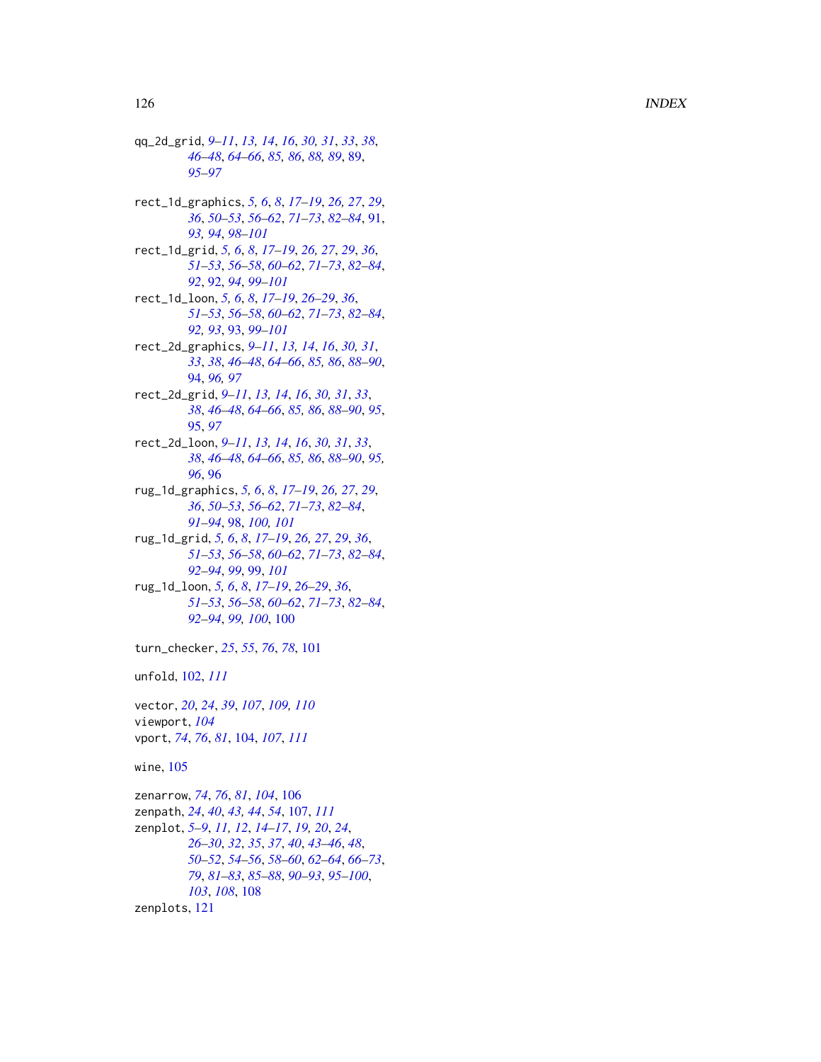qq_2d_grid, *9–11*, *13, 14*, *16*, *30, 31*, *33*, *38*, *46–48*, *64–66*, *85, 86*, *88, 89*, 89, *95–97*

rect_1d_graphics, *5, 6*, *8*, *17–19*, *26, 27*, *29*, *36*, *50–53*, *56–62*, *71–73*, *82–84*, 91, *93, 94*, *98–101*
rect_1d_grid, *5, 6*, *8*, *17–19*, *26, 27*, *29*, *36*, *51–53*, *56–58*, *60–62*, *71–73*, *82–84*, *92*, 92, *94*, *99–101*
rect_1d_loon, *5, 6*, *8*, *17–19*, *26–29*, *36*, *51–53*, *56–58*, *60–62*, *71–73*, *82–84*, *92, 93*, 93, *99–101*
rect_2d_graphics, *9–11*, *13, 14*, *16*, *30, 31*, *33*, *38*, *46–48*, *64–66*, *85, 86*, *88–90*, 94, *96, 97*
rect_2d_grid, *9–11*, *13, 14*, *16*, *30, 31*, *33*, *38*, *46–48*, *64–66*, *85, 86*, *88–90*, *95*, 95, *97*
rect_2d_loon, *9–11*, *13, 14*, *16*, *30, 31*, *33*, *38*, *46–48*, *64–66*, *85, 86*, *88–90*, *95, 96*, 96
rug_1d_graphics, *5, 6*, *8*, *17–19*, *26, 27*, *29*, *36*, *50–53*, *56–62*, *71–73*, *82–84*, *91–94*, 98, *100, 101*
rug_1d_grid, *5, 6*, *8*, *17–19*, *26, 27*, *29*, *36*, *51–53*, *56–58*, *60–62*, *71–73*, *82–84*, *92–94*, *99*, 99, *101*
rug_1d_loon, *5, 6*, *8*, *17–19*, *26–29*, *36*, *51–53*, *56–58*, *60–62*, *71–73*, *82–84*, *92–94*, *99, 100*, 100

turn_checker, *25*, *55*, *76*, *78*, 101

unfold, 102, *111*

vector, *20*, *24*, *39*, *107*, *109, 110*
viewport, *104*
vport, *74*, *76*, *81*, 104, *107*, *111*

wine, 105

zenarrow, *74*, *76*, *81*, *104*, 106
zenpath, *24*, *40*, *43, 44*, *54*, 107, *111*
zenplot, *5–9*, *11, 12*, *14–17*, *19, 20*, *24*, *26–30*, *32*, *35*, *37*, *40*, *43–46*, *48*, *50–52*, *54–56*, *58–60*, *62–64*, *66–73*, *79*, *81–83*, *85–88*, *90–93*, *95–100*, *103*, *108*, 108
zenplots, 121